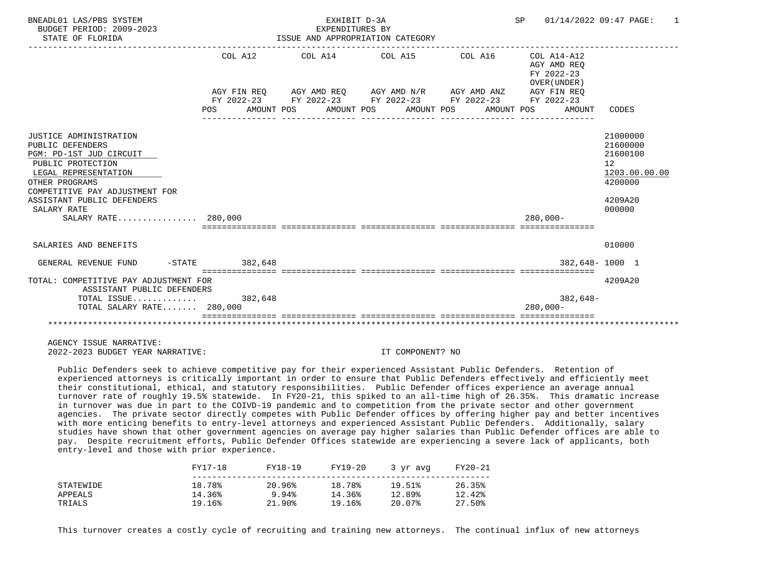BNEADL01 LAS/PBS SYSTEM — EXHIBIT D-3A — EXPENDITURES BY ISSUE AND APPROPRIATION CATEGORY
BUDGET PERIOD: 2009-2023
STATE OF FLORIDA

| | COL A12 AGY FIN REQ FY 2022-23 POS | AMOUNT | COL A14 AGY AMD REQ FY 2022-23 POS | AMOUNT | COL A15 AGY AMD N/R FY 2022-23 POS | AMOUNT | COL A16 AGY AMD ANZ FY 2022-23 POS | AMOUNT | COL A14-A12 AGY AMD REQ FY 2022-23 OVER(UNDER) AGY FIN REQ FY 2022-23 POS | AMOUNT | CODES |
|---|---|---|---|---|---|---|---|---|---|---|---|
| JUSTICE ADMINISTRATION | | | | | | | | | | | 21000000 |
| PUBLIC DEFENDERS | | | | | | | | | | | 21600000 |
| PGM: PD-1ST JUD CIRCUIT | | | | | | | | | | | 21600100 |
| PUBLIC PROTECTION | | | | | | | | | | | 12 |
| LEGAL REPRESENTATION | | | | | | | | | | | 1203.00.00.00 |
| OTHER PROGRAMS | | | | | | | | | | | 4200000 |
| COMPETITIVE PAY ADJUSTMENT FOR ASSISTANT PUBLIC DEFENDERS | | | | | | | | | | | 4209A20 |
| SALARY RATE | | | | | | | | | | | 000000 |
| SALARY RATE................ | 280,000 | | | | | | | | 280,000- | | |
| SALARIES AND BENEFITS | | | | | | | | | | | 010000 |
| GENERAL REVENUE FUND -STATE | | 382,648 | | | | | | | | 382,648- | 1000 1 |
| TOTAL: COMPETITIVE PAY ADJUSTMENT FOR ASSISTANT PUBLIC DEFENDERS | | | | | | | | | | | 4209A20 |
| TOTAL ISSUE............. | | 382,648 | | | | | | | | 382,648- | |
| TOTAL SALARY RATE....... | 280,000 | | | | | | | | 280,000- | | |

AGENCY ISSUE NARRATIVE:
2022-2023 BUDGET YEAR NARRATIVE: IT COMPONENT? NO

Public Defenders seek to achieve competitive pay for their experienced Assistant Public Defenders. Retention of experienced attorneys is critically important in order to ensure that Public Defenders effectively and efficiently meet their constitutional, ethical, and statutory responsibilities. Public Defender offices experience an average annual turnover rate of roughly 19.5% statewide. In FY20-21, this spiked to an all-time high of 26.35%. This dramatic increase in turnover was due in part to the COIVD-19 pandemic and to competition from the private sector and other government agencies. The private sector directly competes with Public Defender offices by offering higher pay and better incentives with more enticing benefits to entry-level attorneys and experienced Assistant Public Defenders. Additionally, salary studies have shown that other government agencies on average pay higher salaries than Public Defender offices are able to pay. Despite recruitment efforts, Public Defender Offices statewide are experiencing a severe lack of applicants, both entry-level and those with prior experience.

| | FY17-18 | FY18-19 | FY19-20 | 3 yr avg | FY20-21 |
|---|---|---|---|---|---|
| STATEWIDE | 18.78% | 20.96% | 18.78% | 19.51% | 26.35% |
| APPEALS | 14.36% | 9.94% | 14.36% | 12.89% | 12.42% |
| TRIALS | 19.16% | 21.90% | 19.16% | 20.07% | 27.50% |

This turnover creates a costly cycle of recruiting and training new attorneys. The continual influx of new attorneys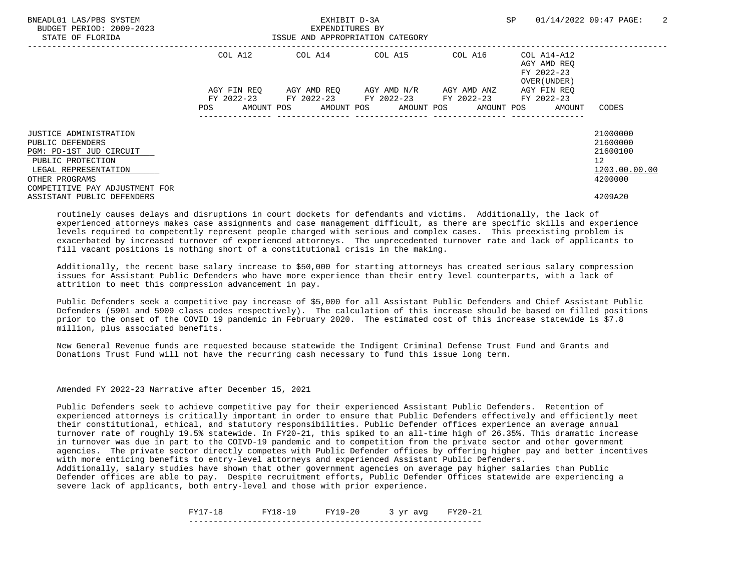| | COL A12 | COL A14 | COL A15 | COL A16 | COL A14-A12 AGY AMD REQ FY 2022-23 OVER(UNDER) | |
|---|---|---|---|---|---|---|
| | AGY FIN REQ FY 2022-23 | AGY AMD REQ FY 2022-23 | AGY AMD N/R FY 2022-23 | AGY AMD ANZ FY 2022-23 | AGY FIN REQ FY 2022-23 | |
| | POS AMOUNT | POS AMOUNT | POS AMOUNT | POS AMOUNT | POS AMOUNT | CODES |
| JUSTICE ADMINISTRATION | | | | | | 21000000 |
| PUBLIC DEFENDERS | | | | | | 21600000 |
| PGM: PD-1ST JUD CIRCUIT | | | | | | 21600100 |
| PUBLIC PROTECTION | | | | | | 12 |
| LEGAL REPRESENTATION | | | | | | 1203.00.00.00 |
| OTHER PROGRAMS | | | | | | 4200000 |
| COMPETITIVE PAY ADJUSTMENT FOR ASSISTANT PUBLIC DEFENDERS | | | | | | 4209A20 |

routinely causes delays and disruptions in court dockets for defendants and victims. Additionally, the lack of experienced attorneys makes case assignments and case management difficult, as there are specific skills and experience levels required to competently represent people charged with serious and complex cases. This preexisting problem is exacerbated by increased turnover of experienced attorneys. The unprecedented turnover rate and lack of applicants to fill vacant positions is nothing short of a constitutional crisis in the making.

Additionally, the recent base salary increase to $50,000 for starting attorneys has created serious salary compression issues for Assistant Public Defenders who have more experience than their entry level counterparts, with a lack of attrition to meet this compression advancement in pay.

Public Defenders seek a competitive pay increase of $5,000 for all Assistant Public Defenders and Chief Assistant Public Defenders (5901 and 5909 class codes respectively). The calculation of this increase should be based on filled positions prior to the onset of the COVID 19 pandemic in February 2020. The estimated cost of this increase statewide is $7.8 million, plus associated benefits.

New General Revenue funds are requested because statewide the Indigent Criminal Defense Trust Fund and Grants and Donations Trust Fund will not have the recurring cash necessary to fund this issue long term.

Amended FY 2022-23 Narrative after December 15, 2021

Public Defenders seek to achieve competitive pay for their experienced Assistant Public Defenders. Retention of experienced attorneys is critically important in order to ensure that Public Defenders effectively and efficiently meet their constitutional, ethical, and statutory responsibilities. Public Defender offices experience an average annual turnover rate of roughly 19.5% statewide. In FY20-21, this spiked to an all-time high of 26.35%. This dramatic increase in turnover was due in part to the COIVD-19 pandemic and to competition from the private sector and other government agencies. The private sector directly competes with Public Defender offices by offering higher pay and better incentives with more enticing benefits to entry-level attorneys and experienced Assistant Public Defenders.
Additionally, salary studies have shown that other government agencies on average pay higher salaries than Public Defender offices are able to pay. Despite recruitment efforts, Public Defender Offices statewide are experiencing a severe lack of applicants, both entry-level and those with prior experience.

| FY17-18 | FY18-19 | FY19-20 | 3 yr avg | FY20-21 |
|---|---|---|---|---|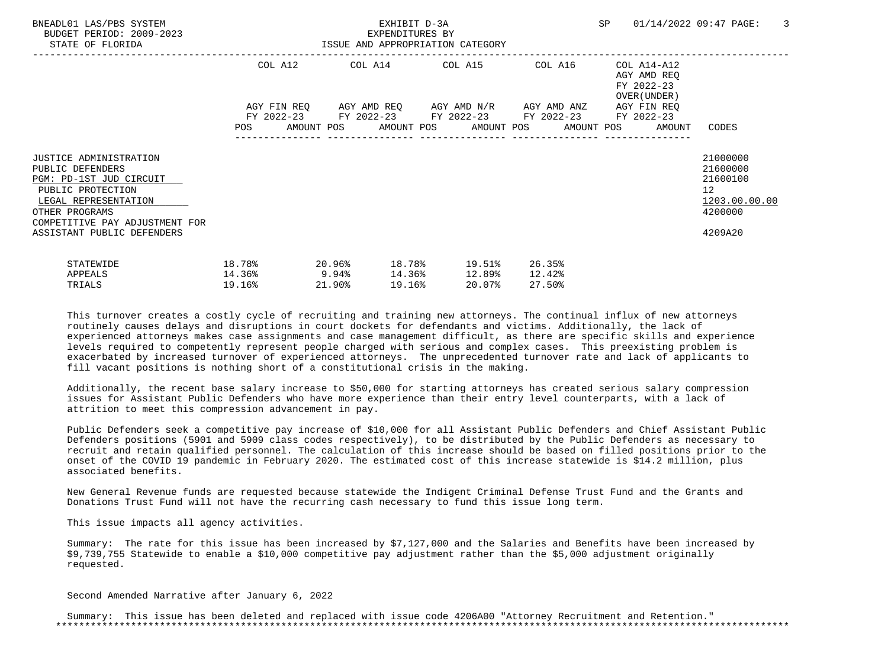| | COL A12 | COL A14 | COL A15 | COL A16 | COL A14-A12 AGY AMD REQ FY 2022-23 OVER(UNDER) | |
|---|---|---|---|---|---|---|
| | AGY FIN REQ FY 2022-23 | AGY AMD REQ FY 2022-23 | AGY AMD N/R FY 2022-23 | AGY AMD ANZ FY 2022-23 | AGY FIN REQ FY 2022-23 | |
| | POS AMOUNT | POS AMOUNT | POS AMOUNT | POS AMOUNT | POS AMOUNT | CODES |

JUSTICE ADMINISTRATION — 21000000
PUBLIC DEFENDERS — 21600000
PGM: PD-1ST JUD CIRCUIT — 21600100
PUBLIC PROTECTION — 12
LEGAL REPRESENTATION — 1203.00.00.00
OTHER PROGRAMS — 4200000
COMPETITIVE PAY ADJUSTMENT FOR ASSISTANT PUBLIC DEFENDERS — 4209A20

| | | | | | |
|---|---|---|---|---|---|
| STATEWIDE | 18.78% | 20.96% | 18.78% | 19.51% | 26.35% |
| APPEALS | 14.36% | 9.94% | 14.36% | 12.89% | 12.42% |
| TRIALS | 19.16% | 21.90% | 19.16% | 20.07% | 27.50% |

This turnover creates a costly cycle of recruiting and training new attorneys. The continual influx of new attorneys routinely causes delays and disruptions in court dockets for defendants and victims. Additionally, the lack of experienced attorneys makes case assignments and case management difficult, as there are specific skills and experience levels required to competently represent people charged with serious and complex cases. This preexisting problem is exacerbated by increased turnover of experienced attorneys. The unprecedented turnover rate and lack of applicants to fill vacant positions is nothing short of a constitutional crisis in the making.

Additionally, the recent base salary increase to $50,000 for starting attorneys has created serious salary compression issues for Assistant Public Defenders who have more experience than their entry level counterparts, with a lack of attrition to meet this compression advancement in pay.

Public Defenders seek a competitive pay increase of $10,000 for all Assistant Public Defenders and Chief Assistant Public Defenders positions (5901 and 5909 class codes respectively), to be distributed by the Public Defenders as necessary to recruit and retain qualified personnel. The calculation of this increase should be based on filled positions prior to the onset of the COVID 19 pandemic in February 2020. The estimated cost of this increase statewide is $14.2 million, plus associated benefits.

New General Revenue funds are requested because statewide the Indigent Criminal Defense Trust Fund and the Grants and Donations Trust Fund will not have the recurring cash necessary to fund this issue long term.

This issue impacts all agency activities.

Summary: The rate for this issue has been increased by $7,127,000 and the Salaries and Benefits have been increased by $9,739,755 Statewide to enable a $10,000 competitive pay adjustment rather than the $5,000 adjustment originally requested.

Second Amended Narrative after January 6, 2022

Summary: This issue has been deleted and replaced with issue code 4206A00 "Attorney Recruitment and Retention."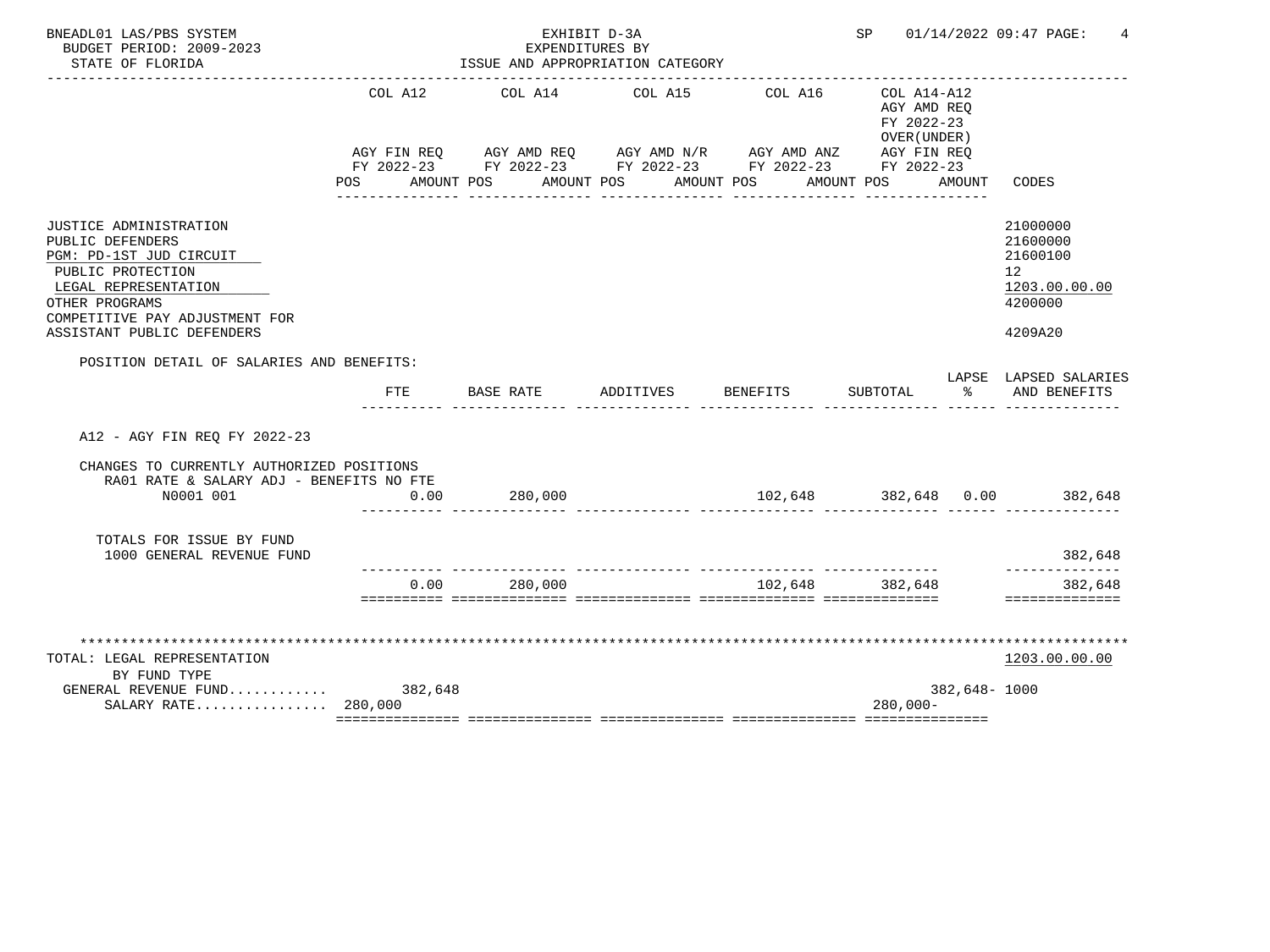BNEADL01 LAS/PBS SYSTEM
BUDGET PERIOD: 2009-2023
STATE OF FLORIDA

EXHIBIT D-3A
EXPENDITURES BY
ISSUE AND APPROPRIATION CATEGORY

SP 01/14/2022 09:47

| | COL A12 AGY FIN REQ FY 2022-23 POS AMOUNT | COL A14 AGY AMD REQ FY 2022-23 POS AMOUNT | COL A15 AGY AMD N/R FY 2022-23 POS AMOUNT | COL A16 AGY AMD ANZ FY 2022-23 POS AMOUNT | COL A14-A12 AGY AMD REQ FY 2022-23 OVER(UNDER) AGY FIN REQ FY 2022-23 POS AMOUNT | CODES |
|---|---|---|---|---|---|---|
| JUSTICE ADMINISTRATION | | | | | | 21000000 |
| PUBLIC DEFENDERS | | | | | | 21600000 |
| PGM: PD-1ST JUD CIRCUIT | | | | | | 21600100 |
| PUBLIC PROTECTION | | | | | | 12 |
| LEGAL REPRESENTATION | | | | | | 1203.00.00.00 |
| OTHER PROGRAMS | | | | | | 4200000 |
| COMPETITIVE PAY ADJUSTMENT FOR ASSISTANT PUBLIC DEFENDERS | | | | | | 4209A20 |

POSITION DETAIL OF SALARIES AND BENEFITS:

| | FTE | BASE RATE | ADDITIVES | BENEFITS | SUBTOTAL | LAPSE % | LAPSED SALARIES AND BENEFITS |
|---|---|---|---|---|---|---|---|
| A12 - AGY FIN REQ FY 2022-23 | | | | | | | |
| CHANGES TO CURRENTLY AUTHORIZED POSITIONS | | | | | | | |
| RA01 RATE & SALARY ADJ - BENEFITS NO FTE | | | | | | | |
| N0001 001 | 0.00 | 280,000 | | 102,648 | 382,648 | 0.00 | 382,648 |
| TOTALS FOR ISSUE BY FUND | | | | | | | |
| 1000 GENERAL REVENUE FUND | | | | | | | 382,648 |
| | 0.00 | 280,000 | | 102,648 | 382,648 | | 382,648 |

| TOTAL: LEGAL REPRESENTATION BY FUND TYPE | COL A12 | COL A14 | COL A15 | COL A16 | COL A14-A12 | CODES |
|---|---|---|---|---|---|---|
| | | | | | | 1203.00.00.00 |
| GENERAL REVENUE FUND............ | 382,648 | | | | 382,648- | 1000 |
| SALARY RATE................ | 280,000 | | | | 280,000- | |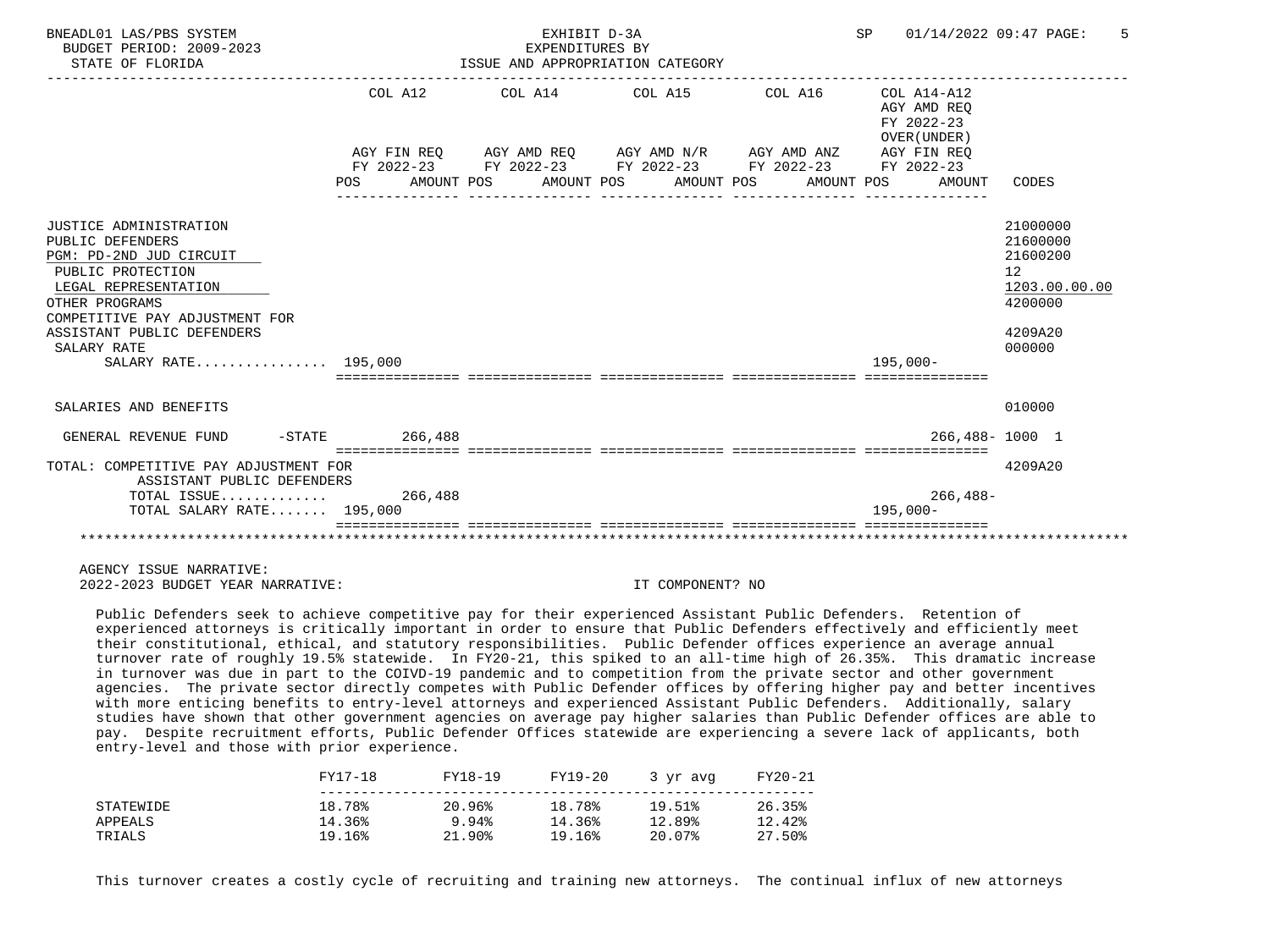EXHIBIT D-3A
EXPENDITURES BY
ISSUE AND APPROPRIATION CATEGORY

BUDGET PERIOD: 2009-2023
STATE OF FLORIDA

| | COL A12 AGY FIN REQ FY 2022-23 POS AMOUNT | COL A14 AGY AMD REQ FY 2022-23 POS AMOUNT | COL A15 AGY AMD N/R FY 2022-23 POS AMOUNT | COL A16 AGY AMD ANZ FY 2022-23 POS AMOUNT | COL A14-A12 AGY AMD REQ FY 2022-23 OVER(UNDER) AGY FIN REQ FY 2022-23 POS AMOUNT | CODES |
|---|---|---|---|---|---|---|
| JUSTICE ADMINISTRATION | | | | | | 21000000 |
| PUBLIC DEFENDERS | | | | | | 21600000 |
| PGM: PD-2ND JUD CIRCUIT | | | | | | 21600200 |
| PUBLIC PROTECTION | | | | | | 12 |
| LEGAL REPRESENTATION | | | | | | 1203.00.00.00 |
| OTHER PROGRAMS | | | | | | 4200000 |
| COMPETITIVE PAY ADJUSTMENT FOR ASSISTANT PUBLIC DEFENDERS | | | | | | 4209A20 |
| SALARY RATE | | | | | | 000000 |
| SALARY RATE................ | 195,000 | | | | 195,000- | |
| SALARIES AND BENEFITS | | | | | | 010000 |
| GENERAL REVENUE FUND -STATE | 266,488 | | | | 266,488- | 1000 1 |
| TOTAL: COMPETITIVE PAY ADJUSTMENT FOR ASSISTANT PUBLIC DEFENDERS | | | | | | 4209A20 |
| TOTAL ISSUE............. | 266,488 | | | | 266,488- | |
| TOTAL SALARY RATE....... | 195,000 | | | | 195,000- | |

AGENCY ISSUE NARRATIVE:
2022-2023 BUDGET YEAR NARRATIVE: IT COMPONENT? NO

Public Defenders seek to achieve competitive pay for their experienced Assistant Public Defenders. Retention of experienced attorneys is critically important in order to ensure that Public Defenders effectively and efficiently meet their constitutional, ethical, and statutory responsibilities. Public Defender offices experience an average annual turnover rate of roughly 19.5% statewide. In FY20-21, this spiked to an all-time high of 26.35%. This dramatic increase in turnover was due in part to the COIVD-19 pandemic and to competition from the private sector and other government agencies. The private sector directly competes with Public Defender offices by offering higher pay and better incentives with more enticing benefits to entry-level attorneys and experienced Assistant Public Defenders. Additionally, salary studies have shown that other government agencies on average pay higher salaries than Public Defender offices are able to pay. Despite recruitment efforts, Public Defender Offices statewide are experiencing a severe lack of applicants, both entry-level and those with prior experience.

| | FY17-18 | FY18-19 | FY19-20 | 3 yr avg | FY20-21 |
|---|---|---|---|---|---|
| STATEWIDE | 18.78% | 20.96% | 18.78% | 19.51% | 26.35% |
| APPEALS | 14.36% | 9.94% | 14.36% | 12.89% | 12.42% |
| TRIALS | 19.16% | 21.90% | 19.16% | 20.07% | 27.50% |

This turnover creates a costly cycle of recruiting and training new attorneys. The continual influx of new attorneys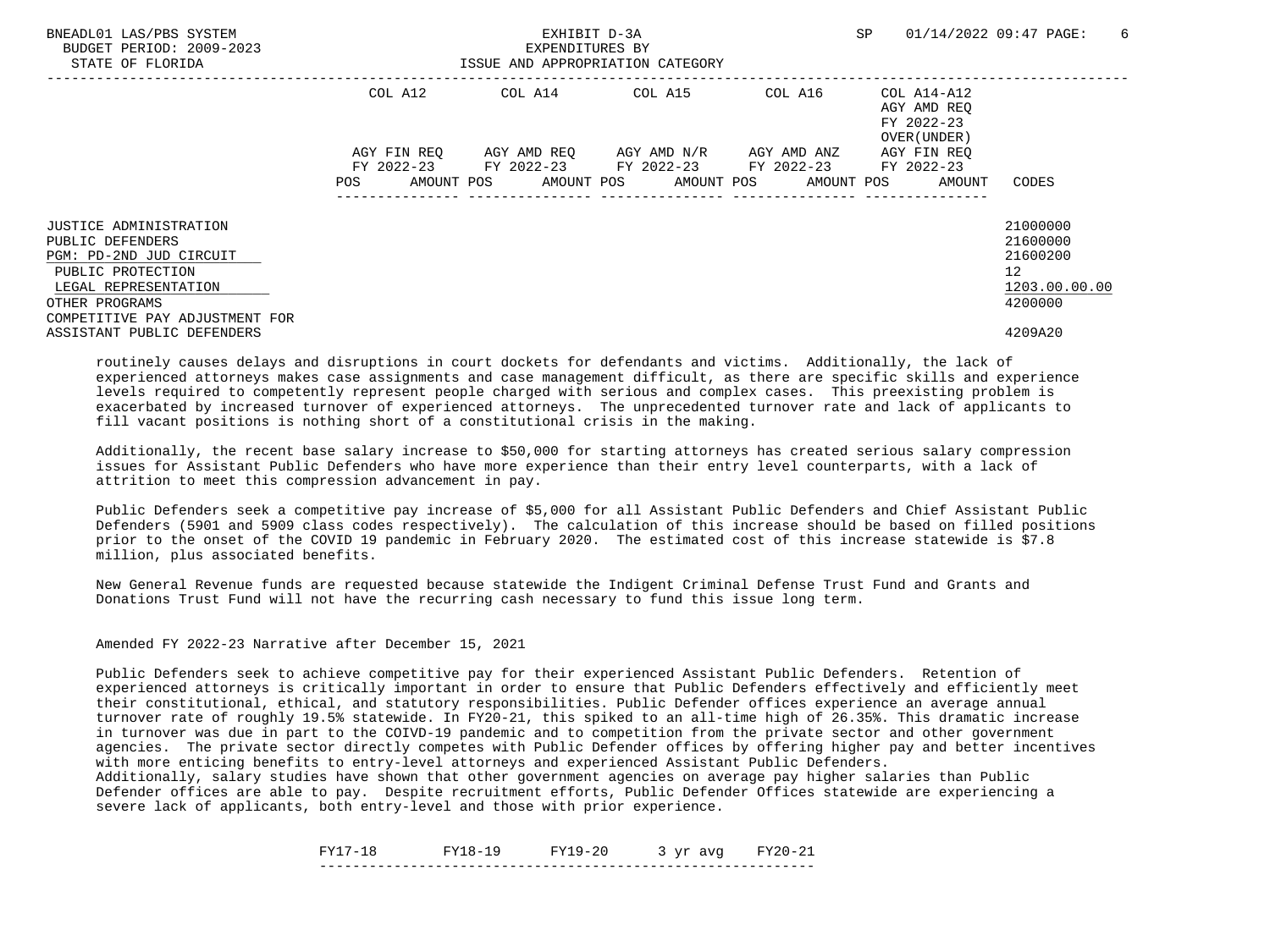| | COL A12 | | COL A14 | | COL A15 | | COL A16 | | COL A14-A12 AGY AMD REQ FY 2022-23 OVER(UNDER) | | |
|---|---|---|---|---|---|---|---|---|---|---|---|
| | AGY FIN REQ FY 2022-23 | | AGY AMD REQ FY 2022-23 | | AGY AMD N/R FY 2022-23 | | AGY AMD ANZ FY 2022-23 | | AGY FIN REQ FY 2022-23 | | |
| | POS | AMOUNT | POS | AMOUNT | POS | AMOUNT | POS | AMOUNT | POS | AMOUNT | CODES |
| JUSTICE ADMINISTRATION | | | | | | | | | | | 21000000 |
| PUBLIC DEFENDERS | | | | | | | | | | | 21600000 |
| PGM: PD-2ND JUD CIRCUIT | | | | | | | | | | | 21600200 |
| PUBLIC PROTECTION | | | | | | | | | | | 12 |
| LEGAL REPRESENTATION | | | | | | | | | | | 1203.00.00.00 |
| OTHER PROGRAMS | | | | | | | | | | | 4200000 |
| COMPETITIVE PAY ADJUSTMENT FOR ASSISTANT PUBLIC DEFENDERS | | | | | | | | | | | 4209A20 |

routinely causes delays and disruptions in court dockets for defendants and victims. Additionally, the lack of experienced attorneys makes case assignments and case management difficult, as there are specific skills and experience levels required to competently represent people charged with serious and complex cases. This preexisting problem is exacerbated by increased turnover of experienced attorneys. The unprecedented turnover rate and lack of applicants to fill vacant positions is nothing short of a constitutional crisis in the making.

Additionally, the recent base salary increase to $50,000 for starting attorneys has created serious salary compression issues for Assistant Public Defenders who have more experience than their entry level counterparts, with a lack of attrition to meet this compression advancement in pay.

Public Defenders seek a competitive pay increase of $5,000 for all Assistant Public Defenders and Chief Assistant Public Defenders (5901 and 5909 class codes respectively). The calculation of this increase should be based on filled positions prior to the onset of the COVID 19 pandemic in February 2020. The estimated cost of this increase statewide is $7.8 million, plus associated benefits.

New General Revenue funds are requested because statewide the Indigent Criminal Defense Trust Fund and Grants and Donations Trust Fund will not have the recurring cash necessary to fund this issue long term.

Amended FY 2022-23 Narrative after December 15, 2021

Public Defenders seek to achieve competitive pay for their experienced Assistant Public Defenders. Retention of experienced attorneys is critically important in order to ensure that Public Defenders effectively and efficiently meet their constitutional, ethical, and statutory responsibilities. Public Defender offices experience an average annual turnover rate of roughly 19.5% statewide. In FY20-21, this spiked to an all-time high of 26.35%. This dramatic increase in turnover was due in part to the COIVD-19 pandemic and to competition from the private sector and other government agencies. The private sector directly competes with Public Defender offices by offering higher pay and better incentives with more enticing benefits to entry-level attorneys and experienced Assistant Public Defenders.
Additionally, salary studies have shown that other government agencies on average pay higher salaries than Public Defender offices are able to pay. Despite recruitment efforts, Public Defender Offices statewide are experiencing a severe lack of applicants, both entry-level and those with prior experience.

| FY17-18 | FY18-19 | FY19-20 | 3 yr avg | FY20-21 |
|---|---|---|---|---|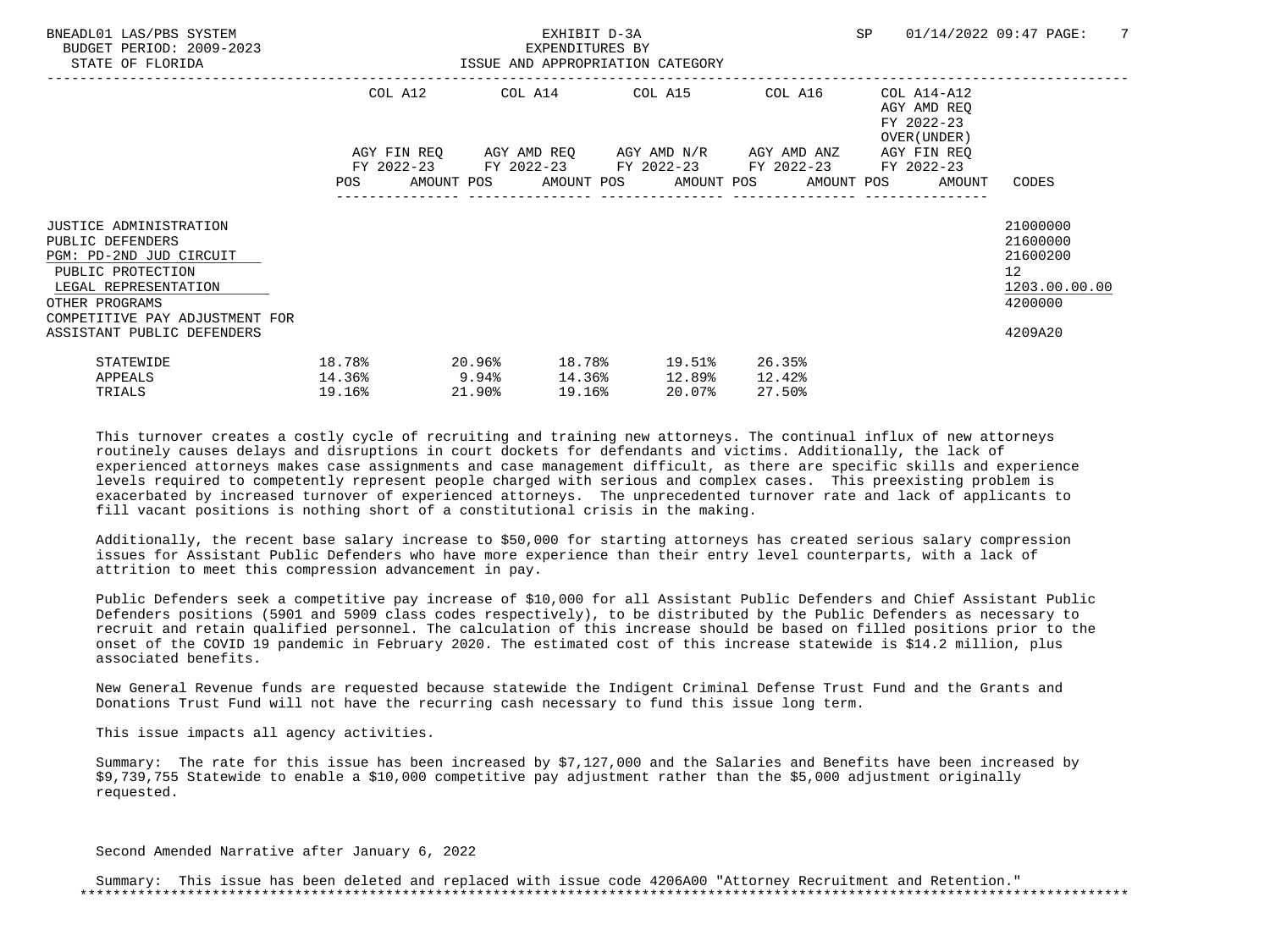BNEADL01 LAS/PBS SYSTEM
BUDGET PERIOD: 2009-2023
STATE OF FLORIDA

EXHIBIT D-3A
EXPENDITURES BY
ISSUE AND APPROPRIATION CATEGORY

| | COL A12 AGY FIN REQ FY 2022-23 POS AMOUNT | COL A14 AGY AMD REQ FY 2022-23 POS AMOUNT | COL A15 AGY AMD N/R FY 2022-23 POS AMOUNT | COL A16 AGY AMD ANZ FY 2022-23 POS AMOUNT | COL A14-A12 AGY AMD REQ FY 2022-23 OVER(UNDER) AGY FIN REQ FY 2022-23 POS AMOUNT | CODES |
|---|---|---|---|---|---|---|
| JUSTICE ADMINISTRATION | | | | | | 21000000 |
| PUBLIC DEFENDERS | | | | | | 21600000 |
| PGM: PD-2ND JUD CIRCUIT | | | | | | 21600200 |
| PUBLIC PROTECTION | | | | | | 12 |
| LEGAL REPRESENTATION | | | | | | 1203.00.00.00 |
| OTHER PROGRAMS | | | | | | 4200000 |
| COMPETITIVE PAY ADJUSTMENT FOR ASSISTANT PUBLIC DEFENDERS | | | | | | 4209A20 |

| | | | | | |
|---|---|---|---|---|---|
| STATEWIDE | 18.78% | 20.96% | 18.78% | 19.51% | 26.35% |
| APPEALS | 14.36% | 9.94% | 14.36% | 12.89% | 12.42% |
| TRIALS | 19.16% | 21.90% | 19.16% | 20.07% | 27.50% |

This turnover creates a costly cycle of recruiting and training new attorneys. The continual influx of new attorneys routinely causes delays and disruptions in court dockets for defendants and victims. Additionally, the lack of experienced attorneys makes case assignments and case management difficult, as there are specific skills and experience levels required to competently represent people charged with serious and complex cases. This preexisting problem is exacerbated by increased turnover of experienced attorneys. The unprecedented turnover rate and lack of applicants to fill vacant positions is nothing short of a constitutional crisis in the making.

Additionally, the recent base salary increase to $50,000 for starting attorneys has created serious salary compression issues for Assistant Public Defenders who have more experience than their entry level counterparts, with a lack of attrition to meet this compression advancement in pay.

Public Defenders seek a competitive pay increase of $10,000 for all Assistant Public Defenders and Chief Assistant Public Defenders positions (5901 and 5909 class codes respectively), to be distributed by the Public Defenders as necessary to recruit and retain qualified personnel. The calculation of this increase should be based on filled positions prior to the onset of the COVID 19 pandemic in February 2020. The estimated cost of this increase statewide is $14.2 million, plus associated benefits.

New General Revenue funds are requested because statewide the Indigent Criminal Defense Trust Fund and the Grants and Donations Trust Fund will not have the recurring cash necessary to fund this issue long term.

This issue impacts all agency activities.

Summary: The rate for this issue has been increased by $7,127,000 and the Salaries and Benefits have been increased by $9,739,755 Statewide to enable a $10,000 competitive pay adjustment rather than the $5,000 adjustment originally requested.

Second Amended Narrative after January 6, 2022

Summary: This issue has been deleted and replaced with issue code 4206A00 "Attorney Recruitment and Retention."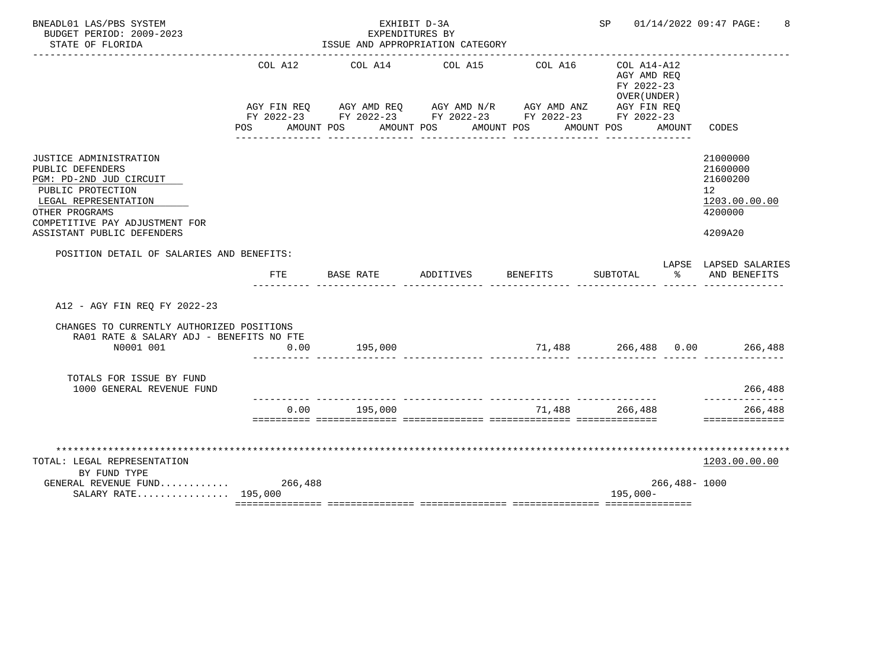BNEADL01 LAS/PBS SYSTEM
BUDGET PERIOD: 2009-2023
STATE OF FLORIDA

EXHIBIT D-3A
EXPENDITURES BY
ISSUE AND APPROPRIATION CATEGORY

SP 01/14/2022 09:47 PAGE: 8

| | COL A12 AGY FIN REQ FY 2022-23 POS AMOUNT | COL A14 AGY AMD REQ FY 2022-23 POS AMOUNT | COL A15 AGY AMD N/R FY 2022-23 POS AMOUNT | COL A16 AGY AMD ANZ FY 2022-23 POS AMOUNT | COL A14-A12 AGY AMD REQ FY 2022-23 OVER(UNDER) AGY FIN REQ FY 2022-23 POS AMOUNT | CODES |
|---|---|---|---|---|---|---|
| JUSTICE ADMINISTRATION | | | | | | 21000000 |
| PUBLIC DEFENDERS | | | | | | 21600000 |
| PGM: PD-2ND JUD CIRCUIT | | | | | | 21600200 |
| PUBLIC PROTECTION | | | | | | 12 |
| LEGAL REPRESENTATION | | | | | | 1203.00.00.00 |
| OTHER PROGRAMS | | | | | | 4200000 |
| COMPETITIVE PAY ADJUSTMENT FOR ASSISTANT PUBLIC DEFENDERS | | | | | | 4209A20 |

POSITION DETAIL OF SALARIES AND BENEFITS:

| | FTE | BASE RATE | ADDITIVES | BENEFITS | SUBTOTAL | LAPSE % | LAPSED SALARIES AND BENEFITS |
|---|---|---|---|---|---|---|---|
| A12 - AGY FIN REQ FY 2022-23 | | | | | | | |
| CHANGES TO CURRENTLY AUTHORIZED POSITIONS | | | | | | | |
| RA01 RATE & SALARY ADJ - BENEFITS NO FTE | | | | | | | |
| N0001 001 | 0.00 | 195,000 | | 71,488 | 266,488 | 0.00 | 266,488 |
| TOTALS FOR ISSUE BY FUND | | | | | | | |
| 1000 GENERAL REVENUE FUND | | | | | | | 266,488 |
| | 0.00 | 195,000 | | 71,488 | 266,488 | | 266,488 |

| TOTAL: LEGAL REPRESENTATION | COL A12 | COL A14 | COL A15 | COL A16 | COL A14-A12 | CODES |
|---|---|---|---|---|---|---|
| BY FUND TYPE | | | | | | 1203.00.00.00 |
| GENERAL REVENUE FUND........... | 266,488 | | | | 266,488- | 1000 |
| SALARY RATE................ | 195,000 | | | | 195,000- | |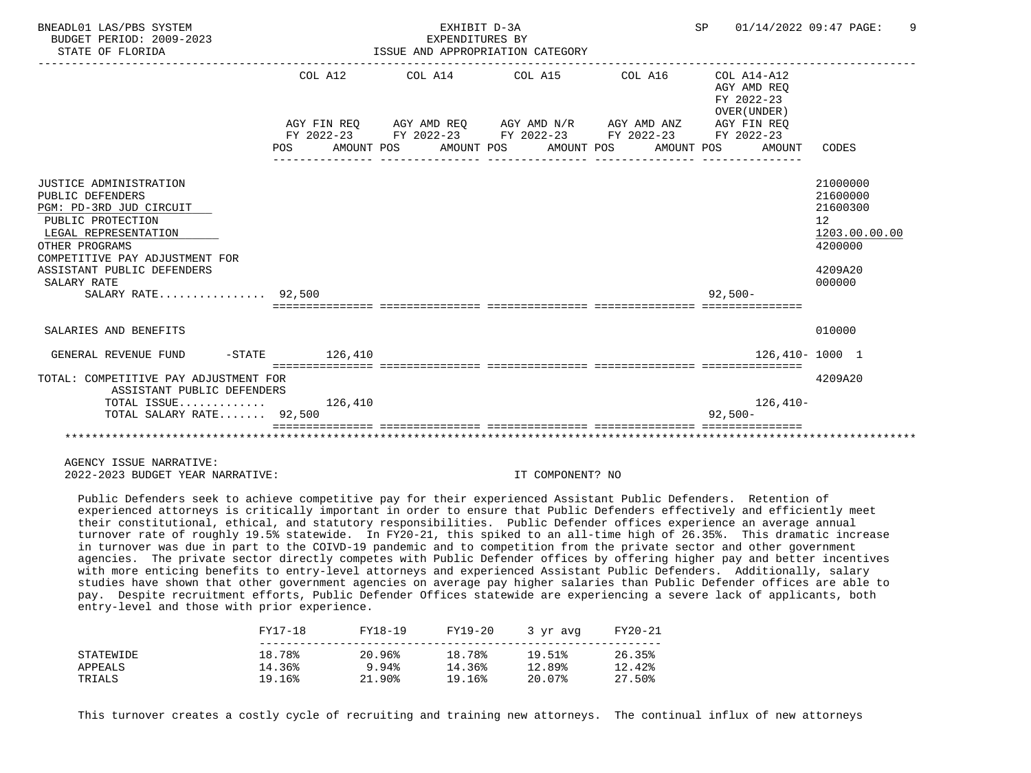| | COL A12 AGY FIN REQ FY 2022-23 POS AMOUNT | COL A14 AGY AMD REQ FY 2022-23 POS AMOUNT | COL A15 AGY AMD N/R FY 2022-23 POS AMOUNT | COL A16 AGY AMD ANZ FY 2022-23 POS AMOUNT | COL A14-A12 AGY AMD REQ FY 2022-23 OVER(UNDER) AGY FIN REQ FY 2022-23 POS AMOUNT | CODES |
|---|---|---|---|---|---|---|
| JUSTICE ADMINISTRATION | | | | | | 21000000 |
| PUBLIC DEFENDERS | | | | | | 21600000 |
| PGM: PD-3RD JUD CIRCUIT | | | | | | 21600300 |
| PUBLIC PROTECTION | | | | | | 12 |
| LEGAL REPRESENTATION | | | | | | 1203.00.00.00 |
| OTHER PROGRAMS | | | | | | 4200000 |
| COMPETITIVE PAY ADJUSTMENT FOR ASSISTANT PUBLIC DEFENDERS | | | | | | 4209A20 |
| SALARY RATE | | | | | | 000000 |
| SALARY RATE................ | 92,500 | | | | 92,500- | |
| SALARIES AND BENEFITS | | | | | | 010000 |
| GENERAL REVENUE FUND -STATE | 126,410 | | | | 126,410- | 1000 1 |
| TOTAL: COMPETITIVE PAY ADJUSTMENT FOR ASSISTANT PUBLIC DEFENDERS | | | | | | 4209A20 |
| TOTAL ISSUE............. | 126,410 | | | | 126,410- | |
| TOTAL SALARY RATE....... | 92,500 | | | | 92,500- | |

AGENCY ISSUE NARRATIVE:

2022-2023 BUDGET YEAR NARRATIVE: IT COMPONENT? NO

Public Defenders seek to achieve competitive pay for their experienced Assistant Public Defenders. Retention of experienced attorneys is critically important in order to ensure that Public Defenders effectively and efficiently meet their constitutional, ethical, and statutory responsibilities. Public Defender offices experience an average annual turnover rate of roughly 19.5% statewide. In FY20-21, this spiked to an all-time high of 26.35%. This dramatic increase in turnover was due in part to the COIVD-19 pandemic and to competition from the private sector and other government agencies. The private sector directly competes with Public Defender offices by offering higher pay and better incentives with more enticing benefits to entry-level attorneys and experienced Assistant Public Defenders. Additionally, salary studies have shown that other government agencies on average pay higher salaries than Public Defender offices are able to pay. Despite recruitment efforts, Public Defender Offices statewide are experiencing a severe lack of applicants, both entry-level and those with prior experience.

| | FY17-18 | FY18-19 | FY19-20 | 3 yr avg | FY20-21 |
|---|---|---|---|---|---|
| STATEWIDE | 18.78% | 20.96% | 18.78% | 19.51% | 26.35% |
| APPEALS | 14.36% | 9.94% | 14.36% | 12.89% | 12.42% |
| TRIALS | 19.16% | 21.90% | 19.16% | 20.07% | 27.50% |

This turnover creates a costly cycle of recruiting and training new attorneys. The continual influx of new attorneys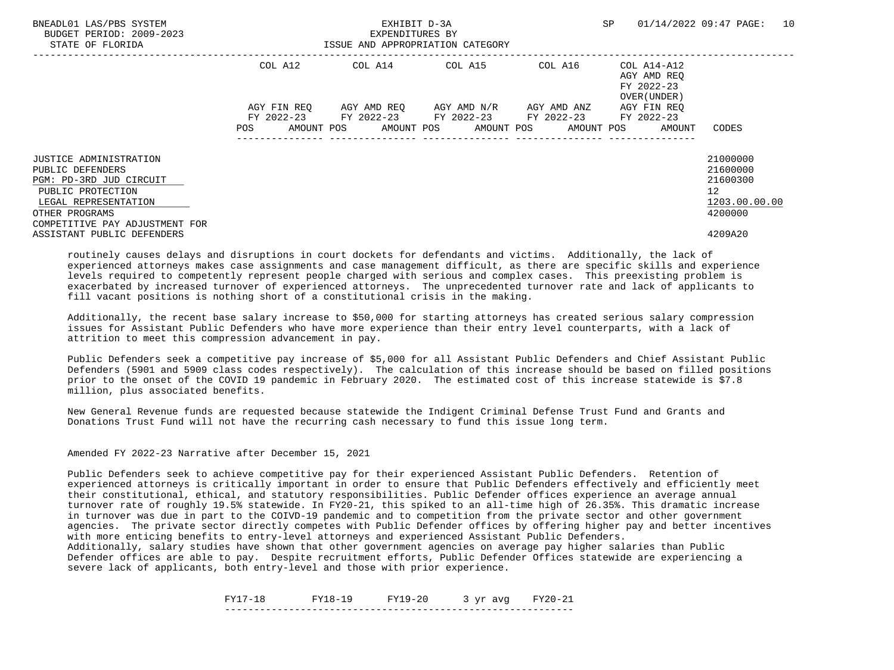| | COL A12 | | COL A14 | | COL A15 | | COL A16 | | COL A14-A12 AGY AMD REQ FY 2022-23 OVER(UNDER) | |
|---|---|---|---|---|---|---|---|---|---|---|
| | AGY FIN REQ FY 2022-23 | | AGY AMD REQ FY 2022-23 | | AGY AMD N/R FY 2022-23 | | AGY AMD ANZ FY 2022-23 | | AGY FIN REQ FY 2022-23 | |
| | POS | AMOUNT | POS | AMOUNT | POS | AMOUNT | POS | AMOUNT | POS | AMOUNT | CODES |
| JUSTICE ADMINISTRATION | | | | | | | | | | | 21000000 |
| PUBLIC DEFENDERS | | | | | | | | | | | 21600000 |
| PGM: PD-3RD JUD CIRCUIT | | | | | | | | | | | 21600300 |
| PUBLIC PROTECTION | | | | | | | | | | | 12 |
| LEGAL REPRESENTATION | | | | | | | | | | | 1203.00.00.00 |
| OTHER PROGRAMS | | | | | | | | | | | 4200000 |
| COMPETITIVE PAY ADJUSTMENT FOR ASSISTANT PUBLIC DEFENDERS | | | | | | | | | | | 4209A20 |

routinely causes delays and disruptions in court dockets for defendants and victims. Additionally, the lack of experienced attorneys makes case assignments and case management difficult, as there are specific skills and experience levels required to competently represent people charged with serious and complex cases. This preexisting problem is exacerbated by increased turnover of experienced attorneys. The unprecedented turnover rate and lack of applicants to fill vacant positions is nothing short of a constitutional crisis in the making.

Additionally, the recent base salary increase to $50,000 for starting attorneys has created serious salary compression issues for Assistant Public Defenders who have more experience than their entry level counterparts, with a lack of attrition to meet this compression advancement in pay.

Public Defenders seek a competitive pay increase of $5,000 for all Assistant Public Defenders and Chief Assistant Public Defenders (5901 and 5909 class codes respectively). The calculation of this increase should be based on filled positions prior to the onset of the COVID 19 pandemic in February 2020. The estimated cost of this increase statewide is $7.8 million, plus associated benefits.

New General Revenue funds are requested because statewide the Indigent Criminal Defense Trust Fund and Grants and Donations Trust Fund will not have the recurring cash necessary to fund this issue long term.

Amended FY 2022-23 Narrative after December 15, 2021

Public Defenders seek to achieve competitive pay for their experienced Assistant Public Defenders. Retention of experienced attorneys is critically important in order to ensure that Public Defenders effectively and efficiently meet their constitutional, ethical, and statutory responsibilities. Public Defender offices experience an average annual turnover rate of roughly 19.5% statewide. In FY20-21, this spiked to an all-time high of 26.35%. This dramatic increase in turnover was due in part to the COIVD-19 pandemic and to competition from the private sector and other government agencies. The private sector directly competes with Public Defender offices by offering higher pay and better incentives with more enticing benefits to entry-level attorneys and experienced Assistant Public Defenders.
Additionally, salary studies have shown that other government agencies on average pay higher salaries than Public Defender offices are able to pay. Despite recruitment efforts, Public Defender Offices statewide are experiencing a severe lack of applicants, both entry-level and those with prior experience.

| FY17-18 | FY18-19 | FY19-20 | 3 yr avg | FY20-21 |
|---|---|---|---|---|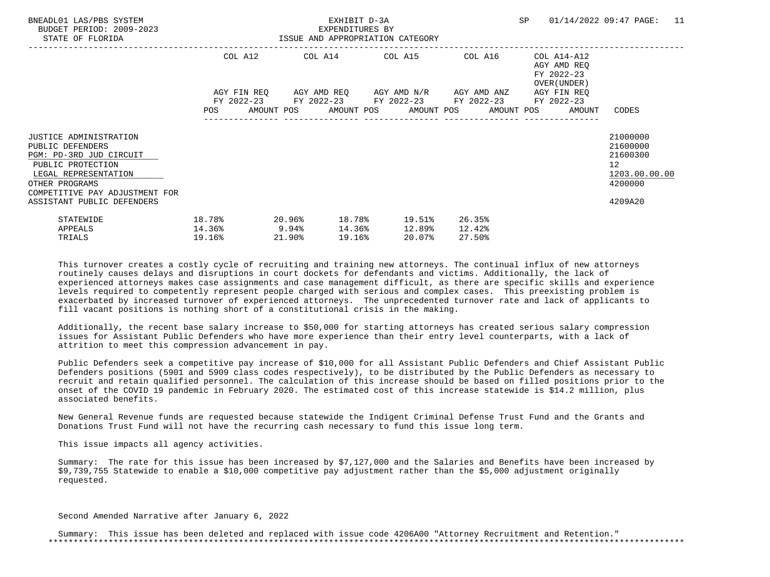EXHIBIT D-3A
EXPENDITURES BY
ISSUE AND APPROPRIATION CATEGORY

| | COL A12 AGY FIN REQ FY 2022-23 POS AMOUNT | COL A14 AGY AMD REQ FY 2022-23 POS AMOUNT | COL A15 AGY AMD N/R FY 2022-23 POS AMOUNT | COL A16 AGY AMD ANZ FY 2022-23 POS AMOUNT | COL A14-A12 AGY AMD REQ FY 2022-23 OVER(UNDER) AGY FIN REQ FY 2022-23 POS AMOUNT | CODES |
|---|---|---|---|---|---|---|
| JUSTICE ADMINISTRATION | | | | | | 21000000 |
| PUBLIC DEFENDERS | | | | | | 21600000 |
| PGM: PD-3RD JUD CIRCUIT | | | | | | 21600300 |
| PUBLIC PROTECTION | | | | | | 12 |
| LEGAL REPRESENTATION | | | | | | 1203.00.00.00 |
| OTHER PROGRAMS | | | | | | 4200000 |
| COMPETITIVE PAY ADJUSTMENT FOR ASSISTANT PUBLIC DEFENDERS | | | | | | 4209A20 |

| | | | | | |
|---|---|---|---|---|---|
| STATEWIDE | 18.78% | 20.96% | 18.78% | 19.51% | 26.35% |
| APPEALS | 14.36% | 9.94% | 14.36% | 12.89% | 12.42% |
| TRIALS | 19.16% | 21.90% | 19.16% | 20.07% | 27.50% |

This turnover creates a costly cycle of recruiting and training new attorneys. The continual influx of new attorneys routinely causes delays and disruptions in court dockets for defendants and victims. Additionally, the lack of experienced attorneys makes case assignments and case management difficult, as there are specific skills and experience levels required to competently represent people charged with serious and complex cases. This preexisting problem is exacerbated by increased turnover of experienced attorneys. The unprecedented turnover rate and lack of applicants to fill vacant positions is nothing short of a constitutional crisis in the making.

Additionally, the recent base salary increase to $50,000 for starting attorneys has created serious salary compression issues for Assistant Public Defenders who have more experience than their entry level counterparts, with a lack of attrition to meet this compression advancement in pay.

Public Defenders seek a competitive pay increase of $10,000 for all Assistant Public Defenders and Chief Assistant Public Defenders positions (5901 and 5909 class codes respectively), to be distributed by the Public Defenders as necessary to recruit and retain qualified personnel. The calculation of this increase should be based on filled positions prior to the onset of the COVID 19 pandemic in February 2020. The estimated cost of this increase statewide is $14.2 million, plus associated benefits.

New General Revenue funds are requested because statewide the Indigent Criminal Defense Trust Fund and the Grants and Donations Trust Fund will not have the recurring cash necessary to fund this issue long term.

This issue impacts all agency activities.

Summary: The rate for this issue has been increased by $7,127,000 and the Salaries and Benefits have been increased by $9,739,755 Statewide to enable a $10,000 competitive pay adjustment rather than the $5,000 adjustment originally requested.

Second Amended Narrative after January 6, 2022

Summary: This issue has been deleted and replaced with issue code 4206A00 "Attorney Recruitment and Retention."

*******************************************************************************************************************************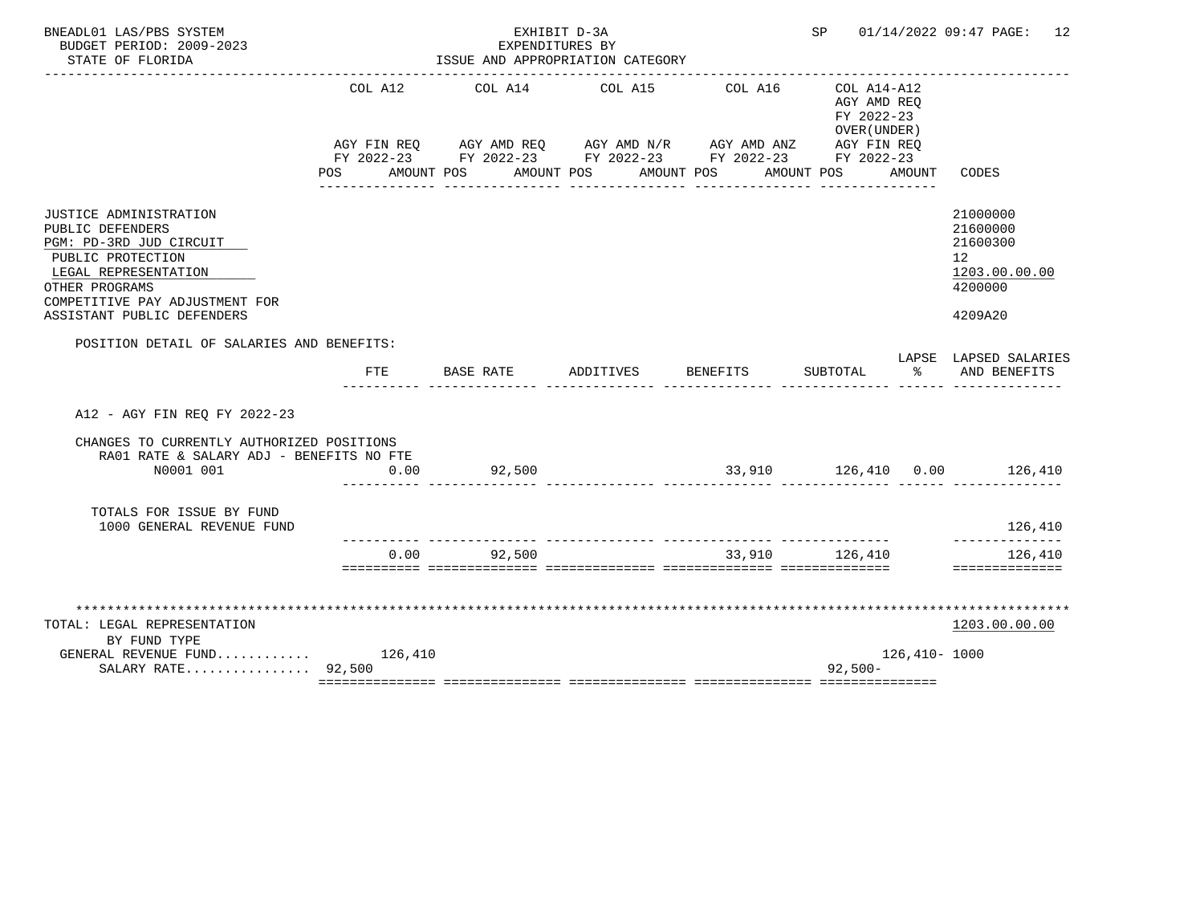BNEADL01 LAS/PBS SYSTEM — EXHIBIT D-3A — EXPENDITURES BY ISSUE AND APPROPRIATION CATEGORY
BUDGET PERIOD: 2009-2023
STATE OF FLORIDA
SP 01/14/2022 09:47

| | COL A12 AGY FIN REQ FY 2022-23 POS AMOUNT | COL A14 AGY AMD REQ FY 2022-23 POS AMOUNT | COL A15 AGY AMD N/R FY 2022-23 POS AMOUNT | COL A16 AGY AMD ANZ FY 2022-23 POS AMOUNT | COL A14-A12 AGY AMD REQ FY 2022-23 OVER(UNDER) AGY FIN REQ FY 2022-23 POS AMOUNT | CODES |
|---|---|---|---|---|---|---|
| JUSTICE ADMINISTRATION | | | | | | 21000000 |
| PUBLIC DEFENDERS | | | | | | 21600000 |
| PGM: PD-3RD JUD CIRCUIT | | | | | | 21600300 |
| PUBLIC PROTECTION | | | | | | 12 |
| LEGAL REPRESENTATION | | | | | | 1203.00.00.00 |
| OTHER PROGRAMS | | | | | | 4200000 |
| COMPETITIVE PAY ADJUSTMENT FOR ASSISTANT PUBLIC DEFENDERS | | | | | | 4209A20 |

POSITION DETAIL OF SALARIES AND BENEFITS:

| | FTE | BASE RATE | ADDITIVES | BENEFITS | SUBTOTAL | LAPSE % | LAPSED SALARIES AND BENEFITS |
|---|---|---|---|---|---|---|---|
| A12 - AGY FIN REQ FY 2022-23 | | | | | | | |
| CHANGES TO CURRENTLY AUTHORIZED POSITIONS | | | | | | | |
| RA01 RATE & SALARY ADJ - BENEFITS NO FTE | | | | | | | |
| N0001 001 | 0.00 | 92,500 | | 33,910 | 126,410 | 0.00 | 126,410 |
| TOTALS FOR ISSUE BY FUND | | | | | | | |
| 1000 GENERAL REVENUE FUND | | | | | | | 126,410 |
| | 0.00 | 92,500 | | 33,910 | 126,410 | | 126,410 |

************************************************************************************************************************

| TOTAL: LEGAL REPRESENTATION | COL A12 | COL A14 | COL A15 | COL A16 | COL A14-A12 | CODES |
|---|---|---|---|---|---|---|
| | | | | | | 1203.00.00.00 |
| BY FUND TYPE | | | | | | |
| GENERAL REVENUE FUND............ | 126,410 | | | | 126,410- | 1000 |
| SALARY RATE................ | 92,500 | | | | 92,500- | |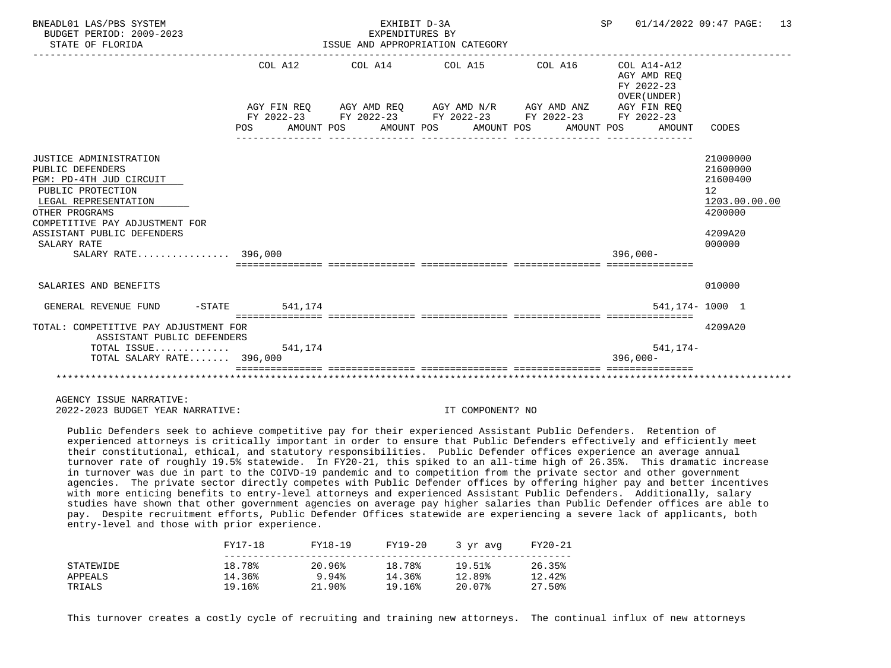BNEADL01 LAS/PBS SYSTEM — EXHIBIT D-3A — EXPENDITURES BY ISSUE AND APPROPRIATION CATEGORY
BUDGET PERIOD: 2009-2023
STATE OF FLORIDA

| | COL A12 AGY FIN REQ FY 2022-23 POS AMOUNT | COL A14 AGY AMD REQ FY 2022-23 POS AMOUNT | COL A15 AGY AMD N/R FY 2022-23 POS AMOUNT | COL A16 AGY AMD ANZ FY 2022-23 POS AMOUNT | COL A14-A12 AGY AMD REQ FY 2022-23 OVER(UNDER) AGY FIN REQ FY 2022-23 POS AMOUNT | CODES |
|---|---|---|---|---|---|---|
| JUSTICE ADMINISTRATION | | | | | | 21000000 |
| PUBLIC DEFENDERS | | | | | | 21600000 |
| PGM: PD-4TH JUD CIRCUIT | | | | | | 21600400 |
| PUBLIC PROTECTION | | | | | | 12 |
| LEGAL REPRESENTATION | | | | | | 1203.00.00.00 |
| OTHER PROGRAMS | | | | | | 4200000 |
| COMPETITIVE PAY ADJUSTMENT FOR ASSISTANT PUBLIC DEFENDERS | | | | | | 4209A20 |
| SALARY RATE | | | | | | 000000 |
| SALARY RATE................ | 396,000 | | | | 396,000- | |
| SALARIES AND BENEFITS | | | | | | 010000 |
| GENERAL REVENUE FUND -STATE | 541,174 | | | | 541,174- | 1000 1 |
| TOTAL: COMPETITIVE PAY ADJUSTMENT FOR ASSISTANT PUBLIC DEFENDERS | | | | | | 4209A20 |
| TOTAL ISSUE............. | 541,174 | | | | 541,174- | |
| TOTAL SALARY RATE....... | 396,000 | | | | 396,000- | |

AGENCY ISSUE NARRATIVE:
2022-2023 BUDGET YEAR NARRATIVE: IT COMPONENT? NO

Public Defenders seek to achieve competitive pay for their experienced Assistant Public Defenders. Retention of experienced attorneys is critically important in order to ensure that Public Defenders effectively and efficiently meet their constitutional, ethical, and statutory responsibilities. Public Defender offices experience an average annual turnover rate of roughly 19.5% statewide. In FY20-21, this spiked to an all-time high of 26.35%. This dramatic increase in turnover was due in part to the COIVD-19 pandemic and to competition from the private sector and other government agencies. The private sector directly competes with Public Defender offices by offering higher pay and better incentives with more enticing benefits to entry-level attorneys and experienced Assistant Public Defenders. Additionally, salary studies have shown that other government agencies on average pay higher salaries than Public Defender offices are able to pay. Despite recruitment efforts, Public Defender Offices statewide are experiencing a severe lack of applicants, both entry-level and those with prior experience.

| | FY17-18 | FY18-19 | FY19-20 | 3 yr avg | FY20-21 |
|---|---|---|---|---|---|
| STATEWIDE | 18.78% | 20.96% | 18.78% | 19.51% | 26.35% |
| APPEALS | 14.36% | 9.94% | 14.36% | 12.89% | 12.42% |
| TRIALS | 19.16% | 21.90% | 19.16% | 20.07% | 27.50% |

This turnover creates a costly cycle of recruiting and training new attorneys. The continual influx of new attorneys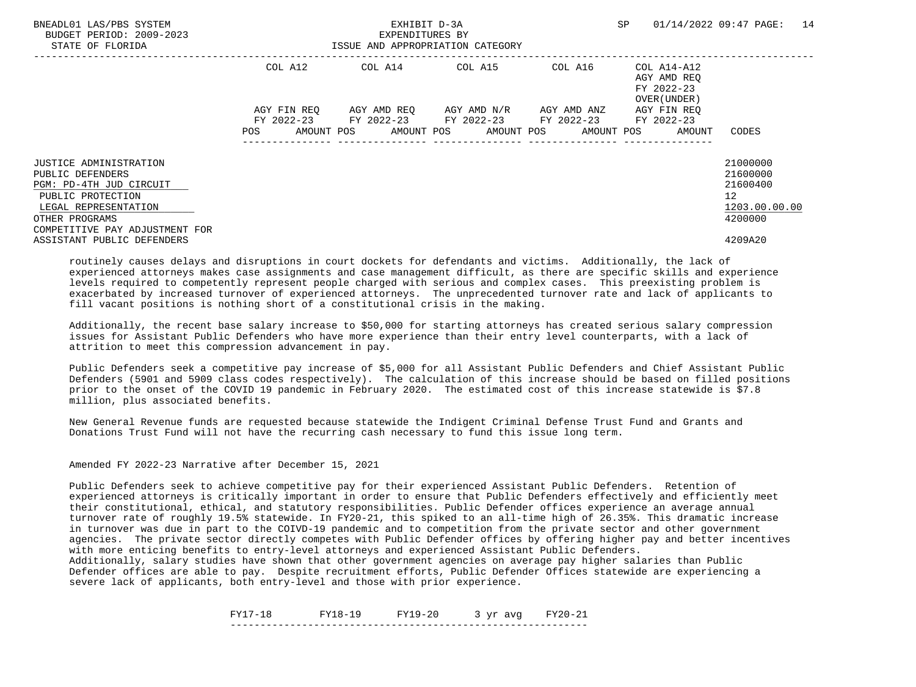| | COL A12 | | COL A14 | | COL A15 | | COL A16 | | COL A14-A12 AGY AMD REQ FY 2022-23 OVER(UNDER) | | |
|---|---|---|---|---|---|---|---|---|---|---|---|
| | AGY FIN REQ FY 2022-23 | | AGY AMD REQ FY 2022-23 | | AGY AMD N/R FY 2022-23 | | AGY AMD ANZ FY 2022-23 | | AGY FIN REQ FY 2022-23 | | |
| | POS | AMOUNT | POS | AMOUNT | POS | AMOUNT | POS | AMOUNT | POS | AMOUNT | CODES |
| JUSTICE ADMINISTRATION | | | | | | | | | | | 21000000 |
| PUBLIC DEFENDERS | | | | | | | | | | | 21600000 |
| PGM: PD-4TH JUD CIRCUIT | | | | | | | | | | | 21600400 |
| PUBLIC PROTECTION | | | | | | | | | | | 12 |
| LEGAL REPRESENTATION | | | | | | | | | | | 1203.00.00.00 |
| OTHER PROGRAMS | | | | | | | | | | | 4200000 |
| COMPETITIVE PAY ADJUSTMENT FOR ASSISTANT PUBLIC DEFENDERS | | | | | | | | | | | 4209A20 |

routinely causes delays and disruptions in court dockets for defendants and victims. Additionally, the lack of experienced attorneys makes case assignments and case management difficult, as there are specific skills and experience levels required to competently represent people charged with serious and complex cases. This preexisting problem is exacerbated by increased turnover of experienced attorneys. The unprecedented turnover rate and lack of applicants to fill vacant positions is nothing short of a constitutional crisis in the making.

Additionally, the recent base salary increase to $50,000 for starting attorneys has created serious salary compression issues for Assistant Public Defenders who have more experience than their entry level counterparts, with a lack of attrition to meet this compression advancement in pay.

Public Defenders seek a competitive pay increase of $5,000 for all Assistant Public Defenders and Chief Assistant Public Defenders (5901 and 5909 class codes respectively). The calculation of this increase should be based on filled positions prior to the onset of the COVID 19 pandemic in February 2020. The estimated cost of this increase statewide is $7.8 million, plus associated benefits.

New General Revenue funds are requested because statewide the Indigent Criminal Defense Trust Fund and Grants and Donations Trust Fund will not have the recurring cash necessary to fund this issue long term.

Amended FY 2022-23 Narrative after December 15, 2021

Public Defenders seek to achieve competitive pay for their experienced Assistant Public Defenders. Retention of experienced attorneys is critically important in order to ensure that Public Defenders effectively and efficiently meet their constitutional, ethical, and statutory responsibilities. Public Defender offices experience an average annual turnover rate of roughly 19.5% statewide. In FY20-21, this spiked to an all-time high of 26.35%. This dramatic increase in turnover was due in part to the COIVD-19 pandemic and to competition from the private sector and other government agencies. The private sector directly competes with Public Defender offices by offering higher pay and better incentives with more enticing benefits to entry-level attorneys and experienced Assistant Public Defenders.
Additionally, salary studies have shown that other government agencies on average pay higher salaries than Public Defender offices are able to pay. Despite recruitment efforts, Public Defender Offices statewide are experiencing a severe lack of applicants, both entry-level and those with prior experience.

| FY17-18 | FY18-19 | FY19-20 | 3 yr avg | FY20-21 |
|---|---|---|---|---|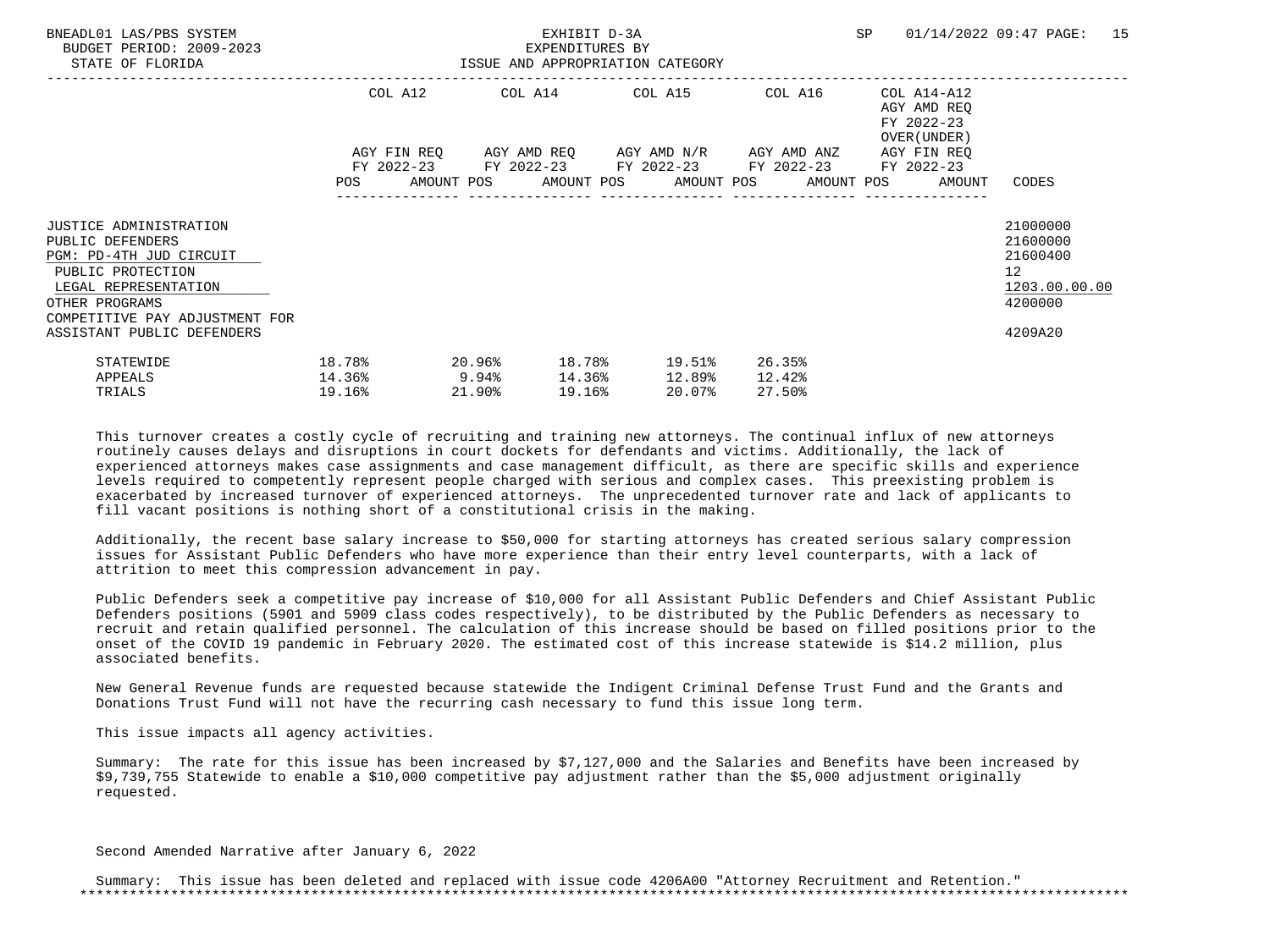BNEADL01 LAS/PBS SYSTEM
BUDGET PERIOD: 2009-2023
STATE OF FLORIDA

EXHIBIT D-3A
EXPENDITURES BY
ISSUE AND APPROPRIATION CATEGORY

SP 01/14/2022 09:47

| | COL A12 AGY FIN REQ FY 2022-23 POS AMOUNT | COL A14 AGY AMD REQ FY 2022-23 POS AMOUNT | COL A15 AGY AMD N/R FY 2022-23 POS AMOUNT | COL A16 AGY AMD ANZ FY 2022-23 POS AMOUNT | COL A14-A12 AGY AMD REQ FY 2022-23 OVER(UNDER) AGY FIN REQ FY 2022-23 POS AMOUNT | CODES |
|---|---|---|---|---|---|---|
| JUSTICE ADMINISTRATION | | | | | | 21000000 |
| PUBLIC DEFENDERS | | | | | | 21600000 |
| PGM: PD-4TH JUD CIRCUIT | | | | | | 21600400 |
| PUBLIC PROTECTION | | | | | | 12 |
| LEGAL REPRESENTATION | | | | | | 1203.00.00.00 |
| OTHER PROGRAMS | | | | | | 4200000 |
| COMPETITIVE PAY ADJUSTMENT FOR ASSISTANT PUBLIC DEFENDERS | | | | | | 4209A20 |

| | | | | | |
|---|---|---|---|---|---|
| STATEWIDE | 18.78% | 20.96% | 18.78% | 19.51% | 26.35% |
| APPEALS | 14.36% | 9.94% | 14.36% | 12.89% | 12.42% |
| TRIALS | 19.16% | 21.90% | 19.16% | 20.07% | 27.50% |

This turnover creates a costly cycle of recruiting and training new attorneys. The continual influx of new attorneys routinely causes delays and disruptions in court dockets for defendants and victims. Additionally, the lack of experienced attorneys makes case assignments and case management difficult, as there are specific skills and experience levels required to competently represent people charged with serious and complex cases. This preexisting problem is exacerbated by increased turnover of experienced attorneys. The unprecedented turnover rate and lack of applicants to fill vacant positions is nothing short of a constitutional crisis in the making.

Additionally, the recent base salary increase to $50,000 for starting attorneys has created serious salary compression issues for Assistant Public Defenders who have more experience than their entry level counterparts, with a lack of attrition to meet this compression advancement in pay.

Public Defenders seek a competitive pay increase of $10,000 for all Assistant Public Defenders and Chief Assistant Public Defenders positions (5901 and 5909 class codes respectively), to be distributed by the Public Defenders as necessary to recruit and retain qualified personnel. The calculation of this increase should be based on filled positions prior to the onset of the COVID 19 pandemic in February 2020. The estimated cost of this increase statewide is $14.2 million, plus associated benefits.

New General Revenue funds are requested because statewide the Indigent Criminal Defense Trust Fund and the Grants and Donations Trust Fund will not have the recurring cash necessary to fund this issue long term.

This issue impacts all agency activities.

Summary: The rate for this issue has been increased by $7,127,000 and the Salaries and Benefits have been increased by $9,739,755 Statewide to enable a $10,000 competitive pay adjustment rather than the $5,000 adjustment originally requested.

Second Amended Narrative after January 6, 2022

Summary: This issue has been deleted and replaced with issue code 4206A00 "Attorney Recruitment and Retention."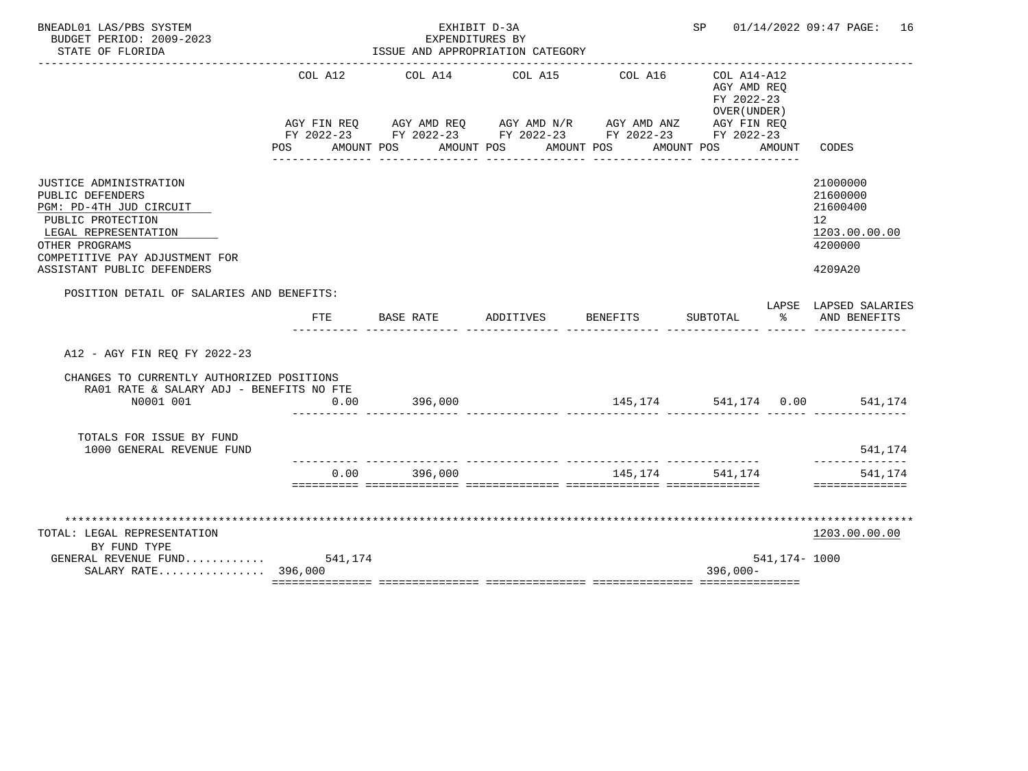BNEADL01 LAS/PBS SYSTEM | EXHIBIT D-3A | SP 01/14/2022 09:47 PAGE: 16
BUDGET PERIOD: 2009-2023 | EXPENDITURES BY
STATE OF FLORIDA | ISSUE AND APPROPRIATION CATEGORY

| | COL A12 AGY FIN REQ FY 2022-23 POS AMOUNT | COL A14 AGY AMD REQ FY 2022-23 POS AMOUNT | COL A15 AGY AMD N/R FY 2022-23 POS AMOUNT | COL A16 AGY AMD ANZ FY 2022-23 POS AMOUNT | COL A14-A12 AGY AMD REQ FY 2022-23 OVER(UNDER) AGY FIN REQ FY 2022-23 POS AMOUNT | CODES |
|---|---|---|---|---|---|---|
| JUSTICE ADMINISTRATION | | | | | | 21000000 |
| PUBLIC DEFENDERS | | | | | | 21600000 |
| PGM: PD-4TH JUD CIRCUIT | | | | | | 21600400 |
| PUBLIC PROTECTION | | | | | | 12 |
| LEGAL REPRESENTATION | | | | | | 1203.00.00.00 |
| OTHER PROGRAMS | | | | | | 4200000 |
| COMPETITIVE PAY ADJUSTMENT FOR ASSISTANT PUBLIC DEFENDERS | | | | | | 4209A20 |

POSITION DETAIL OF SALARIES AND BENEFITS:

| | FTE | BASE RATE | ADDITIVES | BENEFITS | SUBTOTAL | LAPSE % | LAPSED SALARIES AND BENEFITS |
|---|---|---|---|---|---|---|---|
| A12 - AGY FIN REQ FY 2022-23 | | | | | | | |
| CHANGES TO CURRENTLY AUTHORIZED POSITIONS | | | | | | | |
| RA01 RATE & SALARY ADJ - BENEFITS NO FTE | | | | | | | |
| N0001 001 | 0.00 | 396,000 | | 145,174 | 541,174 | 0.00 | 541,174 |
| TOTALS FOR ISSUE BY FUND | | | | | | | |
| 1000 GENERAL REVENUE FUND | | | | | | | 541,174 |
| | 0.00 | 396,000 | | 145,174 | 541,174 | | 541,174 |

| TOTAL: LEGAL REPRESENTATION | COL A12 | COL A14 | COL A15 | COL A16 | COL A14-A12 | CODES |
|---|---|---|---|---|---|---|
| BY FUND TYPE | | | | | | 1203.00.00.00 |
| GENERAL REVENUE FUND | 541,174 | | | | 541,174- | 1000 |
| SALARY RATE | 396,000 | | | | 396,000- | |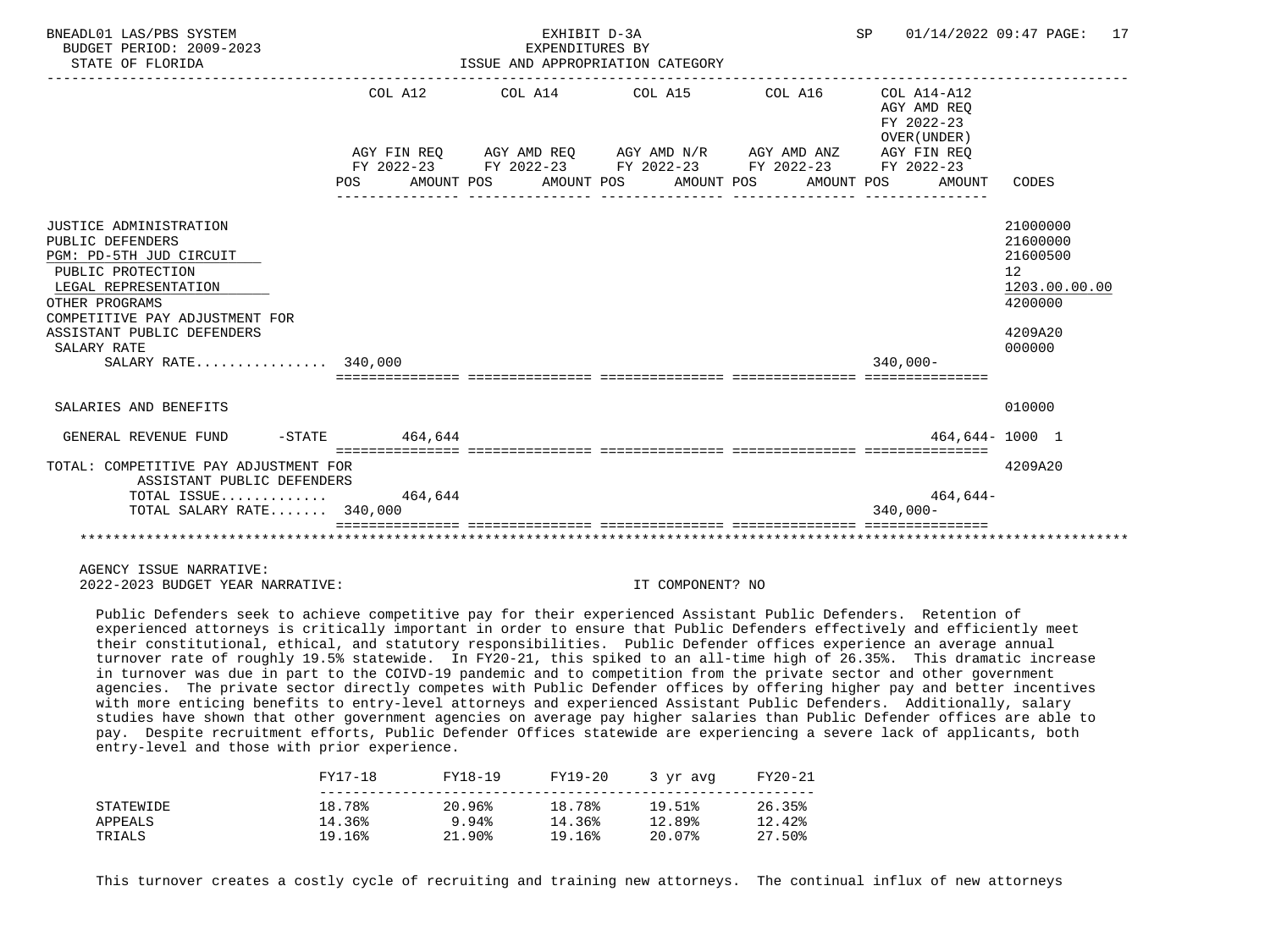BNEADL01 LAS/PBS SYSTEM — EXHIBIT D-3A — EXPENDITURES BY ISSUE AND APPROPRIATION CATEGORY

BUDGET PERIOD: 2009-2023

STATE OF FLORIDA

SP 01/14/2022 09:47

| | COL A12 AGY FIN REQ FY 2022-23 POS AMOUNT | COL A14 AGY AMD REQ FY 2022-23 POS AMOUNT | COL A15 AGY AMD N/R FY 2022-23 POS AMOUNT | COL A16 AGY AMD ANZ FY 2022-23 POS AMOUNT | COL A14-A12 AGY AMD REQ FY 2022-23 OVER(UNDER) AGY FIN REQ FY 2022-23 POS AMOUNT | CODES |
|---|---|---|---|---|---|---|
| JUSTICE ADMINISTRATION | | | | | | 21000000 |
| PUBLIC DEFENDERS | | | | | | 21600000 |
| PGM: PD-5TH JUD CIRCUIT | | | | | | 21600500 |
| PUBLIC PROTECTION | | | | | | 12 |
| LEGAL REPRESENTATION | | | | | | 1203.00.00.00 |
| OTHER PROGRAMS | | | | | | 4200000 |
| COMPETITIVE PAY ADJUSTMENT FOR ASSISTANT PUBLIC DEFENDERS | | | | | | 4209A20 |
| SALARY RATE | | | | | | 000000 |
| SALARY RATE................ | 340,000 | | | | 340,000- | |
| SALARIES AND BENEFITS | | | | | | 010000 |
| GENERAL REVENUE FUND -STATE | 464,644 | | | | 464,644- | 1000 1 |
| TOTAL: COMPETITIVE PAY ADJUSTMENT FOR ASSISTANT PUBLIC DEFENDERS | | | | | | 4209A20 |
| TOTAL ISSUE............. | 464,644 | | | | 464,644- | |
| TOTAL SALARY RATE....... | 340,000 | | | | 340,000- | |

AGENCY ISSUE NARRATIVE:

2022-2023 BUDGET YEAR NARRATIVE: IT COMPONENT? NO

Public Defenders seek to achieve competitive pay for their experienced Assistant Public Defenders. Retention of experienced attorneys is critically important in order to ensure that Public Defenders effectively and efficiently meet their constitutional, ethical, and statutory responsibilities. Public Defender offices experience an average annual turnover rate of roughly 19.5% statewide. In FY20-21, this spiked to an all-time high of 26.35%. This dramatic increase in turnover was due in part to the COIVD-19 pandemic and to competition from the private sector and other government agencies. The private sector directly competes with Public Defender offices by offering higher pay and better incentives with more enticing benefits to entry-level attorneys and experienced Assistant Public Defenders. Additionally, salary studies have shown that other government agencies on average pay higher salaries than Public Defender offices are able to pay. Despite recruitment efforts, Public Defender Offices statewide are experiencing a severe lack of applicants, both entry-level and those with prior experience.

| | FY17-18 | FY18-19 | FY19-20 | 3 yr avg | FY20-21 |
|---|---|---|---|---|---|
| STATEWIDE | 18.78% | 20.96% | 18.78% | 19.51% | 26.35% |
| APPEALS | 14.36% | 9.94% | 14.36% | 12.89% | 12.42% |
| TRIALS | 19.16% | 21.90% | 19.16% | 20.07% | 27.50% |

This turnover creates a costly cycle of recruiting and training new attorneys. The continual influx of new attorneys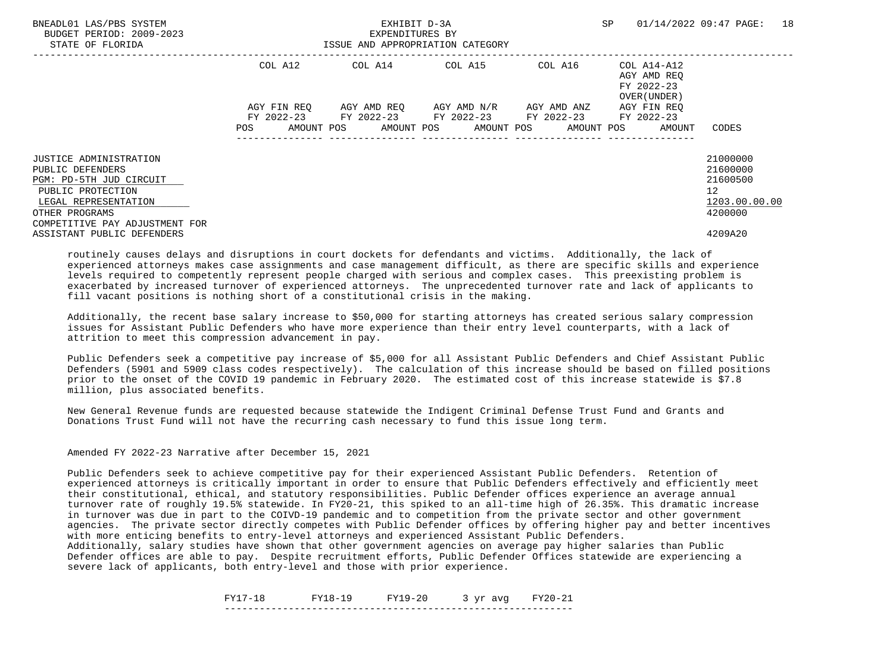| | COL A12 | | COL A14 | | COL A15 | | COL A16 | | COL A14-A12 AGY AMD REQ FY 2022-23 OVER(UNDER) | | |
|---|---|---|---|---|---|---|---|---|---|---|---|
| | AGY FIN REQ FY 2022-23 | | AGY AMD REQ FY 2022-23 | | AGY AMD N/R FY 2022-23 | | AGY AMD ANZ FY 2022-23 | | AGY FIN REQ FY 2022-23 | | |
| | POS | AMOUNT | POS | AMOUNT | POS | AMOUNT | POS | AMOUNT | POS | AMOUNT | CODES |
| JUSTICE ADMINISTRATION | | | | | | | | | | | 21000000 |
| PUBLIC DEFENDERS | | | | | | | | | | | 21600000 |
| PGM: PD-5TH JUD CIRCUIT | | | | | | | | | | | 21600500 |
| PUBLIC PROTECTION | | | | | | | | | | | 12 |
| LEGAL REPRESENTATION | | | | | | | | | | | 1203.00.00.00 |
| OTHER PROGRAMS | | | | | | | | | | | 4200000 |
| COMPETITIVE PAY ADJUSTMENT FOR ASSISTANT PUBLIC DEFENDERS | | | | | | | | | | | 4209A20 |

routinely causes delays and disruptions in court dockets for defendants and victims. Additionally, the lack of experienced attorneys makes case assignments and case management difficult, as there are specific skills and experience levels required to competently represent people charged with serious and complex cases. This preexisting problem is exacerbated by increased turnover of experienced attorneys. The unprecedented turnover rate and lack of applicants to fill vacant positions is nothing short of a constitutional crisis in the making.

Additionally, the recent base salary increase to $50,000 for starting attorneys has created serious salary compression issues for Assistant Public Defenders who have more experience than their entry level counterparts, with a lack of attrition to meet this compression advancement in pay.

Public Defenders seek a competitive pay increase of $5,000 for all Assistant Public Defenders and Chief Assistant Public Defenders (5901 and 5909 class codes respectively). The calculation of this increase should be based on filled positions prior to the onset of the COVID 19 pandemic in February 2020. The estimated cost of this increase statewide is $7.8 million, plus associated benefits.

New General Revenue funds are requested because statewide the Indigent Criminal Defense Trust Fund and Grants and Donations Trust Fund will not have the recurring cash necessary to fund this issue long term.

Amended FY 2022-23 Narrative after December 15, 2021

Public Defenders seek to achieve competitive pay for their experienced Assistant Public Defenders. Retention of experienced attorneys is critically important in order to ensure that Public Defenders effectively and efficiently meet their constitutional, ethical, and statutory responsibilities. Public Defender offices experience an average annual turnover rate of roughly 19.5% statewide. In FY20-21, this spiked to an all-time high of 26.35%. This dramatic increase in turnover was due in part to the COIVD-19 pandemic and to competition from the private sector and other government agencies. The private sector directly competes with Public Defender offices by offering higher pay and better incentives with more enticing benefits to entry-level attorneys and experienced Assistant Public Defenders.
Additionally, salary studies have shown that other government agencies on average pay higher salaries than Public Defender offices are able to pay. Despite recruitment efforts, Public Defender Offices statewide are experiencing a severe lack of applicants, both entry-level and those with prior experience.

| FY17-18 | FY18-19 | FY19-20 | 3 yr avg | FY20-21 |
|---|---|---|---|---|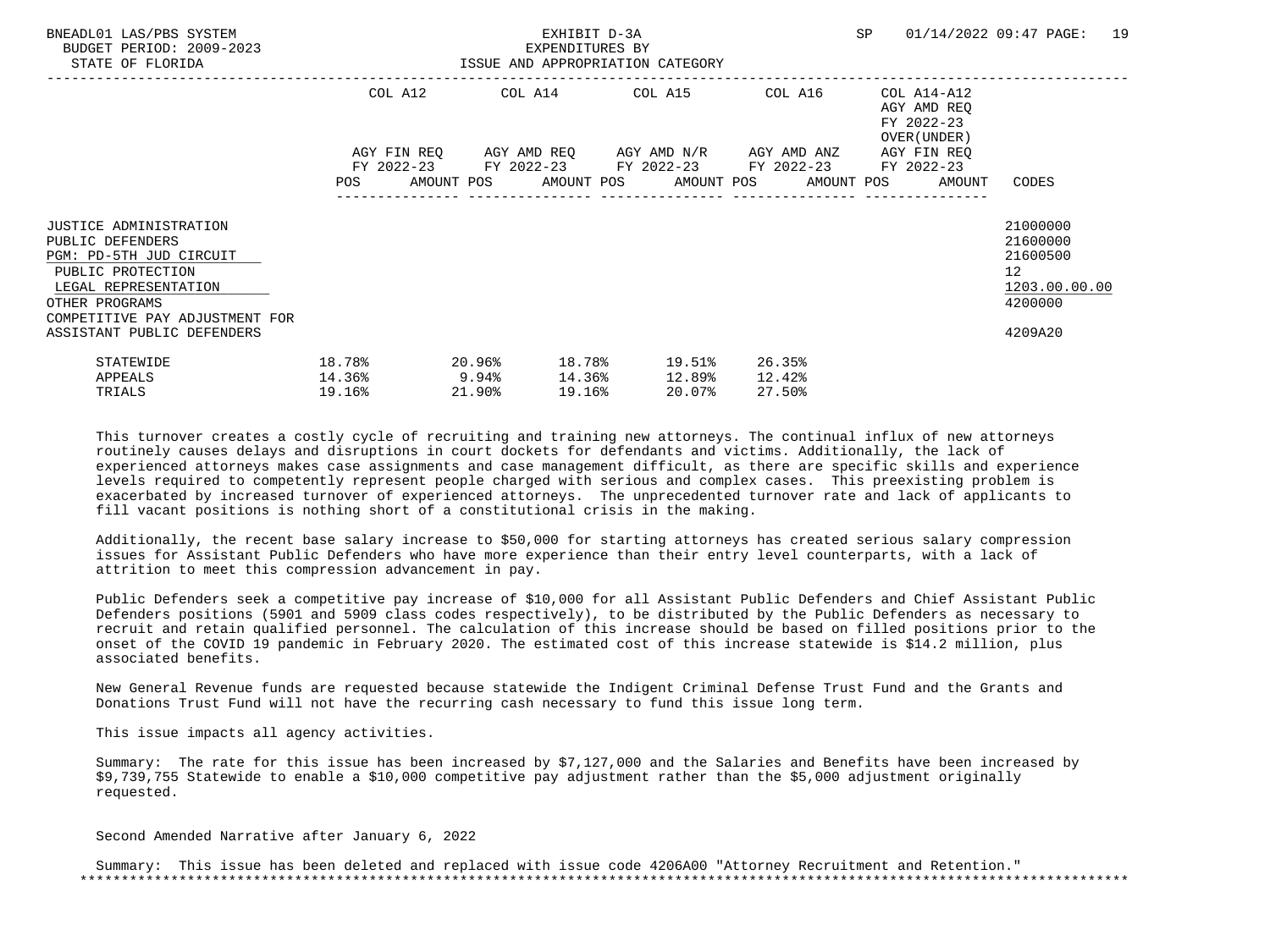BNEADL01 LAS/PBS SYSTEM
BUDGET PERIOD: 2009-2023
STATE OF FLORIDA

EXHIBIT D-3A
EXPENDITURES BY
ISSUE AND APPROPRIATION CATEGORY

| | COL A12 AGY FIN REQ FY 2022-23 POS AMOUNT | COL A14 AGY AMD REQ FY 2022-23 POS AMOUNT | COL A15 AGY AMD N/R FY 2022-23 POS AMOUNT | COL A16 AGY AMD ANZ FY 2022-23 POS AMOUNT | COL A14-A12 AGY AMD REQ FY 2022-23 OVER(UNDER) AGY FIN REQ FY 2022-23 POS AMOUNT | CODES |
|---|---|---|---|---|---|---|
| JUSTICE ADMINISTRATION | | | | | | 21000000 |
| PUBLIC DEFENDERS | | | | | | 21600000 |
| PGM: PD-5TH JUD CIRCUIT | | | | | | 21600500 |
| PUBLIC PROTECTION | | | | | | 12 |
| LEGAL REPRESENTATION | | | | | | 1203.00.00.00 |
| OTHER PROGRAMS | | | | | | 4200000 |
| COMPETITIVE PAY ADJUSTMENT FOR ASSISTANT PUBLIC DEFENDERS | | | | | | 4209A20 |

| | | | | | |
|---|---|---|---|---|---|
| STATEWIDE | 18.78% | 20.96% | 18.78% | 19.51% | 26.35% |
| APPEALS | 14.36% | 9.94% | 14.36% | 12.89% | 12.42% |
| TRIALS | 19.16% | 21.90% | 19.16% | 20.07% | 27.50% |

This turnover creates a costly cycle of recruiting and training new attorneys. The continual influx of new attorneys routinely causes delays and disruptions in court dockets for defendants and victims. Additionally, the lack of experienced attorneys makes case assignments and case management difficult, as there are specific skills and experience levels required to competently represent people charged with serious and complex cases. This preexisting problem is exacerbated by increased turnover of experienced attorneys. The unprecedented turnover rate and lack of applicants to fill vacant positions is nothing short of a constitutional crisis in the making.

Additionally, the recent base salary increase to $50,000 for starting attorneys has created serious salary compression issues for Assistant Public Defenders who have more experience than their entry level counterparts, with a lack of attrition to meet this compression advancement in pay.

Public Defenders seek a competitive pay increase of $10,000 for all Assistant Public Defenders and Chief Assistant Public Defenders positions (5901 and 5909 class codes respectively), to be distributed by the Public Defenders as necessary to recruit and retain qualified personnel. The calculation of this increase should be based on filled positions prior to the onset of the COVID 19 pandemic in February 2020. The estimated cost of this increase statewide is $14.2 million, plus associated benefits.

New General Revenue funds are requested because statewide the Indigent Criminal Defense Trust Fund and the Grants and Donations Trust Fund will not have the recurring cash necessary to fund this issue long term.

This issue impacts all agency activities.

Summary: The rate for this issue has been increased by $7,127,000 and the Salaries and Benefits have been increased by $9,739,755 Statewide to enable a $10,000 competitive pay adjustment rather than the $5,000 adjustment originally requested.

Second Amended Narrative after January 6, 2022

Summary: This issue has been deleted and replaced with issue code 4206A00 "Attorney Recruitment and Retention."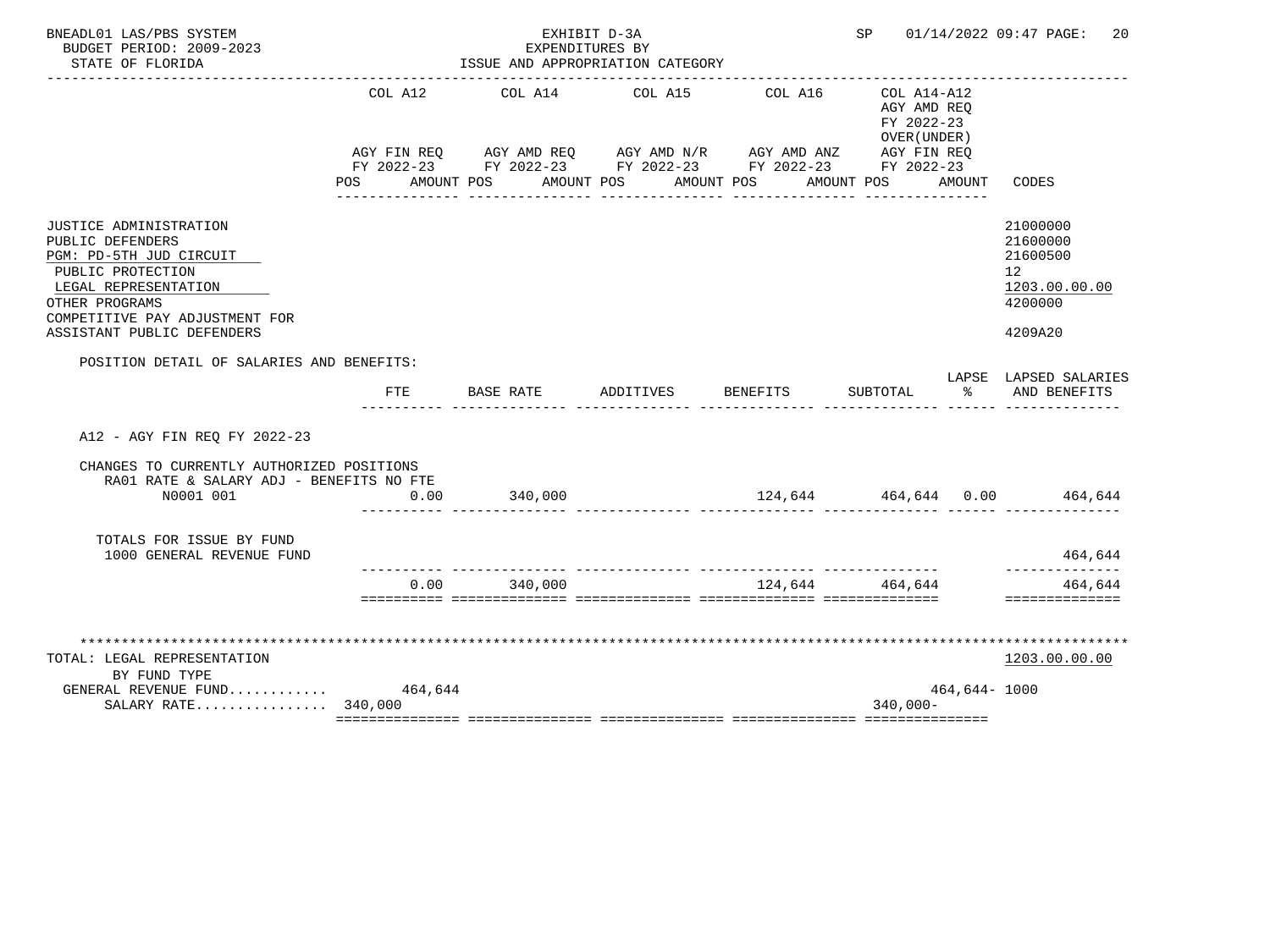BNEADL01 LAS/PBS SYSTEM
BUDGET PERIOD: 2009-2023
STATE OF FLORIDA

EXHIBIT D-3A
EXPENDITURES BY
ISSUE AND APPROPRIATION CATEGORY

SP 01/14/2022 09:47 PAGE: 20

| | COL A12 AGY FIN REQ FY 2022-23 POS AMOUNT | COL A14 AGY AMD REQ FY 2022-23 POS AMOUNT | COL A15 AGY AMD N/R FY 2022-23 POS AMOUNT | COL A16 AGY AMD ANZ FY 2022-23 POS AMOUNT | COL A14-A12 AGY AMD REQ FY 2022-23 OVER(UNDER) AGY FIN REQ FY 2022-23 POS AMOUNT | CODES |
|---|---|---|---|---|---|---|
| JUSTICE ADMINISTRATION | | | | | | 21000000 |
| PUBLIC DEFENDERS | | | | | | 21600000 |
| PGM: PD-5TH JUD CIRCUIT | | | | | | 21600500 |
| PUBLIC PROTECTION | | | | | | 12 |
| LEGAL REPRESENTATION | | | | | | 1203.00.00.00 |
| OTHER PROGRAMS | | | | | | 4200000 |
| COMPETITIVE PAY ADJUSTMENT FOR ASSISTANT PUBLIC DEFENDERS | | | | | | 4209A20 |

POSITION DETAIL OF SALARIES AND BENEFITS:

| | FTE | BASE RATE | ADDITIVES | BENEFITS | SUBTOTAL | LAPSE % | LAPSED SALARIES AND BENEFITS |
|---|---|---|---|---|---|---|---|
| A12 - AGY FIN REQ FY 2022-23 | | | | | | | |
| CHANGES TO CURRENTLY AUTHORIZED POSITIONS | | | | | | | |
| RA01 RATE & SALARY ADJ - BENEFITS NO FTE | | | | | | | |
| N0001 001 | 0.00 | 340,000 | | 124,644 | 464,644 | 0.00 | 464,644 |
| TOTALS FOR ISSUE BY FUND | | | | | | | |
| 1000 GENERAL REVENUE FUND | | | | | | | 464,644 |
| | 0.00 | 340,000 | | 124,644 | 464,644 | | 464,644 |

| TOTAL: LEGAL REPRESENTATION BY FUND TYPE | COL A12 | COL A14 | COL A15 | COL A16 | COL A14-A12 | CODES |
|---|---|---|---|---|---|---|
| | | | | | | 1203.00.00.00 |
| GENERAL REVENUE FUND............ | 464,644 | | | | 464,644- | 1000 |
| SALARY RATE................ | 340,000 | | | | 340,000- | |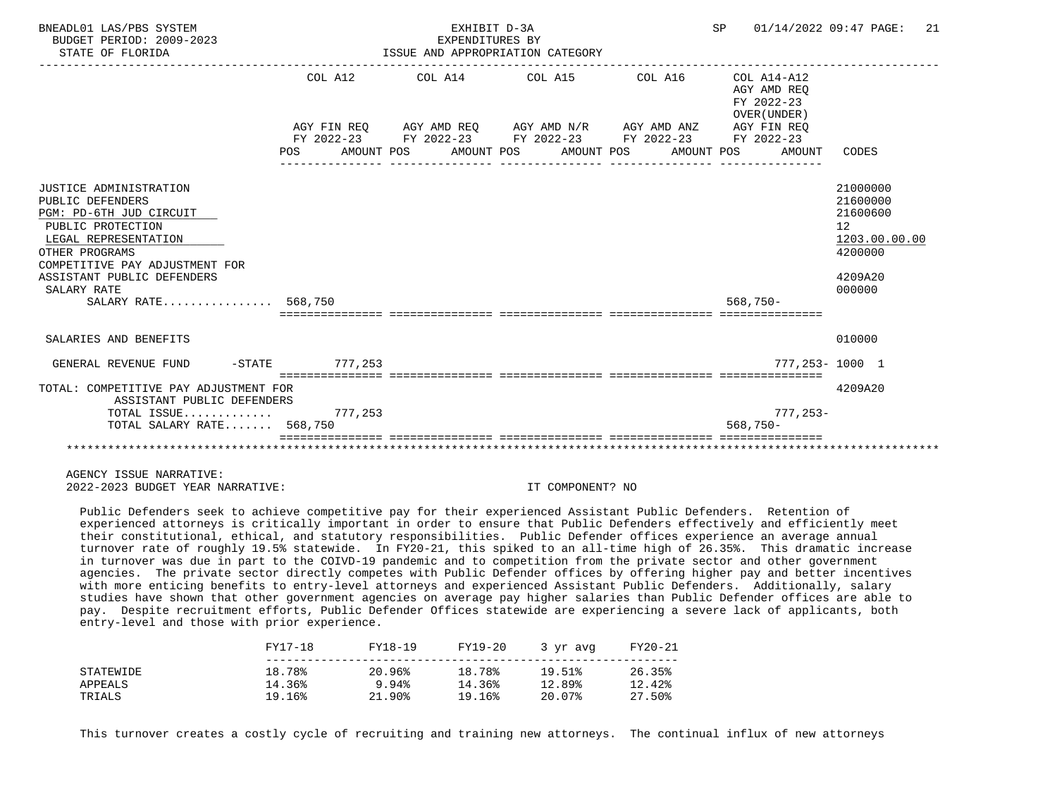BNEADL01 LAS/PBS SYSTEM — EXHIBIT D-3A — EXPENDITURES BY ISSUE AND APPROPRIATION CATEGORY

BUDGET PERIOD: 2009-2023 — STATE OF FLORIDA — SP 01/14/2022 09:47

| | COL A12 AGY FIN REQ FY 2022-23 POS AMOUNT | COL A14 AGY AMD REQ FY 2022-23 POS AMOUNT | COL A15 AGY AMD N/R FY 2022-23 POS AMOUNT | COL A16 AGY AMD ANZ FY 2022-23 POS AMOUNT | COL A14-A12 AGY AMD REQ FY 2022-23 OVER(UNDER) AGY FIN REQ FY 2022-23 POS AMOUNT | CODES |
|---|---|---|---|---|---|---|
| JUSTICE ADMINISTRATION | | | | | | 21000000 |
| PUBLIC DEFENDERS | | | | | | 21600000 |
| PGM: PD-6TH JUD CIRCUIT | | | | | | 21600600 |
| PUBLIC PROTECTION | | | | | | 12 |
| LEGAL REPRESENTATION | | | | | | 1203.00.00.00 |
| OTHER PROGRAMS | | | | | | 4200000 |
| COMPETITIVE PAY ADJUSTMENT FOR ASSISTANT PUBLIC DEFENDERS | | | | | | 4209A20 |
| SALARY RATE | | | | | | 000000 |
| SALARY RATE................ | 568,750 | | | | 568,750- | |
| SALARIES AND BENEFITS | | | | | | 010000 |
| GENERAL REVENUE FUND -STATE | 777,253 | | | | 777,253- | 1000 1 |
| TOTAL: COMPETITIVE PAY ADJUSTMENT FOR ASSISTANT PUBLIC DEFENDERS | | | | | | 4209A20 |
| TOTAL ISSUE............. | 777,253 | | | | 777,253- | |
| TOTAL SALARY RATE....... | 568,750 | | | | 568,750- | |

AGENCY ISSUE NARRATIVE:

2022-2023 BUDGET YEAR NARRATIVE: IT COMPONENT? NO

Public Defenders seek to achieve competitive pay for their experienced Assistant Public Defenders. Retention of experienced attorneys is critically important in order to ensure that Public Defenders effectively and efficiently meet their constitutional, ethical, and statutory responsibilities. Public Defender offices experience an average annual turnover rate of roughly 19.5% statewide. In FY20-21, this spiked to an all-time high of 26.35%. This dramatic increase in turnover was due in part to the COIVD-19 pandemic and to competition from the private sector and other government agencies. The private sector directly competes with Public Defender offices by offering higher pay and better incentives with more enticing benefits to entry-level attorneys and experienced Assistant Public Defenders. Additionally, salary studies have shown that other government agencies on average pay higher salaries than Public Defender offices are able to pay. Despite recruitment efforts, Public Defender Offices statewide are experiencing a severe lack of applicants, both entry-level and those with prior experience.

| | FY17-18 | FY18-19 | FY19-20 | 3 yr avg | FY20-21 |
|---|---|---|---|---|---|
| STATEWIDE | 18.78% | 20.96% | 18.78% | 19.51% | 26.35% |
| APPEALS | 14.36% | 9.94% | 14.36% | 12.89% | 12.42% |
| TRIALS | 19.16% | 21.90% | 19.16% | 20.07% | 27.50% |

This turnover creates a costly cycle of recruiting and training new attorneys. The continual influx of new attorneys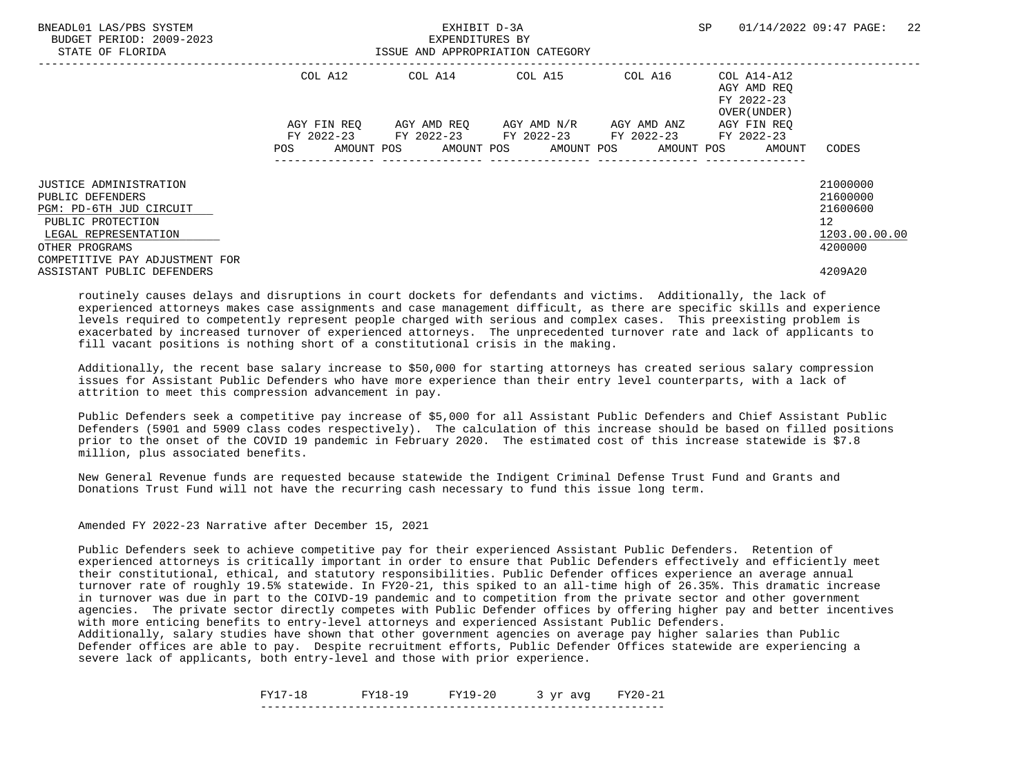| | COL A12 | | COL A14 | | COL A15 | | COL A16 | | COL A14-A12 AGY AMD REQ FY 2022-23 OVER(UNDER) | | |
|---|---|---|---|---|---|---|---|---|---|---|---|
| | AGY FIN REQ FY 2022-23 | | AGY AMD REQ FY 2022-23 | | AGY AMD N/R FY 2022-23 | | AGY AMD ANZ FY 2022-23 | | AGY FIN REQ FY 2022-23 | | |
| | POS | AMOUNT | POS | AMOUNT | POS | AMOUNT | POS | AMOUNT | POS | AMOUNT | CODES |
| JUSTICE ADMINISTRATION | | | | | | | | | | | 21000000 |
| PUBLIC DEFENDERS | | | | | | | | | | | 21600000 |
| PGM: PD-6TH JUD CIRCUIT | | | | | | | | | | | 21600600 |
| PUBLIC PROTECTION | | | | | | | | | | | 12 |
| LEGAL REPRESENTATION | | | | | | | | | | | 1203.00.00.00 |
| OTHER PROGRAMS | | | | | | | | | | | 4200000 |
| COMPETITIVE PAY ADJUSTMENT FOR ASSISTANT PUBLIC DEFENDERS | | | | | | | | | | | 4209A20 |

routinely causes delays and disruptions in court dockets for defendants and victims. Additionally, the lack of experienced attorneys makes case assignments and case management difficult, as there are specific skills and experience levels required to competently represent people charged with serious and complex cases. This preexisting problem is exacerbated by increased turnover of experienced attorneys. The unprecedented turnover rate and lack of applicants to fill vacant positions is nothing short of a constitutional crisis in the making.

Additionally, the recent base salary increase to $50,000 for starting attorneys has created serious salary compression issues for Assistant Public Defenders who have more experience than their entry level counterparts, with a lack of attrition to meet this compression advancement in pay.

Public Defenders seek a competitive pay increase of $5,000 for all Assistant Public Defenders and Chief Assistant Public Defenders (5901 and 5909 class codes respectively). The calculation of this increase should be based on filled positions prior to the onset of the COVID 19 pandemic in February 2020. The estimated cost of this increase statewide is $7.8 million, plus associated benefits.

New General Revenue funds are requested because statewide the Indigent Criminal Defense Trust Fund and Grants and Donations Trust Fund will not have the recurring cash necessary to fund this issue long term.

Amended FY 2022-23 Narrative after December 15, 2021

Public Defenders seek to achieve competitive pay for their experienced Assistant Public Defenders. Retention of experienced attorneys is critically important in order to ensure that Public Defenders effectively and efficiently meet their constitutional, ethical, and statutory responsibilities. Public Defender offices experience an average annual turnover rate of roughly 19.5% statewide. In FY20-21, this spiked to an all-time high of 26.35%. This dramatic increase in turnover was due in part to the COIVD-19 pandemic and to competition from the private sector and other government agencies. The private sector directly competes with Public Defender offices by offering higher pay and better incentives with more enticing benefits to entry-level attorneys and experienced Assistant Public Defenders.
Additionally, salary studies have shown that other government agencies on average pay higher salaries than Public Defender offices are able to pay. Despite recruitment efforts, Public Defender Offices statewide are experiencing a severe lack of applicants, both entry-level and those with prior experience.

| FY17-18 | FY18-19 | FY19-20 | 3 yr avg | FY20-21 |
|---|---|---|---|---|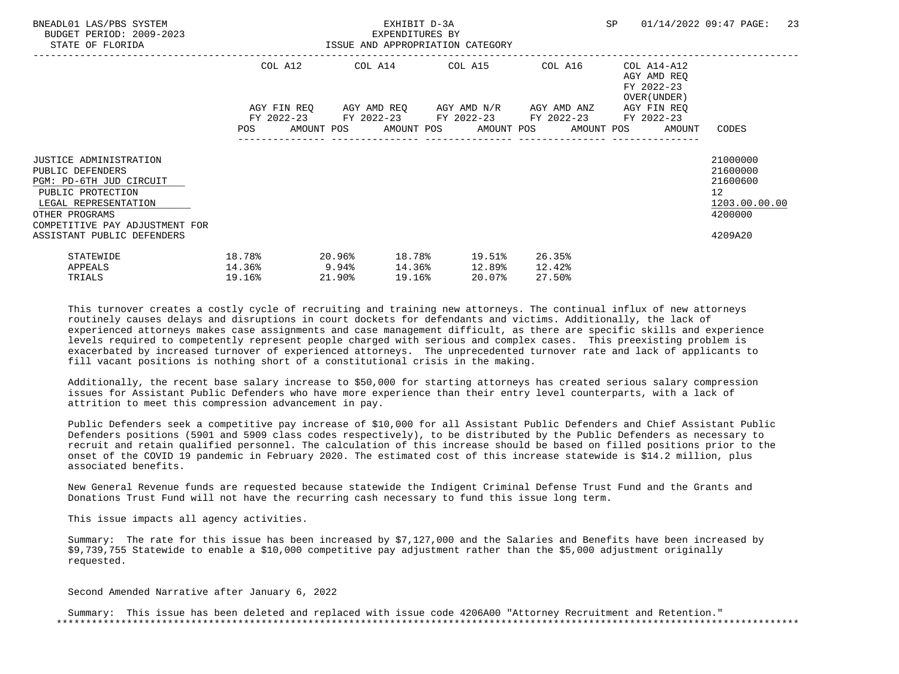BNEADL01 LAS/PBS SYSTEM — EXHIBIT D-3A — EXPENDITURES BY ISSUE AND APPROPRIATION CATEGORY
BUDGET PERIOD: 2009-2023
STATE OF FLORIDA

| | COL A12 AGY FIN REQ FY 2022-23 POS AMOUNT | COL A14 AGY AMD REQ FY 2022-23 POS AMOUNT | COL A15 AGY AMD N/R FY 2022-23 POS AMOUNT | COL A16 AGY AMD ANZ FY 2022-23 POS AMOUNT | COL A14-A12 AGY AMD REQ FY 2022-23 OVER(UNDER) AGY FIN REQ FY 2022-23 POS AMOUNT | CODES |
|---|---|---|---|---|---|---|
| JUSTICE ADMINISTRATION | | | | | | 21000000 |
| PUBLIC DEFENDERS | | | | | | 21600000 |
| PGM: PD-6TH JUD CIRCUIT | | | | | | 21600600 |
| PUBLIC PROTECTION | | | | | | 12 |
| LEGAL REPRESENTATION | | | | | | 1203.00.00.00 |
| OTHER PROGRAMS | | | | | | 4200000 |
| COMPETITIVE PAY ADJUSTMENT FOR ASSISTANT PUBLIC DEFENDERS | | | | | | 4209A20 |

| | | | | | |
|---|---|---|---|---|---|
| STATEWIDE | 18.78% | 20.96% | 18.78% | 19.51% | 26.35% |
| APPEALS | 14.36% | 9.94% | 14.36% | 12.89% | 12.42% |
| TRIALS | 19.16% | 21.90% | 19.16% | 20.07% | 27.50% |

This turnover creates a costly cycle of recruiting and training new attorneys. The continual influx of new attorneys routinely causes delays and disruptions in court dockets for defendants and victims. Additionally, the lack of experienced attorneys makes case assignments and case management difficult, as there are specific skills and experience levels required to competently represent people charged with serious and complex cases. This preexisting problem is exacerbated by increased turnover of experienced attorneys. The unprecedented turnover rate and lack of applicants to fill vacant positions is nothing short of a constitutional crisis in the making.

Additionally, the recent base salary increase to $50,000 for starting attorneys has created serious salary compression issues for Assistant Public Defenders who have more experience than their entry level counterparts, with a lack of attrition to meet this compression advancement in pay.

Public Defenders seek a competitive pay increase of $10,000 for all Assistant Public Defenders and Chief Assistant Public Defenders positions (5901 and 5909 class codes respectively), to be distributed by the Public Defenders as necessary to recruit and retain qualified personnel. The calculation of this increase should be based on filled positions prior to the onset of the COVID 19 pandemic in February 2020. The estimated cost of this increase statewide is $14.2 million, plus associated benefits.

New General Revenue funds are requested because statewide the Indigent Criminal Defense Trust Fund and the Grants and Donations Trust Fund will not have the recurring cash necessary to fund this issue long term.

This issue impacts all agency activities.

Summary: The rate for this issue has been increased by $7,127,000 and the Salaries and Benefits have been increased by $9,739,755 Statewide to enable a $10,000 competitive pay adjustment rather than the $5,000 adjustment originally requested.

Second Amended Narrative after January 6, 2022

Summary: This issue has been deleted and replaced with issue code 4206A00 "Attorney Recruitment and Retention."

*********************************************************************************************************************************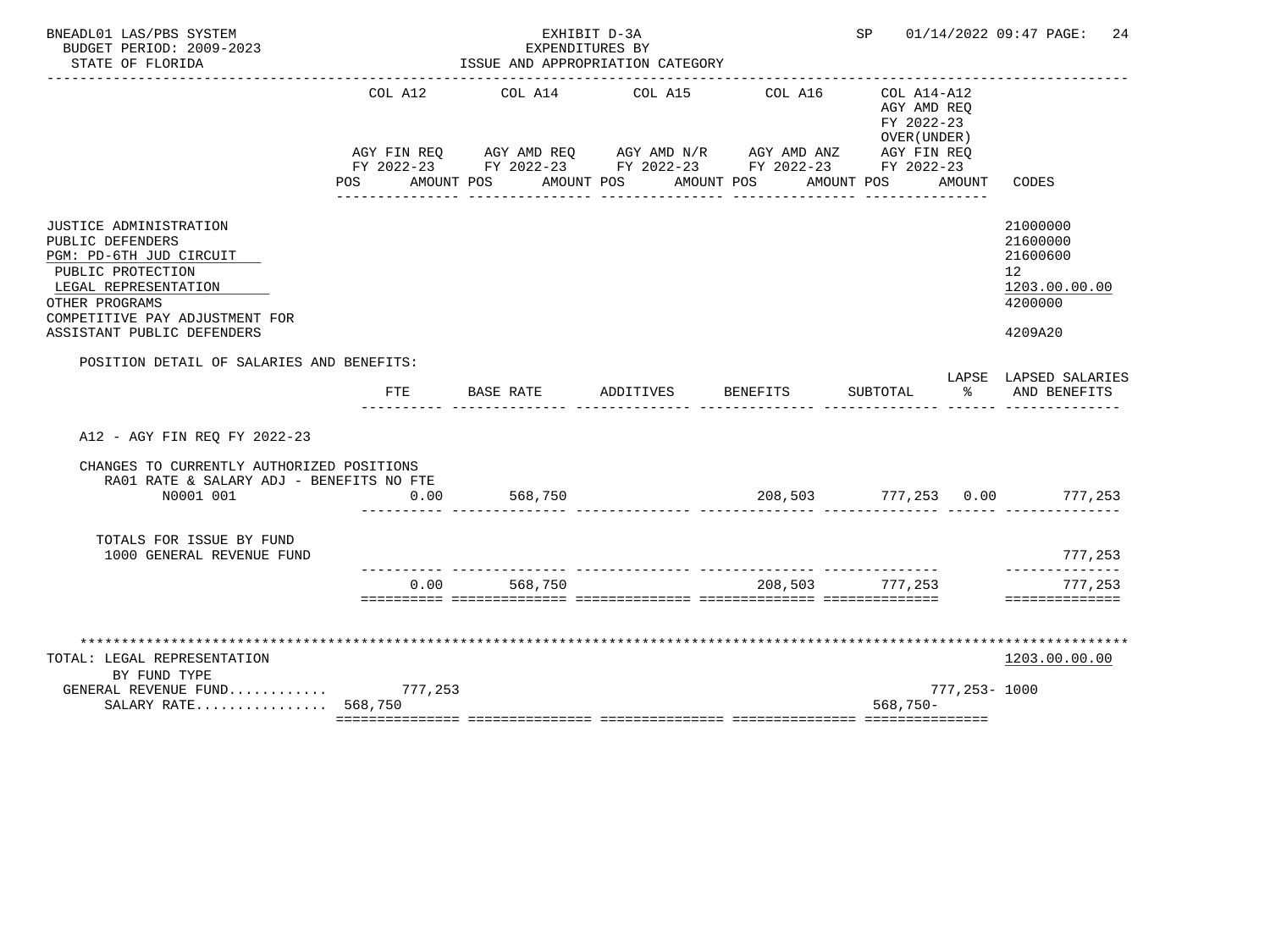BNEADL01 LAS/PBS SYSTEM — EXHIBIT D-3A — EXPENDITURES BY ISSUE AND APPROPRIATION CATEGORY
BUDGET PERIOD: 2009-2023
STATE OF FLORIDA
SP 01/14/2022 09:47 PAGE: 24

| | COL A12 AGY FIN REQ FY 2022-23 POS AMOUNT | COL A14 AGY AMD REQ FY 2022-23 POS AMOUNT | COL A15 AGY AMD N/R FY 2022-23 POS AMOUNT | COL A16 AGY AMD ANZ FY 2022-23 POS AMOUNT | COL A14-A12 AGY AMD REQ FY 2022-23 OVER(UNDER) AGY FIN REQ FY 2022-23 POS AMOUNT | CODES |
|---|---|---|---|---|---|---|
| JUSTICE ADMINISTRATION | | | | | | 21000000 |
| PUBLIC DEFENDERS | | | | | | 21600000 |
| PGM: PD-6TH JUD CIRCUIT | | | | | | 21600600 |
| PUBLIC PROTECTION | | | | | | 12 |
| LEGAL REPRESENTATION | | | | | | 1203.00.00.00 |
| OTHER PROGRAMS | | | | | | 4200000 |
| COMPETITIVE PAY ADJUSTMENT FOR ASSISTANT PUBLIC DEFENDERS | | | | | | 4209A20 |

POSITION DETAIL OF SALARIES AND BENEFITS:

| | FTE | BASE RATE | ADDITIVES | BENEFITS | SUBTOTAL | LAPSE % | LAPSED SALARIES AND BENEFITS |
|---|---|---|---|---|---|---|---|
| A12 - AGY FIN REQ FY 2022-23 | | | | | | | |
| CHANGES TO CURRENTLY AUTHORIZED POSITIONS | | | | | | | |
| RA01 RATE & SALARY ADJ - BENEFITS NO FTE | | | | | | | |
| N0001 001 | 0.00 | 568,750 | | 208,503 | 777,253 | 0.00 | 777,253 |
| TOTALS FOR ISSUE BY FUND | | | | | | | |
| 1000 GENERAL REVENUE FUND | | | | | | | 777,253 |
| | 0.00 | 568,750 | | 208,503 | 777,253 | | 777,253 |

| | COL A12 | COL A14 | COL A15 | COL A16 | COL A14-A12 | CODES |
|---|---|---|---|---|---|---|
| TOTAL: LEGAL REPRESENTATION | | | | | | 1203.00.00.00 |
| BY FUND TYPE | | | | | | |
| GENERAL REVENUE FUND............ | 777,253 | | | | 777,253- | 1000 |
| SALARY RATE................ | 568,750 | | | | 568,750- | |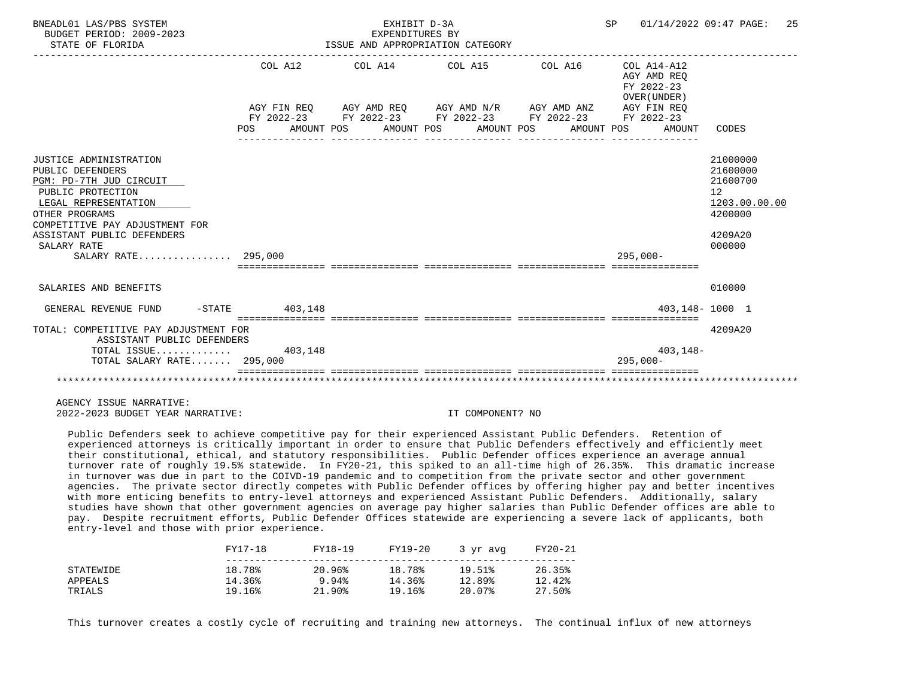EXHIBIT D-3A
EXPENDITURES BY
ISSUE AND APPROPRIATION CATEGORY

BNEADL01 LAS/PBS SYSTEM — BUDGET PERIOD: 2009-2023 — STATE OF FLORIDA — SP 01/14/2022 09:47

| | COL A12 AGY FIN REQ FY 2022-23 POS AMOUNT | COL A14 AGY AMD REQ FY 2022-23 POS AMOUNT | COL A15 AGY AMD N/R FY 2022-23 POS AMOUNT | COL A16 AGY AMD ANZ FY 2022-23 POS AMOUNT | COL A14-A12 AGY AMD REQ FY 2022-23 OVER(UNDER) AGY FIN REQ FY 2022-23 POS AMOUNT | CODES |
|---|---|---|---|---|---|---|
| JUSTICE ADMINISTRATION | | | | | | 21000000 |
| PUBLIC DEFENDERS | | | | | | 21600000 |
| PGM: PD-7TH JUD CIRCUIT | | | | | | 21600700 |
| PUBLIC PROTECTION | | | | | | 12 |
| LEGAL REPRESENTATION | | | | | | 1203.00.00.00 |
| OTHER PROGRAMS | | | | | | 4200000 |
| COMPETITIVE PAY ADJUSTMENT FOR ASSISTANT PUBLIC DEFENDERS | | | | | | 4209A20 |
| SALARY RATE | | | | | | 000000 |
| SALARY RATE................ | 295,000 | | | | 295,000- | |
| SALARIES AND BENEFITS | | | | | | 010000 |
| GENERAL REVENUE FUND -STATE | 403,148 | | | | 403,148- | 1000 1 |
| TOTAL: COMPETITIVE PAY ADJUSTMENT FOR ASSISTANT PUBLIC DEFENDERS | | | | | | 4209A20 |
| TOTAL ISSUE............. | 403,148 | | | | 403,148- | |
| TOTAL SALARY RATE....... | 295,000 | | | | 295,000- | |

AGENCY ISSUE NARRATIVE:

2022-2023 BUDGET YEAR NARRATIVE: IT COMPONENT? NO

Public Defenders seek to achieve competitive pay for their experienced Assistant Public Defenders. Retention of experienced attorneys is critically important in order to ensure that Public Defenders effectively and efficiently meet their constitutional, ethical, and statutory responsibilities. Public Defender offices experience an average annual turnover rate of roughly 19.5% statewide. In FY20-21, this spiked to an all-time high of 26.35%. This dramatic increase in turnover was due in part to the COIVD-19 pandemic and to competition from the private sector and other government agencies. The private sector directly competes with Public Defender offices by offering higher pay and better incentives with more enticing benefits to entry-level attorneys and experienced Assistant Public Defenders. Additionally, salary studies have shown that other government agencies on average pay higher salaries than Public Defender offices are able to pay. Despite recruitment efforts, Public Defender Offices statewide are experiencing a severe lack of applicants, both entry-level and those with prior experience.

| | FY17-18 | FY18-19 | FY19-20 | 3 yr avg | FY20-21 |
|---|---|---|---|---|---|
| STATEWIDE | 18.78% | 20.96% | 18.78% | 19.51% | 26.35% |
| APPEALS | 14.36% | 9.94% | 14.36% | 12.89% | 12.42% |
| TRIALS | 19.16% | 21.90% | 19.16% | 20.07% | 27.50% |

This turnover creates a costly cycle of recruiting and training new attorneys. The continual influx of new attorneys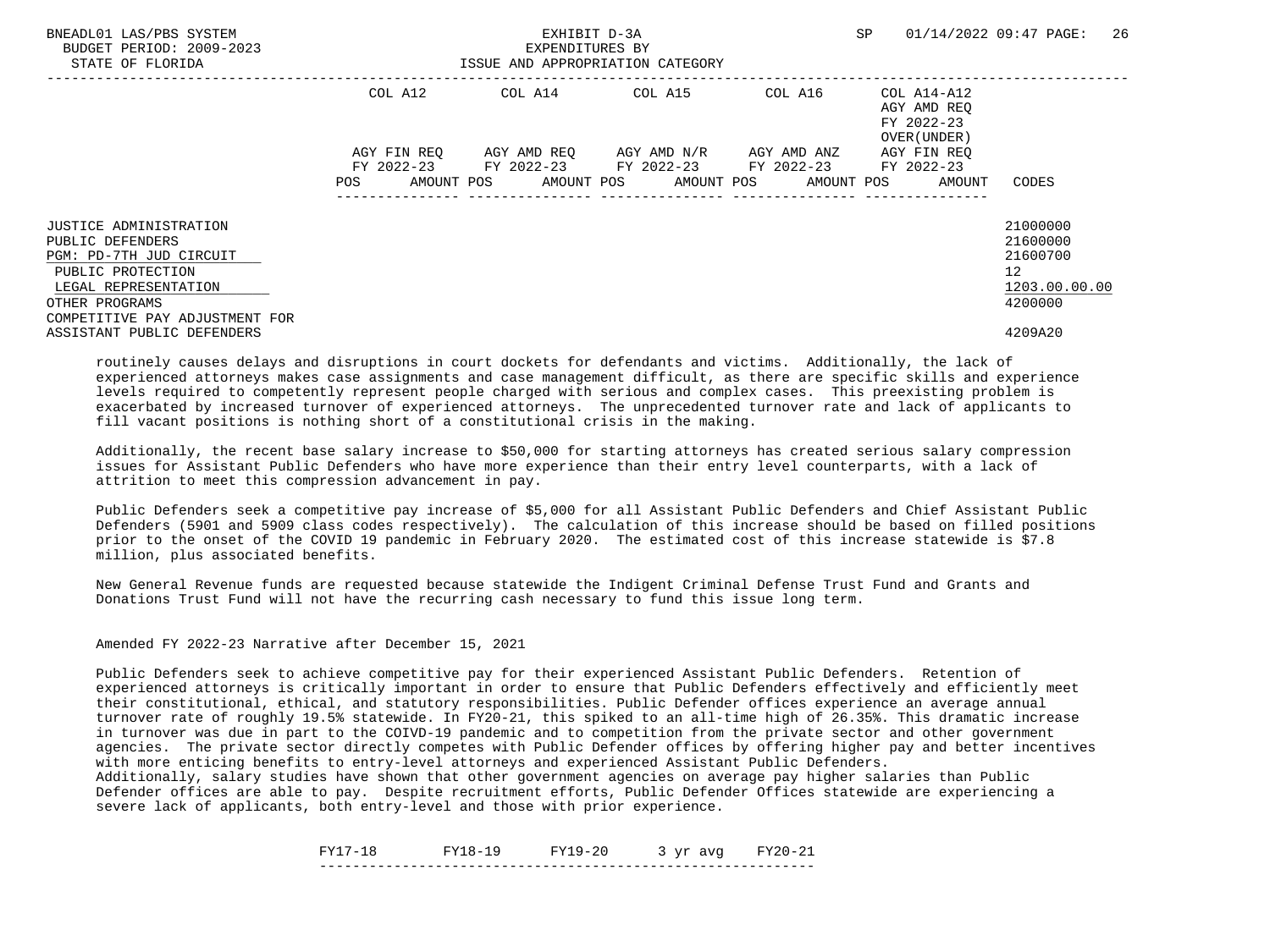| | COL A12 | COL A14 | COL A15 | COL A16 | COL A14-A12 AGY AMD REQ FY 2022-23 OVER(UNDER) | |
|---|---|---|---|---|---|---|
| | AGY FIN REQ FY 2022-23 | AGY AMD REQ FY 2022-23 | AGY AMD N/R FY 2022-23 | AGY AMD ANZ FY 2022-23 | AGY FIN REQ FY 2022-23 | |
| | POS AMOUNT | POS AMOUNT | POS AMOUNT | POS AMOUNT | POS AMOUNT | CODES |
| JUSTICE ADMINISTRATION | | | | | | 21000000 |
| PUBLIC DEFENDERS | | | | | | 21600000 |
| PGM: PD-7TH JUD CIRCUIT | | | | | | 21600700 |
| PUBLIC PROTECTION | | | | | | 12 |
| LEGAL REPRESENTATION | | | | | | 1203.00.00.00 |
| OTHER PROGRAMS | | | | | | 4200000 |
| COMPETITIVE PAY ADJUSTMENT FOR ASSISTANT PUBLIC DEFENDERS | | | | | | 4209A20 |

routinely causes delays and disruptions in court dockets for defendants and victims. Additionally, the lack of experienced attorneys makes case assignments and case management difficult, as there are specific skills and experience levels required to competently represent people charged with serious and complex cases. This preexisting problem is exacerbated by increased turnover of experienced attorneys. The unprecedented turnover rate and lack of applicants to fill vacant positions is nothing short of a constitutional crisis in the making.

Additionally, the recent base salary increase to $50,000 for starting attorneys has created serious salary compression issues for Assistant Public Defenders who have more experience than their entry level counterparts, with a lack of attrition to meet this compression advancement in pay.

Public Defenders seek a competitive pay increase of $5,000 for all Assistant Public Defenders and Chief Assistant Public Defenders (5901 and 5909 class codes respectively). The calculation of this increase should be based on filled positions prior to the onset of the COVID 19 pandemic in February 2020. The estimated cost of this increase statewide is $7.8 million, plus associated benefits.

New General Revenue funds are requested because statewide the Indigent Criminal Defense Trust Fund and Grants and Donations Trust Fund will not have the recurring cash necessary to fund this issue long term.

Amended FY 2022-23 Narrative after December 15, 2021

Public Defenders seek to achieve competitive pay for their experienced Assistant Public Defenders. Retention of experienced attorneys is critically important in order to ensure that Public Defenders effectively and efficiently meet their constitutional, ethical, and statutory responsibilities. Public Defender offices experience an average annual turnover rate of roughly 19.5% statewide. In FY20-21, this spiked to an all-time high of 26.35%. This dramatic increase in turnover was due in part to the COIVD-19 pandemic and to competition from the private sector and other government agencies. The private sector directly competes with Public Defender offices by offering higher pay and better incentives with more enticing benefits to entry-level attorneys and experienced Assistant Public Defenders.
Additionally, salary studies have shown that other government agencies on average pay higher salaries than Public Defender offices are able to pay. Despite recruitment efforts, Public Defender Offices statewide are experiencing a severe lack of applicants, both entry-level and those with prior experience.

| FY17-18 | FY18-19 | FY19-20 | 3 yr avg | FY20-21 |
|---|---|---|---|---|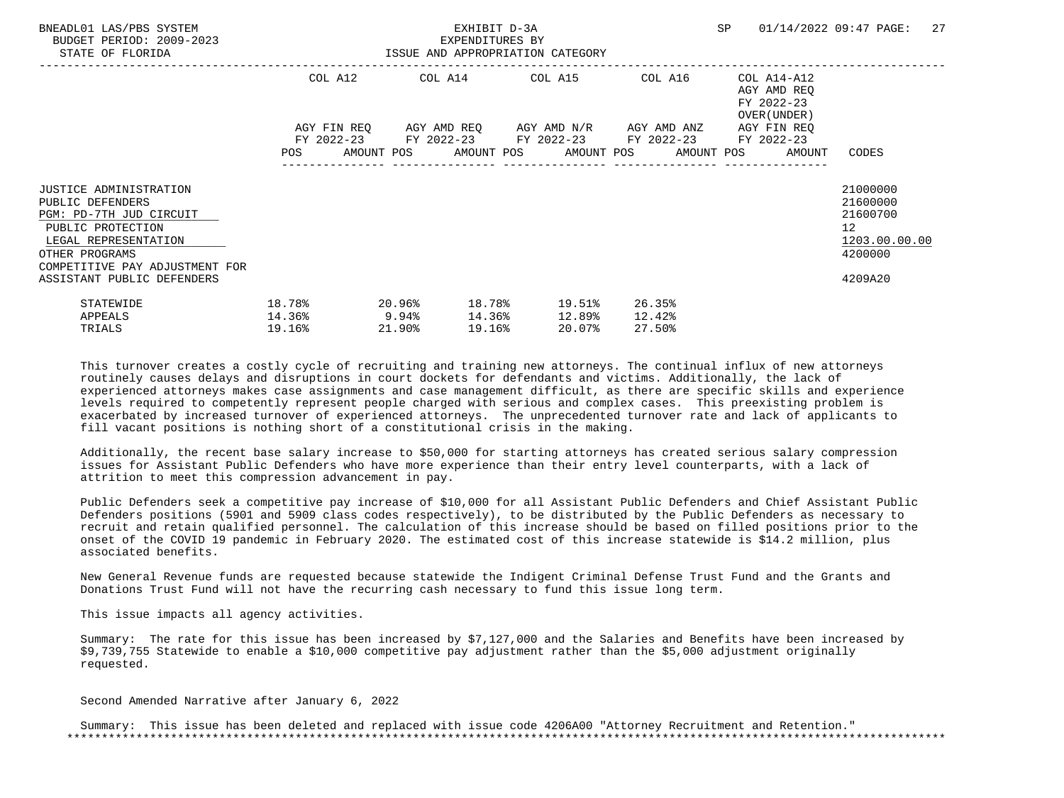BNEADL01 LAS/PBS SYSTEM — EXHIBIT D-3A — EXPENDITURES BY ISSUE AND APPROPRIATION CATEGORY
BUDGET PERIOD: 2009-2023
STATE OF FLORIDA

| | COL A12 AGY FIN REQ FY 2022-23 POS AMOUNT | COL A14 AGY AMD REQ FY 2022-23 POS AMOUNT | COL A15 AGY AMD N/R FY 2022-23 POS AMOUNT | COL A16 AGY AMD ANZ FY 2022-23 POS AMOUNT | COL A14-A12 AGY AMD REQ FY 2022-23 OVER(UNDER) AGY FIN REQ FY 2022-23 POS AMOUNT | CODES |
|---|---|---|---|---|---|---|
| JUSTICE ADMINISTRATION | | | | | | 21000000 |
| PUBLIC DEFENDERS | | | | | | 21600000 |
| PGM: PD-7TH JUD CIRCUIT | | | | | | 21600700 |
| PUBLIC PROTECTION | | | | | | 12 |
| LEGAL REPRESENTATION | | | | | | 1203.00.00.00 |
| OTHER PROGRAMS | | | | | | 4200000 |
| COMPETITIVE PAY ADJUSTMENT FOR ASSISTANT PUBLIC DEFENDERS | | | | | | 4209A20 |

| | | | | | |
|---|---|---|---|---|---|
| STATEWIDE | 18.78% | 20.96% | 18.78% | 19.51% | 26.35% |
| APPEALS | 14.36% | 9.94% | 14.36% | 12.89% | 12.42% |
| TRIALS | 19.16% | 21.90% | 19.16% | 20.07% | 27.50% |

This turnover creates a costly cycle of recruiting and training new attorneys. The continual influx of new attorneys routinely causes delays and disruptions in court dockets for defendants and victims. Additionally, the lack of experienced attorneys makes case assignments and case management difficult, as there are specific skills and experience levels required to competently represent people charged with serious and complex cases. This preexisting problem is exacerbated by increased turnover of experienced attorneys. The unprecedented turnover rate and lack of applicants to fill vacant positions is nothing short of a constitutional crisis in the making.

Additionally, the recent base salary increase to $50,000 for starting attorneys has created serious salary compression issues for Assistant Public Defenders who have more experience than their entry level counterparts, with a lack of attrition to meet this compression advancement in pay.

Public Defenders seek a competitive pay increase of $10,000 for all Assistant Public Defenders and Chief Assistant Public Defenders positions (5901 and 5909 class codes respectively), to be distributed by the Public Defenders as necessary to recruit and retain qualified personnel. The calculation of this increase should be based on filled positions prior to the onset of the COVID 19 pandemic in February 2020. The estimated cost of this increase statewide is $14.2 million, plus associated benefits.

New General Revenue funds are requested because statewide the Indigent Criminal Defense Trust Fund and the Grants and Donations Trust Fund will not have the recurring cash necessary to fund this issue long term.

This issue impacts all agency activities.

Summary: The rate for this issue has been increased by $7,127,000 and the Salaries and Benefits have been increased by $9,739,755 Statewide to enable a $10,000 competitive pay adjustment rather than the $5,000 adjustment originally requested.

Second Amended Narrative after January 6, 2022

Summary: This issue has been deleted and replaced with issue code 4206A00 "Attorney Recruitment and Retention."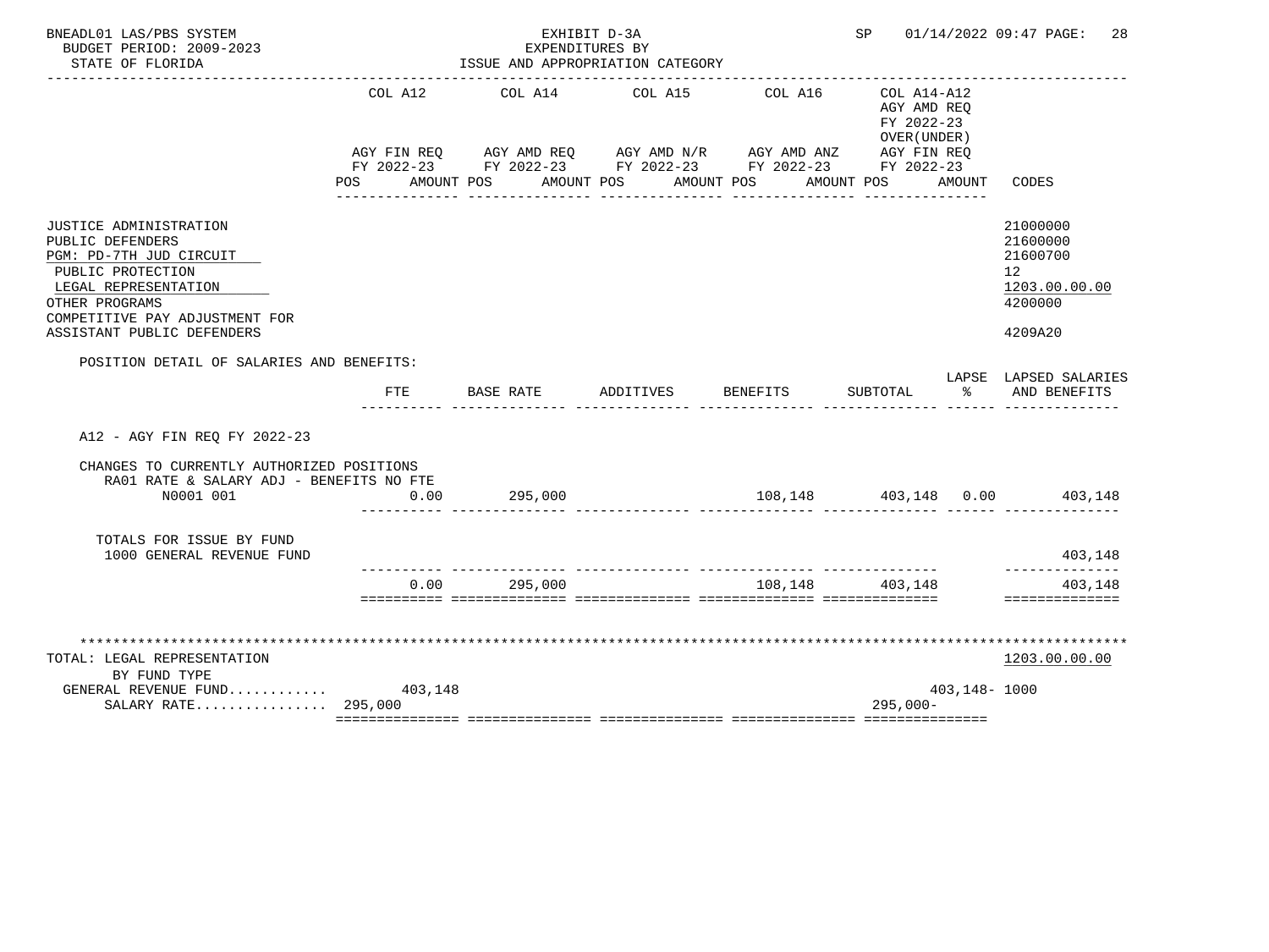BNEADL01 LAS/PBS SYSTEM
BUDGET PERIOD: 2009-2023
STATE OF FLORIDA

EXHIBIT D-3A
EXPENDITURES BY
ISSUE AND APPROPRIATION CATEGORY

SP 01/14/2022 09:47

| | COL A12 AGY FIN REQ FY 2022-23 POS AMOUNT | COL A14 AGY AMD REQ FY 2022-23 POS AMOUNT | COL A15 AGY AMD N/R FY 2022-23 POS AMOUNT | COL A16 AGY AMD ANZ FY 2022-23 POS AMOUNT | COL A14-A12 AGY AMD REQ FY 2022-23 OVER(UNDER) AGY FIN REQ FY 2022-23 POS AMOUNT | CODES |
|---|---|---|---|---|---|---|
| JUSTICE ADMINISTRATION | | | | | | 21000000 |
| PUBLIC DEFENDERS | | | | | | 21600000 |
| PGM: PD-7TH JUD CIRCUIT | | | | | | 21600700 |
| PUBLIC PROTECTION | | | | | | 12 |
| LEGAL REPRESENTATION | | | | | | 1203.00.00.00 |
| OTHER PROGRAMS | | | | | | 4200000 |
| COMPETITIVE PAY ADJUSTMENT FOR ASSISTANT PUBLIC DEFENDERS | | | | | | 4209A20 |

POSITION DETAIL OF SALARIES AND BENEFITS:

| | FTE | BASE RATE | ADDITIVES | BENEFITS | SUBTOTAL | LAPSE % | LAPSED SALARIES AND BENEFITS |
|---|---|---|---|---|---|---|---|
| A12 - AGY FIN REQ FY 2022-23 | | | | | | | |
| CHANGES TO CURRENTLY AUTHORIZED POSITIONS | | | | | | | |
| RA01 RATE & SALARY ADJ - BENEFITS NO FTE | | | | | | | |
| N0001 001 | 0.00 | 295,000 | | 108,148 | 403,148 | 0.00 | 403,148 |
| TOTALS FOR ISSUE BY FUND | | | | | | | |
| 1000 GENERAL REVENUE FUND | | | | | | | 403,148 |
| | 0.00 | 295,000 | | 108,148 | 403,148 | | 403,148 |

| TOTAL: LEGAL REPRESENTATION | COL A12 | | | | COL A14-A12 | CODES |
|---|---|---|---|---|---|---|
| BY FUND TYPE | | | | | | 1203.00.00.00 |
| GENERAL REVENUE FUND | 403,148 | | | | 403,148- | 1000 |
| SALARY RATE | 295,000 | | | | 295,000- | |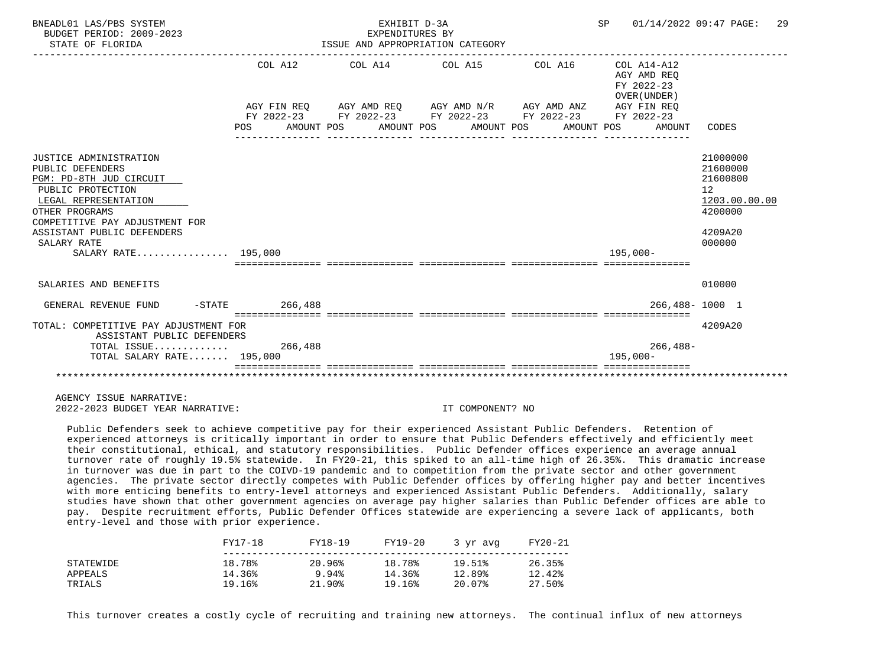| | COL A12 AGY FIN REQ FY 2022-23 POS AMOUNT | COL A14 AGY AMD REQ FY 2022-23 POS AMOUNT | COL A15 AGY AMD N/R FY 2022-23 POS AMOUNT | COL A16 AGY AMD ANZ FY 2022-23 POS AMOUNT | COL A14-A12 AGY AMD REQ FY 2022-23 OVER(UNDER) AGY FIN REQ FY 2022-23 POS AMOUNT | CODES |
|---|---|---|---|---|---|---|
| JUSTICE ADMINISTRATION | | | | | | 21000000 |
| PUBLIC DEFENDERS | | | | | | 21600000 |
| PGM: PD-8TH JUD CIRCUIT | | | | | | 21600800 |
| PUBLIC PROTECTION | | | | | | 12 |
| LEGAL REPRESENTATION | | | | | | 1203.00.00.00 |
| OTHER PROGRAMS | | | | | | 4200000 |
| COMPETITIVE PAY ADJUSTMENT FOR ASSISTANT PUBLIC DEFENDERS | | | | | | 4209A20 |
| SALARY RATE | | | | | | 000000 |
| SALARY RATE................ | 195,000 | | | | 195,000- | |
| SALARIES AND BENEFITS | | | | | | 010000 |
| GENERAL REVENUE FUND -STATE | 266,488 | | | | 266,488- | 1000 1 |
| TOTAL: COMPETITIVE PAY ADJUSTMENT FOR ASSISTANT PUBLIC DEFENDERS | | | | | | 4209A20 |
| TOTAL ISSUE............. | 266,488 | | | | 266,488- | |
| TOTAL SALARY RATE....... | 195,000 | | | | 195,000- | |

AGENCY ISSUE NARRATIVE:

2022-2023 BUDGET YEAR NARRATIVE: IT COMPONENT? NO

Public Defenders seek to achieve competitive pay for their experienced Assistant Public Defenders. Retention of experienced attorneys is critically important in order to ensure that Public Defenders effectively and efficiently meet their constitutional, ethical, and statutory responsibilities. Public Defender offices experience an average annual turnover rate of roughly 19.5% statewide. In FY20-21, this spiked to an all-time high of 26.35%. This dramatic increase in turnover was due in part to the COIVD-19 pandemic and to competition from the private sector and other government agencies. The private sector directly competes with Public Defender offices by offering higher pay and better incentives with more enticing benefits to entry-level attorneys and experienced Assistant Public Defenders. Additionally, salary studies have shown that other government agencies on average pay higher salaries than Public Defender offices are able to pay. Despite recruitment efforts, Public Defender Offices statewide are experiencing a severe lack of applicants, both entry-level and those with prior experience.

| | FY17-18 | FY18-19 | FY19-20 | 3 yr avg | FY20-21 |
|---|---|---|---|---|---|
| STATEWIDE | 18.78% | 20.96% | 18.78% | 19.51% | 26.35% |
| APPEALS | 14.36% | 9.94% | 14.36% | 12.89% | 12.42% |
| TRIALS | 19.16% | 21.90% | 19.16% | 20.07% | 27.50% |

This turnover creates a costly cycle of recruiting and training new attorneys. The continual influx of new attorneys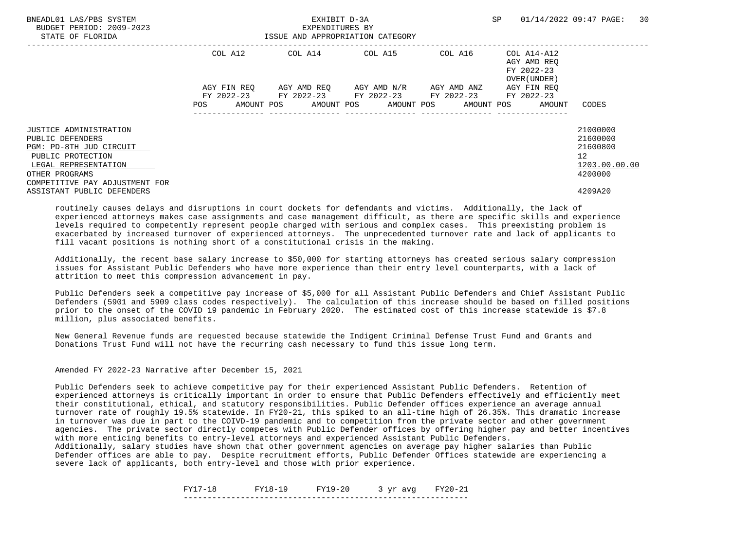| | COL A12 | COL A14 | COL A15 | COL A16 | COL A14-A12 AGY AMD REQ FY 2022-23 OVER(UNDER) | |
|---|---|---|---|---|---|---|
| | AGY FIN REQ FY 2022-23 | AGY AMD REQ FY 2022-23 | AGY AMD N/R FY 2022-23 | AGY AMD ANZ FY 2022-23 | AGY FIN REQ FY 2022-23 | |
| | POS AMOUNT | POS AMOUNT | POS AMOUNT | POS AMOUNT | POS AMOUNT | CODES |
| JUSTICE ADMINISTRATION | | | | | | 21000000 |
| PUBLIC DEFENDERS | | | | | | 21600000 |
| PGM: PD-8TH JUD CIRCUIT | | | | | | 21600800 |
| PUBLIC PROTECTION | | | | | | 12 |
| LEGAL REPRESENTATION | | | | | | 1203.00.00.00 |
| OTHER PROGRAMS | | | | | | 4200000 |
| COMPETITIVE PAY ADJUSTMENT FOR ASSISTANT PUBLIC DEFENDERS | | | | | | 4209A20 |

routinely causes delays and disruptions in court dockets for defendants and victims. Additionally, the lack of experienced attorneys makes case assignments and case management difficult, as there are specific skills and experience levels required to competently represent people charged with serious and complex cases. This preexisting problem is exacerbated by increased turnover of experienced attorneys. The unprecedented turnover rate and lack of applicants to fill vacant positions is nothing short of a constitutional crisis in the making.

Additionally, the recent base salary increase to $50,000 for starting attorneys has created serious salary compression issues for Assistant Public Defenders who have more experience than their entry level counterparts, with a lack of attrition to meet this compression advancement in pay.

Public Defenders seek a competitive pay increase of $5,000 for all Assistant Public Defenders and Chief Assistant Public Defenders (5901 and 5909 class codes respectively). The calculation of this increase should be based on filled positions prior to the onset of the COVID 19 pandemic in February 2020. The estimated cost of this increase statewide is $7.8 million, plus associated benefits.

New General Revenue funds are requested because statewide the Indigent Criminal Defense Trust Fund and Grants and Donations Trust Fund will not have the recurring cash necessary to fund this issue long term.

Amended FY 2022-23 Narrative after December 15, 2021

Public Defenders seek to achieve competitive pay for their experienced Assistant Public Defenders. Retention of experienced attorneys is critically important in order to ensure that Public Defenders effectively and efficiently meet their constitutional, ethical, and statutory responsibilities. Public Defender offices experience an average annual turnover rate of roughly 19.5% statewide. In FY20-21, this spiked to an all-time high of 26.35%. This dramatic increase in turnover was due in part to the COIVD-19 pandemic and to competition from the private sector and other government agencies. The private sector directly competes with Public Defender offices by offering higher pay and better incentives with more enticing benefits to entry-level attorneys and experienced Assistant Public Defenders.
Additionally, salary studies have shown that other government agencies on average pay higher salaries than Public Defender offices are able to pay. Despite recruitment efforts, Public Defender Offices statewide are experiencing a severe lack of applicants, both entry-level and those with prior experience.

| FY17-18 | FY18-19 | FY19-20 | 3 yr avg | FY20-21 |
|---|---|---|---|---|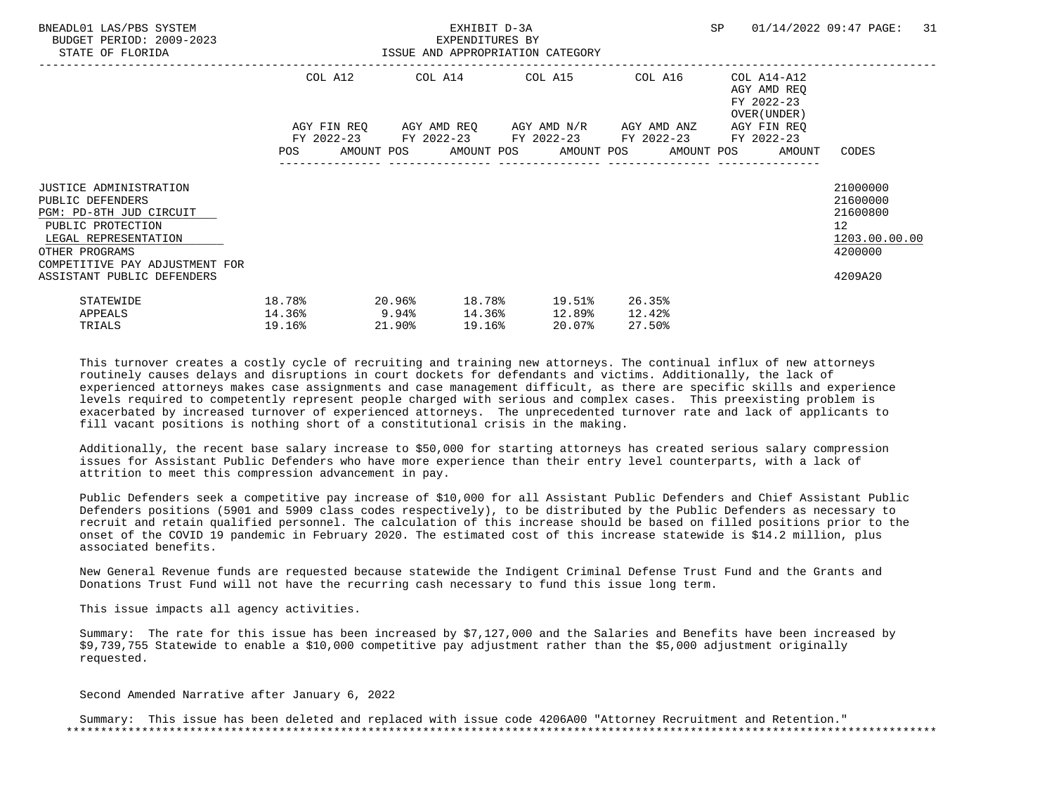| | COL A12 | COL A14 | COL A15 | COL A16 | COL A14-A12 AGY AMD REQ FY 2022-23 OVER(UNDER) | |
|---|---|---|---|---|---|---|
| | AGY FIN REQ FY 2022-23 | AGY AMD REQ FY 2022-23 | AGY AMD N/R FY 2022-23 | AGY AMD ANZ FY 2022-23 | AGY FIN REQ FY 2022-23 | |
| | POS AMOUNT | POS AMOUNT | POS AMOUNT | POS AMOUNT | POS AMOUNT | CODES |
| JUSTICE ADMINISTRATION | | | | | | 21000000 |
| PUBLIC DEFENDERS | | | | | | 21600000 |
| PGM: PD-8TH JUD CIRCUIT | | | | | | 21600800 |
| PUBLIC PROTECTION | | | | | | 12 |
| LEGAL REPRESENTATION | | | | | | 1203.00.00.00 |
| OTHER PROGRAMS | | | | | | 4200000 |
| COMPETITIVE PAY ADJUSTMENT FOR ASSISTANT PUBLIC DEFENDERS | | | | | | 4209A20 |

| | | | | | |
|---|---|---|---|---|---|
| STATEWIDE | 18.78% | 20.96% | 18.78% | 19.51% | 26.35% |
| APPEALS | 14.36% | 9.94% | 14.36% | 12.89% | 12.42% |
| TRIALS | 19.16% | 21.90% | 19.16% | 20.07% | 27.50% |

This turnover creates a costly cycle of recruiting and training new attorneys. The continual influx of new attorneys routinely causes delays and disruptions in court dockets for defendants and victims. Additionally, the lack of experienced attorneys makes case assignments and case management difficult, as there are specific skills and experience levels required to competently represent people charged with serious and complex cases. This preexisting problem is exacerbated by increased turnover of experienced attorneys. The unprecedented turnover rate and lack of applicants to fill vacant positions is nothing short of a constitutional crisis in the making.

Additionally, the recent base salary increase to $50,000 for starting attorneys has created serious salary compression issues for Assistant Public Defenders who have more experience than their entry level counterparts, with a lack of attrition to meet this compression advancement in pay.

Public Defenders seek a competitive pay increase of $10,000 for all Assistant Public Defenders and Chief Assistant Public Defenders positions (5901 and 5909 class codes respectively), to be distributed by the Public Defenders as necessary to recruit and retain qualified personnel. The calculation of this increase should be based on filled positions prior to the onset of the COVID 19 pandemic in February 2020. The estimated cost of this increase statewide is $14.2 million, plus associated benefits.

New General Revenue funds are requested because statewide the Indigent Criminal Defense Trust Fund and the Grants and Donations Trust Fund will not have the recurring cash necessary to fund this issue long term.

This issue impacts all agency activities.

Summary: The rate for this issue has been increased by $7,127,000 and the Salaries and Benefits have been increased by $9,739,755 Statewide to enable a $10,000 competitive pay adjustment rather than the $5,000 adjustment originally requested.

Second Amended Narrative after January 6, 2022

Summary: This issue has been deleted and replaced with issue code 4206A00 "Attorney Recruitment and Retention."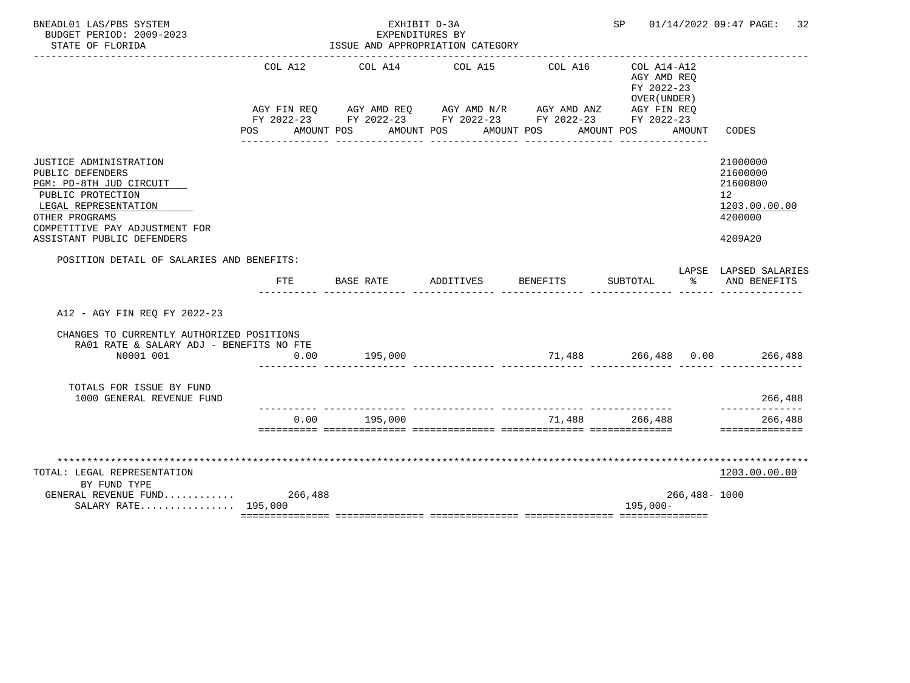BNEADL01 LAS/PBS SYSTEM — EXHIBIT D-3A — SP 01/14/2022 09:47

BUDGET PERIOD: 2009-2023 — EXPENDITURES BY

STATE OF FLORIDA — ISSUE AND APPROPRIATION CATEGORY

| | COL A12 AGY FIN REQ FY 2022-23 POS AMOUNT | COL A14 AGY AMD REQ FY 2022-23 POS AMOUNT | COL A15 AGY AMD N/R FY 2022-23 POS AMOUNT | COL A16 AGY AMD ANZ FY 2022-23 POS AMOUNT | COL A14-A12 AGY AMD REQ FY 2022-23 OVER(UNDER) AGY FIN REQ FY 2022-23 POS AMOUNT | CODES |
|---|---|---|---|---|---|---|
| JUSTICE ADMINISTRATION | | | | | | 21000000 |
| PUBLIC DEFENDERS | | | | | | 21600000 |
| PGM: PD-8TH JUD CIRCUIT | | | | | | 21600800 |
| PUBLIC PROTECTION | | | | | | 12 |
| LEGAL REPRESENTATION | | | | | | 1203.00.00.00 |
| OTHER PROGRAMS | | | | | | 4200000 |
| COMPETITIVE PAY ADJUSTMENT FOR ASSISTANT PUBLIC DEFENDERS | | | | | | 4209A20 |

POSITION DETAIL OF SALARIES AND BENEFITS:

| | FTE | BASE RATE | ADDITIVES | BENEFITS | SUBTOTAL | LAPSE % | LAPSED SALARIES AND BENEFITS |
|---|---|---|---|---|---|---|---|
| A12 - AGY FIN REQ FY 2022-23 | | | | | | | |
| CHANGES TO CURRENTLY AUTHORIZED POSITIONS | | | | | | | |
| RA01 RATE & SALARY ADJ - BENEFITS NO FTE | | | | | | | |
| N0001 001 | 0.00 | 195,000 | | 71,488 | 266,488 | 0.00 | 266,488 |
| TOTALS FOR ISSUE BY FUND | | | | | | | |
| 1000 GENERAL REVENUE FUND | | | | | | | 266,488 |
| | 0.00 | 195,000 | | 71,488 | 266,488 | | 266,488 |

| TOTAL: LEGAL REPRESENTATION | COL A12 | COL A14 | COL A15 | COL A16 | COL A14-A12 | CODES |
|---|---|---|---|---|---|---|
| BY FUND TYPE | | | | | | 1203.00.00.00 |
| GENERAL REVENUE FUND............ | 266,488 | | | | 266,488- | 1000 |
| SALARY RATE................ | 195,000 | | | | 195,000- | |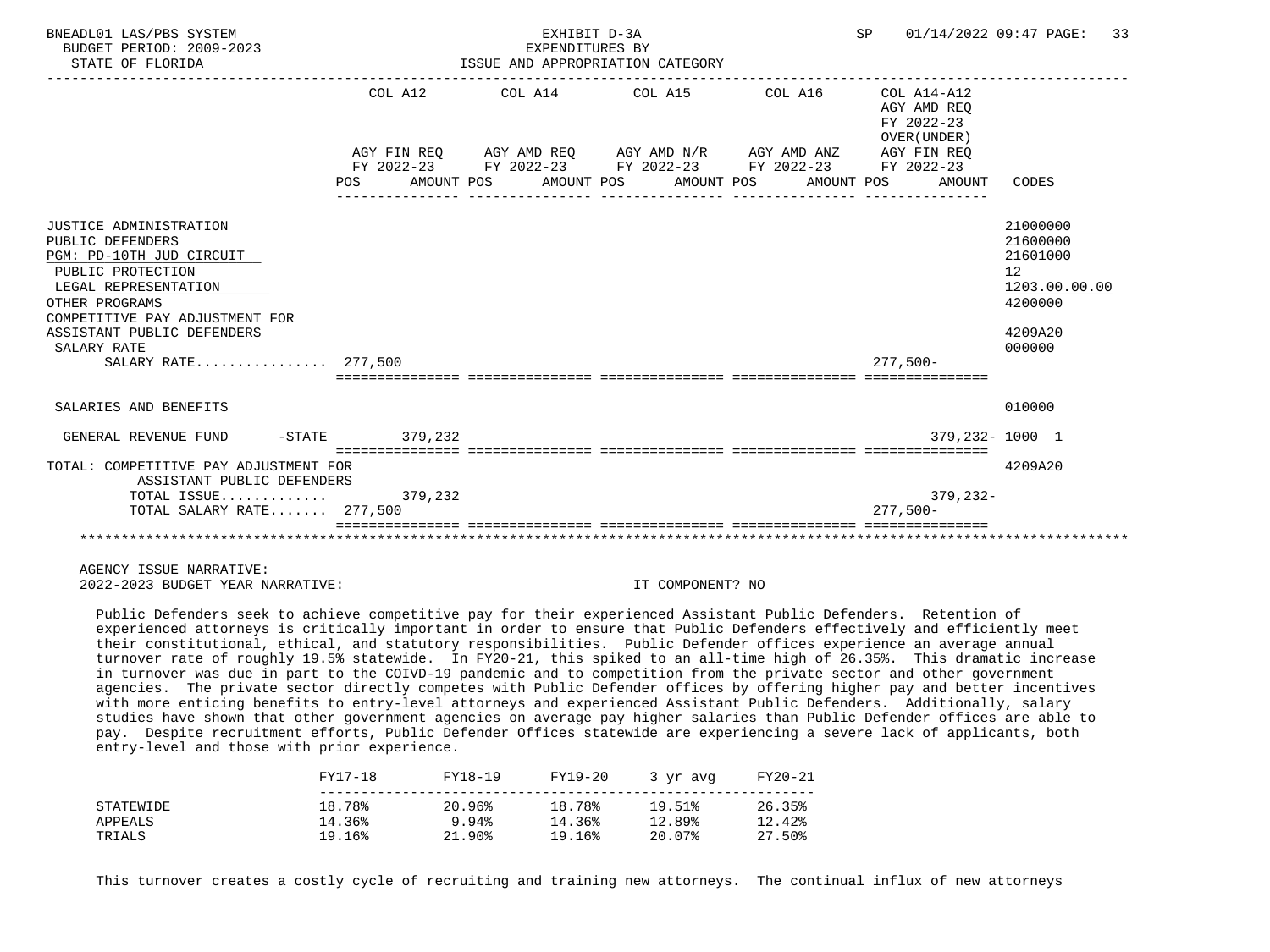BNEADL01 LAS/PBS SYSTEM
BUDGET PERIOD: 2009-2023
STATE OF FLORIDA

EXHIBIT D-3A
EXPENDITURES BY
ISSUE AND APPROPRIATION CATEGORY

| | COL A12 AGY FIN REQ FY 2022-23 POS AMOUNT | COL A14 AGY AMD REQ FY 2022-23 POS AMOUNT | COL A15 AGY AMD N/R FY 2022-23 POS AMOUNT | COL A16 AGY AMD ANZ FY 2022-23 POS AMOUNT | COL A14-A12 AGY AMD REQ FY 2022-23 OVER(UNDER) AGY FIN REQ FY 2022-23 POS AMOUNT | CODES |
|---|---|---|---|---|---|---|
| JUSTICE ADMINISTRATION | | | | | | 21000000 |
| PUBLIC DEFENDERS | | | | | | 21600000 |
| PGM: PD-10TH JUD CIRCUIT | | | | | | 21601000 |
| PUBLIC PROTECTION | | | | | | 12 |
| LEGAL REPRESENTATION | | | | | | 1203.00.00.00 |
| OTHER PROGRAMS | | | | | | 4200000 |
| COMPETITIVE PAY ADJUSTMENT FOR ASSISTANT PUBLIC DEFENDERS | | | | | | 4209A20 |
| SALARY RATE | | | | | | 000000 |
| SALARY RATE................ | 277,500 | | | | 277,500- | |
| SALARIES AND BENEFITS | | | | | | 010000 |
| GENERAL REVENUE FUND -STATE | 379,232 | | | | 379,232- | 1000 1 |
| TOTAL: COMPETITIVE PAY ADJUSTMENT FOR ASSISTANT PUBLIC DEFENDERS | | | | | | 4209A20 |
| TOTAL ISSUE............. | 379,232 | | | | 379,232- | |
| TOTAL SALARY RATE....... | 277,500 | | | | 277,500- | |

AGENCY ISSUE NARRATIVE:
2022-2023 BUDGET YEAR NARRATIVE: IT COMPONENT? NO

Public Defenders seek to achieve competitive pay for their experienced Assistant Public Defenders. Retention of experienced attorneys is critically important in order to ensure that Public Defenders effectively and efficiently meet their constitutional, ethical, and statutory responsibilities. Public Defender offices experience an average annual turnover rate of roughly 19.5% statewide. In FY20-21, this spiked to an all-time high of 26.35%. This dramatic increase in turnover was due in part to the COIVD-19 pandemic and to competition from the private sector and other government agencies. The private sector directly competes with Public Defender offices by offering higher pay and better incentives with more enticing benefits to entry-level attorneys and experienced Assistant Public Defenders. Additionally, salary studies have shown that other government agencies on average pay higher salaries than Public Defender offices are able to pay. Despite recruitment efforts, Public Defender Offices statewide are experiencing a severe lack of applicants, both entry-level and those with prior experience.

| | FY17-18 | FY18-19 | FY19-20 | 3 yr avg | FY20-21 |
|---|---|---|---|---|---|
| STATEWIDE | 18.78% | 20.96% | 18.78% | 19.51% | 26.35% |
| APPEALS | 14.36% | 9.94% | 14.36% | 12.89% | 12.42% |
| TRIALS | 19.16% | 21.90% | 19.16% | 20.07% | 27.50% |

This turnover creates a costly cycle of recruiting and training new attorneys. The continual influx of new attorneys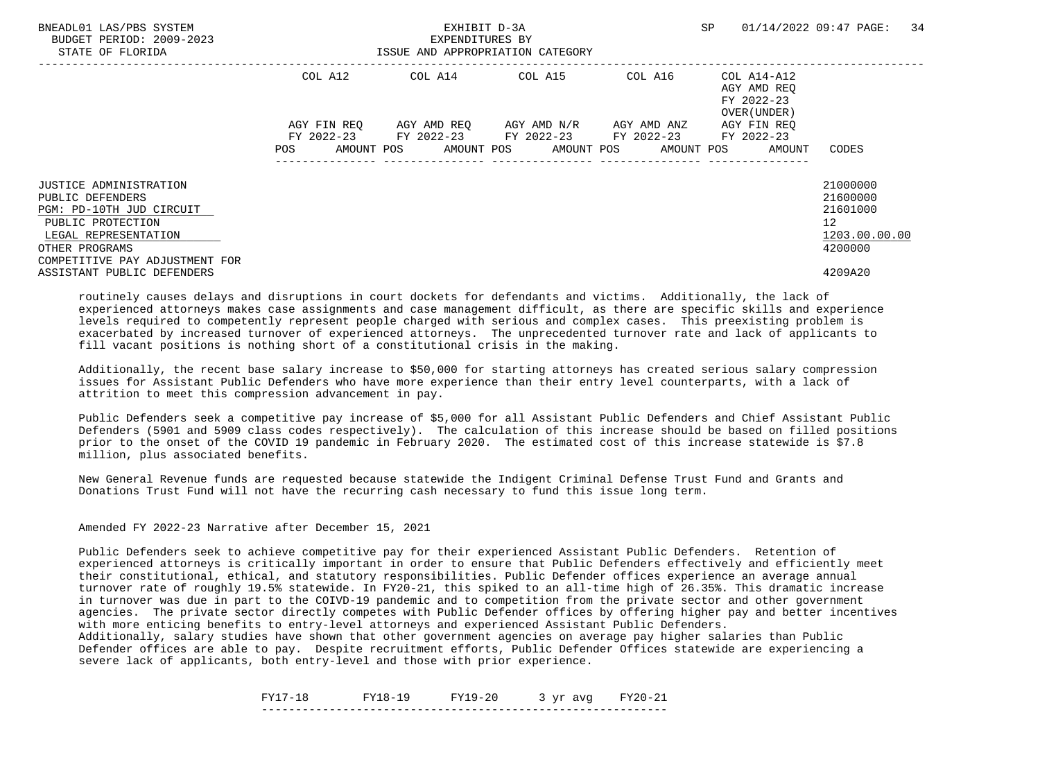| | COL A12 | COL A14 | COL A15 | COL A16 | COL A14-A12 AGY AMD REQ FY 2022-23 OVER(UNDER) | |
|---|---|---|---|---|---|---|
| | AGY FIN REQ FY 2022-23 | AGY AMD REQ FY 2022-23 | AGY AMD N/R FY 2022-23 | AGY AMD ANZ FY 2022-23 | AGY FIN REQ FY 2022-23 | |
| | POS AMOUNT | POS AMOUNT | POS AMOUNT | POS AMOUNT | POS AMOUNT | CODES |
| JUSTICE ADMINISTRATION | | | | | | 21000000 |
| PUBLIC DEFENDERS | | | | | | 21600000 |
| PGM: PD-10TH JUD CIRCUIT | | | | | | 21601000 |
| PUBLIC PROTECTION | | | | | | 12 |
| LEGAL REPRESENTATION | | | | | | 1203.00.00.00 |
| OTHER PROGRAMS | | | | | | 4200000 |
| COMPETITIVE PAY ADJUSTMENT FOR ASSISTANT PUBLIC DEFENDERS | | | | | | 4209A20 |

routinely causes delays and disruptions in court dockets for defendants and victims. Additionally, the lack of experienced attorneys makes case assignments and case management difficult, as there are specific skills and experience levels required to competently represent people charged with serious and complex cases. This preexisting problem is exacerbated by increased turnover of experienced attorneys. The unprecedented turnover rate and lack of applicants to fill vacant positions is nothing short of a constitutional crisis in the making.

Additionally, the recent base salary increase to $50,000 for starting attorneys has created serious salary compression issues for Assistant Public Defenders who have more experience than their entry level counterparts, with a lack of attrition to meet this compression advancement in pay.

Public Defenders seek a competitive pay increase of $5,000 for all Assistant Public Defenders and Chief Assistant Public Defenders (5901 and 5909 class codes respectively). The calculation of this increase should be based on filled positions prior to the onset of the COVID 19 pandemic in February 2020. The estimated cost of this increase statewide is $7.8 million, plus associated benefits.

New General Revenue funds are requested because statewide the Indigent Criminal Defense Trust Fund and Grants and Donations Trust Fund will not have the recurring cash necessary to fund this issue long term.

Amended FY 2022-23 Narrative after December 15, 2021

Public Defenders seek to achieve competitive pay for their experienced Assistant Public Defenders. Retention of experienced attorneys is critically important in order to ensure that Public Defenders effectively and efficiently meet their constitutional, ethical, and statutory responsibilities. Public Defender offices experience an average annual turnover rate of roughly 19.5% statewide. In FY20-21, this spiked to an all-time high of 26.35%. This dramatic increase in turnover was due in part to the COIVD-19 pandemic and to competition from the private sector and other government agencies. The private sector directly competes with Public Defender offices by offering higher pay and better incentives with more enticing benefits to entry-level attorneys and experienced Assistant Public Defenders.
Additionally, salary studies have shown that other government agencies on average pay higher salaries than Public Defender offices are able to pay. Despite recruitment efforts, Public Defender Offices statewide are experiencing a severe lack of applicants, both entry-level and those with prior experience.

| FY17-18 | FY18-19 | FY19-20 | 3 yr avg | FY20-21 |
|---|---|---|---|---|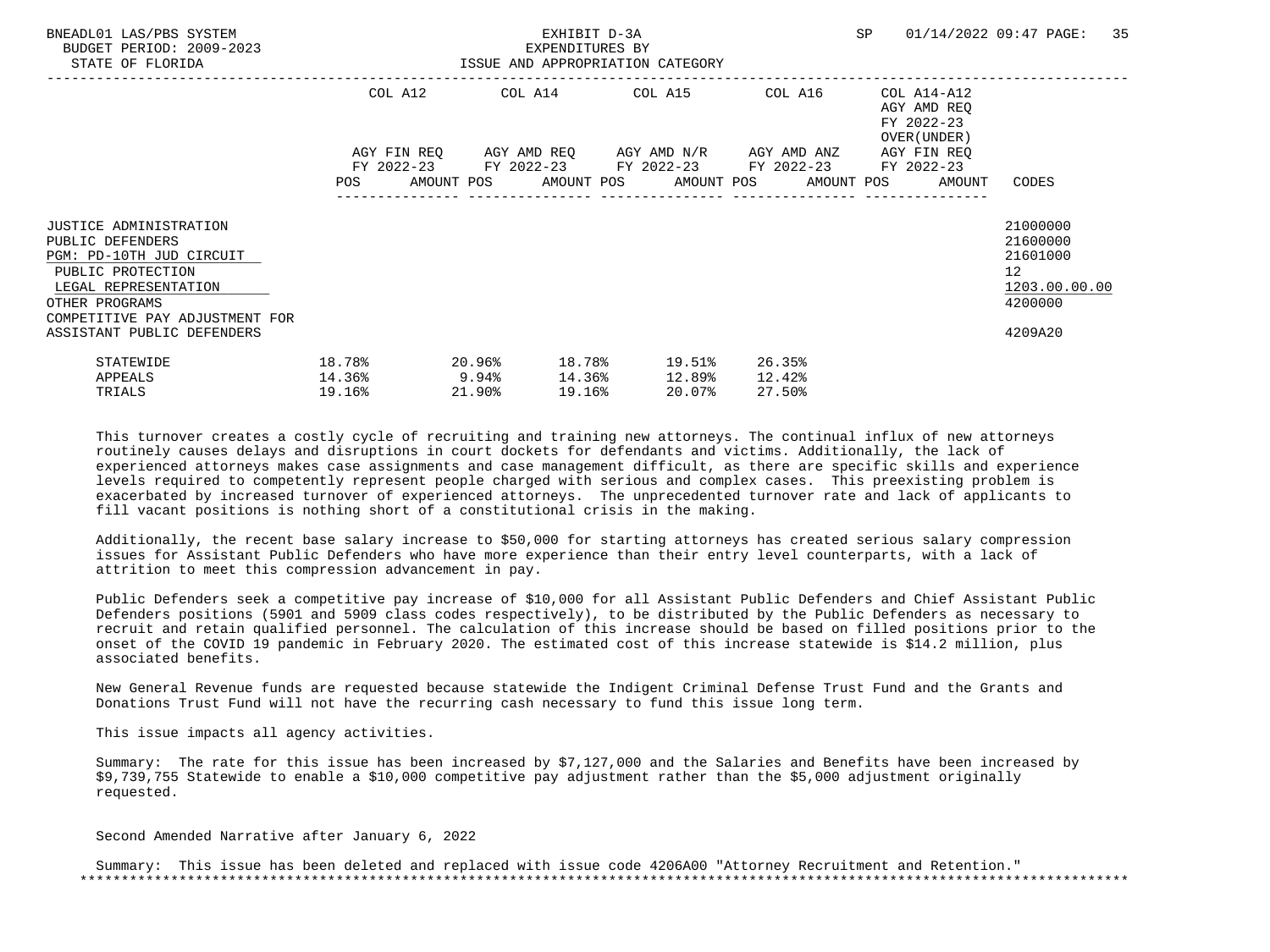BNEADL01 LAS/PBS SYSTEM — EXHIBIT D-3A — EXPENDITURES BY ISSUE AND APPROPRIATION CATEGORY — BUDGET PERIOD: 2009-2023 — STATE OF FLORIDA — SP 01/14/2022 09:47

| | COL A12 AGY FIN REQ FY 2022-23 POS AMOUNT | COL A14 AGY AMD REQ FY 2022-23 POS AMOUNT | COL A15 AGY AMD N/R FY 2022-23 POS AMOUNT | COL A16 AGY AMD ANZ FY 2022-23 POS AMOUNT | COL A14-A12 AGY AMD REQ FY 2022-23 OVER(UNDER) AGY FIN REQ FY 2022-23 POS AMOUNT | CODES |
|---|---|---|---|---|---|---|
| JUSTICE ADMINISTRATION | | | | | | 21000000 |
| PUBLIC DEFENDERS | | | | | | 21600000 |
| PGM: PD-10TH JUD CIRCUIT | | | | | | 21601000 |
| PUBLIC PROTECTION | | | | | | 12 |
| LEGAL REPRESENTATION | | | | | | 1203.00.00.00 |
| OTHER PROGRAMS | | | | | | 4200000 |
| COMPETITIVE PAY ADJUSTMENT FOR ASSISTANT PUBLIC DEFENDERS | | | | | | 4209A20 |

| | | | | | |
|---|---|---|---|---|---|
| STATEWIDE | 18.78% | 20.96% | 18.78% | 19.51% | 26.35% |
| APPEALS | 14.36% | 9.94% | 14.36% | 12.89% | 12.42% |
| TRIALS | 19.16% | 21.90% | 19.16% | 20.07% | 27.50% |

This turnover creates a costly cycle of recruiting and training new attorneys. The continual influx of new attorneys routinely causes delays and disruptions in court dockets for defendants and victims. Additionally, the lack of experienced attorneys makes case assignments and case management difficult, as there are specific skills and experience levels required to competently represent people charged with serious and complex cases. This preexisting problem is exacerbated by increased turnover of experienced attorneys. The unprecedented turnover rate and lack of applicants to fill vacant positions is nothing short of a constitutional crisis in the making.

Additionally, the recent base salary increase to $50,000 for starting attorneys has created serious salary compression issues for Assistant Public Defenders who have more experience than their entry level counterparts, with a lack of attrition to meet this compression advancement in pay.

Public Defenders seek a competitive pay increase of $10,000 for all Assistant Public Defenders and Chief Assistant Public Defenders positions (5901 and 5909 class codes respectively), to be distributed by the Public Defenders as necessary to recruit and retain qualified personnel. The calculation of this increase should be based on filled positions prior to the onset of the COVID 19 pandemic in February 2020. The estimated cost of this increase statewide is $14.2 million, plus associated benefits.

New General Revenue funds are requested because statewide the Indigent Criminal Defense Trust Fund and the Grants and Donations Trust Fund will not have the recurring cash necessary to fund this issue long term.

This issue impacts all agency activities.

Summary: The rate for this issue has been increased by $7,127,000 and the Salaries and Benefits have been increased by $9,739,755 Statewide to enable a $10,000 competitive pay adjustment rather than the $5,000 adjustment originally requested.

Second Amended Narrative after January 6, 2022

Summary: This issue has been deleted and replaced with issue code 4206A00 "Attorney Recruitment and Retention."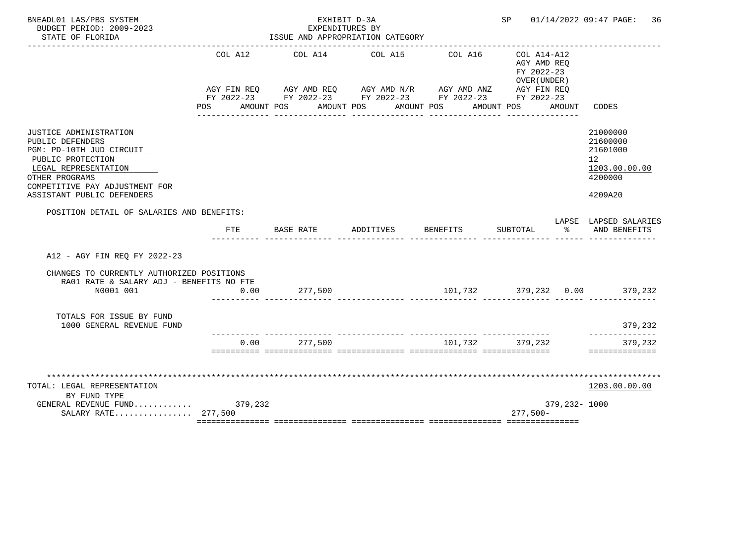BNEADL01 LAS/PBS SYSTEM
BUDGET PERIOD: 2009-2023
STATE OF FLORIDA

EXHIBIT D-3A
EXPENDITURES BY
ISSUE AND APPROPRIATION CATEGORY

SP 01/14/2022 09:47

| | COL A12 AGY FIN REQ FY 2022-23 POS AMOUNT | COL A14 AGY AMD REQ FY 2022-23 POS AMOUNT | COL A15 AGY AMD N/R FY 2022-23 POS AMOUNT | COL A16 AGY AMD ANZ FY 2022-23 POS AMOUNT | COL A14-A12 AGY AMD REQ FY 2022-23 OVER(UNDER) AGY FIN REQ FY 2022-23 POS AMOUNT | CODES |
|---|---|---|---|---|---|---|
| JUSTICE ADMINISTRATION | | | | | | 21000000 |
| PUBLIC DEFENDERS | | | | | | 21600000 |
| PGM: PD-10TH JUD CIRCUIT | | | | | | 21601000 |
| PUBLIC PROTECTION | | | | | | 12 |
| LEGAL REPRESENTATION | | | | | | 1203.00.00.00 |
| OTHER PROGRAMS | | | | | | 4200000 |
| COMPETITIVE PAY ADJUSTMENT FOR ASSISTANT PUBLIC DEFENDERS | | | | | | 4209A20 |

POSITION DETAIL OF SALARIES AND BENEFITS:

| | FTE | BASE RATE | ADDITIVES | BENEFITS | SUBTOTAL | LAPSE % | LAPSED SALARIES AND BENEFITS |
|---|---|---|---|---|---|---|---|
| A12 - AGY FIN REQ FY 2022-23 | | | | | | | |
| CHANGES TO CURRENTLY AUTHORIZED POSITIONS | | | | | | | |
| RA01 RATE & SALARY ADJ - BENEFITS NO FTE | | | | | | | |
| N0001 001 | 0.00 | 277,500 | | 101,732 | 379,232 | 0.00 | 379,232 |
| TOTALS FOR ISSUE BY FUND | | | | | | | |
| 1000 GENERAL REVENUE FUND | | | | | | | 379,232 |
| | 0.00 | 277,500 | | 101,732 | 379,232 | | 379,232 |

TOTAL: LEGAL REPRESENTATION — 1203.00.00.00

| BY FUND TYPE | COL A12 | COL A14 | COL A15 | COL A16 | COL A14-A12 | CODES |
|---|---|---|---|---|---|---|
| GENERAL REVENUE FUND | 379,232 | | | | 379,232- | 1000 |
| SALARY RATE | 277,500 | | | | 277,500- | |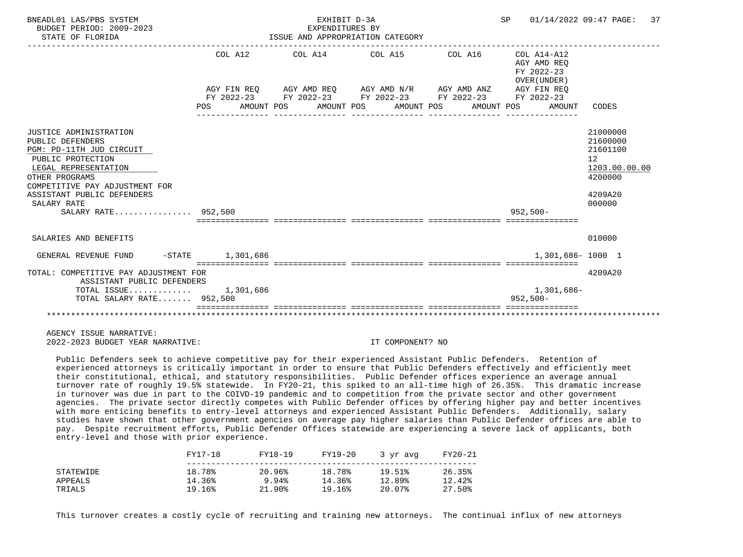BNEADL01 LAS/PBS SYSTEM — EXHIBIT D-3A — EXPENDITURES BY ISSUE AND APPROPRIATION CATEGORY
BUDGET PERIOD: 2009-2023
STATE OF FLORIDA
SP 01/14/2022 09:47

| | COL A12 AGY FIN REQ FY 2022-23 POS AMOUNT | COL A14 AGY AMD REQ FY 2022-23 POS AMOUNT | COL A15 AGY AMD N/R FY 2022-23 POS AMOUNT | COL A16 AGY AMD ANZ FY 2022-23 POS AMOUNT | COL A14-A12 AGY AMD REQ FY 2022-23 OVER(UNDER) AGY FIN REQ FY 2022-23 POS AMOUNT | CODES |
|---|---|---|---|---|---|---|
| JUSTICE ADMINISTRATION | | | | | | 21000000 |
| PUBLIC DEFENDERS | | | | | | 21600000 |
| PGM: PD-11TH JUD CIRCUIT | | | | | | 21601100 |
| PUBLIC PROTECTION | | | | | | 12 |
| LEGAL REPRESENTATION | | | | | | 1203.00.00.00 |
| OTHER PROGRAMS | | | | | | 4200000 |
| COMPETITIVE PAY ADJUSTMENT FOR ASSISTANT PUBLIC DEFENDERS | | | | | | 4209A20 |
| SALARY RATE | | | | | | 000000 |
| SALARY RATE................ | 952,500 | | | | 952,500- | |
| SALARIES AND BENEFITS | | | | | | 010000 |
| GENERAL REVENUE FUND -STATE | 1,301,686 | | | | 1,301,686- | 1000 1 |
| TOTAL: COMPETITIVE PAY ADJUSTMENT FOR ASSISTANT PUBLIC DEFENDERS | | | | | | 4209A20 |
| TOTAL ISSUE............ | 1,301,686 | | | | 1,301,686- | |
| TOTAL SALARY RATE....... | 952,500 | | | | 952,500- | |

AGENCY ISSUE NARRATIVE:
2022-2023 BUDGET YEAR NARRATIVE: IT COMPONENT? NO

Public Defenders seek to achieve competitive pay for their experienced Assistant Public Defenders. Retention of experienced attorneys is critically important in order to ensure that Public Defenders effectively and efficiently meet their constitutional, ethical, and statutory responsibilities. Public Defender offices experience an average annual turnover rate of roughly 19.5% statewide. In FY20-21, this spiked to an all-time high of 26.35%. This dramatic increase in turnover was due in part to the COIVD-19 pandemic and to competition from the private sector and other government agencies. The private sector directly competes with Public Defender offices by offering higher pay and better incentives with more enticing benefits to entry-level attorneys and experienced Assistant Public Defenders. Additionally, salary studies have shown that other government agencies on average pay higher salaries than Public Defender offices are able to pay. Despite recruitment efforts, Public Defender Offices statewide are experiencing a severe lack of applicants, both entry-level and those with prior experience.

| | FY17-18 | FY18-19 | FY19-20 | 3 yr avg | FY20-21 |
|---|---|---|---|---|---|
| STATEWIDE | 18.78% | 20.96% | 18.78% | 19.51% | 26.35% |
| APPEALS | 14.36% | 9.94% | 14.36% | 12.89% | 12.42% |
| TRIALS | 19.16% | 21.90% | 19.16% | 20.07% | 27.50% |

This turnover creates a costly cycle of recruiting and training new attorneys. The continual influx of new attorneys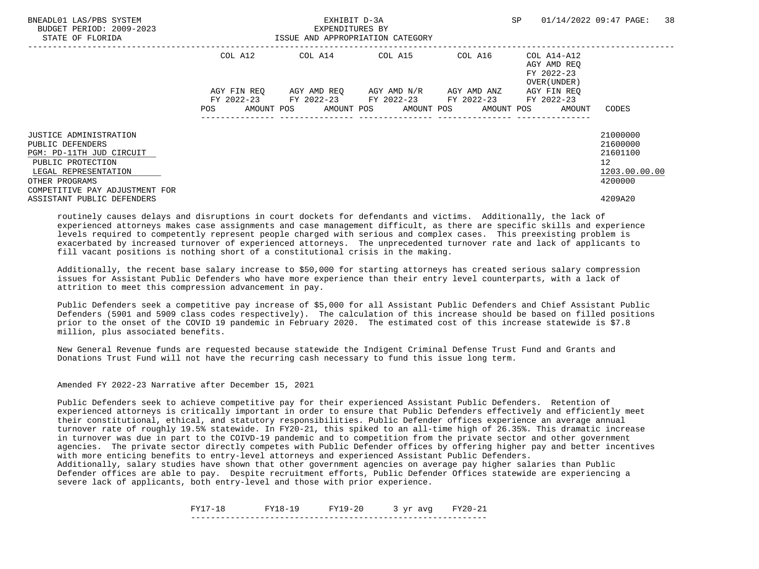| | COL A12 | | COL A14 | | COL A15 | | COL A16 | | COL A14-A12 AGY AMD REQ FY 2022-23 OVER(UNDER) | | |
|---|---|---|---|---|---|---|---|---|---|---|---|
| | AGY FIN REQ FY 2022-23 | | AGY AMD REQ FY 2022-23 | | AGY AMD N/R FY 2022-23 | | AGY AMD ANZ FY 2022-23 | | AGY FIN REQ FY 2022-23 | | |
| | POS | AMOUNT | POS | AMOUNT | POS | AMOUNT | POS | AMOUNT | POS | AMOUNT | CODES |
| JUSTICE ADMINISTRATION | | | | | | | | | | | 21000000 |
| PUBLIC DEFENDERS | | | | | | | | | | | 21600000 |
| PGM: PD-11TH JUD CIRCUIT | | | | | | | | | | | 21601100 |
| PUBLIC PROTECTION | | | | | | | | | | | 12 |
| LEGAL REPRESENTATION | | | | | | | | | | | 1203.00.00.00 |
| OTHER PROGRAMS | | | | | | | | | | | 4200000 |
| COMPETITIVE PAY ADJUSTMENT FOR ASSISTANT PUBLIC DEFENDERS | | | | | | | | | | | 4209A20 |

routinely causes delays and disruptions in court dockets for defendants and victims. Additionally, the lack of experienced attorneys makes case assignments and case management difficult, as there are specific skills and experience levels required to competently represent people charged with serious and complex cases. This preexisting problem is exacerbated by increased turnover of experienced attorneys. The unprecedented turnover rate and lack of applicants to fill vacant positions is nothing short of a constitutional crisis in the making.

Additionally, the recent base salary increase to $50,000 for starting attorneys has created serious salary compression issues for Assistant Public Defenders who have more experience than their entry level counterparts, with a lack of attrition to meet this compression advancement in pay.

Public Defenders seek a competitive pay increase of $5,000 for all Assistant Public Defenders and Chief Assistant Public Defenders (5901 and 5909 class codes respectively). The calculation of this increase should be based on filled positions prior to the onset of the COVID 19 pandemic in February 2020. The estimated cost of this increase statewide is $7.8 million, plus associated benefits.

New General Revenue funds are requested because statewide the Indigent Criminal Defense Trust Fund and Grants and Donations Trust Fund will not have the recurring cash necessary to fund this issue long term.

Amended FY 2022-23 Narrative after December 15, 2021

Public Defenders seek to achieve competitive pay for their experienced Assistant Public Defenders. Retention of experienced attorneys is critically important in order to ensure that Public Defenders effectively and efficiently meet their constitutional, ethical, and statutory responsibilities. Public Defender offices experience an average annual turnover rate of roughly 19.5% statewide. In FY20-21, this spiked to an all-time high of 26.35%. This dramatic increase in turnover was due in part to the COIVD-19 pandemic and to competition from the private sector and other government agencies. The private sector directly competes with Public Defender offices by offering higher pay and better incentives with more enticing benefits to entry-level attorneys and experienced Assistant Public Defenders.
Additionally, salary studies have shown that other government agencies on average pay higher salaries than Public Defender offices are able to pay. Despite recruitment efforts, Public Defender Offices statewide are experiencing a severe lack of applicants, both entry-level and those with prior experience.

| FY17-18 | FY18-19 | FY19-20 | 3 yr avg | FY20-21 |
|---|---|---|---|---|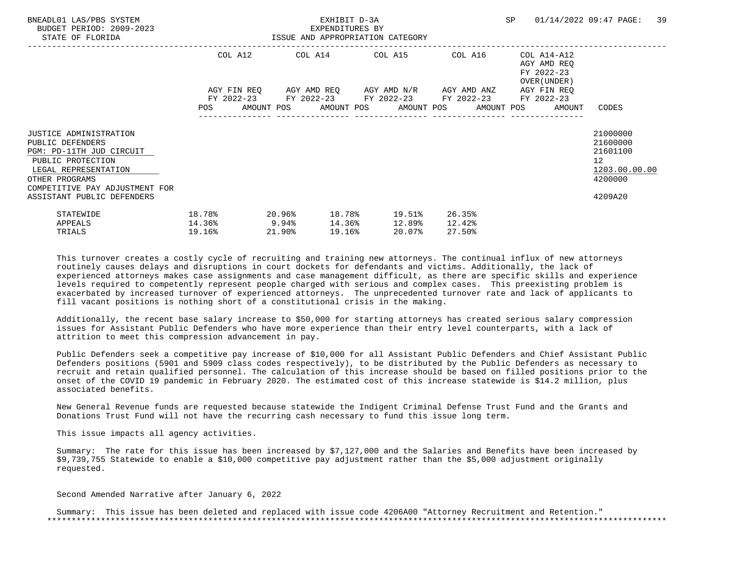BNEADL01 LAS/PBS SYSTEM  
BUDGET PERIOD: 2009-2023  
STATE OF FLORIDA

EXHIBIT D-3A  
EXPENDITURES BY  
ISSUE AND APPROPRIATION CATEGORY

SP 01/14/2022 09:47 PAGE: 39

| | COL A12 AGY FIN REQ FY 2022-23 POS AMOUNT | COL A14 AGY AMD REQ FY 2022-23 POS AMOUNT | COL A15 AGY AMD N/R FY 2022-23 POS AMOUNT | COL A16 AGY AMD ANZ FY 2022-23 POS AMOUNT | COL A14-A12 AGY AMD REQ FY 2022-23 OVER(UNDER) AGY FIN REQ FY 2022-23 POS AMOUNT | CODES |
|---|---|---|---|---|---|---|
| JUSTICE ADMINISTRATION | | | | | | 21000000 |
| PUBLIC DEFENDERS | | | | | | 21600000 |
| PGM: PD-11TH JUD CIRCUIT | | | | | | 21601100 |
| PUBLIC PROTECTION | | | | | | 12 |
| LEGAL REPRESENTATION | | | | | | 1203.00.00.00 |
| OTHER PROGRAMS | | | | | | 4200000 |
| COMPETITIVE PAY ADJUSTMENT FOR ASSISTANT PUBLIC DEFENDERS | | | | | | 4209A20 |

| | | | | | |
|---|---|---|---|---|---|
| STATEWIDE | 18.78% | 20.96% | 18.78% | 19.51% | 26.35% |
| APPEALS | 14.36% | 9.94% | 14.36% | 12.89% | 12.42% |
| TRIALS | 19.16% | 21.90% | 19.16% | 20.07% | 27.50% |

This turnover creates a costly cycle of recruiting and training new attorneys. The continual influx of new attorneys routinely causes delays and disruptions in court dockets for defendants and victims. Additionally, the lack of experienced attorneys makes case assignments and case management difficult, as there are specific skills and experience levels required to competently represent people charged with serious and complex cases. This preexisting problem is exacerbated by increased turnover of experienced attorneys. The unprecedented turnover rate and lack of applicants to fill vacant positions is nothing short of a constitutional crisis in the making.

Additionally, the recent base salary increase to $50,000 for starting attorneys has created serious salary compression issues for Assistant Public Defenders who have more experience than their entry level counterparts, with a lack of attrition to meet this compression advancement in pay.

Public Defenders seek a competitive pay increase of $10,000 for all Assistant Public Defenders and Chief Assistant Public Defenders positions (5901 and 5909 class codes respectively), to be distributed by the Public Defenders as necessary to recruit and retain qualified personnel. The calculation of this increase should be based on filled positions prior to the onset of the COVID 19 pandemic in February 2020. The estimated cost of this increase statewide is $14.2 million, plus associated benefits.

New General Revenue funds are requested because statewide the Indigent Criminal Defense Trust Fund and the Grants and Donations Trust Fund will not have the recurring cash necessary to fund this issue long term.

This issue impacts all agency activities.

Summary: The rate for this issue has been increased by $7,127,000 and the Salaries and Benefits have been increased by $9,739,755 Statewide to enable a $10,000 competitive pay adjustment rather than the $5,000 adjustment originally requested.

Second Amended Narrative after January 6, 2022

Summary: This issue has been deleted and replaced with issue code 4206A00 "Attorney Recruitment and Retention."

*******************************************************************************************************************************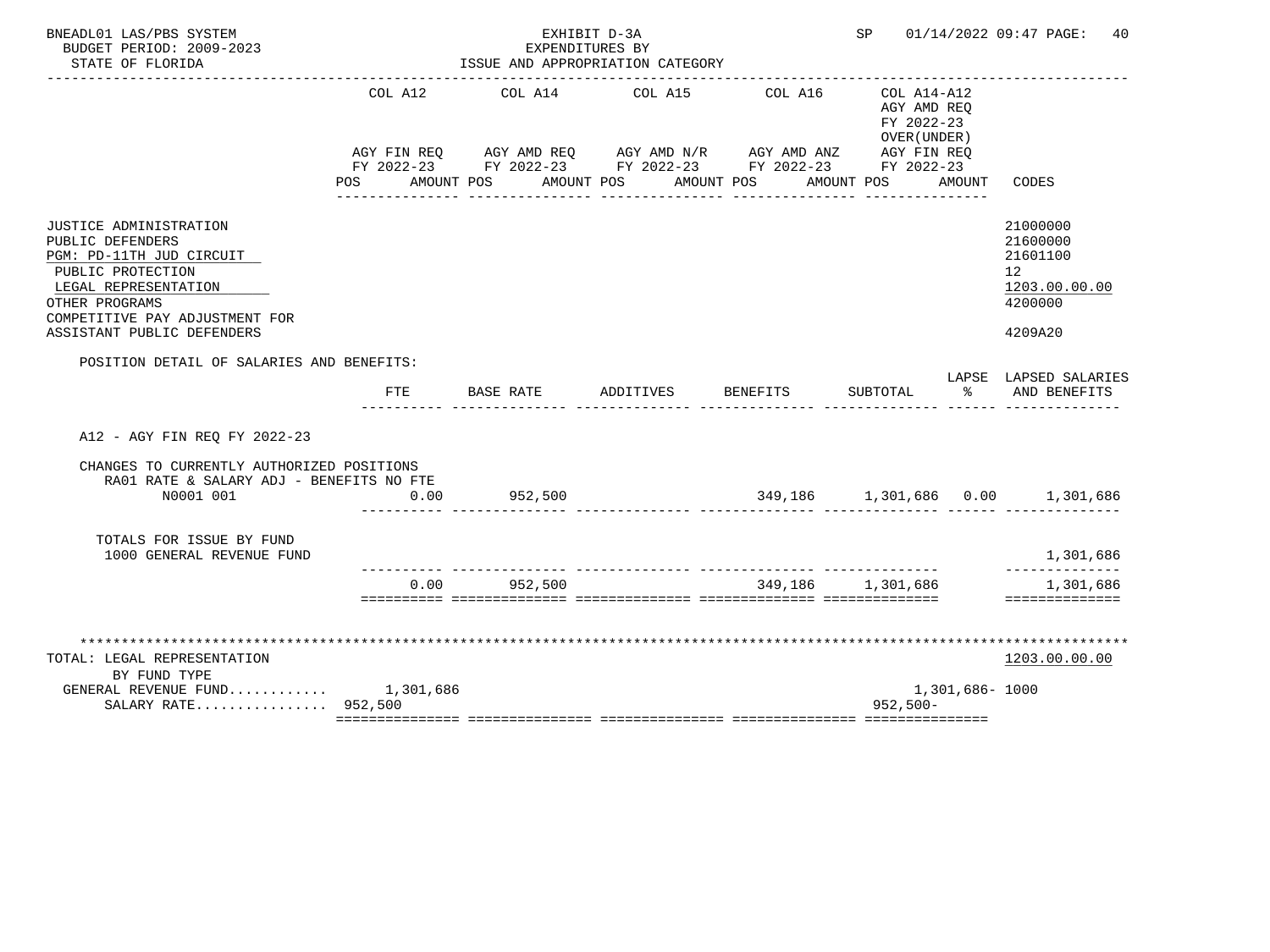BNEADL01 LAS/PBS SYSTEM | EXHIBIT D-3A | SP 01/14/2022 09:47 PAGE: 40
BUDGET PERIOD: 2009-2023 | EXPENDITURES BY
STATE OF FLORIDA | ISSUE AND APPROPRIATION CATEGORY

| | COL A12 AGY FIN REQ FY 2022-23 POS AMOUNT | COL A14 AGY AMD REQ FY 2022-23 POS AMOUNT | COL A15 AGY AMD N/R FY 2022-23 POS AMOUNT | COL A16 AGY AMD ANZ FY 2022-23 POS AMOUNT | COL A14-A12 AGY AMD REQ FY 2022-23 OVER(UNDER) AGY FIN REQ FY 2022-23 POS AMOUNT | CODES |
|---|---|---|---|---|---|---|
| JUSTICE ADMINISTRATION | | | | | | 21000000 |
| PUBLIC DEFENDERS | | | | | | 21600000 |
| PGM: PD-11TH JUD CIRCUIT | | | | | | 21601100 |
| PUBLIC PROTECTION | | | | | | 12 |
| LEGAL REPRESENTATION | | | | | | 1203.00.00.00 |
| OTHER PROGRAMS | | | | | | 4200000 |
| COMPETITIVE PAY ADJUSTMENT FOR ASSISTANT PUBLIC DEFENDERS | | | | | | 4209A20 |

POSITION DETAIL OF SALARIES AND BENEFITS:

| | FTE | BASE RATE | ADDITIVES | BENEFITS | SUBTOTAL | LAPSE % | LAPSED SALARIES AND BENEFITS |
|---|---|---|---|---|---|---|---|
| A12 - AGY FIN REQ FY 2022-23 | | | | | | | |
| CHANGES TO CURRENTLY AUTHORIZED POSITIONS | | | | | | | |
| RA01 RATE & SALARY ADJ - BENEFITS NO FTE | | | | | | | |
| N0001 001 | 0.00 | 952,500 | | 349,186 | 1,301,686 | 0.00 | 1,301,686 |
| TOTALS FOR ISSUE BY FUND | | | | | | | |
| 1000 GENERAL REVENUE FUND | | | | | | | 1,301,686 |
| | 0.00 | 952,500 | | 349,186 | 1,301,686 | | 1,301,686 |

| TOTAL: LEGAL REPRESENTATION | COL A12 | COL A14 | COL A15 | COL A16 | COL A14-A12 | CODES |
|---|---|---|---|---|---|---|
| BY FUND TYPE | | | | | | 1203.00.00.00 |
| GENERAL REVENUE FUND | 1,301,686 | | | | 1,301,686- | 1000 |
| SALARY RATE | 952,500 | | | | 952,500- | |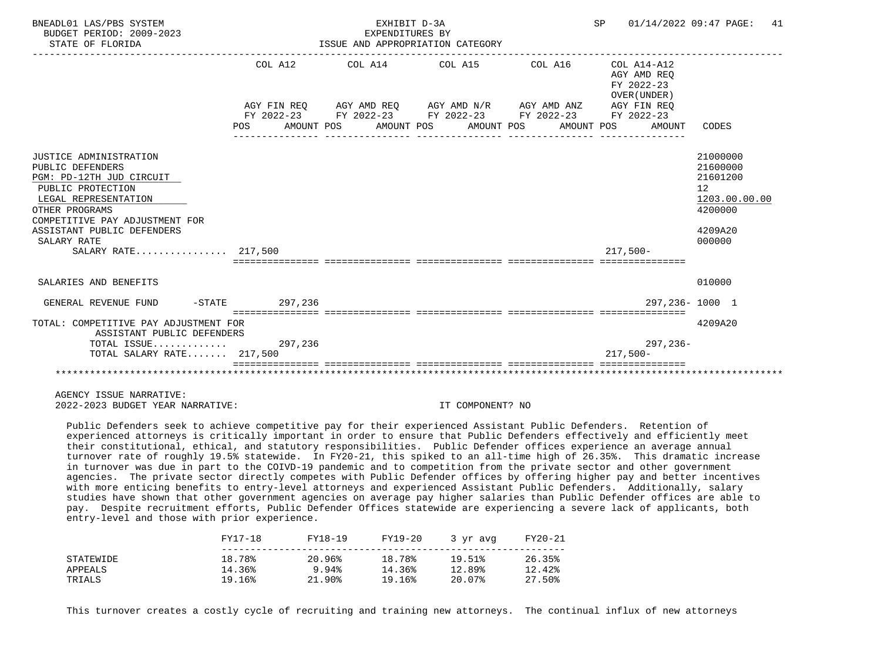EXHIBIT D-3A
EXPENDITURES BY
ISSUE AND APPROPRIATION CATEGORY

BUDGET PERIOD: 2009-2023
STATE OF FLORIDA

| | COL A12 AGY FIN REQ FY 2022-23 POS AMOUNT | COL A14 AGY AMD REQ FY 2022-23 POS AMOUNT | COL A15 AGY AMD N/R FY 2022-23 POS AMOUNT | COL A16 AGY AMD ANZ FY 2022-23 POS AMOUNT | COL A14-A12 AGY AMD REQ FY 2022-23 OVER(UNDER) AGY FIN REQ FY 2022-23 POS AMOUNT | CODES |
|---|---|---|---|---|---|---|
| JUSTICE ADMINISTRATION | | | | | | 21000000 |
| PUBLIC DEFENDERS | | | | | | 21600000 |
| PGM: PD-12TH JUD CIRCUIT | | | | | | 21601200 |
| PUBLIC PROTECTION | | | | | | 12 |
| LEGAL REPRESENTATION | | | | | | 1203.00.00.00 |
| OTHER PROGRAMS | | | | | | 4200000 |
| COMPETITIVE PAY ADJUSTMENT FOR ASSISTANT PUBLIC DEFENDERS | | | | | | 4209A20 |
| SALARY RATE | | | | | | 000000 |
| SALARY RATE................ | 217,500 | | | | 217,500- | |
| SALARIES AND BENEFITS | | | | | | 010000 |
| GENERAL REVENUE FUND -STATE | 297,236 | | | | 297,236- | 1000 1 |
| TOTAL: COMPETITIVE PAY ADJUSTMENT FOR ASSISTANT PUBLIC DEFENDERS | | | | | | 4209A20 |
| TOTAL ISSUE............. | 297,236 | | | | 297,236- | |
| TOTAL SALARY RATE....... | 217,500 | | | | 217,500- | |

AGENCY ISSUE NARRATIVE:
2022-2023 BUDGET YEAR NARRATIVE: IT COMPONENT? NO

Public Defenders seek to achieve competitive pay for their experienced Assistant Public Defenders. Retention of experienced attorneys is critically important in order to ensure that Public Defenders effectively and efficiently meet their constitutional, ethical, and statutory responsibilities. Public Defender offices experience an average annual turnover rate of roughly 19.5% statewide. In FY20-21, this spiked to an all-time high of 26.35%. This dramatic increase in turnover was due in part to the COIVD-19 pandemic and to competition from the private sector and other government agencies. The private sector directly competes with Public Defender offices by offering higher pay and better incentives with more enticing benefits to entry-level attorneys and experienced Assistant Public Defenders. Additionally, salary studies have shown that other government agencies on average pay higher salaries than Public Defender offices are able to pay. Despite recruitment efforts, Public Defender Offices statewide are experiencing a severe lack of applicants, both entry-level and those with prior experience.

| | FY17-18 | FY18-19 | FY19-20 | 3 yr avg | FY20-21 |
|---|---|---|---|---|---|
| STATEWIDE | 18.78% | 20.96% | 18.78% | 19.51% | 26.35% |
| APPEALS | 14.36% | 9.94% | 14.36% | 12.89% | 12.42% |
| TRIALS | 19.16% | 21.90% | 19.16% | 20.07% | 27.50% |

This turnover creates a costly cycle of recruiting and training new attorneys. The continual influx of new attorneys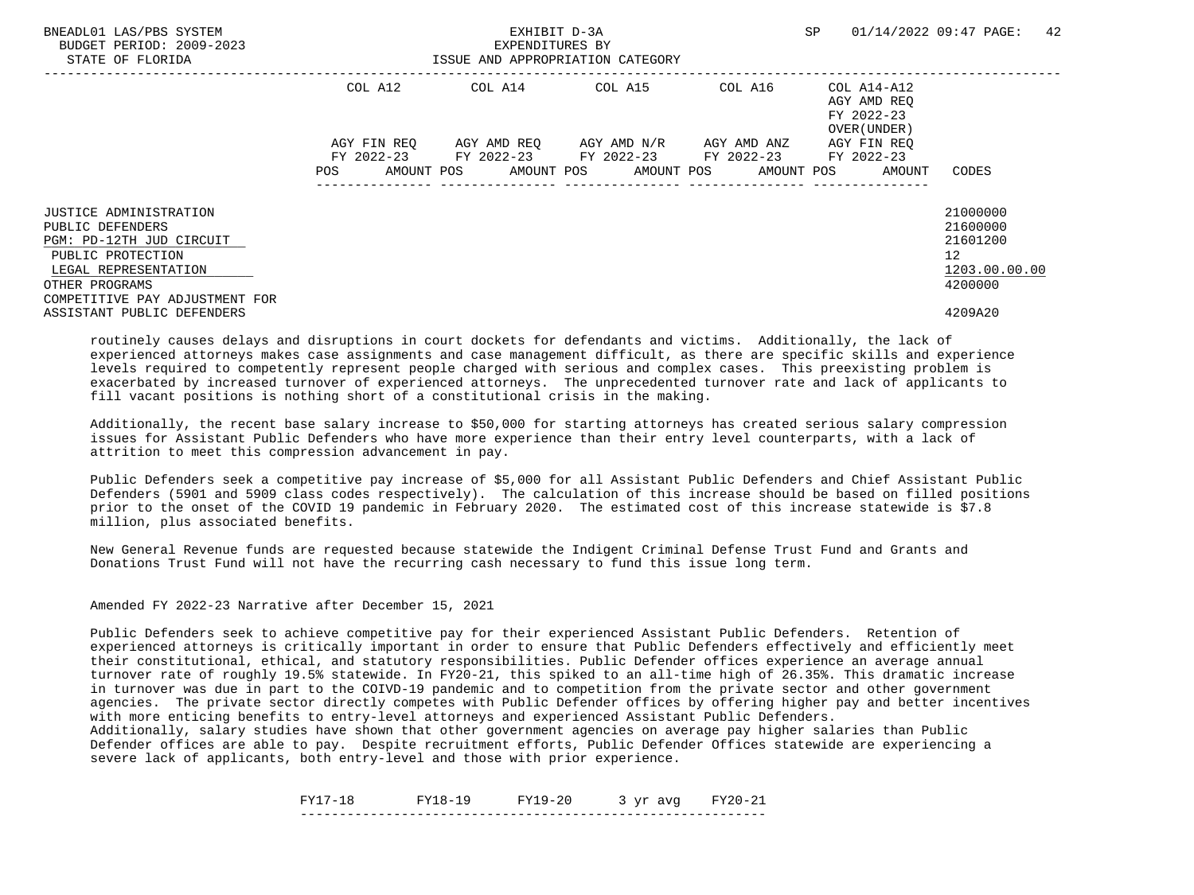| | COL A12 | | COL A14 | | COL A15 | | COL A16 | | COL A14-A12 AGY AMD REQ FY 2022-23 OVER(UNDER) | | |
|---|---|---|---|---|---|---|---|---|---|---|---|
| | AGY FIN REQ FY 2022-23 | | AGY AMD REQ FY 2022-23 | | AGY AMD N/R FY 2022-23 | | AGY AMD ANZ FY 2022-23 | | AGY FIN REQ FY 2022-23 | | |
| | POS | AMOUNT | POS | AMOUNT | POS | AMOUNT | POS | AMOUNT | POS | AMOUNT | CODES |
| JUSTICE ADMINISTRATION | | | | | | | | | | | 21000000 |
| PUBLIC DEFENDERS | | | | | | | | | | | 21600000 |
| PGM: PD-12TH JUD CIRCUIT | | | | | | | | | | | 21601200 |
| PUBLIC PROTECTION | | | | | | | | | | | 12 |
| LEGAL REPRESENTATION | | | | | | | | | | | 1203.00.00.00 |
| OTHER PROGRAMS | | | | | | | | | | | 4200000 |
| COMPETITIVE PAY ADJUSTMENT FOR ASSISTANT PUBLIC DEFENDERS | | | | | | | | | | | 4209A20 |

routinely causes delays and disruptions in court dockets for defendants and victims. Additionally, the lack of experienced attorneys makes case assignments and case management difficult, as there are specific skills and experience levels required to competently represent people charged with serious and complex cases. This preexisting problem is exacerbated by increased turnover of experienced attorneys. The unprecedented turnover rate and lack of applicants to fill vacant positions is nothing short of a constitutional crisis in the making.

Additionally, the recent base salary increase to $50,000 for starting attorneys has created serious salary compression issues for Assistant Public Defenders who have more experience than their entry level counterparts, with a lack of attrition to meet this compression advancement in pay.

Public Defenders seek a competitive pay increase of $5,000 for all Assistant Public Defenders and Chief Assistant Public Defenders (5901 and 5909 class codes respectively). The calculation of this increase should be based on filled positions prior to the onset of the COVID 19 pandemic in February 2020. The estimated cost of this increase statewide is $7.8 million, plus associated benefits.

New General Revenue funds are requested because statewide the Indigent Criminal Defense Trust Fund and Grants and Donations Trust Fund will not have the recurring cash necessary to fund this issue long term.

Amended FY 2022-23 Narrative after December 15, 2021

Public Defenders seek to achieve competitive pay for their experienced Assistant Public Defenders. Retention of experienced attorneys is critically important in order to ensure that Public Defenders effectively and efficiently meet their constitutional, ethical, and statutory responsibilities. Public Defender offices experience an average annual turnover rate of roughly 19.5% statewide. In FY20-21, this spiked to an all-time high of 26.35%. This dramatic increase in turnover was due in part to the COIVD-19 pandemic and to competition from the private sector and other government agencies. The private sector directly competes with Public Defender offices by offering higher pay and better incentives with more enticing benefits to entry-level attorneys and experienced Assistant Public Defenders.
Additionally, salary studies have shown that other government agencies on average pay higher salaries than Public Defender offices are able to pay. Despite recruitment efforts, Public Defender Offices statewide are experiencing a severe lack of applicants, both entry-level and those with prior experience.

| FY17-18 | FY18-19 | FY19-20 | 3 yr avg | FY20-21 |
|---|---|---|---|---|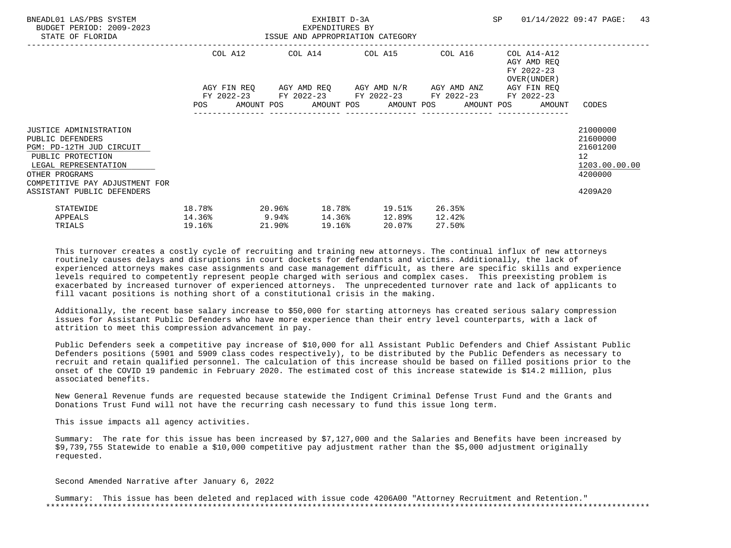BNEADL01 LAS/PBS SYSTEM
BUDGET PERIOD: 2009-2023
STATE OF FLORIDA

EXHIBIT D-3A
EXPENDITURES BY
ISSUE AND APPROPRIATION CATEGORY

| | COL A12 AGY FIN REQ FY 2022-23 POS AMOUNT | COL A14 AGY AMD REQ FY 2022-23 POS AMOUNT | COL A15 AGY AMD N/R FY 2022-23 POS AMOUNT | COL A16 AGY AMD ANZ FY 2022-23 POS AMOUNT | COL A14-A12 AGY AMD REQ FY 2022-23 OVER(UNDER) AGY FIN REQ FY 2022-23 POS AMOUNT | CODES |
|---|---|---|---|---|---|---|
| JUSTICE ADMINISTRATION | | | | | | 21000000 |
| PUBLIC DEFENDERS | | | | | | 21600000 |
| PGM: PD-12TH JUD CIRCUIT | | | | | | 21601200 |
| PUBLIC PROTECTION | | | | | | 12 |
| LEGAL REPRESENTATION | | | | | | 1203.00.00.00 |
| OTHER PROGRAMS | | | | | | 4200000 |
| COMPETITIVE PAY ADJUSTMENT FOR ASSISTANT PUBLIC DEFENDERS | | | | | | 4209A20 |

| | | | | | |
|---|---|---|---|---|---|
| STATEWIDE | 18.78% | 20.96% | 18.78% | 19.51% | 26.35% |
| APPEALS | 14.36% | 9.94% | 14.36% | 12.89% | 12.42% |
| TRIALS | 19.16% | 21.90% | 19.16% | 20.07% | 27.50% |

This turnover creates a costly cycle of recruiting and training new attorneys. The continual influx of new attorneys routinely causes delays and disruptions in court dockets for defendants and victims. Additionally, the lack of experienced attorneys makes case assignments and case management difficult, as there are specific skills and experience levels required to competently represent people charged with serious and complex cases. This preexisting problem is exacerbated by increased turnover of experienced attorneys. The unprecedented turnover rate and lack of applicants to fill vacant positions is nothing short of a constitutional crisis in the making.

Additionally, the recent base salary increase to $50,000 for starting attorneys has created serious salary compression issues for Assistant Public Defenders who have more experience than their entry level counterparts, with a lack of attrition to meet this compression advancement in pay.

Public Defenders seek a competitive pay increase of $10,000 for all Assistant Public Defenders and Chief Assistant Public Defenders positions (5901 and 5909 class codes respectively), to be distributed by the Public Defenders as necessary to recruit and retain qualified personnel. The calculation of this increase should be based on filled positions prior to the onset of the COVID 19 pandemic in February 2020. The estimated cost of this increase statewide is $14.2 million, plus associated benefits.

New General Revenue funds are requested because statewide the Indigent Criminal Defense Trust Fund and the Grants and Donations Trust Fund will not have the recurring cash necessary to fund this issue long term.

This issue impacts all agency activities.

Summary: The rate for this issue has been increased by $7,127,000 and the Salaries and Benefits have been increased by $9,739,755 Statewide to enable a $10,000 competitive pay adjustment rather than the $5,000 adjustment originally requested.

Second Amended Narrative after January 6, 2022

Summary: This issue has been deleted and replaced with issue code 4206A00 "Attorney Recruitment and Retention."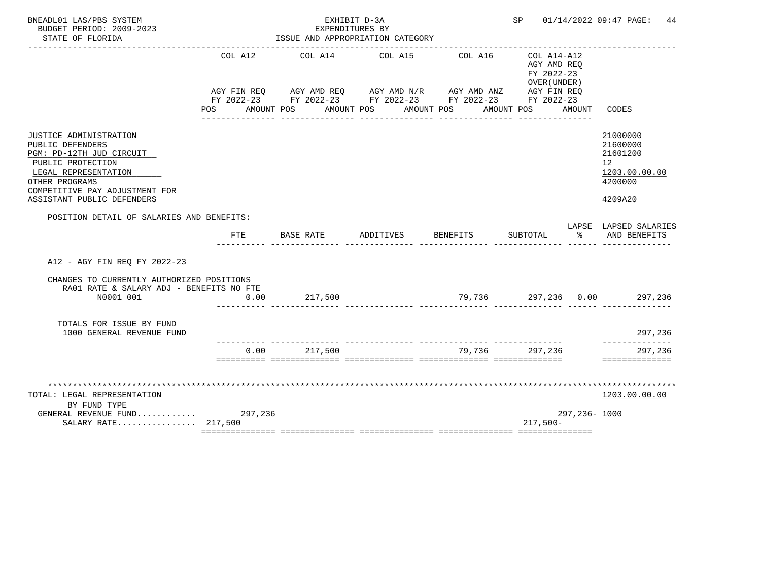BNEADL01 LAS/PBS SYSTEM — EXHIBIT D-3A — EXPENDITURES BY ISSUE AND APPROPRIATION CATEGORY

BUDGET PERIOD: 2009-2023
STATE OF FLORIDA

SP 01/14/2022 09:47

| | COL A12 AGY FIN REQ FY 2022-23 POS AMOUNT | COL A14 AGY AMD REQ FY 2022-23 POS AMOUNT | COL A15 AGY AMD N/R FY 2022-23 POS AMOUNT | COL A16 AGY AMD ANZ FY 2022-23 POS AMOUNT | COL A14-A12 AGY AMD REQ FY 2022-23 OVER(UNDER) AGY FIN REQ FY 2022-23 POS AMOUNT | CODES |
|---|---|---|---|---|---|---|
| JUSTICE ADMINISTRATION | | | | | | 21000000 |
| PUBLIC DEFENDERS | | | | | | 21600000 |
| PGM: PD-12TH JUD CIRCUIT | | | | | | 21601200 |
| PUBLIC PROTECTION | | | | | | 12 |
| LEGAL REPRESENTATION | | | | | | 1203.00.00.00 |
| OTHER PROGRAMS | | | | | | 4200000 |
| COMPETITIVE PAY ADJUSTMENT FOR ASSISTANT PUBLIC DEFENDERS | | | | | | 4209A20 |

POSITION DETAIL OF SALARIES AND BENEFITS:

| | FTE | BASE RATE | ADDITIVES | BENEFITS | SUBTOTAL | LAPSE % | LAPSED SALARIES AND BENEFITS |
|---|---|---|---|---|---|---|---|
| A12 - AGY FIN REQ FY 2022-23 | | | | | | | |
| CHANGES TO CURRENTLY AUTHORIZED POSITIONS | | | | | | | |
| RA01 RATE & SALARY ADJ - BENEFITS NO FTE | | | | | | | |
| N0001 001 | 0.00 | 217,500 | | 79,736 | 297,236 | 0.00 | 297,236 |
| TOTALS FOR ISSUE BY FUND | | | | | | | |
| 1000 GENERAL REVENUE FUND | | | | | | | 297,236 |
| | 0.00 | 217,500 | | 79,736 | 297,236 | | 297,236 |

| TOTAL: LEGAL REPRESENTATION | COL A12 | COL A14 | COL A15 | COL A16 | COL A14-A12 | CODES |
|---|---|---|---|---|---|---|
| BY FUND TYPE | | | | | | 1203.00.00.00 |
| GENERAL REVENUE FUND | 297,236 | | | | 297,236- | 1000 |
| SALARY RATE | 217,500 | | | | 217,500- | |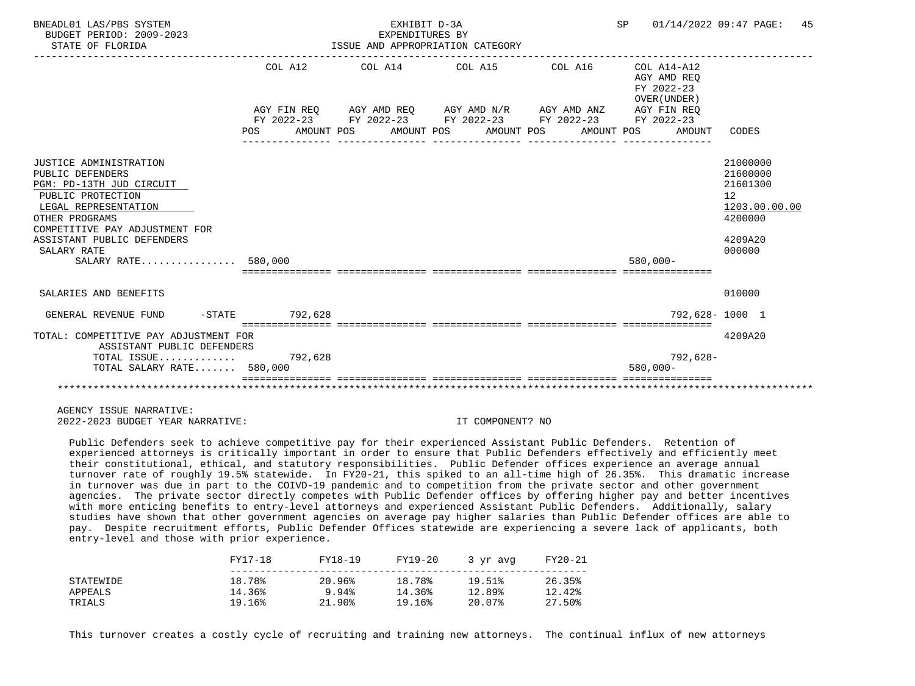BNEADL01 LAS/PBS SYSTEM — EXHIBIT D-3A — EXPENDITURES BY ISSUE AND APPROPRIATION CATEGORY

BUDGET PERIOD: 2009-2023

STATE OF FLORIDA

| | COL A12 AGY FIN REQ FY 2022-23 POS AMOUNT | COL A14 AGY AMD REQ FY 2022-23 POS AMOUNT | COL A15 AGY AMD N/R FY 2022-23 POS AMOUNT | COL A16 AGY AMD ANZ FY 2022-23 POS AMOUNT | COL A14-A12 AGY AMD REQ FY 2022-23 OVER(UNDER) AGY FIN REQ FY 2022-23 POS AMOUNT | CODES |
|---|---|---|---|---|---|---|
| JUSTICE ADMINISTRATION | | | | | | 21000000 |
| PUBLIC DEFENDERS | | | | | | 21600000 |
| PGM: PD-13TH JUD CIRCUIT | | | | | | 21601300 |
| PUBLIC PROTECTION | | | | | | 12 |
| LEGAL REPRESENTATION | | | | | | 1203.00.00.00 |
| OTHER PROGRAMS | | | | | | 4200000 |
| COMPETITIVE PAY ADJUSTMENT FOR ASSISTANT PUBLIC DEFENDERS | | | | | | 4209A20 |
| SALARY RATE | | | | | | 000000 |
| SALARY RATE................ | 580,000 | | | | 580,000- | |
| SALARIES AND BENEFITS | | | | | | 010000 |
| GENERAL REVENUE FUND -STATE | 792,628 | | | | 792,628- | 1000 1 |
| TOTAL: COMPETITIVE PAY ADJUSTMENT FOR ASSISTANT PUBLIC DEFENDERS | | | | | | 4209A20 |
| TOTAL ISSUE............. | 792,628 | | | | 792,628- | |
| TOTAL SALARY RATE....... | 580,000 | | | | 580,000- | |

AGENCY ISSUE NARRATIVE:

2022-2023 BUDGET YEAR NARRATIVE: IT COMPONENT? NO

Public Defenders seek to achieve competitive pay for their experienced Assistant Public Defenders. Retention of experienced attorneys is critically important in order to ensure that Public Defenders effectively and efficiently meet their constitutional, ethical, and statutory responsibilities. Public Defender offices experience an average annual turnover rate of roughly 19.5% statewide. In FY20-21, this spiked to an all-time high of 26.35%. This dramatic increase in turnover was due in part to the COIVD-19 pandemic and to competition from the private sector and other government agencies. The private sector directly competes with Public Defender offices by offering higher pay and better incentives with more enticing benefits to entry-level attorneys and experienced Assistant Public Defenders. Additionally, salary studies have shown that other government agencies on average pay higher salaries than Public Defender offices are able to pay. Despite recruitment efforts, Public Defender Offices statewide are experiencing a severe lack of applicants, both entry-level and those with prior experience.

| | FY17-18 | FY18-19 | FY19-20 | 3 yr avg | FY20-21 |
|---|---|---|---|---|---|
| STATEWIDE | 18.78% | 20.96% | 18.78% | 19.51% | 26.35% |
| APPEALS | 14.36% | 9.94% | 14.36% | 12.89% | 12.42% |
| TRIALS | 19.16% | 21.90% | 19.16% | 20.07% | 27.50% |

This turnover creates a costly cycle of recruiting and training new attorneys. The continual influx of new attorneys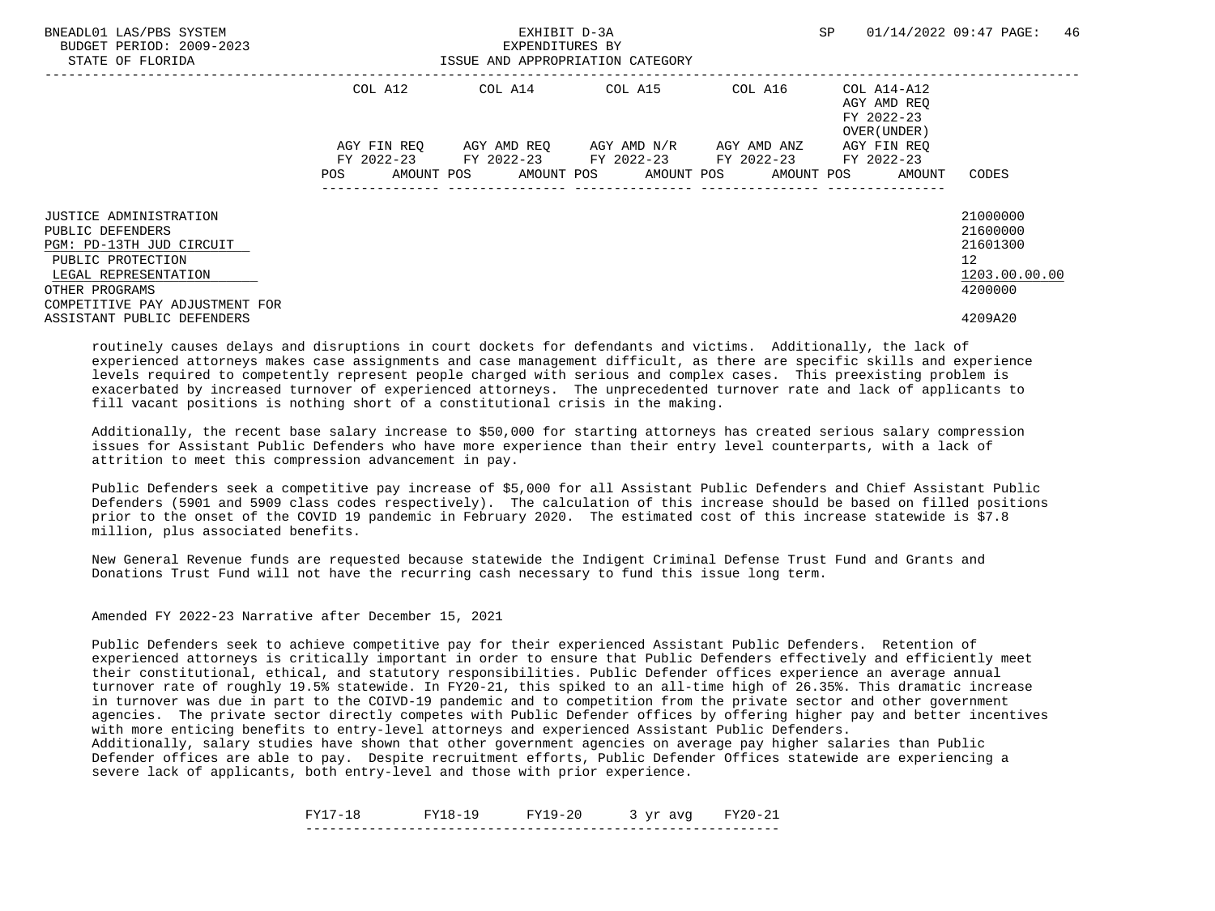| | COL A12 | COL A14 | COL A15 | COL A16 | COL A14-A12 AGY AMD REQ FY 2022-23 OVER(UNDER) | |
|---|---|---|---|---|---|---|
| | AGY FIN REQ FY 2022-23 | AGY AMD REQ FY 2022-23 | AGY AMD N/R FY 2022-23 | AGY AMD ANZ FY 2022-23 | AGY FIN REQ FY 2022-23 | |
| | POS AMOUNT | POS AMOUNT | POS AMOUNT | POS AMOUNT | POS AMOUNT | CODES |
| JUSTICE ADMINISTRATION | | | | | | 21000000 |
| PUBLIC DEFENDERS | | | | | | 21600000 |
| PGM: PD-13TH JUD CIRCUIT | | | | | | 21601300 |
| PUBLIC PROTECTION | | | | | | 12 |
| LEGAL REPRESENTATION | | | | | | 1203.00.00.00 |
| OTHER PROGRAMS | | | | | | 4200000 |
| COMPETITIVE PAY ADJUSTMENT FOR ASSISTANT PUBLIC DEFENDERS | | | | | | 4209A20 |

routinely causes delays and disruptions in court dockets for defendants and victims. Additionally, the lack of experienced attorneys makes case assignments and case management difficult, as there are specific skills and experience levels required to competently represent people charged with serious and complex cases. This preexisting problem is exacerbated by increased turnover of experienced attorneys. The unprecedented turnover rate and lack of applicants to fill vacant positions is nothing short of a constitutional crisis in the making.

Additionally, the recent base salary increase to $50,000 for starting attorneys has created serious salary compression issues for Assistant Public Defenders who have more experience than their entry level counterparts, with a lack of attrition to meet this compression advancement in pay.

Public Defenders seek a competitive pay increase of $5,000 for all Assistant Public Defenders and Chief Assistant Public Defenders (5901 and 5909 class codes respectively). The calculation of this increase should be based on filled positions prior to the onset of the COVID 19 pandemic in February 2020. The estimated cost of this increase statewide is $7.8 million, plus associated benefits.

New General Revenue funds are requested because statewide the Indigent Criminal Defense Trust Fund and Grants and Donations Trust Fund will not have the recurring cash necessary to fund this issue long term.

Amended FY 2022-23 Narrative after December 15, 2021

Public Defenders seek to achieve competitive pay for their experienced Assistant Public Defenders. Retention of experienced attorneys is critically important in order to ensure that Public Defenders effectively and efficiently meet their constitutional, ethical, and statutory responsibilities. Public Defender offices experience an average annual turnover rate of roughly 19.5% statewide. In FY20-21, this spiked to an all-time high of 26.35%. This dramatic increase in turnover was due in part to the COIVD-19 pandemic and to competition from the private sector and other government agencies. The private sector directly competes with Public Defender offices by offering higher pay and better incentives with more enticing benefits to entry-level attorneys and experienced Assistant Public Defenders.
Additionally, salary studies have shown that other government agencies on average pay higher salaries than Public Defender offices are able to pay. Despite recruitment efforts, Public Defender Offices statewide are experiencing a severe lack of applicants, both entry-level and those with prior experience.

| FY17-18 | FY18-19 | FY19-20 | 3 yr avg | FY20-21 |
|---|---|---|---|---|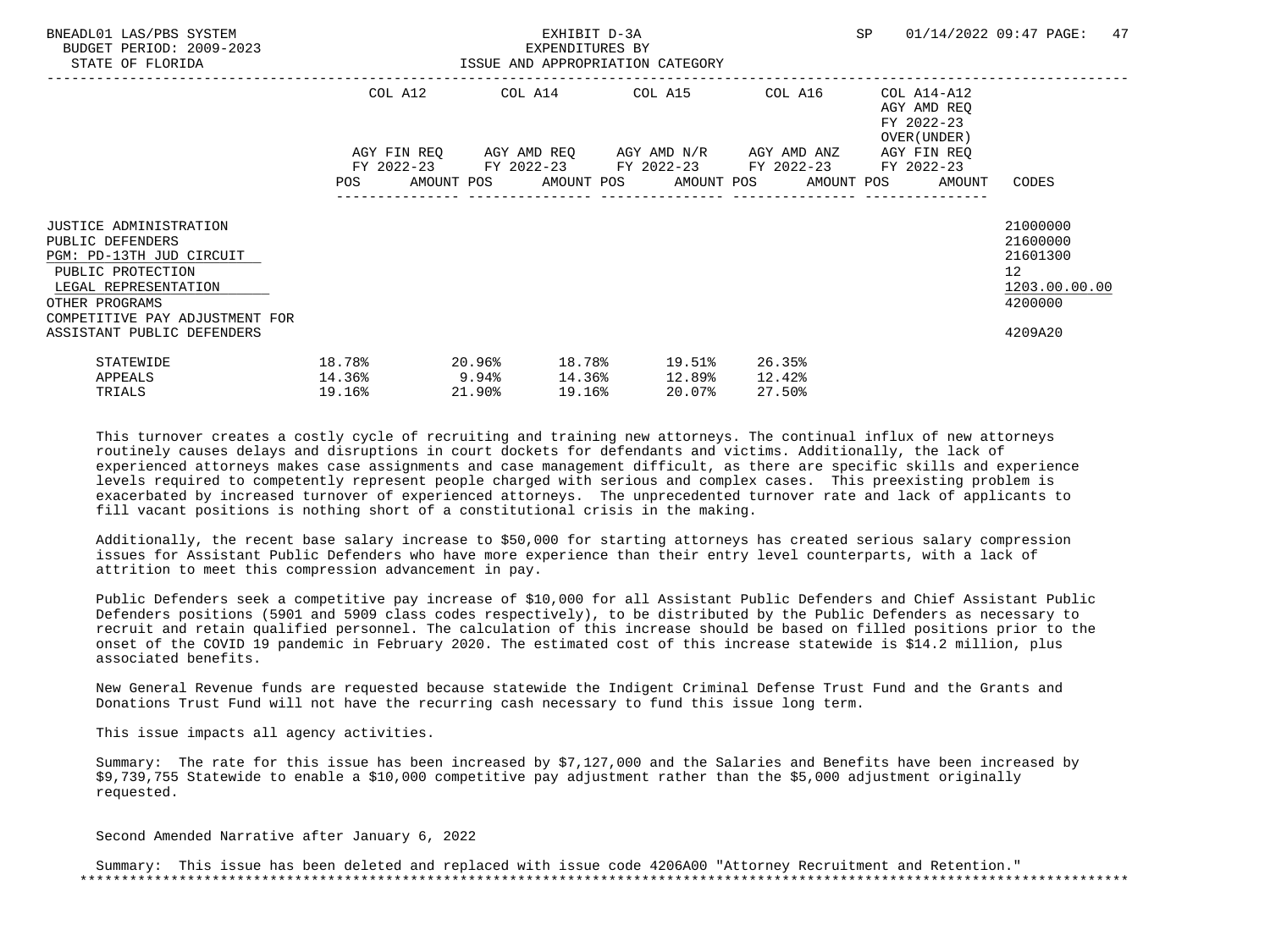| | COL A12 | COL A14 | COL A15 | COL A16 | COL A14-A12 AGY AMD REQ FY 2022-23 OVER(UNDER) | |
|---|---|---|---|---|---|---|
| | AGY FIN REQ FY 2022-23 | AGY AMD REQ FY 2022-23 | AGY AMD N/R FY 2022-23 | AGY AMD ANZ FY 2022-23 | AGY FIN REQ FY 2022-23 | |
| | POS AMOUNT | POS AMOUNT | POS AMOUNT | POS AMOUNT | POS AMOUNT | CODES |
| JUSTICE ADMINISTRATION | | | | | | 21000000 |
| PUBLIC DEFENDERS | | | | | | 21600000 |
| PGM: PD-13TH JUD CIRCUIT | | | | | | 21601300 |
| PUBLIC PROTECTION | | | | | | 12 |
| LEGAL REPRESENTATION | | | | | | 1203.00.00.00 |
| OTHER PROGRAMS | | | | | | 4200000 |
| COMPETITIVE PAY ADJUSTMENT FOR ASSISTANT PUBLIC DEFENDERS | | | | | | 4209A20 |

| | | | | | |
|---|---|---|---|---|---|
| STATEWIDE | 18.78% | 20.96% | 18.78% | 19.51% | 26.35% |
| APPEALS | 14.36% | 9.94% | 14.36% | 12.89% | 12.42% |
| TRIALS | 19.16% | 21.90% | 19.16% | 20.07% | 27.50% |

This turnover creates a costly cycle of recruiting and training new attorneys. The continual influx of new attorneys routinely causes delays and disruptions in court dockets for defendants and victims. Additionally, the lack of experienced attorneys makes case assignments and case management difficult, as there are specific skills and experience levels required to competently represent people charged with serious and complex cases. This preexisting problem is exacerbated by increased turnover of experienced attorneys. The unprecedented turnover rate and lack of applicants to fill vacant positions is nothing short of a constitutional crisis in the making.

Additionally, the recent base salary increase to $50,000 for starting attorneys has created serious salary compression issues for Assistant Public Defenders who have more experience than their entry level counterparts, with a lack of attrition to meet this compression advancement in pay.

Public Defenders seek a competitive pay increase of $10,000 for all Assistant Public Defenders and Chief Assistant Public Defenders positions (5901 and 5909 class codes respectively), to be distributed by the Public Defenders as necessary to recruit and retain qualified personnel. The calculation of this increase should be based on filled positions prior to the onset of the COVID 19 pandemic in February 2020. The estimated cost of this increase statewide is $14.2 million, plus associated benefits.

New General Revenue funds are requested because statewide the Indigent Criminal Defense Trust Fund and the Grants and Donations Trust Fund will not have the recurring cash necessary to fund this issue long term.

This issue impacts all agency activities.

Summary: The rate for this issue has been increased by $7,127,000 and the Salaries and Benefits have been increased by $9,739,755 Statewide to enable a $10,000 competitive pay adjustment rather than the $5,000 adjustment originally requested.

Second Amended Narrative after January 6, 2022

Summary: This issue has been deleted and replaced with issue code 4206A00 "Attorney Recruitment and Retention."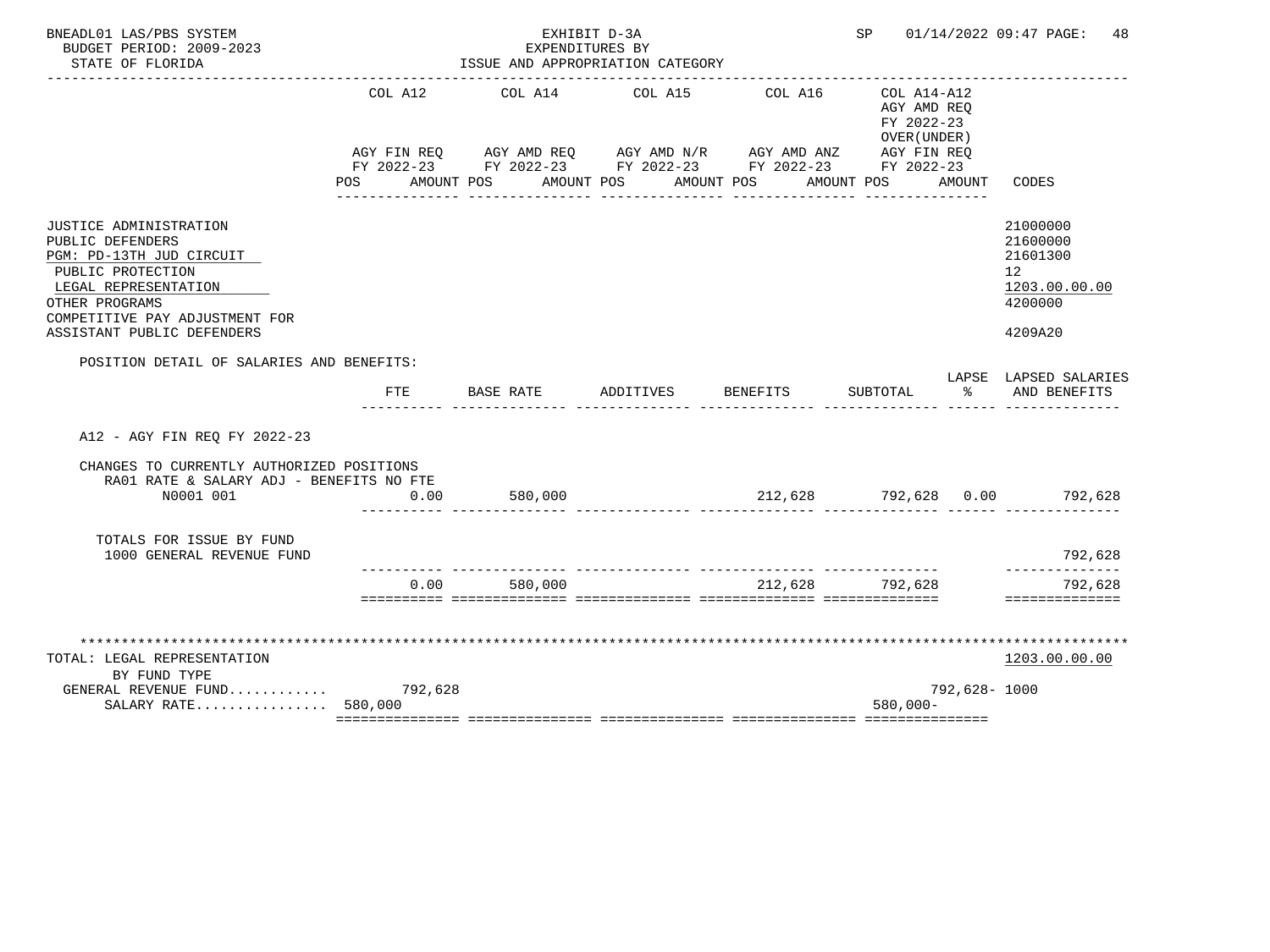BNEADL01 LAS/PBS SYSTEM — EXHIBIT D-3A — SP 01/14/2022 09:47
BUDGET PERIOD: 2009-2023 — EXPENDITURES BY
STATE OF FLORIDA — ISSUE AND APPROPRIATION CATEGORY

| | COL A12 AGY FIN REQ FY 2022-23 POS AMOUNT | COL A14 AGY AMD REQ FY 2022-23 POS AMOUNT | COL A15 AGY AMD N/R FY 2022-23 POS AMOUNT | COL A16 AGY AMD ANZ FY 2022-23 POS AMOUNT | COL A14-A12 AGY AMD REQ FY 2022-23 OVER(UNDER) AGY FIN REQ FY 2022-23 POS AMOUNT | CODES |
|---|---|---|---|---|---|---|
| JUSTICE ADMINISTRATION | | | | | | 21000000 |
| PUBLIC DEFENDERS | | | | | | 21600000 |
| PGM: PD-13TH JUD CIRCUIT | | | | | | 21601300 |
| PUBLIC PROTECTION | | | | | | 12 |
| LEGAL REPRESENTATION | | | | | | 1203.00.00.00 |
| OTHER PROGRAMS | | | | | | 4200000 |
| COMPETITIVE PAY ADJUSTMENT FOR ASSISTANT PUBLIC DEFENDERS | | | | | | 4209A20 |

POSITION DETAIL OF SALARIES AND BENEFITS:

| | FTE | BASE RATE | ADDITIVES | BENEFITS | SUBTOTAL | LAPSE % | LAPSED SALARIES AND BENEFITS |
|---|---|---|---|---|---|---|---|
| A12 - AGY FIN REQ FY 2022-23 | | | | | | | |
| CHANGES TO CURRENTLY AUTHORIZED POSITIONS | | | | | | | |
| RA01 RATE & SALARY ADJ - BENEFITS NO FTE | | | | | | | |
| N0001 001 | 0.00 | 580,000 | | 212,628 | 792,628 | 0.00 | 792,628 |
| TOTALS FOR ISSUE BY FUND | | | | | | | |
| 1000 GENERAL REVENUE FUND | | | | | | | 792,628 |
| | 0.00 | 580,000 | | 212,628 | 792,628 | | 792,628 |

| | COL A12 | COL A14 | COL A15 | COL A16 | COL A14-A12 | CODES |
|---|---|---|---|---|---|---|
| TOTAL: LEGAL REPRESENTATION | | | | | | 1203.00.00.00 |
| BY FUND TYPE | | | | | | |
| GENERAL REVENUE FUND............ | 792,628 | | | | 792,628- | 1000 |
| SALARY RATE................ | 580,000 | | | | 580,000- | |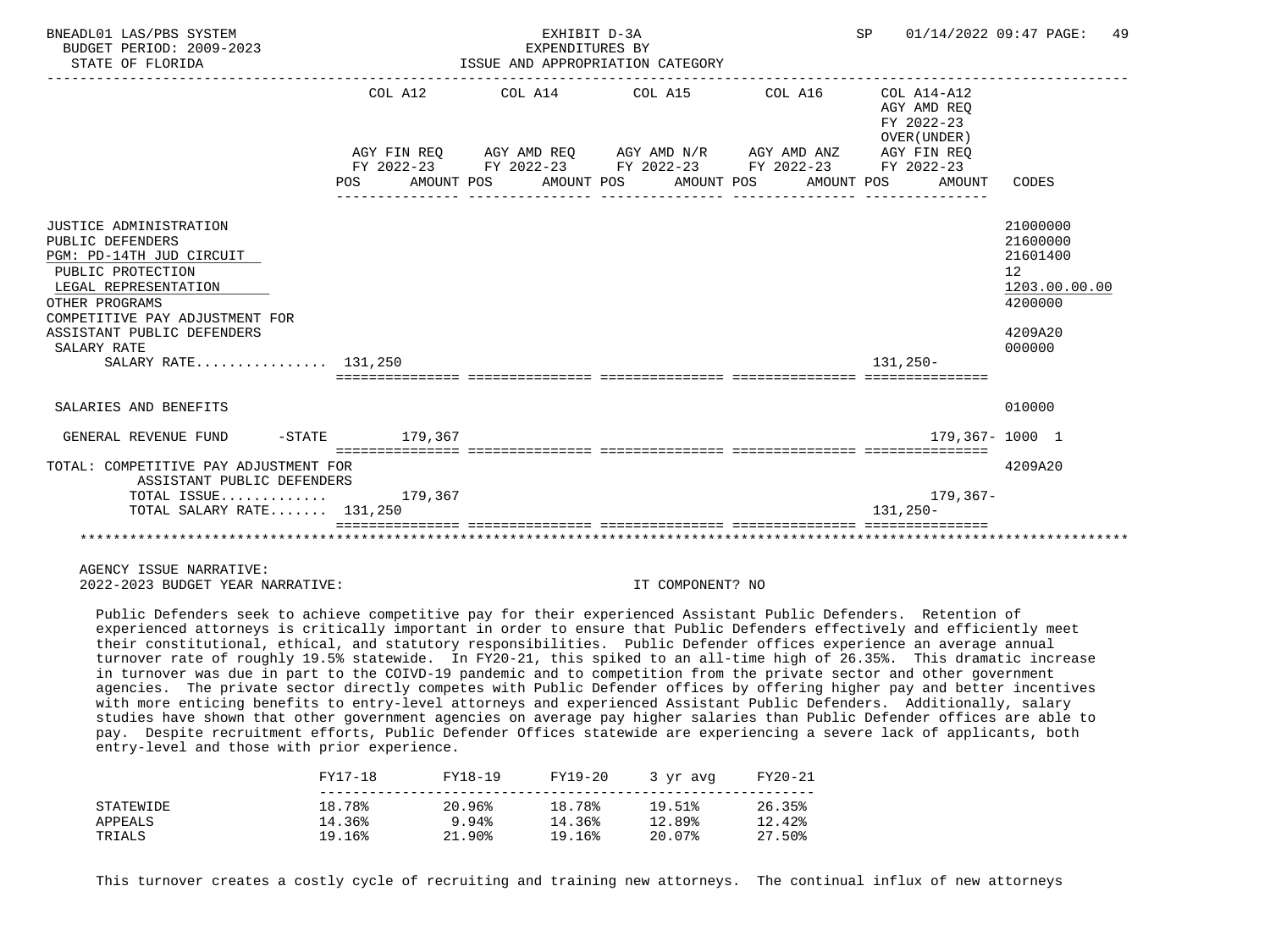BNEADL01 LAS/PBS SYSTEM — EXHIBIT D-3A — EXPENDITURES BY ISSUE AND APPROPRIATION CATEGORY
BUDGET PERIOD: 2009-2023
STATE OF FLORIDA
SP 01/14/2022 09:47

| | COL A12 AGY FIN REQ FY 2022-23 POS AMOUNT | COL A14 AGY AMD REQ FY 2022-23 POS AMOUNT | COL A15 AGY AMD N/R FY 2022-23 POS AMOUNT | COL A16 AGY AMD ANZ FY 2022-23 POS AMOUNT | COL A14-A12 AGY AMD REQ FY 2022-23 OVER(UNDER) AGY FIN REQ FY 2022-23 POS AMOUNT | CODES |
|---|---|---|---|---|---|---|
| JUSTICE ADMINISTRATION | | | | | | 21000000 |
| PUBLIC DEFENDERS | | | | | | 21600000 |
| PGM: PD-14TH JUD CIRCUIT | | | | | | 21601400 |
| PUBLIC PROTECTION | | | | | | 12 |
| LEGAL REPRESENTATION | | | | | | 1203.00.00.00 |
| OTHER PROGRAMS | | | | | | 4200000 |
| COMPETITIVE PAY ADJUSTMENT FOR ASSISTANT PUBLIC DEFENDERS | | | | | | 4209A20 |
| SALARY RATE | | | | | | 000000 |
| SALARY RATE................ | 131,250 | | | | 131,250- | |
| SALARIES AND BENEFITS | | | | | | 010000 |
| GENERAL REVENUE FUND -STATE | 179,367 | | | | 179,367- | 1000 1 |
| TOTAL: COMPETITIVE PAY ADJUSTMENT FOR ASSISTANT PUBLIC DEFENDERS | | | | | | 4209A20 |
| TOTAL ISSUE............. | 179,367 | | | | 179,367- | |
| TOTAL SALARY RATE....... | 131,250 | | | | 131,250- | |

AGENCY ISSUE NARRATIVE:
2022-2023 BUDGET YEAR NARRATIVE: IT COMPONENT? NO

Public Defenders seek to achieve competitive pay for their experienced Assistant Public Defenders. Retention of experienced attorneys is critically important in order to ensure that Public Defenders effectively and efficiently meet their constitutional, ethical, and statutory responsibilities. Public Defender offices experience an average annual turnover rate of roughly 19.5% statewide. In FY20-21, this spiked to an all-time high of 26.35%. This dramatic increase in turnover was due in part to the COIVD-19 pandemic and to competition from the private sector and other government agencies. The private sector directly competes with Public Defender offices by offering higher pay and better incentives with more enticing benefits to entry-level attorneys and experienced Assistant Public Defenders. Additionally, salary studies have shown that other government agencies on average pay higher salaries than Public Defender offices are able to pay. Despite recruitment efforts, Public Defender Offices statewide are experiencing a severe lack of applicants, both entry-level and those with prior experience.

| | FY17-18 | FY18-19 | FY19-20 | 3 yr avg | FY20-21 |
|---|---|---|---|---|---|
| STATEWIDE | 18.78% | 20.96% | 18.78% | 19.51% | 26.35% |
| APPEALS | 14.36% | 9.94% | 14.36% | 12.89% | 12.42% |
| TRIALS | 19.16% | 21.90% | 19.16% | 20.07% | 27.50% |

This turnover creates a costly cycle of recruiting and training new attorneys. The continual influx of new attorneys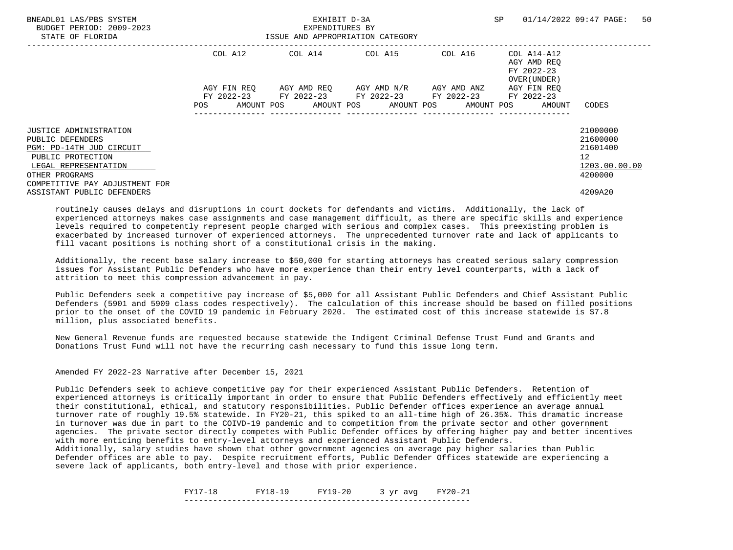| | COL A12 | COL A14 | COL A15 | COL A16 | COL A14-A12 AGY AMD REQ FY 2022-23 OVER(UNDER) | |
|---|---|---|---|---|---|---|
| | AGY FIN REQ FY 2022-23 | AGY AMD REQ FY 2022-23 | AGY AMD N/R FY 2022-23 | AGY AMD ANZ FY 2022-23 | AGY FIN REQ FY 2022-23 | |
| | POS AMOUNT | POS AMOUNT | POS AMOUNT | POS AMOUNT | POS AMOUNT | CODES |
| JUSTICE ADMINISTRATION | | | | | | 21000000 |
| PUBLIC DEFENDERS | | | | | | 21600000 |
| PGM: PD-14TH JUD CIRCUIT | | | | | | 21601400 |
| PUBLIC PROTECTION | | | | | | 12 |
| LEGAL REPRESENTATION | | | | | | 1203.00.00.00 |
| OTHER PROGRAMS | | | | | | 4200000 |
| COMPETITIVE PAY ADJUSTMENT FOR ASSISTANT PUBLIC DEFENDERS | | | | | | 4209A20 |

routinely causes delays and disruptions in court dockets for defendants and victims. Additionally, the lack of experienced attorneys makes case assignments and case management difficult, as there are specific skills and experience levels required to competently represent people charged with serious and complex cases. This preexisting problem is exacerbated by increased turnover of experienced attorneys. The unprecedented turnover rate and lack of applicants to fill vacant positions is nothing short of a constitutional crisis in the making.

Additionally, the recent base salary increase to $50,000 for starting attorneys has created serious salary compression issues for Assistant Public Defenders who have more experience than their entry level counterparts, with a lack of attrition to meet this compression advancement in pay.

Public Defenders seek a competitive pay increase of $5,000 for all Assistant Public Defenders and Chief Assistant Public Defenders (5901 and 5909 class codes respectively). The calculation of this increase should be based on filled positions prior to the onset of the COVID 19 pandemic in February 2020. The estimated cost of this increase statewide is $7.8 million, plus associated benefits.

New General Revenue funds are requested because statewide the Indigent Criminal Defense Trust Fund and Grants and Donations Trust Fund will not have the recurring cash necessary to fund this issue long term.

Amended FY 2022-23 Narrative after December 15, 2021

Public Defenders seek to achieve competitive pay for their experienced Assistant Public Defenders. Retention of experienced attorneys is critically important in order to ensure that Public Defenders effectively and efficiently meet their constitutional, ethical, and statutory responsibilities. Public Defender offices experience an average annual turnover rate of roughly 19.5% statewide. In FY20-21, this spiked to an all-time high of 26.35%. This dramatic increase in turnover was due in part to the COIVD-19 pandemic and to competition from the private sector and other government agencies. The private sector directly competes with Public Defender offices by offering higher pay and better incentives with more enticing benefits to entry-level attorneys and experienced Assistant Public Defenders.
Additionally, salary studies have shown that other government agencies on average pay higher salaries than Public Defender offices are able to pay. Despite recruitment efforts, Public Defender Offices statewide are experiencing a severe lack of applicants, both entry-level and those with prior experience.

| FY17-18 | FY18-19 | FY19-20 | 3 yr avg | FY20-21 |
|---|---|---|---|---|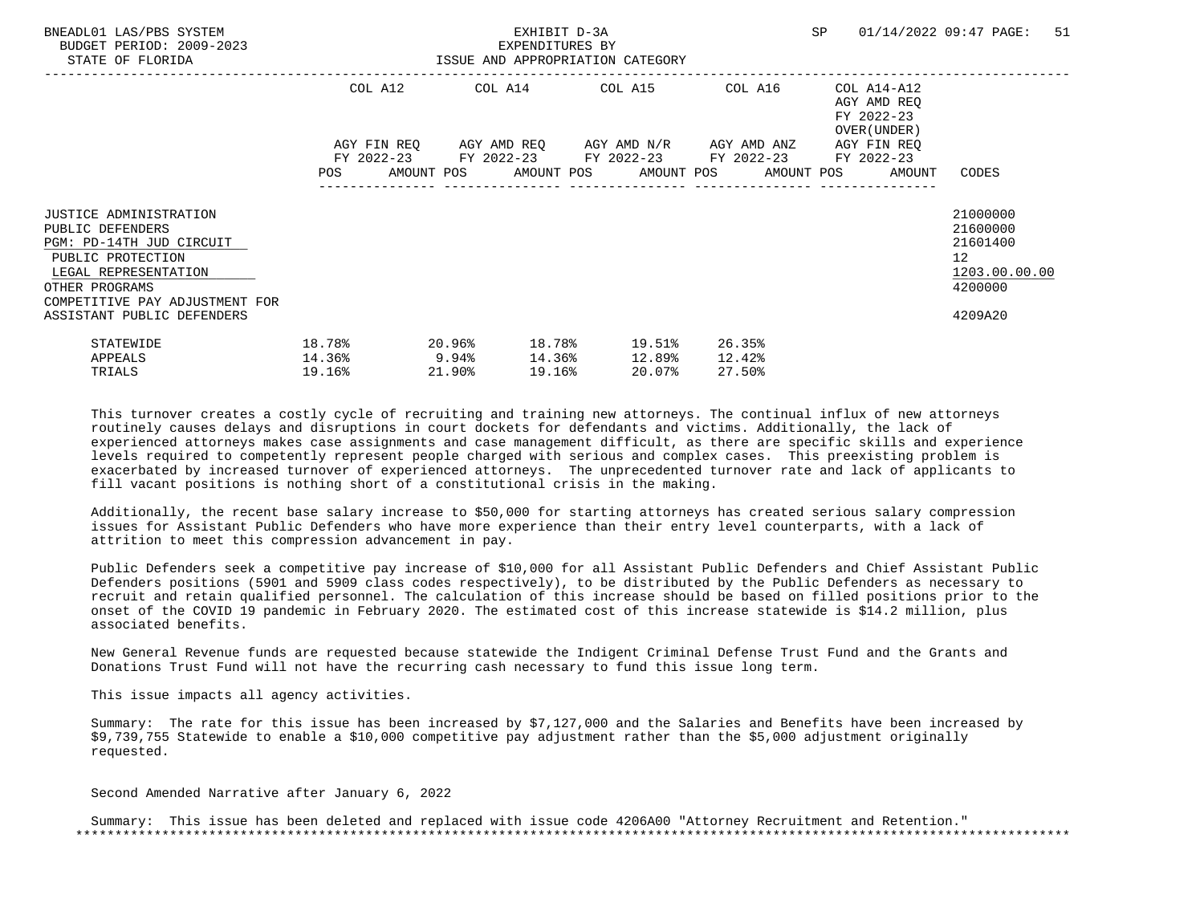BNEADL01 LAS/PBS SYSTEM — EXHIBIT D-3A — SP 01/14/2022 09:47
BUDGET PERIOD: 2009-2023 — EXPENDITURES BY
STATE OF FLORIDA — ISSUE AND APPROPRIATION CATEGORY

| | COL A12 AGY FIN REQ FY 2022-23 POS AMOUNT | COL A14 AGY AMD REQ FY 2022-23 POS AMOUNT | COL A15 AGY AMD N/R FY 2022-23 POS AMOUNT | COL A16 AGY AMD ANZ FY 2022-23 POS AMOUNT | COL A14-A12 AGY AMD REQ FY 2022-23 OVER(UNDER) AGY FIN REQ FY 2022-23 POS AMOUNT | CODES |
|---|---|---|---|---|---|---|
| JUSTICE ADMINISTRATION | | | | | | 21000000 |
| PUBLIC DEFENDERS | | | | | | 21600000 |
| PGM: PD-14TH JUD CIRCUIT | | | | | | 21601400 |
| PUBLIC PROTECTION | | | | | | 12 |
| LEGAL REPRESENTATION | | | | | | 1203.00.00.00 |
| OTHER PROGRAMS | | | | | | 4200000 |
| COMPETITIVE PAY ADJUSTMENT FOR ASSISTANT PUBLIC DEFENDERS | | | | | | 4209A20 |

| | | | | | |
|---|---|---|---|---|---|
| STATEWIDE | 18.78% | 20.96% | 18.78% | 19.51% | 26.35% |
| APPEALS | 14.36% | 9.94% | 14.36% | 12.89% | 12.42% |
| TRIALS | 19.16% | 21.90% | 19.16% | 20.07% | 27.50% |

This turnover creates a costly cycle of recruiting and training new attorneys. The continual influx of new attorneys routinely causes delays and disruptions in court dockets for defendants and victims. Additionally, the lack of experienced attorneys makes case assignments and case management difficult, as there are specific skills and experience levels required to competently represent people charged with serious and complex cases. This preexisting problem is exacerbated by increased turnover of experienced attorneys. The unprecedented turnover rate and lack of applicants to fill vacant positions is nothing short of a constitutional crisis in the making.

Additionally, the recent base salary increase to $50,000 for starting attorneys has created serious salary compression issues for Assistant Public Defenders who have more experience than their entry level counterparts, with a lack of attrition to meet this compression advancement in pay.

Public Defenders seek a competitive pay increase of $10,000 for all Assistant Public Defenders and Chief Assistant Public Defenders positions (5901 and 5909 class codes respectively), to be distributed by the Public Defenders as necessary to recruit and retain qualified personnel. The calculation of this increase should be based on filled positions prior to the onset of the COVID 19 pandemic in February 2020. The estimated cost of this increase statewide is $14.2 million, plus associated benefits.

New General Revenue funds are requested because statewide the Indigent Criminal Defense Trust Fund and the Grants and Donations Trust Fund will not have the recurring cash necessary to fund this issue long term.

This issue impacts all agency activities.

Summary: The rate for this issue has been increased by $7,127,000 and the Salaries and Benefits have been increased by $9,739,755 Statewide to enable a $10,000 competitive pay adjustment rather than the $5,000 adjustment originally requested.

Second Amended Narrative after January 6, 2022

Summary: This issue has been deleted and replaced with issue code 4206A00 "Attorney Recruitment and Retention."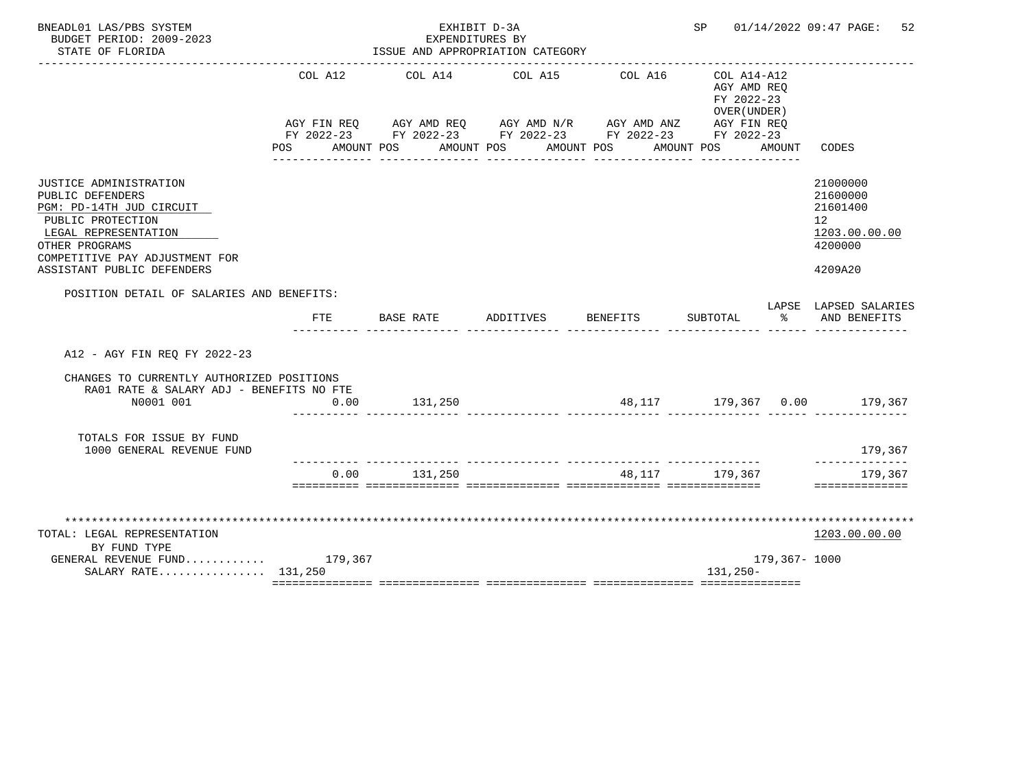BNEADL01 LAS/PBS SYSTEM — EXHIBIT D-3A — SP 01/14/2022 09:47 PAGE: 52
BUDGET PERIOD: 2009-2023 — EXPENDITURES BY
STATE OF FLORIDA — ISSUE AND APPROPRIATION CATEGORY

| | COL A12 AGY FIN REQ FY 2022-23 POS AMOUNT | COL A14 AGY AMD REQ FY 2022-23 POS AMOUNT | COL A15 AGY AMD N/R FY 2022-23 POS AMOUNT | COL A16 AGY AMD ANZ FY 2022-23 POS AMOUNT | COL A14-A12 AGY AMD REQ FY 2022-23 OVER(UNDER) AGY FIN REQ FY 2022-23 POS AMOUNT | CODES |
|---|---|---|---|---|---|---|
| JUSTICE ADMINISTRATION | | | | | | 21000000 |
| PUBLIC DEFENDERS | | | | | | 21600000 |
| PGM: PD-14TH JUD CIRCUIT | | | | | | 21601400 |
| PUBLIC PROTECTION | | | | | | 12 |
| LEGAL REPRESENTATION | | | | | | 1203.00.00.00 |
| OTHER PROGRAMS | | | | | | 4200000 |
| COMPETITIVE PAY ADJUSTMENT FOR ASSISTANT PUBLIC DEFENDERS | | | | | | 4209A20 |

POSITION DETAIL OF SALARIES AND BENEFITS:

| | FTE | BASE RATE | ADDITIVES | BENEFITS | SUBTOTAL | LAPSE % | LAPSED SALARIES AND BENEFITS |
|---|---|---|---|---|---|---|---|
| A12 - AGY FIN REQ FY 2022-23 | | | | | | | |
| CHANGES TO CURRENTLY AUTHORIZED POSITIONS | | | | | | | |
| RA01 RATE & SALARY ADJ - BENEFITS NO FTE | | | | | | | |
| N0001 001 | 0.00 | 131,250 | | 48,117 | 179,367 | 0.00 | 179,367 |
| TOTALS FOR ISSUE BY FUND | | | | | | | |
| 1000 GENERAL REVENUE FUND | | | | | | | 179,367 |
| | 0.00 | 131,250 | | 48,117 | 179,367 | | 179,367 |

| TOTAL: LEGAL REPRESENTATION | COL A12 | COL A14 | COL A15 | COL A16 | COL A14-A12 | CODES |
|---|---|---|---|---|---|---|
| BY FUND TYPE | | | | | | 1203.00.00.00 |
| GENERAL REVENUE FUND............ | 179,367 | | | | 179,367- | 1000 |
| SALARY RATE................ | 131,250 | | | | 131,250- | |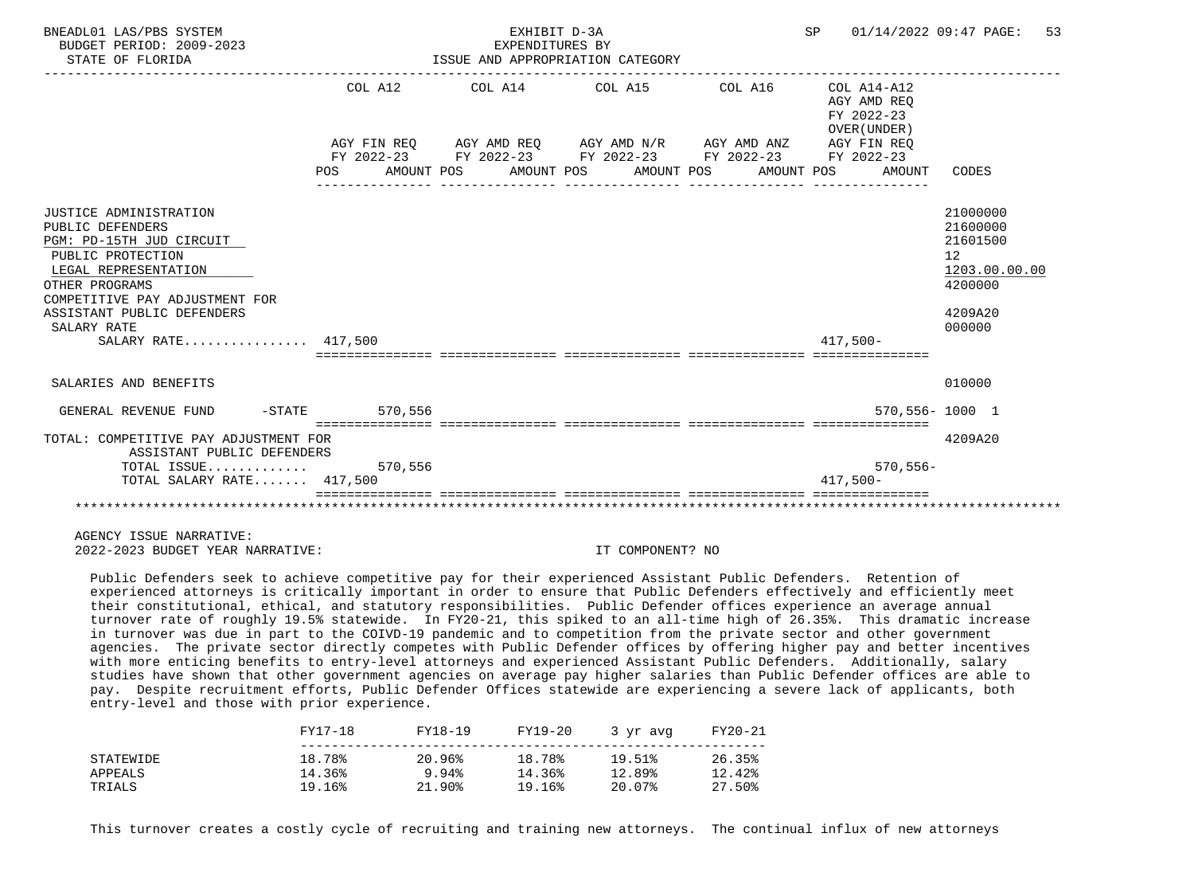BNEADL01 LAS/PBS SYSTEM — EXHIBIT D-3A — EXPENDITURES BY ISSUE AND APPROPRIATION CATEGORY

BUDGET PERIOD: 2009-2023

STATE OF FLORIDA

| | COL A12 AGY FIN REQ FY 2022-23 POS AMOUNT | COL A14 AGY AMD REQ FY 2022-23 POS AMOUNT | COL A15 AGY AMD N/R FY 2022-23 POS AMOUNT | COL A16 AGY AMD ANZ FY 2022-23 POS AMOUNT | COL A14-A12 AGY AMD REQ FY 2022-23 OVER(UNDER) AGY FIN REQ FY 2022-23 POS AMOUNT | CODES |
|---|---|---|---|---|---|---|
| JUSTICE ADMINISTRATION | | | | | | 21000000 |
| PUBLIC DEFENDERS | | | | | | 21600000 |
| PGM: PD-15TH JUD CIRCUIT | | | | | | 21601500 |
| PUBLIC PROTECTION | | | | | | 12 |
| LEGAL REPRESENTATION | | | | | | 1203.00.00.00 |
| OTHER PROGRAMS | | | | | | 4200000 |
| COMPETITIVE PAY ADJUSTMENT FOR ASSISTANT PUBLIC DEFENDERS | | | | | | 4209A20 |
| SALARY RATE | | | | | | 000000 |
| SALARY RATE................ | 417,500 | | | | 417,500- | |
| SALARIES AND BENEFITS | | | | | | 010000 |
| GENERAL REVENUE FUND -STATE | 570,556 | | | | 570,556- | 1000 1 |
| TOTAL: COMPETITIVE PAY ADJUSTMENT FOR ASSISTANT PUBLIC DEFENDERS | | | | | | 4209A20 |
| TOTAL ISSUE............. | 570,556 | | | | 570,556- | |
| TOTAL SALARY RATE....... | 417,500 | | | | 417,500- | |

AGENCY ISSUE NARRATIVE:

2022-2023 BUDGET YEAR NARRATIVE: IT COMPONENT? NO

Public Defenders seek to achieve competitive pay for their experienced Assistant Public Defenders. Retention of experienced attorneys is critically important in order to ensure that Public Defenders effectively and efficiently meet their constitutional, ethical, and statutory responsibilities. Public Defender offices experience an average annual turnover rate of roughly 19.5% statewide. In FY20-21, this spiked to an all-time high of 26.35%. This dramatic increase in turnover was due in part to the COIVD-19 pandemic and to competition from the private sector and other government agencies. The private sector directly competes with Public Defender offices by offering higher pay and better incentives with more enticing benefits to entry-level attorneys and experienced Assistant Public Defenders. Additionally, salary studies have shown that other government agencies on average pay higher salaries than Public Defender offices are able to pay. Despite recruitment efforts, Public Defender Offices statewide are experiencing a severe lack of applicants, both entry-level and those with prior experience.

| | FY17-18 | FY18-19 | FY19-20 | 3 yr avg | FY20-21 |
|---|---|---|---|---|---|
| STATEWIDE | 18.78% | 20.96% | 18.78% | 19.51% | 26.35% |
| APPEALS | 14.36% | 9.94% | 14.36% | 12.89% | 12.42% |
| TRIALS | 19.16% | 21.90% | 19.16% | 20.07% | 27.50% |

This turnover creates a costly cycle of recruiting and training new attorneys. The continual influx of new attorneys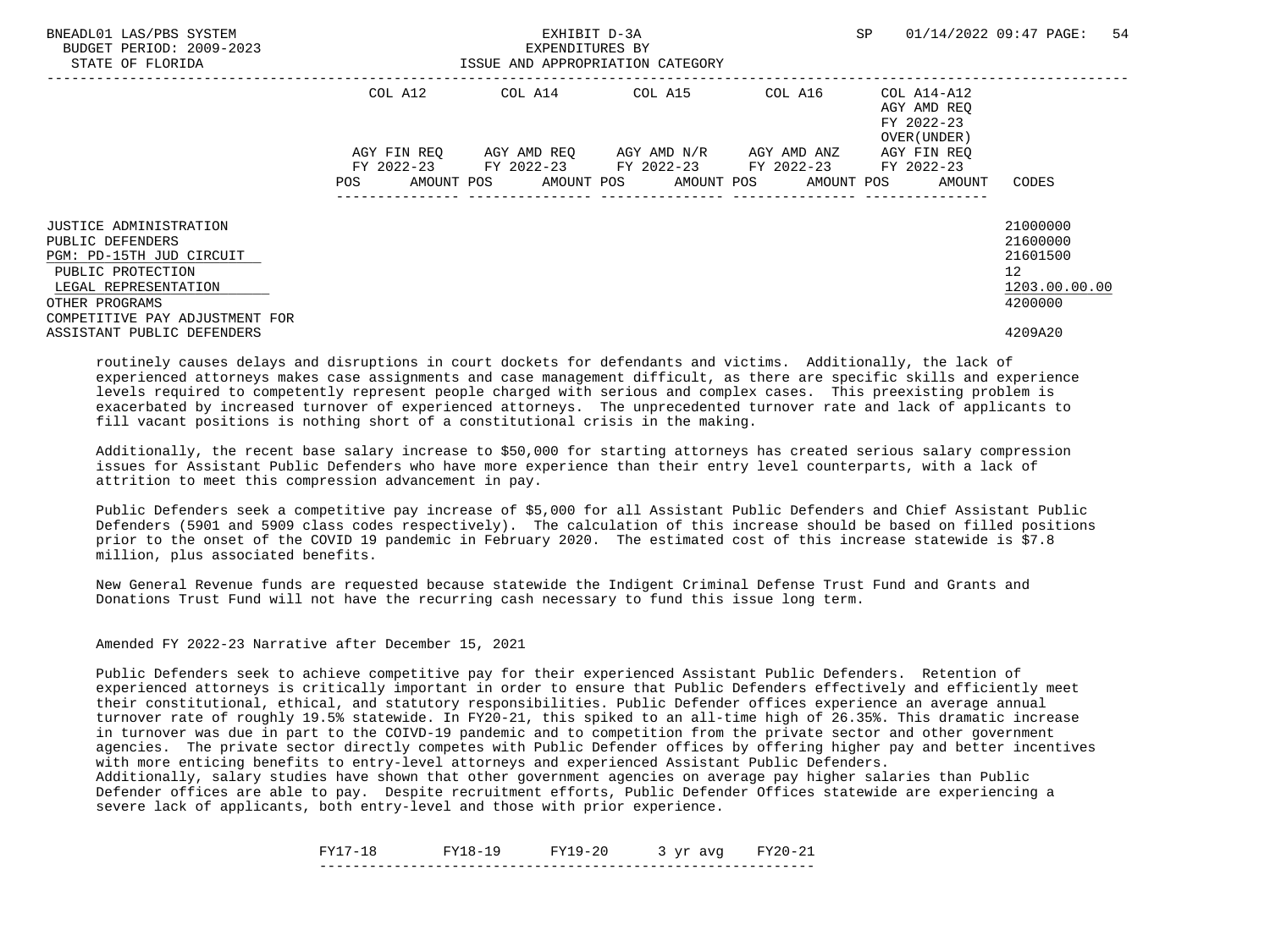| | COL A12 | | COL A14 | | COL A15 | | COL A16 | | COL A14-A12 AGY AMD REQ FY 2022-23 OVER(UNDER) | | |
|---|---|---|---|---|---|---|---|---|---|---|---|
| | AGY FIN REQ FY 2022-23 | | AGY AMD REQ FY 2022-23 | | AGY AMD N/R FY 2022-23 | | AGY AMD ANZ FY 2022-23 | | AGY FIN REQ FY 2022-23 | | |
| | POS | AMOUNT | POS | AMOUNT | POS | AMOUNT | POS | AMOUNT | POS | AMOUNT | CODES |
| JUSTICE ADMINISTRATION | | | | | | | | | | | 21000000 |
| PUBLIC DEFENDERS | | | | | | | | | | | 21600000 |
| PGM: PD-15TH JUD CIRCUIT | | | | | | | | | | | 21601500 |
| PUBLIC PROTECTION | | | | | | | | | | | 12 |
| LEGAL REPRESENTATION | | | | | | | | | | | 1203.00.00.00 |
| OTHER PROGRAMS | | | | | | | | | | | 4200000 |
| COMPETITIVE PAY ADJUSTMENT FOR ASSISTANT PUBLIC DEFENDERS | | | | | | | | | | | 4209A20 |

routinely causes delays and disruptions in court dockets for defendants and victims. Additionally, the lack of experienced attorneys makes case assignments and case management difficult, as there are specific skills and experience levels required to competently represent people charged with serious and complex cases. This preexisting problem is exacerbated by increased turnover of experienced attorneys. The unprecedented turnover rate and lack of applicants to fill vacant positions is nothing short of a constitutional crisis in the making.

Additionally, the recent base salary increase to $50,000 for starting attorneys has created serious salary compression issues for Assistant Public Defenders who have more experience than their entry level counterparts, with a lack of attrition to meet this compression advancement in pay.

Public Defenders seek a competitive pay increase of $5,000 for all Assistant Public Defenders and Chief Assistant Public Defenders (5901 and 5909 class codes respectively). The calculation of this increase should be based on filled positions prior to the onset of the COVID 19 pandemic in February 2020. The estimated cost of this increase statewide is $7.8 million, plus associated benefits.

New General Revenue funds are requested because statewide the Indigent Criminal Defense Trust Fund and Grants and Donations Trust Fund will not have the recurring cash necessary to fund this issue long term.

Amended FY 2022-23 Narrative after December 15, 2021

Public Defenders seek to achieve competitive pay for their experienced Assistant Public Defenders. Retention of experienced attorneys is critically important in order to ensure that Public Defenders effectively and efficiently meet their constitutional, ethical, and statutory responsibilities. Public Defender offices experience an average annual turnover rate of roughly 19.5% statewide. In FY20-21, this spiked to an all-time high of 26.35%. This dramatic increase in turnover was due in part to the COIVD-19 pandemic and to competition from the private sector and other government agencies. The private sector directly competes with Public Defender offices by offering higher pay and better incentives with more enticing benefits to entry-level attorneys and experienced Assistant Public Defenders.
Additionally, salary studies have shown that other government agencies on average pay higher salaries than Public Defender offices are able to pay. Despite recruitment efforts, Public Defender Offices statewide are experiencing a severe lack of applicants, both entry-level and those with prior experience.

| FY17-18 | FY18-19 | FY19-20 | 3 yr avg | FY20-21 |
|---|---|---|---|---|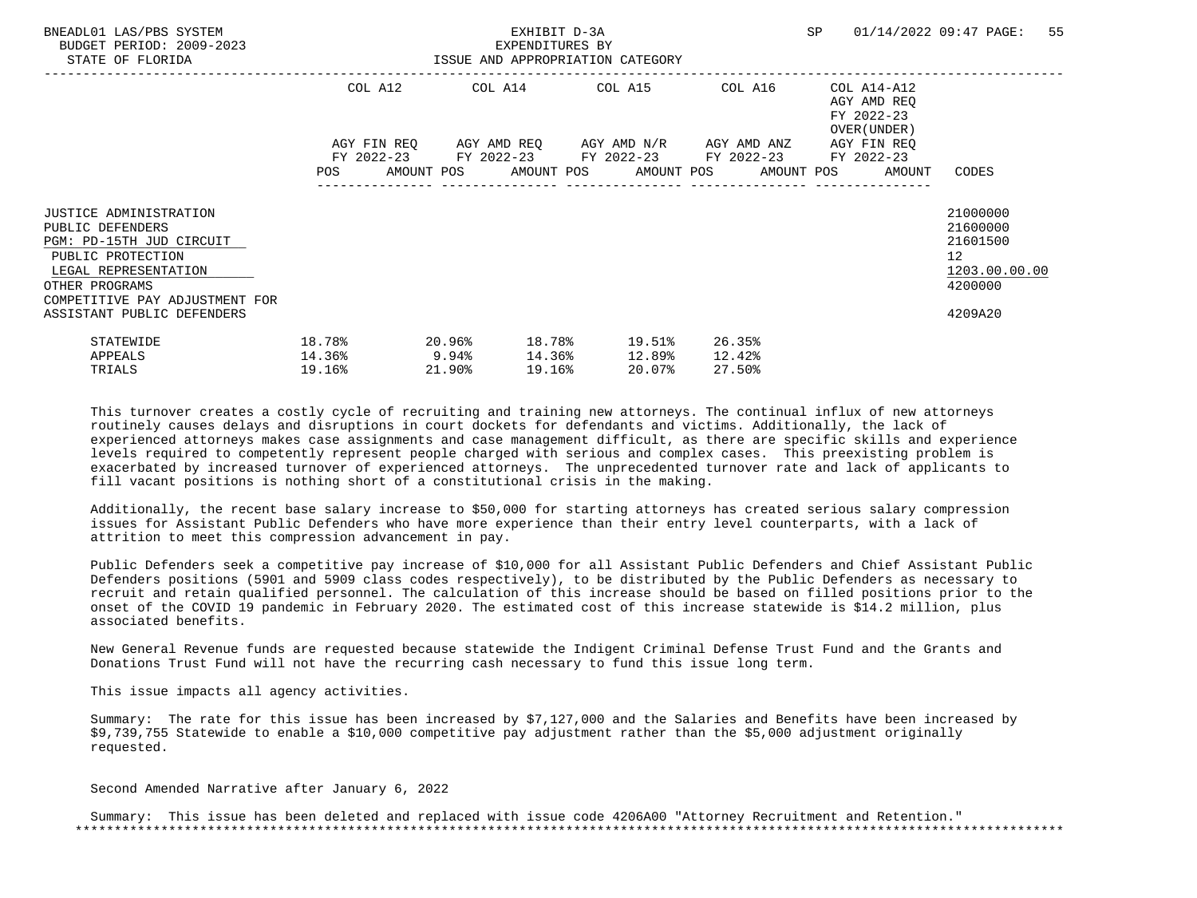BNEADL01 LAS/PBS SYSTEM — EXHIBIT D-3A — EXPENDITURES BY ISSUE AND APPROPRIATION CATEGORY
BUDGET PERIOD: 2009-2023
STATE OF FLORIDA

| | COL A12 AGY FIN REQ FY 2022-23 POS AMOUNT | COL A14 AGY AMD REQ FY 2022-23 POS AMOUNT | COL A15 AGY AMD N/R FY 2022-23 POS AMOUNT | COL A16 AGY AMD ANZ FY 2022-23 POS AMOUNT | COL A14-A12 AGY AMD REQ FY 2022-23 OVER(UNDER) AGY FIN REQ FY 2022-23 POS AMOUNT | CODES |
|---|---|---|---|---|---|---|
| JUSTICE ADMINISTRATION | | | | | | 21000000 |
| PUBLIC DEFENDERS | | | | | | 21600000 |
| PGM: PD-15TH JUD CIRCUIT | | | | | | 21601500 |
| PUBLIC PROTECTION | | | | | | 12 |
| LEGAL REPRESENTATION | | | | | | 1203.00.00.00 |
| OTHER PROGRAMS | | | | | | 4200000 |
| COMPETITIVE PAY ADJUSTMENT FOR ASSISTANT PUBLIC DEFENDERS | | | | | | 4209A20 |

| | | | | | |
|---|---|---|---|---|---|
| STATEWIDE | 18.78% | 20.96% | 18.78% | 19.51% | 26.35% |
| APPEALS | 14.36% | 9.94% | 14.36% | 12.89% | 12.42% |
| TRIALS | 19.16% | 21.90% | 19.16% | 20.07% | 27.50% |

This turnover creates a costly cycle of recruiting and training new attorneys. The continual influx of new attorneys routinely causes delays and disruptions in court dockets for defendants and victims. Additionally, the lack of experienced attorneys makes case assignments and case management difficult, as there are specific skills and experience levels required to competently represent people charged with serious and complex cases. This preexisting problem is exacerbated by increased turnover of experienced attorneys. The unprecedented turnover rate and lack of applicants to fill vacant positions is nothing short of a constitutional crisis in the making.

Additionally, the recent base salary increase to $50,000 for starting attorneys has created serious salary compression issues for Assistant Public Defenders who have more experience than their entry level counterparts, with a lack of attrition to meet this compression advancement in pay.

Public Defenders seek a competitive pay increase of $10,000 for all Assistant Public Defenders and Chief Assistant Public Defenders positions (5901 and 5909 class codes respectively), to be distributed by the Public Defenders as necessary to recruit and retain qualified personnel. The calculation of this increase should be based on filled positions prior to the onset of the COVID 19 pandemic in February 2020. The estimated cost of this increase statewide is $14.2 million, plus associated benefits.

New General Revenue funds are requested because statewide the Indigent Criminal Defense Trust Fund and the Grants and Donations Trust Fund will not have the recurring cash necessary to fund this issue long term.

This issue impacts all agency activities.

Summary: The rate for this issue has been increased by $7,127,000 and the Salaries and Benefits have been increased by $9,739,755 Statewide to enable a $10,000 competitive pay adjustment rather than the $5,000 adjustment originally requested.

Second Amended Narrative after January 6, 2022

Summary: This issue has been deleted and replaced with issue code 4206A00 "Attorney Recruitment and Retention."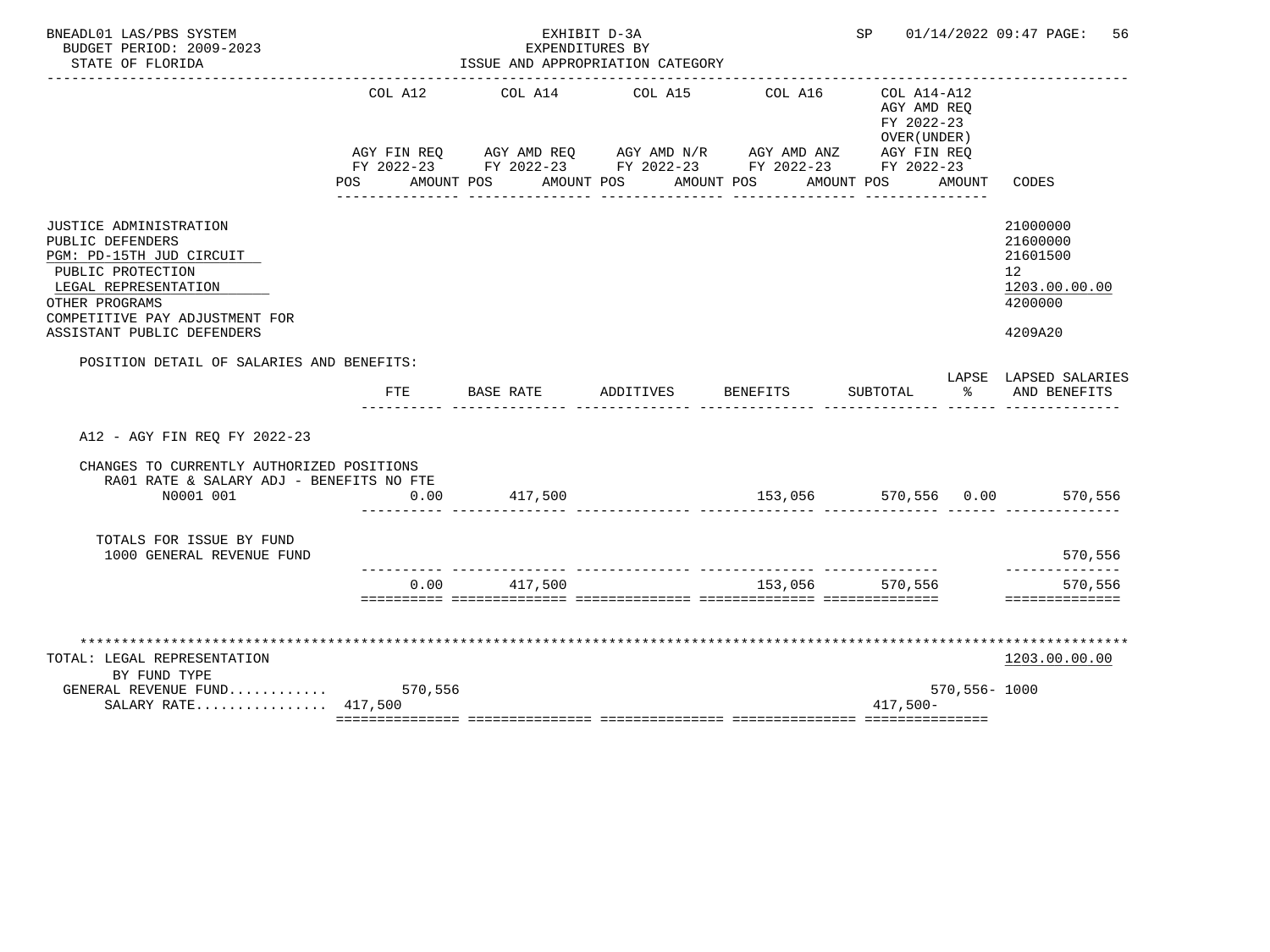BNEADL01 LAS/PBS SYSTEM
BUDGET PERIOD: 2009-2023
STATE OF FLORIDA

EXHIBIT D-3A
EXPENDITURES BY
ISSUE AND APPROPRIATION CATEGORY

SP 01/14/2022 09:47

| | COL A12 AGY FIN REQ FY 2022-23 POS AMOUNT | COL A14 AGY AMD REQ FY 2022-23 POS AMOUNT | COL A15 AGY AMD N/R FY 2022-23 POS AMOUNT | COL A16 AGY AMD ANZ FY 2022-23 POS AMOUNT | COL A14-A12 AGY AMD REQ FY 2022-23 OVER(UNDER) AGY FIN REQ FY 2022-23 POS AMOUNT | CODES |
|---|---|---|---|---|---|---|
| JUSTICE ADMINISTRATION | | | | | | 21000000 |
| PUBLIC DEFENDERS | | | | | | 21600000 |
| PGM: PD-15TH JUD CIRCUIT | | | | | | 21601500 |
| PUBLIC PROTECTION | | | | | | 12 |
| LEGAL REPRESENTATION | | | | | | 1203.00.00.00 |
| OTHER PROGRAMS | | | | | | 4200000 |
| COMPETITIVE PAY ADJUSTMENT FOR ASSISTANT PUBLIC DEFENDERS | | | | | | 4209A20 |

POSITION DETAIL OF SALARIES AND BENEFITS:

| | FTE | BASE RATE | ADDITIVES | BENEFITS | SUBTOTAL | LAPSE % | LAPSED SALARIES AND BENEFITS |
|---|---|---|---|---|---|---|---|
| A12 - AGY FIN REQ FY 2022-23 | | | | | | | |
| CHANGES TO CURRENTLY AUTHORIZED POSITIONS | | | | | | | |
| RA01 RATE & SALARY ADJ - BENEFITS NO FTE | | | | | | | |
| N0001 001 | 0.00 | 417,500 | | 153,056 | 570,556 | 0.00 | 570,556 |
| TOTALS FOR ISSUE BY FUND | | | | | | | |
| 1000 GENERAL REVENUE FUND | | | | | | | 570,556 |
| | 0.00 | 417,500 | | 153,056 | 570,556 | | 570,556 |

| | COL A12 | COL A14 | COL A15 | COL A16 | COL A14-A12 | CODES |
|---|---|---|---|---|---|---|
| TOTAL: LEGAL REPRESENTATION | | | | | | 1203.00.00.00 |
| BY FUND TYPE | | | | | | |
| GENERAL REVENUE FUND............ | 570,556 | | | | 570,556- | 1000 |
| SALARY RATE................ | 417,500 | | | | 417,500- | |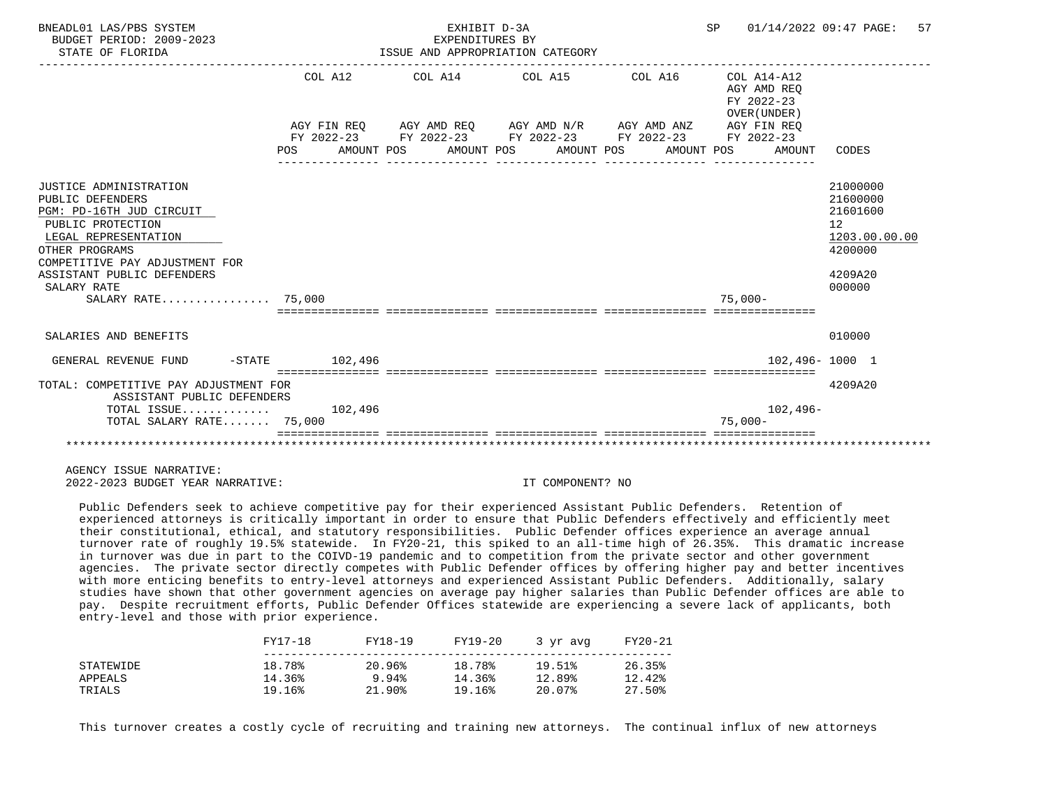BNEADL01 LAS/PBS SYSTEM — EXHIBIT D-3A — EXPENDITURES BY ISSUE AND APPROPRIATION CATEGORY
BUDGET PERIOD: 2009-2023
STATE OF FLORIDA

| | COL A12 AGY FIN REQ FY 2022-23 POS AMOUNT | COL A14 AGY AMD REQ FY 2022-23 POS AMOUNT | COL A15 AGY AMD N/R FY 2022-23 POS AMOUNT | COL A16 AGY AMD ANZ FY 2022-23 POS AMOUNT | COL A14-A12 AGY AMD REQ FY 2022-23 OVER(UNDER) AGY FIN REQ FY 2022-23 POS AMOUNT | CODES |
|---|---|---|---|---|---|---|
| JUSTICE ADMINISTRATION | | | | | | 21000000 |
| PUBLIC DEFENDERS | | | | | | 21600000 |
| PGM: PD-16TH JUD CIRCUIT | | | | | | 21601600 |
| PUBLIC PROTECTION | | | | | | 12 |
| LEGAL REPRESENTATION | | | | | | 1203.00.00.00 |
| OTHER PROGRAMS | | | | | | 4200000 |
| COMPETITIVE PAY ADJUSTMENT FOR ASSISTANT PUBLIC DEFENDERS | | | | | | 4209A20 |
| SALARY RATE | | | | | | 000000 |
| SALARY RATE................ | 75,000 | | | | 75,000- | |
| SALARIES AND BENEFITS | | | | | | 010000 |
| GENERAL REVENUE FUND -STATE | 102,496 | | | | 102,496- | 1000 1 |
| TOTAL: COMPETITIVE PAY ADJUSTMENT FOR ASSISTANT PUBLIC DEFENDERS | | | | | | 4209A20 |
| TOTAL ISSUE............. | 102,496 | | | | 102,496- | |
| TOTAL SALARY RATE....... | 75,000 | | | | 75,000- | |

AGENCY ISSUE NARRATIVE:
2022-2023 BUDGET YEAR NARRATIVE: IT COMPONENT? NO

Public Defenders seek to achieve competitive pay for their experienced Assistant Public Defenders. Retention of experienced attorneys is critically important in order to ensure that Public Defenders effectively and efficiently meet their constitutional, ethical, and statutory responsibilities. Public Defender offices experience an average annual turnover rate of roughly 19.5% statewide. In FY20-21, this spiked to an all-time high of 26.35%. This dramatic increase in turnover was due in part to the COIVD-19 pandemic and to competition from the private sector and other government agencies. The private sector directly competes with Public Defender offices by offering higher pay and better incentives with more enticing benefits to entry-level attorneys and experienced Assistant Public Defenders. Additionally, salary studies have shown that other government agencies on average pay higher salaries than Public Defender offices are able to pay. Despite recruitment efforts, Public Defender Offices statewide are experiencing a severe lack of applicants, both entry-level and those with prior experience.

| | FY17-18 | FY18-19 | FY19-20 | 3 yr avg | FY20-21 |
|---|---|---|---|---|---|
| STATEWIDE | 18.78% | 20.96% | 18.78% | 19.51% | 26.35% |
| APPEALS | 14.36% | 9.94% | 14.36% | 12.89% | 12.42% |
| TRIALS | 19.16% | 21.90% | 19.16% | 20.07% | 27.50% |

This turnover creates a costly cycle of recruiting and training new attorneys. The continual influx of new attorneys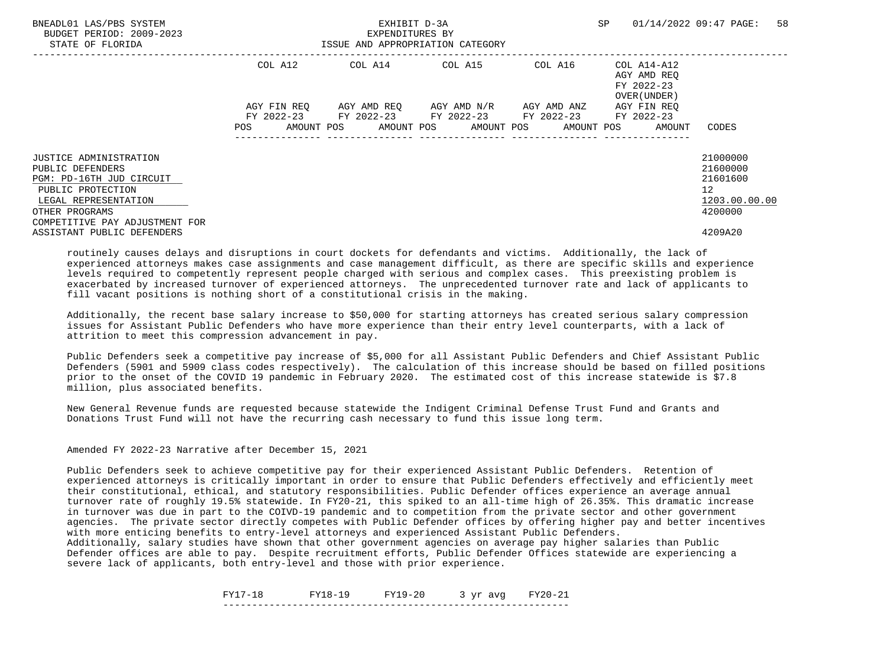| | COL A12 | | COL A14 | | COL A15 | | COL A16 | | COL A14-A12 AGY AMD REQ FY 2022-23 OVER(UNDER) | | |
|---|---|---|---|---|---|---|---|---|---|---|---|
| | AGY FIN REQ FY 2022-23 | | AGY AMD REQ FY 2022-23 | | AGY AMD N/R FY 2022-23 | | AGY AMD ANZ FY 2022-23 | | AGY FIN REQ FY 2022-23 | | |
| | POS | AMOUNT | POS | AMOUNT | POS | AMOUNT | POS | AMOUNT | POS | AMOUNT | CODES |
| JUSTICE ADMINISTRATION | | | | | | | | | | | 21000000 |
| PUBLIC DEFENDERS | | | | | | | | | | | 21600000 |
| PGM: PD-16TH JUD CIRCUIT | | | | | | | | | | | 21601600 |
| PUBLIC PROTECTION | | | | | | | | | | | 12 |
| LEGAL REPRESENTATION | | | | | | | | | | | 1203.00.00.00 |
| OTHER PROGRAMS | | | | | | | | | | | 4200000 |
| COMPETITIVE PAY ADJUSTMENT FOR ASSISTANT PUBLIC DEFENDERS | | | | | | | | | | | 4209A20 |

routinely causes delays and disruptions in court dockets for defendants and victims. Additionally, the lack of experienced attorneys makes case assignments and case management difficult, as there are specific skills and experience levels required to competently represent people charged with serious and complex cases. This preexisting problem is exacerbated by increased turnover of experienced attorneys. The unprecedented turnover rate and lack of applicants to fill vacant positions is nothing short of a constitutional crisis in the making.

Additionally, the recent base salary increase to $50,000 for starting attorneys has created serious salary compression issues for Assistant Public Defenders who have more experience than their entry level counterparts, with a lack of attrition to meet this compression advancement in pay.

Public Defenders seek a competitive pay increase of $5,000 for all Assistant Public Defenders and Chief Assistant Public Defenders (5901 and 5909 class codes respectively). The calculation of this increase should be based on filled positions prior to the onset of the COVID 19 pandemic in February 2020. The estimated cost of this increase statewide is $7.8 million, plus associated benefits.

New General Revenue funds are requested because statewide the Indigent Criminal Defense Trust Fund and Grants and Donations Trust Fund will not have the recurring cash necessary to fund this issue long term.

Amended FY 2022-23 Narrative after December 15, 2021

Public Defenders seek to achieve competitive pay for their experienced Assistant Public Defenders. Retention of experienced attorneys is critically important in order to ensure that Public Defenders effectively and efficiently meet their constitutional, ethical, and statutory responsibilities. Public Defender offices experience an average annual turnover rate of roughly 19.5% statewide. In FY20-21, this spiked to an all-time high of 26.35%. This dramatic increase in turnover was due in part to the COIVD-19 pandemic and to competition from the private sector and other government agencies. The private sector directly competes with Public Defender offices by offering higher pay and better incentives with more enticing benefits to entry-level attorneys and experienced Assistant Public Defenders.
Additionally, salary studies have shown that other government agencies on average pay higher salaries than Public Defender offices are able to pay. Despite recruitment efforts, Public Defender Offices statewide are experiencing a severe lack of applicants, both entry-level and those with prior experience.

| FY17-18 | FY18-19 | FY19-20 | 3 yr avg | FY20-21 |
|---|---|---|---|---|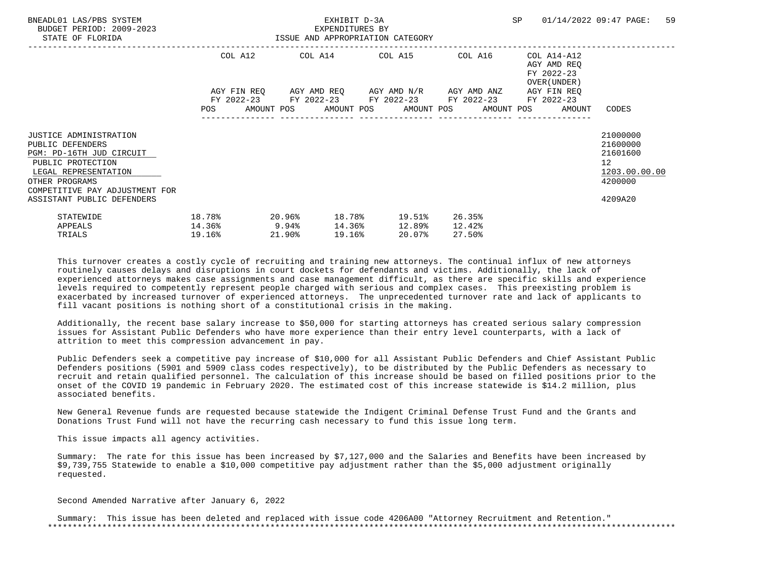BNEADL01 LAS/PBS SYSTEM EXHIBIT D-3A SP 01/14/2022 09:47 PAGE: 59
BUDGET PERIOD: 2009-2023 EXPENDITURES BY
STATE OF FLORIDA ISSUE AND APPROPRIATION CATEGORY

| | COL A12 AGY FIN REQ FY 2022-23 POS AMOUNT | COL A14 AGY AMD REQ FY 2022-23 POS AMOUNT | COL A15 AGY AMD N/R FY 2022-23 POS AMOUNT | COL A16 AGY AMD ANZ FY 2022-23 POS AMOUNT | COL A14-A12 AGY AMD REQ FY 2022-23 OVER(UNDER) AGY FIN REQ FY 2022-23 POS AMOUNT | CODES |
|---|---|---|---|---|---|---|
| JUSTICE ADMINISTRATION | | | | | | 21000000 |
| PUBLIC DEFENDERS | | | | | | 21600000 |
| PGM: PD-16TH JUD CIRCUIT | | | | | | 21601600 |
| PUBLIC PROTECTION | | | | | | 12 |
| LEGAL REPRESENTATION | | | | | | 1203.00.00.00 |
| OTHER PROGRAMS | | | | | | 4200000 |
| COMPETITIVE PAY ADJUSTMENT FOR ASSISTANT PUBLIC DEFENDERS | | | | | | 4209A20 |

| | | | | | |
|---|---|---|---|---|---|
| STATEWIDE | 18.78% | 20.96% | 18.78% | 19.51% | 26.35% |
| APPEALS | 14.36% | 9.94% | 14.36% | 12.89% | 12.42% |
| TRIALS | 19.16% | 21.90% | 19.16% | 20.07% | 27.50% |

This turnover creates a costly cycle of recruiting and training new attorneys. The continual influx of new attorneys routinely causes delays and disruptions in court dockets for defendants and victims. Additionally, the lack of experienced attorneys makes case assignments and case management difficult, as there are specific skills and experience levels required to competently represent people charged with serious and complex cases. This preexisting problem is exacerbated by increased turnover of experienced attorneys. The unprecedented turnover rate and lack of applicants to fill vacant positions is nothing short of a constitutional crisis in the making.

Additionally, the recent base salary increase to $50,000 for starting attorneys has created serious salary compression issues for Assistant Public Defenders who have more experience than their entry level counterparts, with a lack of attrition to meet this compression advancement in pay.

Public Defenders seek a competitive pay increase of $10,000 for all Assistant Public Defenders and Chief Assistant Public Defenders positions (5901 and 5909 class codes respectively), to be distributed by the Public Defenders as necessary to recruit and retain qualified personnel. The calculation of this increase should be based on filled positions prior to the onset of the COVID 19 pandemic in February 2020. The estimated cost of this increase statewide is $14.2 million, plus associated benefits.

New General Revenue funds are requested because statewide the Indigent Criminal Defense Trust Fund and the Grants and Donations Trust Fund will not have the recurring cash necessary to fund this issue long term.

This issue impacts all agency activities.

Summary: The rate for this issue has been increased by $7,127,000 and the Salaries and Benefits have been increased by $9,739,755 Statewide to enable a $10,000 competitive pay adjustment rather than the $5,000 adjustment originally requested.

Second Amended Narrative after January 6, 2022

Summary: This issue has been deleted and replaced with issue code 4206A00 "Attorney Recruitment and Retention."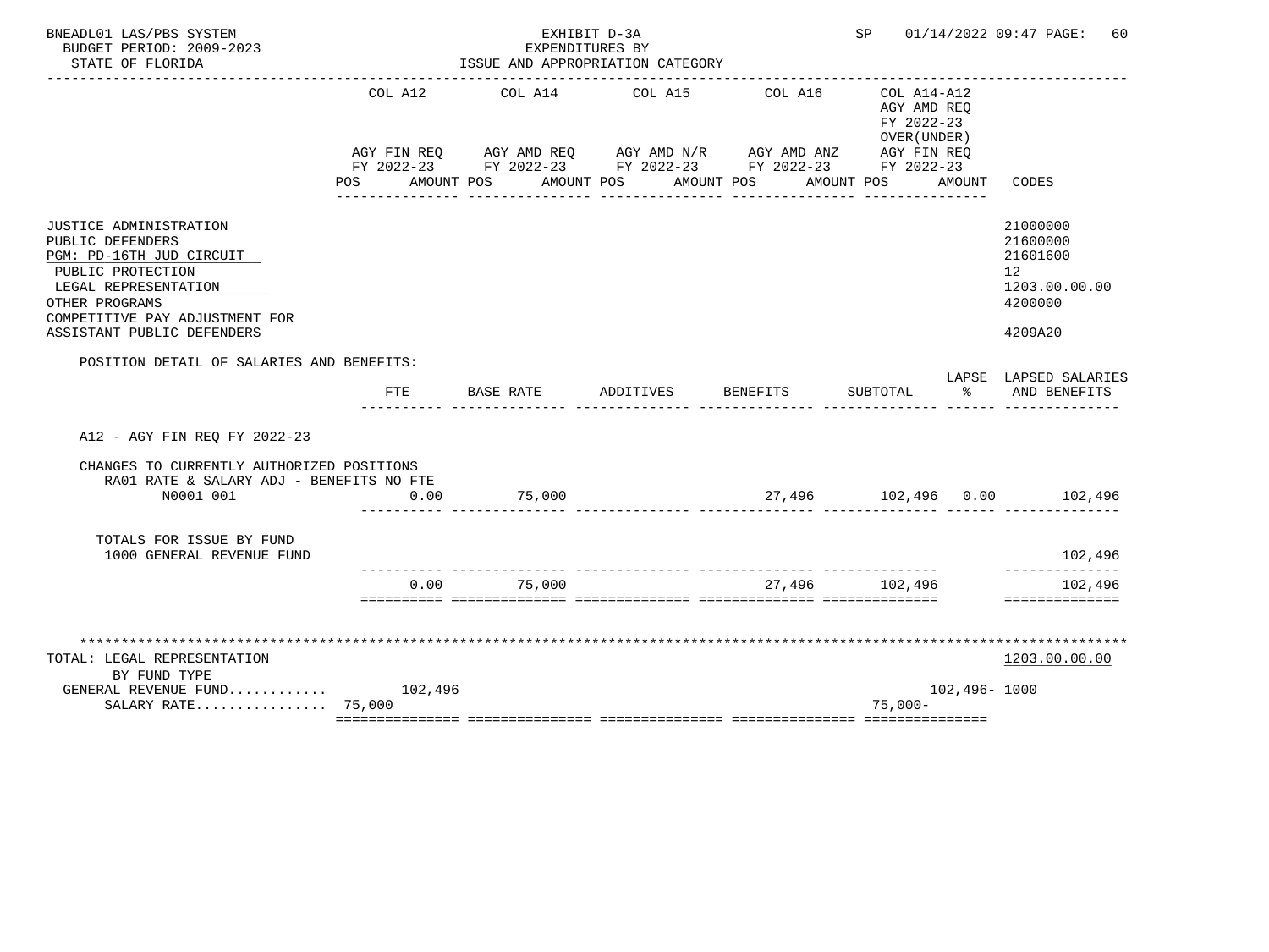BNEADL01 LAS/PBS SYSTEM
BUDGET PERIOD: 2009-2023
STATE OF FLORIDA

EXHIBIT D-3A
EXPENDITURES BY
ISSUE AND APPROPRIATION CATEGORY

SP 01/14/2022 09:47 PAGE: 60

| | COL A12 AGY FIN REQ FY 2022-23 POS AMOUNT | COL A14 AGY AMD REQ FY 2022-23 POS AMOUNT | COL A15 AGY AMD N/R FY 2022-23 POS AMOUNT | COL A16 AGY AMD ANZ FY 2022-23 POS AMOUNT | COL A14-A12 AGY AMD REQ FY 2022-23 OVER(UNDER) AGY FIN REQ FY 2022-23 POS AMOUNT | CODES |
|---|---|---|---|---|---|---|
| JUSTICE ADMINISTRATION | | | | | | 21000000 |
| PUBLIC DEFENDERS | | | | | | 21600000 |
| PGM: PD-16TH JUD CIRCUIT | | | | | | 21601600 |
| PUBLIC PROTECTION | | | | | | 12 |
| LEGAL REPRESENTATION | | | | | | 1203.00.00.00 |
| OTHER PROGRAMS | | | | | | 4200000 |
| COMPETITIVE PAY ADJUSTMENT FOR ASSISTANT PUBLIC DEFENDERS | | | | | | 4209A20 |

POSITION DETAIL OF SALARIES AND BENEFITS:

| | FTE | BASE RATE | ADDITIVES | BENEFITS | SUBTOTAL | LAPSE % | LAPSED SALARIES AND BENEFITS |
|---|---|---|---|---|---|---|---|
| A12 - AGY FIN REQ FY 2022-23 | | | | | | | |
| CHANGES TO CURRENTLY AUTHORIZED POSITIONS | | | | | | | |
| RA01 RATE & SALARY ADJ - BENEFITS NO FTE | | | | | | | |
| N0001 001 | 0.00 | 75,000 | | 27,496 | 102,496 | 0.00 | 102,496 |
| TOTALS FOR ISSUE BY FUND | | | | | | | |
| 1000 GENERAL REVENUE FUND | | | | | | | 102,496 |
| | 0.00 | 75,000 | | 27,496 | 102,496 | | 102,496 |

| | COL A12 | COL A14 | COL A15 | COL A16 | COL A14-A12 | CODES |
|---|---|---|---|---|---|---|
| TOTAL: LEGAL REPRESENTATION | | | | | | 1203.00.00.00 |
| BY FUND TYPE | | | | | | |
| GENERAL REVENUE FUND............ | 102,496 | | | | 102,496- | 1000 |
| SALARY RATE................ | 75,000 | | | | 75,000- | |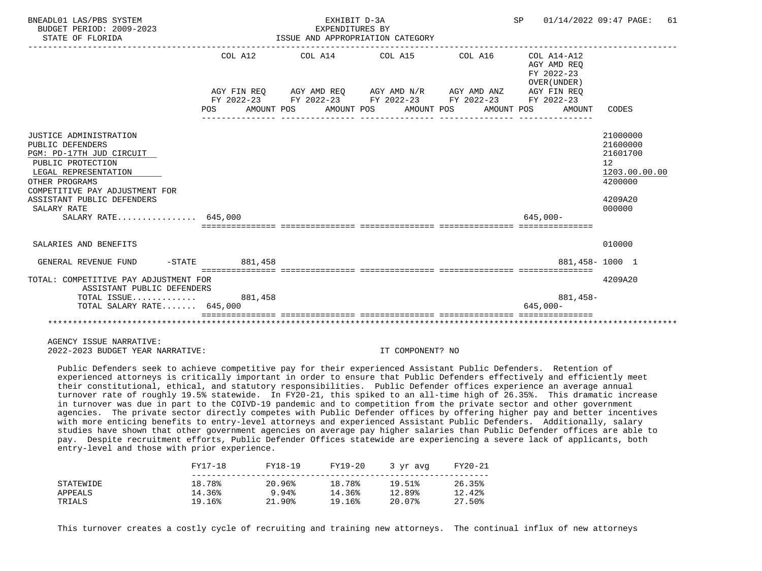BNEADL01 LAS/PBS SYSTEM
BUDGET PERIOD: 2009-2023
STATE OF FLORIDA

EXHIBIT D-3A
EXPENDITURES BY
ISSUE AND APPROPRIATION CATEGORY

SP 01/14/2022 09:47 PAGE: 61

| | COL A12 AGY FIN REQ FY 2022-23 POS AMOUNT | COL A14 AGY AMD REQ FY 2022-23 POS AMOUNT | COL A15 AGY AMD N/R FY 2022-23 POS AMOUNT | COL A16 AGY AMD ANZ FY 2022-23 POS AMOUNT | COL A14-A12 AGY AMD REQ FY 2022-23 OVER(UNDER) AGY FIN REQ FY 2022-23 POS AMOUNT | CODES |
|---|---|---|---|---|---|---|
| JUSTICE ADMINISTRATION | | | | | | 21000000 |
| PUBLIC DEFENDERS | | | | | | 21600000 |
| PGM: PD-17TH JUD CIRCUIT | | | | | | 21601700 |
| PUBLIC PROTECTION | | | | | | 12 |
| LEGAL REPRESENTATION | | | | | | 1203.00.00.00 |
| OTHER PROGRAMS | | | | | | 4200000 |
| COMPETITIVE PAY ADJUSTMENT FOR ASSISTANT PUBLIC DEFENDERS | | | | | | 4209A20 |
| SALARY RATE | | | | | | 000000 |
| SALARY RATE................ | 645,000 | | | | 645,000- | |
| SALARIES AND BENEFITS | | | | | | 010000 |
| GENERAL REVENUE FUND -STATE | 881,458 | | | | 881,458- | 1000 1 |
| TOTAL: COMPETITIVE PAY ADJUSTMENT FOR ASSISTANT PUBLIC DEFENDERS | | | | | | 4209A20 |
| TOTAL ISSUE............. | 881,458 | | | | 881,458- | |
| TOTAL SALARY RATE....... | 645,000 | | | | 645,000- | |

AGENCY ISSUE NARRATIVE:
2022-2023 BUDGET YEAR NARRATIVE: IT COMPONENT? NO

Public Defenders seek to achieve competitive pay for their experienced Assistant Public Defenders. Retention of experienced attorneys is critically important in order to ensure that Public Defenders effectively and efficiently meet their constitutional, ethical, and statutory responsibilities. Public Defender offices experience an average annual turnover rate of roughly 19.5% statewide. In FY20-21, this spiked to an all-time high of 26.35%. This dramatic increase in turnover was due in part to the COIVD-19 pandemic and to competition from the private sector and other government agencies. The private sector directly competes with Public Defender offices by offering higher pay and better incentives with more enticing benefits to entry-level attorneys and experienced Assistant Public Defenders. Additionally, salary studies have shown that other government agencies on average pay higher salaries than Public Defender offices are able to pay. Despite recruitment efforts, Public Defender Offices statewide are experiencing a severe lack of applicants, both entry-level and those with prior experience.

| | FY17-18 | FY18-19 | FY19-20 | 3 yr avg | FY20-21 |
|---|---|---|---|---|---|
| STATEWIDE | 18.78% | 20.96% | 18.78% | 19.51% | 26.35% |
| APPEALS | 14.36% | 9.94% | 14.36% | 12.89% | 12.42% |
| TRIALS | 19.16% | 21.90% | 19.16% | 20.07% | 27.50% |

This turnover creates a costly cycle of recruiting and training new attorneys. The continual influx of new attorneys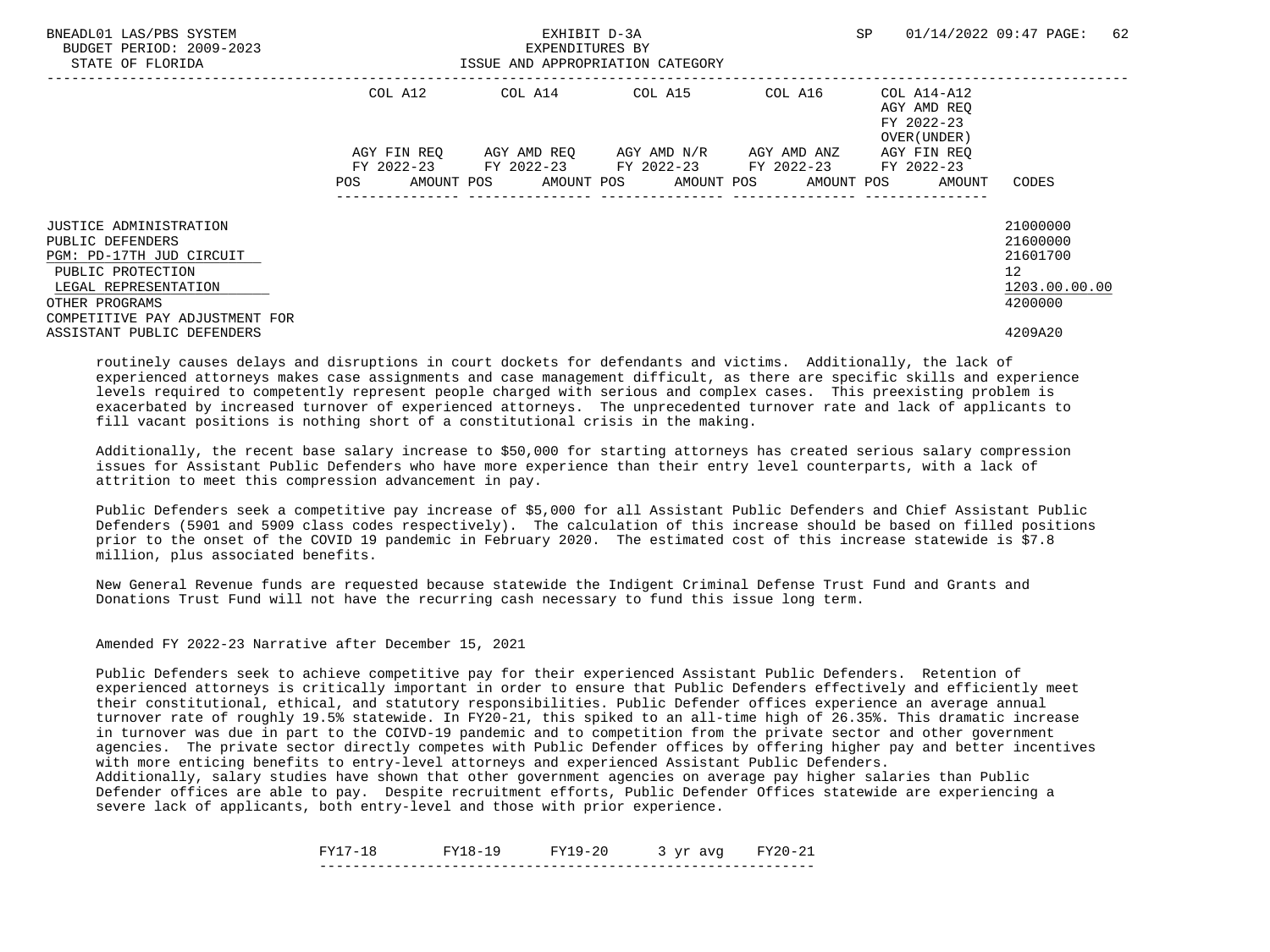| | COL A12 | | COL A14 | | COL A15 | | COL A16 | | COL A14-A12 AGY AMD REQ FY 2022-23 OVER(UNDER) | | |
|---|---|---|---|---|---|---|---|---|---|---|---|
| | AGY FIN REQ FY 2022-23 | | AGY AMD REQ FY 2022-23 | | AGY AMD N/R FY 2022-23 | | AGY AMD ANZ FY 2022-23 | | AGY FIN REQ FY 2022-23 | | |
| | POS | AMOUNT | POS | AMOUNT | POS | AMOUNT | POS | AMOUNT | POS | AMOUNT | CODES |
| JUSTICE ADMINISTRATION | | | | | | | | | | | 21000000 |
| PUBLIC DEFENDERS | | | | | | | | | | | 21600000 |
| PGM: PD-17TH JUD CIRCUIT | | | | | | | | | | | 21601700 |
| PUBLIC PROTECTION | | | | | | | | | | | 12 |
| LEGAL REPRESENTATION | | | | | | | | | | | 1203.00.00.00 |
| OTHER PROGRAMS | | | | | | | | | | | 4200000 |
| COMPETITIVE PAY ADJUSTMENT FOR ASSISTANT PUBLIC DEFENDERS | | | | | | | | | | | 4209A20 |

routinely causes delays and disruptions in court dockets for defendants and victims. Additionally, the lack of experienced attorneys makes case assignments and case management difficult, as there are specific skills and experience levels required to competently represent people charged with serious and complex cases. This preexisting problem is exacerbated by increased turnover of experienced attorneys. The unprecedented turnover rate and lack of applicants to fill vacant positions is nothing short of a constitutional crisis in the making.

Additionally, the recent base salary increase to $50,000 for starting attorneys has created serious salary compression issues for Assistant Public Defenders who have more experience than their entry level counterparts, with a lack of attrition to meet this compression advancement in pay.

Public Defenders seek a competitive pay increase of $5,000 for all Assistant Public Defenders and Chief Assistant Public Defenders (5901 and 5909 class codes respectively). The calculation of this increase should be based on filled positions prior to the onset of the COVID 19 pandemic in February 2020. The estimated cost of this increase statewide is $7.8 million, plus associated benefits.

New General Revenue funds are requested because statewide the Indigent Criminal Defense Trust Fund and Grants and Donations Trust Fund will not have the recurring cash necessary to fund this issue long term.

Amended FY 2022-23 Narrative after December 15, 2021

Public Defenders seek to achieve competitive pay for their experienced Assistant Public Defenders. Retention of experienced attorneys is critically important in order to ensure that Public Defenders effectively and efficiently meet their constitutional, ethical, and statutory responsibilities. Public Defender offices experience an average annual turnover rate of roughly 19.5% statewide. In FY20-21, this spiked to an all-time high of 26.35%. This dramatic increase in turnover was due in part to the COIVD-19 pandemic and to competition from the private sector and other government agencies. The private sector directly competes with Public Defender offices by offering higher pay and better incentives with more enticing benefits to entry-level attorneys and experienced Assistant Public Defenders.
Additionally, salary studies have shown that other government agencies on average pay higher salaries than Public Defender offices are able to pay. Despite recruitment efforts, Public Defender Offices statewide are experiencing a severe lack of applicants, both entry-level and those with prior experience.

| FY17-18 | FY18-19 | FY19-20 | 3 yr avg | FY20-21 |
|---|---|---|---|---|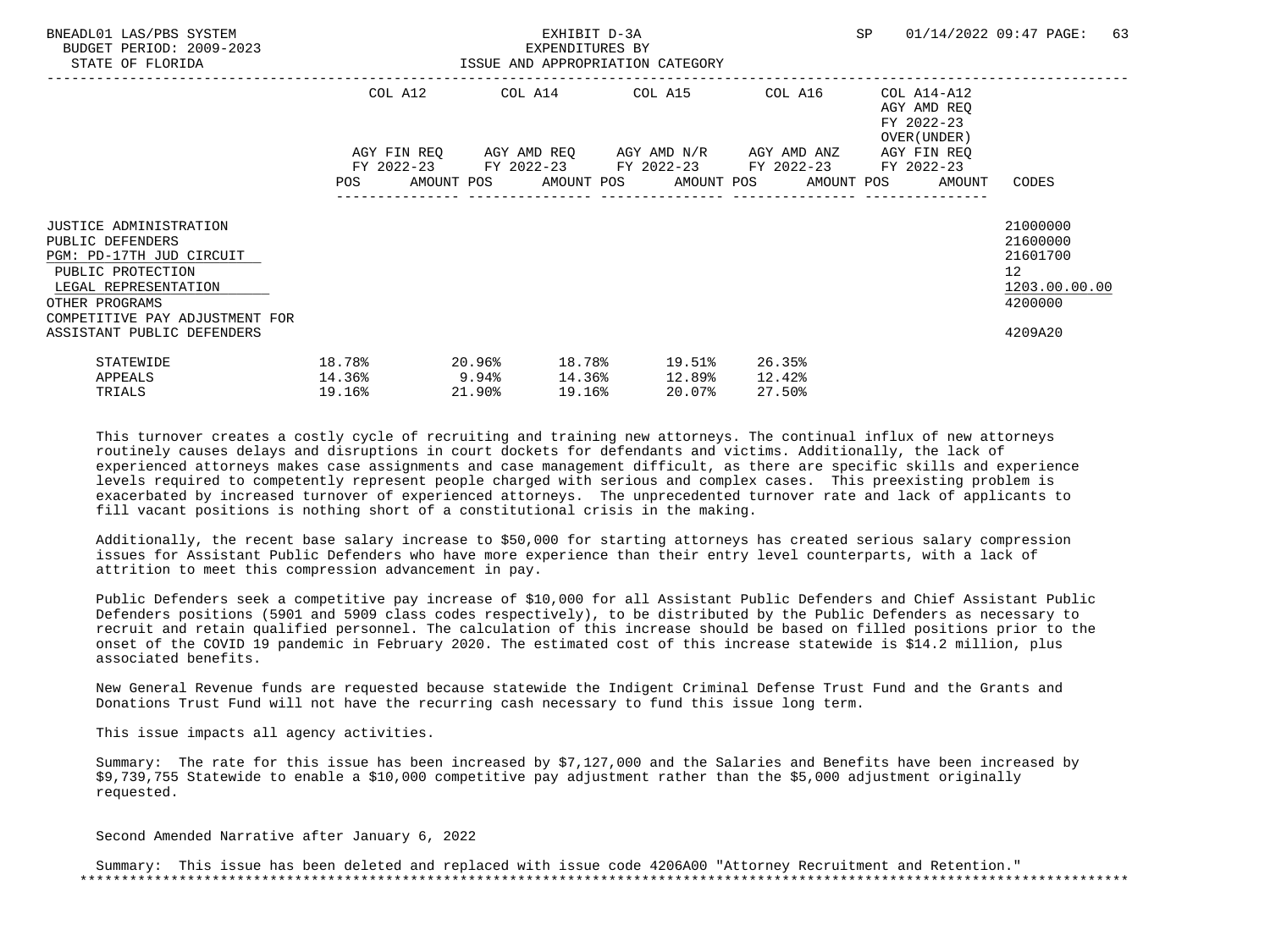| | COL A12 | COL A14 | COL A15 | COL A16 | COL A14-A12 AGY AMD REQ FY 2022-23 OVER(UNDER) | |
|---|---|---|---|---|---|---|
| | AGY FIN REQ FY 2022-23 | AGY AMD REQ FY 2022-23 | AGY AMD N/R FY 2022-23 | AGY AMD ANZ FY 2022-23 | AGY FIN REQ FY 2022-23 | |
| | POS AMOUNT | POS AMOUNT | POS AMOUNT | POS AMOUNT | POS AMOUNT | CODES |
| JUSTICE ADMINISTRATION | | | | | | 21000000 |
| PUBLIC DEFENDERS | | | | | | 21600000 |
| PGM: PD-17TH JUD CIRCUIT | | | | | | 21601700 |
| PUBLIC PROTECTION | | | | | | 12 |
| LEGAL REPRESENTATION | | | | | | 1203.00.00.00 |
| OTHER PROGRAMS | | | | | | 4200000 |
| COMPETITIVE PAY ADJUSTMENT FOR ASSISTANT PUBLIC DEFENDERS | | | | | | 4209A20 |

| | | | | | |
|---|---|---|---|---|---|
| STATEWIDE | 18.78% | 20.96% | 18.78% | 19.51% | 26.35% |
| APPEALS | 14.36% | 9.94% | 14.36% | 12.89% | 12.42% |
| TRIALS | 19.16% | 21.90% | 19.16% | 20.07% | 27.50% |

This turnover creates a costly cycle of recruiting and training new attorneys. The continual influx of new attorneys routinely causes delays and disruptions in court dockets for defendants and victims. Additionally, the lack of experienced attorneys makes case assignments and case management difficult, as there are specific skills and experience levels required to competently represent people charged with serious and complex cases. This preexisting problem is exacerbated by increased turnover of experienced attorneys. The unprecedented turnover rate and lack of applicants to fill vacant positions is nothing short of a constitutional crisis in the making.

Additionally, the recent base salary increase to $50,000 for starting attorneys has created serious salary compression issues for Assistant Public Defenders who have more experience than their entry level counterparts, with a lack of attrition to meet this compression advancement in pay.

Public Defenders seek a competitive pay increase of $10,000 for all Assistant Public Defenders and Chief Assistant Public Defenders positions (5901 and 5909 class codes respectively), to be distributed by the Public Defenders as necessary to recruit and retain qualified personnel. The calculation of this increase should be based on filled positions prior to the onset of the COVID 19 pandemic in February 2020. The estimated cost of this increase statewide is $14.2 million, plus associated benefits.

New General Revenue funds are requested because statewide the Indigent Criminal Defense Trust Fund and the Grants and Donations Trust Fund will not have the recurring cash necessary to fund this issue long term.

This issue impacts all agency activities.

Summary: The rate for this issue has been increased by $7,127,000 and the Salaries and Benefits have been increased by $9,739,755 Statewide to enable a $10,000 competitive pay adjustment rather than the $5,000 adjustment originally requested.

Second Amended Narrative after January 6, 2022

Summary: This issue has been deleted and replaced with issue code 4206A00 "Attorney Recruitment and Retention."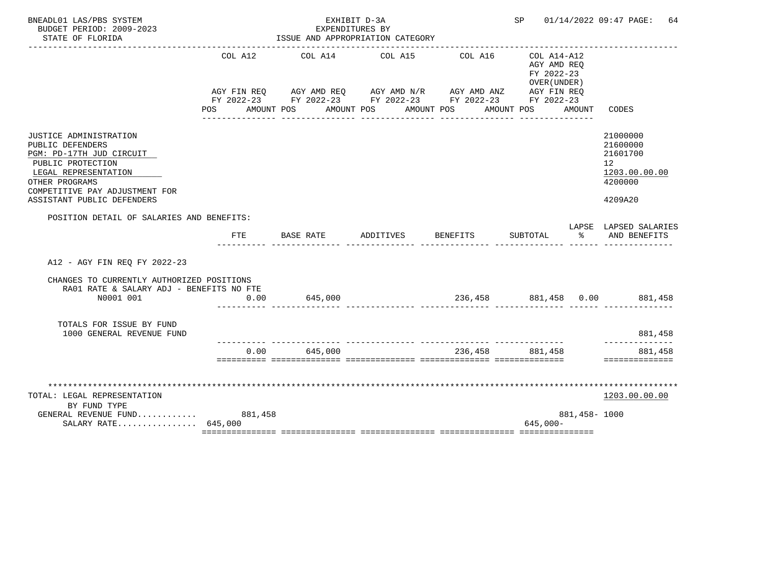BNEADL01 LAS/PBS SYSTEM — EXHIBIT D-3A — EXPENDITURES BY ISSUE AND APPROPRIATION CATEGORY
BUDGET PERIOD: 2009-2023
STATE OF FLORIDA
SP 01/14/2022 09:47

| | COL A12 AGY FIN REQ FY 2022-23 POS AMOUNT | COL A14 AGY AMD REQ FY 2022-23 POS AMOUNT | COL A15 AGY AMD N/R FY 2022-23 POS AMOUNT | COL A16 AGY AMD ANZ FY 2022-23 POS AMOUNT | COL A14-A12 AGY AMD REQ FY 2022-23 OVER(UNDER) AGY FIN REQ FY 2022-23 POS AMOUNT | CODES |
|---|---|---|---|---|---|---|
| JUSTICE ADMINISTRATION | | | | | | 21000000 |
| PUBLIC DEFENDERS | | | | | | 21600000 |
| PGM: PD-17TH JUD CIRCUIT | | | | | | 21601700 |
| PUBLIC PROTECTION | | | | | | 12 |
| LEGAL REPRESENTATION | | | | | | 1203.00.00.00 |
| OTHER PROGRAMS | | | | | | 4200000 |
| COMPETITIVE PAY ADJUSTMENT FOR ASSISTANT PUBLIC DEFENDERS | | | | | | 4209A20 |

POSITION DETAIL OF SALARIES AND BENEFITS:

| | FTE | BASE RATE | ADDITIVES | BENEFITS | SUBTOTAL | LAPSE % | LAPSED SALARIES AND BENEFITS |
|---|---|---|---|---|---|---|---|
| A12 - AGY FIN REQ FY 2022-23 | | | | | | | |
| CHANGES TO CURRENTLY AUTHORIZED POSITIONS | | | | | | | |
| RA01 RATE & SALARY ADJ - BENEFITS NO FTE | | | | | | | |
| N0001 001 | 0.00 | 645,000 | | 236,458 | 881,458 | 0.00 | 881,458 |
| TOTALS FOR ISSUE BY FUND | | | | | | | |
| 1000 GENERAL REVENUE FUND | | | | | | | 881,458 |
| | 0.00 | 645,000 | | 236,458 | 881,458 | | 881,458 |

| TOTAL: LEGAL REPRESENTATION | COL A12 | COL A14 | COL A15 | COL A16 | COL A14-A12 | CODES |
|---|---|---|---|---|---|---|
| BY FUND TYPE | | | | | | 1203.00.00.00 |
| GENERAL REVENUE FUND............ | 881,458 | | | | 881,458- | 1000 |
| SALARY RATE................ | 645,000 | | | | 645,000- | |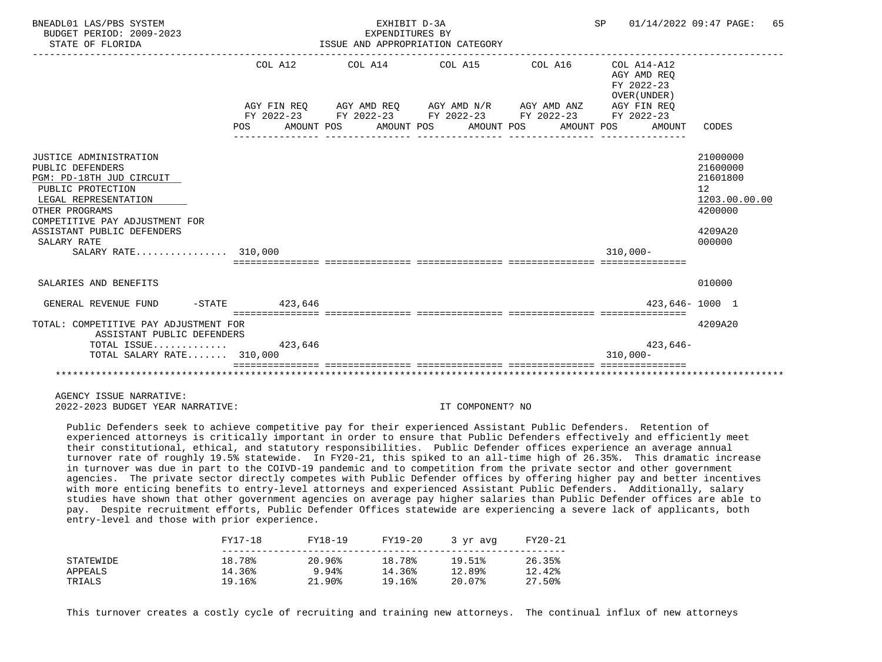BNEADL01 LAS/PBS SYSTEM
BUDGET PERIOD: 2009-2023
STATE OF FLORIDA

EXHIBIT D-3A
EXPENDITURES BY
ISSUE AND APPROPRIATION CATEGORY

SP 01/14/2022 09:47

| | COL A12 AGY FIN REQ FY 2022-23 POS AMOUNT | COL A14 AGY AMD REQ FY 2022-23 POS AMOUNT | COL A15 AGY AMD N/R FY 2022-23 POS AMOUNT | COL A16 AGY AMD ANZ FY 2022-23 POS AMOUNT | COL A14-A12 AGY AMD REQ FY 2022-23 OVER(UNDER) AGY FIN REQ FY 2022-23 POS AMOUNT | CODES |
|---|---|---|---|---|---|---|
| JUSTICE ADMINISTRATION | | | | | | 21000000 |
| PUBLIC DEFENDERS | | | | | | 21600000 |
| PGM: PD-18TH JUD CIRCUIT | | | | | | 21601800 |
| PUBLIC PROTECTION | | | | | | 12 |
| LEGAL REPRESENTATION | | | | | | 1203.00.00.00 |
| OTHER PROGRAMS | | | | | | 4200000 |
| COMPETITIVE PAY ADJUSTMENT FOR ASSISTANT PUBLIC DEFENDERS | | | | | | 4209A20 |
| SALARY RATE | | | | | | 000000 |
| SALARY RATE................ | 310,000 | | | | 310,000- | |
| SALARIES AND BENEFITS | | | | | | 010000 |
| GENERAL REVENUE FUND -STATE | 423,646 | | | | 423,646- | 1000 1 |
| TOTAL: COMPETITIVE PAY ADJUSTMENT FOR ASSISTANT PUBLIC DEFENDERS | | | | | | 4209A20 |
| TOTAL ISSUE............. | 423,646 | | | | 423,646- | |
| TOTAL SALARY RATE....... | 310,000 | | | | 310,000- | |

AGENCY ISSUE NARRATIVE:
2022-2023 BUDGET YEAR NARRATIVE: IT COMPONENT? NO

Public Defenders seek to achieve competitive pay for their experienced Assistant Public Defenders. Retention of experienced attorneys is critically important in order to ensure that Public Defenders effectively and efficiently meet their constitutional, ethical, and statutory responsibilities. Public Defender offices experience an average annual turnover rate of roughly 19.5% statewide. In FY20-21, this spiked to an all-time high of 26.35%. This dramatic increase in turnover was due in part to the COIVD-19 pandemic and to competition from the private sector and other government agencies. The private sector directly competes with Public Defender offices by offering higher pay and better incentives with more enticing benefits to entry-level attorneys and experienced Assistant Public Defenders. Additionally, salary studies have shown that other government agencies on average pay higher salaries than Public Defender offices are able to pay. Despite recruitment efforts, Public Defender Offices statewide are experiencing a severe lack of applicants, both entry-level and those with prior experience.

| | FY17-18 | FY18-19 | FY19-20 | 3 yr avg | FY20-21 |
|---|---|---|---|---|---|
| STATEWIDE | 18.78% | 20.96% | 18.78% | 19.51% | 26.35% |
| APPEALS | 14.36% | 9.94% | 14.36% | 12.89% | 12.42% |
| TRIALS | 19.16% | 21.90% | 19.16% | 20.07% | 27.50% |

This turnover creates a costly cycle of recruiting and training new attorneys. The continual influx of new attorneys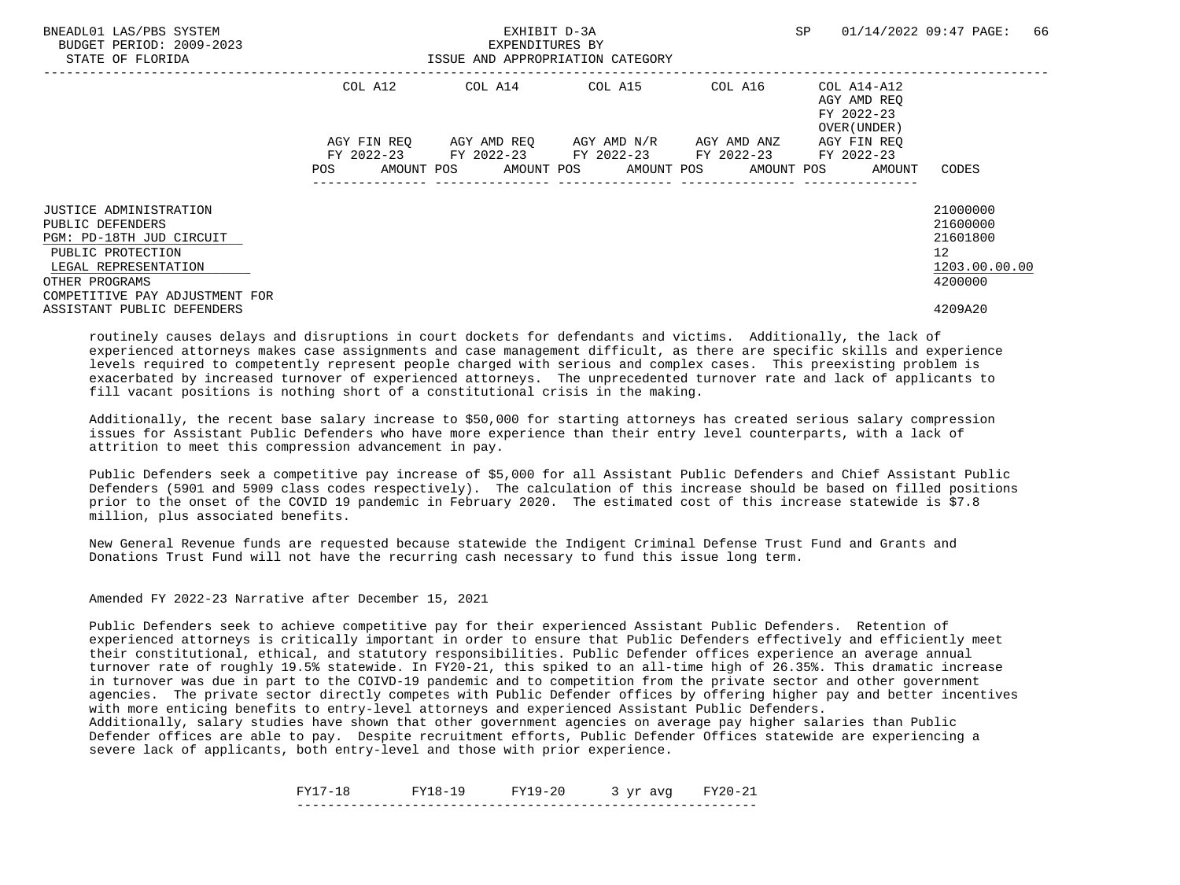| | COL A12 | | COL A14 | | COL A15 | | COL A16 | | COL A14-A12 AGY AMD REQ FY 2022-23 OVER(UNDER) | | |
|---|---|---|---|---|---|---|---|---|---|---|---|
| | AGY FIN REQ FY 2022-23 | | AGY AMD REQ FY 2022-23 | | AGY AMD N/R FY 2022-23 | | AGY AMD ANZ FY 2022-23 | | AGY FIN REQ FY 2022-23 | | |
| | POS | AMOUNT | POS | AMOUNT | POS | AMOUNT | POS | AMOUNT | POS | AMOUNT | CODES |
| JUSTICE ADMINISTRATION | | | | | | | | | | | 21000000 |
| PUBLIC DEFENDERS | | | | | | | | | | | 21600000 |
| PGM: PD-18TH JUD CIRCUIT | | | | | | | | | | | 21601800 |
| PUBLIC PROTECTION | | | | | | | | | | | 12 |
| LEGAL REPRESENTATION | | | | | | | | | | | 1203.00.00.00 |
| OTHER PROGRAMS | | | | | | | | | | | 4200000 |
| COMPETITIVE PAY ADJUSTMENT FOR ASSISTANT PUBLIC DEFENDERS | | | | | | | | | | | 4209A20 |

routinely causes delays and disruptions in court dockets for defendants and victims. Additionally, the lack of experienced attorneys makes case assignments and case management difficult, as there are specific skills and experience levels required to competently represent people charged with serious and complex cases. This preexisting problem is exacerbated by increased turnover of experienced attorneys. The unprecedented turnover rate and lack of applicants to fill vacant positions is nothing short of a constitutional crisis in the making.

Additionally, the recent base salary increase to $50,000 for starting attorneys has created serious salary compression issues for Assistant Public Defenders who have more experience than their entry level counterparts, with a lack of attrition to meet this compression advancement in pay.

Public Defenders seek a competitive pay increase of $5,000 for all Assistant Public Defenders and Chief Assistant Public Defenders (5901 and 5909 class codes respectively). The calculation of this increase should be based on filled positions prior to the onset of the COVID 19 pandemic in February 2020. The estimated cost of this increase statewide is $7.8 million, plus associated benefits.

New General Revenue funds are requested because statewide the Indigent Criminal Defense Trust Fund and Grants and Donations Trust Fund will not have the recurring cash necessary to fund this issue long term.

Amended FY 2022-23 Narrative after December 15, 2021

Public Defenders seek to achieve competitive pay for their experienced Assistant Public Defenders. Retention of experienced attorneys is critically important in order to ensure that Public Defenders effectively and efficiently meet their constitutional, ethical, and statutory responsibilities. Public Defender offices experience an average annual turnover rate of roughly 19.5% statewide. In FY20-21, this spiked to an all-time high of 26.35%. This dramatic increase in turnover was due in part to the COIVD-19 pandemic and to competition from the private sector and other government agencies. The private sector directly competes with Public Defender offices by offering higher pay and better incentives with more enticing benefits to entry-level attorneys and experienced Assistant Public Defenders.
Additionally, salary studies have shown that other government agencies on average pay higher salaries than Public Defender offices are able to pay. Despite recruitment efforts, Public Defender Offices statewide are experiencing a severe lack of applicants, both entry-level and those with prior experience.

| FY17-18 | FY18-19 | FY19-20 | 3 yr avg | FY20-21 |
|---|---|---|---|---|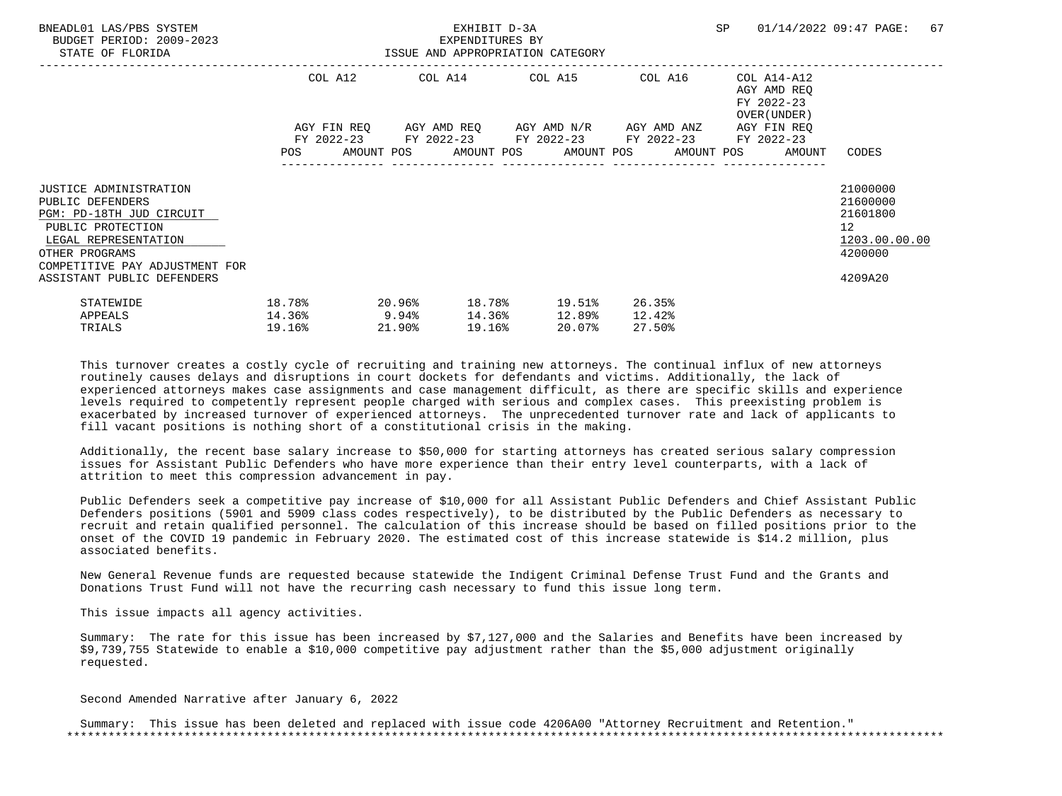| | COL A12 | | COL A14 | | COL A15 | | COL A16 | | COL A14-A12 AGY AMD REQ FY 2022-23 OVER(UNDER) | | |
|---|---|---|---|---|---|---|---|---|---|---|---|
| | AGY FIN REQ FY 2022-23 | | AGY AMD REQ FY 2022-23 | | AGY AMD N/R FY 2022-23 | | AGY AMD ANZ FY 2022-23 | | AGY FIN REQ FY 2022-23 | | |
| | POS | AMOUNT | POS | AMOUNT | POS | AMOUNT | POS | AMOUNT | POS | AMOUNT | CODES |
| JUSTICE ADMINISTRATION | | | | | | | | | | | 21000000 |
| PUBLIC DEFENDERS | | | | | | | | | | | 21600000 |
| PGM: PD-18TH JUD CIRCUIT | | | | | | | | | | | 21601800 |
| PUBLIC PROTECTION | | | | | | | | | | | 12 |
| LEGAL REPRESENTATION | | | | | | | | | | | 1203.00.00.00 |
| OTHER PROGRAMS | | | | | | | | | | | 4200000 |
| COMPETITIVE PAY ADJUSTMENT FOR ASSISTANT PUBLIC DEFENDERS | | | | | | | | | | | 4209A20 |

| | | | | | |
|---|---|---|---|---|---|
| STATEWIDE | 18.78% | 20.96% | 18.78% | 19.51% | 26.35% |
| APPEALS | 14.36% | 9.94% | 14.36% | 12.89% | 12.42% |
| TRIALS | 19.16% | 21.90% | 19.16% | 20.07% | 27.50% |

This turnover creates a costly cycle of recruiting and training new attorneys. The continual influx of new attorneys routinely causes delays and disruptions in court dockets for defendants and victims. Additionally, the lack of experienced attorneys makes case assignments and case management difficult, as there are specific skills and experience levels required to competently represent people charged with serious and complex cases. This preexisting problem is exacerbated by increased turnover of experienced attorneys. The unprecedented turnover rate and lack of applicants to fill vacant positions is nothing short of a constitutional crisis in the making.

Additionally, the recent base salary increase to $50,000 for starting attorneys has created serious salary compression issues for Assistant Public Defenders who have more experience than their entry level counterparts, with a lack of attrition to meet this compression advancement in pay.

Public Defenders seek a competitive pay increase of $10,000 for all Assistant Public Defenders and Chief Assistant Public Defenders positions (5901 and 5909 class codes respectively), to be distributed by the Public Defenders as necessary to recruit and retain qualified personnel. The calculation of this increase should be based on filled positions prior to the onset of the COVID 19 pandemic in February 2020. The estimated cost of this increase statewide is $14.2 million, plus associated benefits.

New General Revenue funds are requested because statewide the Indigent Criminal Defense Trust Fund and the Grants and Donations Trust Fund will not have the recurring cash necessary to fund this issue long term.

This issue impacts all agency activities.

Summary: The rate for this issue has been increased by $7,127,000 and the Salaries and Benefits have been increased by $9,739,755 Statewide to enable a $10,000 competitive pay adjustment rather than the $5,000 adjustment originally requested.

Second Amended Narrative after January 6, 2022

Summary: This issue has been deleted and replaced with issue code 4206A00 "Attorney Recruitment and Retention."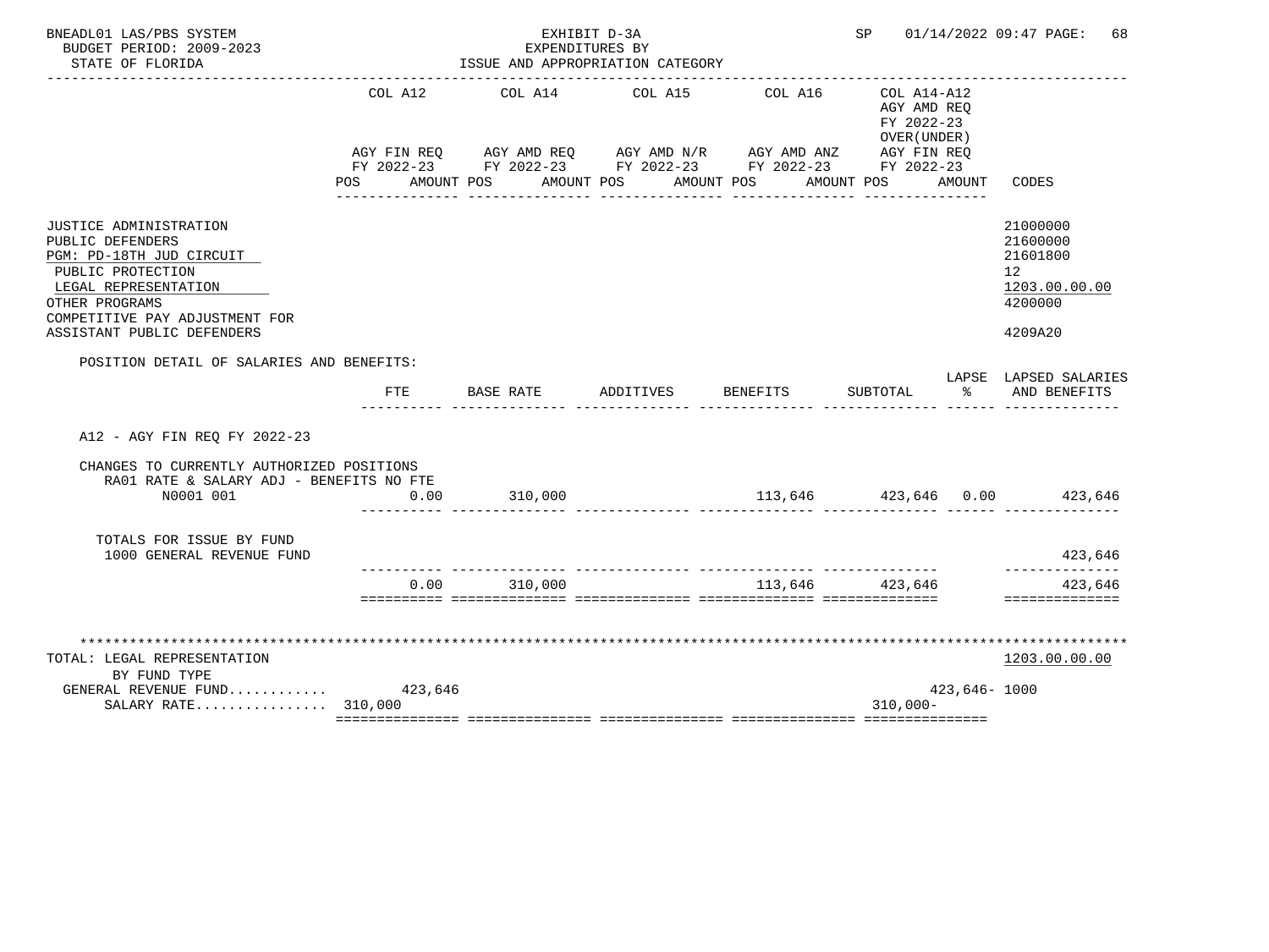BNEADL01 LAS/PBS SYSTEM
BUDGET PERIOD: 2009-2023
STATE OF FLORIDA

EXHIBIT D-3A
EXPENDITURES BY
ISSUE AND APPROPRIATION CATEGORY

SP 01/14/2022 09:47

| | COL A12 AGY FIN REQ FY 2022-23 POS AMOUNT | COL A14 AGY AMD REQ FY 2022-23 POS AMOUNT | COL A15 AGY AMD N/R FY 2022-23 POS AMOUNT | COL A16 AGY AMD ANZ FY 2022-23 POS AMOUNT | COL A14-A12 AGY AMD REQ FY 2022-23 OVER(UNDER) AGY FIN REQ FY 2022-23 POS AMOUNT | CODES |
|---|---|---|---|---|---|---|
| JUSTICE ADMINISTRATION | | | | | | 21000000 |
| PUBLIC DEFENDERS | | | | | | 21600000 |
| PGM: PD-18TH JUD CIRCUIT | | | | | | 21601800 |
| PUBLIC PROTECTION | | | | | | 12 |
| LEGAL REPRESENTATION | | | | | | 1203.00.00.00 |
| OTHER PROGRAMS | | | | | | 4200000 |
| COMPETITIVE PAY ADJUSTMENT FOR ASSISTANT PUBLIC DEFENDERS | | | | | | 4209A20 |

POSITION DETAIL OF SALARIES AND BENEFITS:

| | FTE | BASE RATE | ADDITIVES | BENEFITS | SUBTOTAL | LAPSE % | LAPSED SALARIES AND BENEFITS |
|---|---|---|---|---|---|---|---|
| A12 - AGY FIN REQ FY 2022-23 | | | | | | | |
| CHANGES TO CURRENTLY AUTHORIZED POSITIONS | | | | | | | |
| RA01 RATE & SALARY ADJ - BENEFITS NO FTE | | | | | | | |
| N0001 001 | 0.00 | 310,000 | | 113,646 | 423,646 | 0.00 | 423,646 |
| TOTALS FOR ISSUE BY FUND | | | | | | | |
| 1000 GENERAL REVENUE FUND | | | | | | | 423,646 |
| | 0.00 | 310,000 | | 113,646 | 423,646 | | 423,646 |

| | COL A12 | COL A14 | COL A15 | COL A16 | COL A14-A12 | CODES |
|---|---|---|---|---|---|---|
| TOTAL: LEGAL REPRESENTATION | | | | | | 1203.00.00.00 |
| BY FUND TYPE | | | | | | |
| GENERAL REVENUE FUND............ | 423,646 | | | | 423,646- | 1000 |
| SALARY RATE................ | 310,000 | | | | 310,000- | |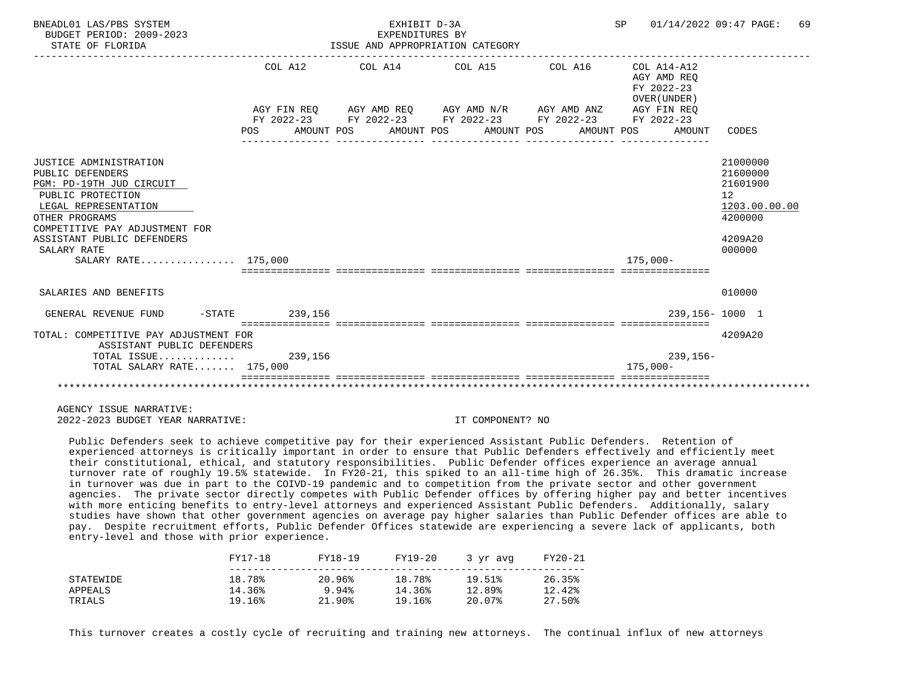BNEADL01 LAS/PBS SYSTEM — EXHIBIT D-3A — EXPENDITURES BY ISSUE AND APPROPRIATION CATEGORY
BUDGET PERIOD: 2009-2023
STATE OF FLORIDA

| | COL A12 AGY FIN REQ FY 2022-23 POS | AMOUNT | COL A14 AGY AMD REQ FY 2022-23 POS | AMOUNT | COL A15 AGY AMD N/R FY 2022-23 POS | AMOUNT | COL A16 AGY AMD ANZ FY 2022-23 POS | AMOUNT | COL A14-A12 AGY AMD REQ FY 2022-23 OVER(UNDER) AGY FIN REQ FY 2022-23 POS | AMOUNT | CODES |
|---|---|---|---|---|---|---|---|---|---|---|---|
| JUSTICE ADMINISTRATION | | | | | | | | | | | 21000000 |
| PUBLIC DEFENDERS | | | | | | | | | | | 21600000 |
| PGM: PD-19TH JUD CIRCUIT | | | | | | | | | | | 21601900 |
| PUBLIC PROTECTION | | | | | | | | | | | 12 |
| LEGAL REPRESENTATION | | | | | | | | | | | 1203.00.00.00 |
| OTHER PROGRAMS | | | | | | | | | | | 4200000 |
| COMPETITIVE PAY ADJUSTMENT FOR ASSISTANT PUBLIC DEFENDERS | | | | | | | | | | | 4209A20 |
| SALARY RATE | | | | | | | | | | | 000000 |
| SALARY RATE................ | 175,000 | | | | | | | | 175,000- | | |
| SALARIES AND BENEFITS | | | | | | | | | | | 010000 |
| GENERAL REVENUE FUND -STATE | | 239,156 | | | | | | | | 239,156- | 1000 1 |
| TOTAL: COMPETITIVE PAY ADJUSTMENT FOR ASSISTANT PUBLIC DEFENDERS | | | | | | | | | | | 4209A20 |
| TOTAL ISSUE............. | | 239,156 | | | | | | | | 239,156- | |
| TOTAL SALARY RATE....... | 175,000 | | | | | | | | 175,000- | | |

AGENCY ISSUE NARRATIVE:
2022-2023 BUDGET YEAR NARRATIVE: IT COMPONENT? NO

Public Defenders seek to achieve competitive pay for their experienced Assistant Public Defenders. Retention of experienced attorneys is critically important in order to ensure that Public Defenders effectively and efficiently meet their constitutional, ethical, and statutory responsibilities. Public Defender offices experience an average annual turnover rate of roughly 19.5% statewide. In FY20-21, this spiked to an all-time high of 26.35%. This dramatic increase in turnover was due in part to the COIVD-19 pandemic and to competition from the private sector and other government agencies. The private sector directly competes with Public Defender offices by offering higher pay and better incentives with more enticing benefits to entry-level attorneys and experienced Assistant Public Defenders. Additionally, salary studies have shown that other government agencies on average pay higher salaries than Public Defender offices are able to pay. Despite recruitment efforts, Public Defender Offices statewide are experiencing a severe lack of applicants, both entry-level and those with prior experience.

| | FY17-18 | FY18-19 | FY19-20 | 3 yr avg | FY20-21 |
|---|---|---|---|---|---|
| STATEWIDE | 18.78% | 20.96% | 18.78% | 19.51% | 26.35% |
| APPEALS | 14.36% | 9.94% | 14.36% | 12.89% | 12.42% |
| TRIALS | 19.16% | 21.90% | 19.16% | 20.07% | 27.50% |

This turnover creates a costly cycle of recruiting and training new attorneys. The continual influx of new attorneys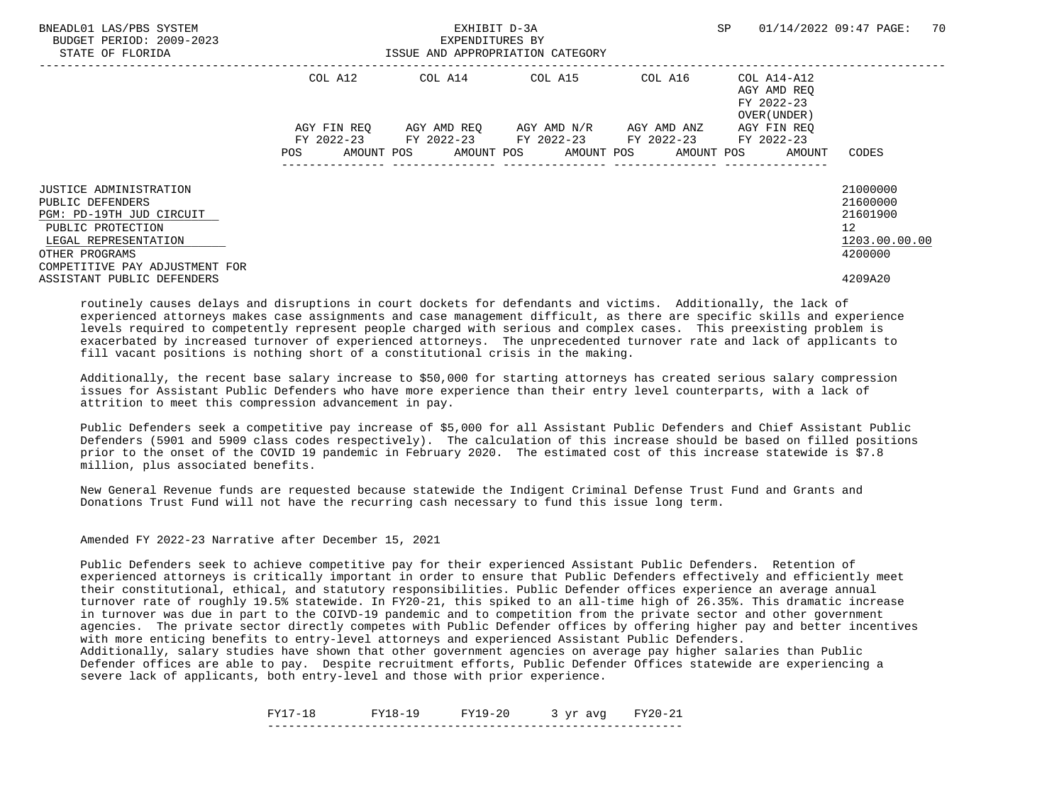| | COL A12 | COL A14 | COL A15 | COL A16 | COL A14-A12 AGY AMD REQ FY 2022-23 OVER(UNDER) | |
|---|---|---|---|---|---|---|
| | AGY FIN REQ FY 2022-23 | AGY AMD REQ FY 2022-23 | AGY AMD N/R FY 2022-23 | AGY AMD ANZ FY 2022-23 | AGY FIN REQ FY 2022-23 | |
| | POS AMOUNT | POS AMOUNT | POS AMOUNT | POS AMOUNT | POS AMOUNT | CODES |
| JUSTICE ADMINISTRATION | | | | | | 21000000 |
| PUBLIC DEFENDERS | | | | | | 21600000 |
| PGM: PD-19TH JUD CIRCUIT | | | | | | 21601900 |
| PUBLIC PROTECTION | | | | | | 12 |
| LEGAL REPRESENTATION | | | | | | 1203.00.00.00 |
| OTHER PROGRAMS | | | | | | 4200000 |
| COMPETITIVE PAY ADJUSTMENT FOR ASSISTANT PUBLIC DEFENDERS | | | | | | 4209A20 |

routinely causes delays and disruptions in court dockets for defendants and victims. Additionally, the lack of experienced attorneys makes case assignments and case management difficult, as there are specific skills and experience levels required to competently represent people charged with serious and complex cases. This preexisting problem is exacerbated by increased turnover of experienced attorneys. The unprecedented turnover rate and lack of applicants to fill vacant positions is nothing short of a constitutional crisis in the making.

Additionally, the recent base salary increase to $50,000 for starting attorneys has created serious salary compression issues for Assistant Public Defenders who have more experience than their entry level counterparts, with a lack of attrition to meet this compression advancement in pay.

Public Defenders seek a competitive pay increase of $5,000 for all Assistant Public Defenders and Chief Assistant Public Defenders (5901 and 5909 class codes respectively). The calculation of this increase should be based on filled positions prior to the onset of the COVID 19 pandemic in February 2020. The estimated cost of this increase statewide is $7.8 million, plus associated benefits.

New General Revenue funds are requested because statewide the Indigent Criminal Defense Trust Fund and Grants and Donations Trust Fund will not have the recurring cash necessary to fund this issue long term.

Amended FY 2022-23 Narrative after December 15, 2021

Public Defenders seek to achieve competitive pay for their experienced Assistant Public Defenders. Retention of experienced attorneys is critically important in order to ensure that Public Defenders effectively and efficiently meet their constitutional, ethical, and statutory responsibilities. Public Defender offices experience an average annual turnover rate of roughly 19.5% statewide. In FY20-21, this spiked to an all-time high of 26.35%. This dramatic increase in turnover was due in part to the COIVD-19 pandemic and to competition from the private sector and other government agencies. The private sector directly competes with Public Defender offices by offering higher pay and better incentives with more enticing benefits to entry-level attorneys and experienced Assistant Public Defenders.
Additionally, salary studies have shown that other government agencies on average pay higher salaries than Public Defender offices are able to pay. Despite recruitment efforts, Public Defender Offices statewide are experiencing a severe lack of applicants, both entry-level and those with prior experience.

| FY17-18 | FY18-19 | FY19-20 | 3 yr avg | FY20-21 |
|---|---|---|---|---|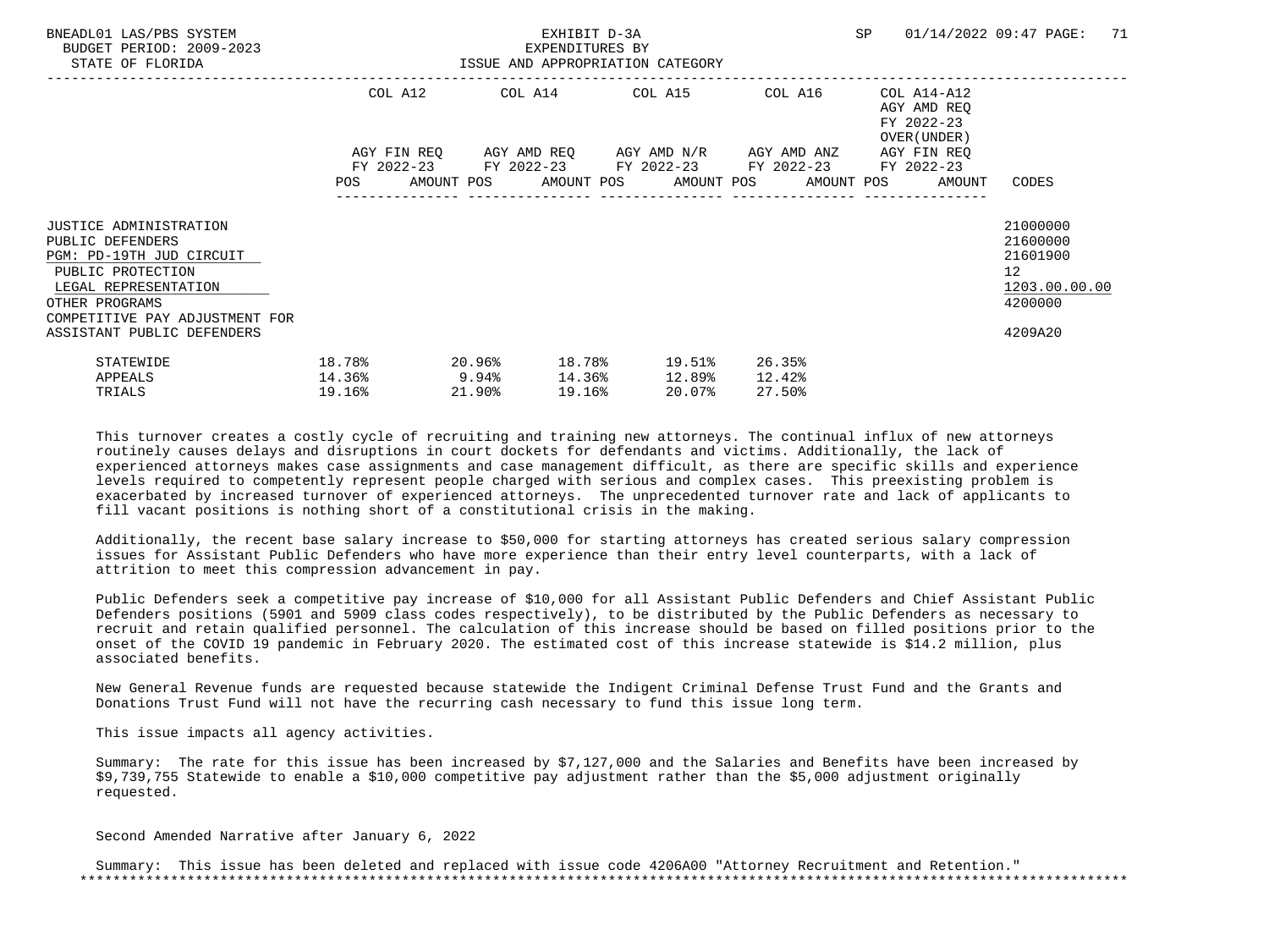BNEADL01 LAS/PBS SYSTEM — BUDGET PERIOD: 2009-2023 — STATE OF FLORIDA

EXHIBIT D-3A
EXPENDITURES BY
ISSUE AND APPROPRIATION CATEGORY

| | COL A12 AGY FIN REQ FY 2022-23 POS AMOUNT | COL A14 AGY AMD REQ FY 2022-23 POS AMOUNT | COL A15 AGY AMD N/R FY 2022-23 POS AMOUNT | COL A16 AGY AMD ANZ FY 2022-23 POS AMOUNT | COL A14-A12 AGY AMD REQ FY 2022-23 OVER(UNDER) AGY FIN REQ FY 2022-23 POS AMOUNT | CODES |
|---|---|---|---|---|---|---|
| JUSTICE ADMINISTRATION | | | | | | 21000000 |
| PUBLIC DEFENDERS | | | | | | 21600000 |
| PGM: PD-19TH JUD CIRCUIT | | | | | | 21601900 |
| PUBLIC PROTECTION | | | | | | 12 |
| LEGAL REPRESENTATION | | | | | | 1203.00.00.00 |
| OTHER PROGRAMS | | | | | | 4200000 |
| COMPETITIVE PAY ADJUSTMENT FOR ASSISTANT PUBLIC DEFENDERS | | | | | | 4209A20 |

| | | | | | |
|---|---|---|---|---|---|
| STATEWIDE | 18.78% | 20.96% | 18.78% | 19.51% | 26.35% |
| APPEALS | 14.36% | 9.94% | 14.36% | 12.89% | 12.42% |
| TRIALS | 19.16% | 21.90% | 19.16% | 20.07% | 27.50% |

This turnover creates a costly cycle of recruiting and training new attorneys. The continual influx of new attorneys routinely causes delays and disruptions in court dockets for defendants and victims. Additionally, the lack of experienced attorneys makes case assignments and case management difficult, as there are specific skills and experience levels required to competently represent people charged with serious and complex cases. This preexisting problem is exacerbated by increased turnover of experienced attorneys. The unprecedented turnover rate and lack of applicants to fill vacant positions is nothing short of a constitutional crisis in the making.

Additionally, the recent base salary increase to $50,000 for starting attorneys has created serious salary compression issues for Assistant Public Defenders who have more experience than their entry level counterparts, with a lack of attrition to meet this compression advancement in pay.

Public Defenders seek a competitive pay increase of $10,000 for all Assistant Public Defenders and Chief Assistant Public Defenders positions (5901 and 5909 class codes respectively), to be distributed by the Public Defenders as necessary to recruit and retain qualified personnel. The calculation of this increase should be based on filled positions prior to the onset of the COVID 19 pandemic in February 2020. The estimated cost of this increase statewide is $14.2 million, plus associated benefits.

New General Revenue funds are requested because statewide the Indigent Criminal Defense Trust Fund and the Grants and Donations Trust Fund will not have the recurring cash necessary to fund this issue long term.

This issue impacts all agency activities.

Summary: The rate for this issue has been increased by $7,127,000 and the Salaries and Benefits have been increased by $9,739,755 Statewide to enable a $10,000 competitive pay adjustment rather than the $5,000 adjustment originally requested.

Second Amended Narrative after January 6, 2022

Summary: This issue has been deleted and replaced with issue code 4206A00 "Attorney Recruitment and Retention."

*******************************************************************************************************************************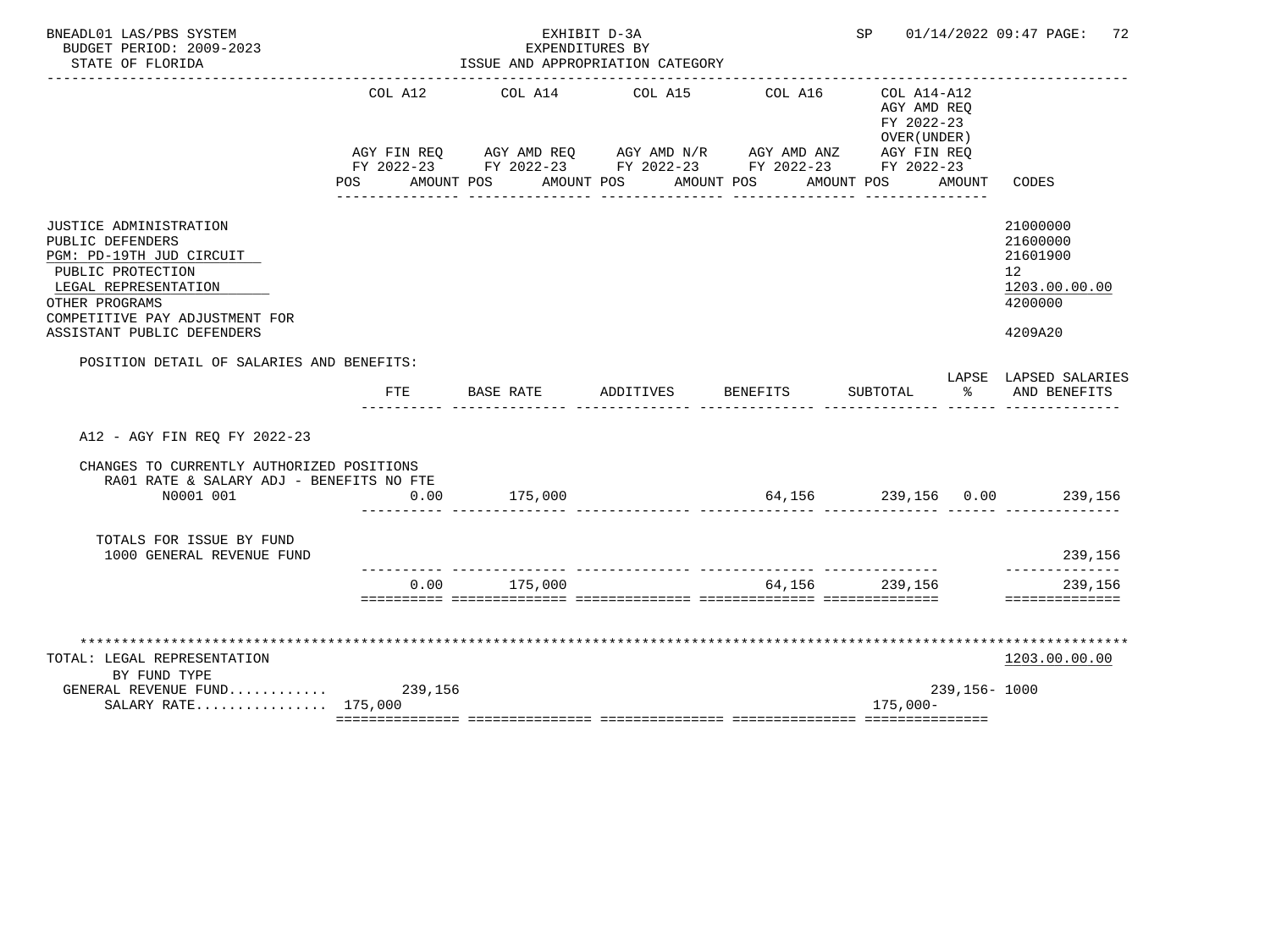BNEADL01 LAS/PBS SYSTEM — EXHIBIT D-3A — SP 01/14/2022 09:47

BUDGET PERIOD: 2009-2023 — EXPENDITURES BY

STATE OF FLORIDA — ISSUE AND APPROPRIATION CATEGORY

| | COL A12 AGY FIN REQ FY 2022-23 POS AMOUNT | COL A14 AGY AMD REQ FY 2022-23 POS AMOUNT | COL A15 AGY AMD N/R FY 2022-23 POS AMOUNT | COL A16 AGY AMD ANZ FY 2022-23 POS AMOUNT | COL A14-A12 AGY AMD REQ FY 2022-23 OVER(UNDER) AGY FIN REQ FY 2022-23 POS AMOUNT | CODES |
|---|---|---|---|---|---|---|

JUSTICE ADMINISTRATION — 21000000
PUBLIC DEFENDERS — 21600000
PGM: PD-19TH JUD CIRCUIT — 21601900
PUBLIC PROTECTION — 12
LEGAL REPRESENTATION — 1203.00.00.00
OTHER PROGRAMS — 4200000
COMPETITIVE PAY ADJUSTMENT FOR ASSISTANT PUBLIC DEFENDERS — 4209A20

POSITION DETAIL OF SALARIES AND BENEFITS:

| | FTE | BASE RATE | ADDITIVES | BENEFITS | SUBTOTAL | LAPSE % | LAPSED SALARIES AND BENEFITS |
|---|---|---|---|---|---|---|---|
| A12 - AGY FIN REQ FY 2022-23 | | | | | | | |
| CHANGES TO CURRENTLY AUTHORIZED POSITIONS | | | | | | | |
| RA01 RATE & SALARY ADJ - BENEFITS NO FTE | | | | | | | |
| N0001 001 | 0.00 | 175,000 | | 64,156 | 239,156 | 0.00 | 239,156 |
| TOTALS FOR ISSUE BY FUND | | | | | | | |
| 1000 GENERAL REVENUE FUND | | | | | | | 239,156 |
| | 0.00 | 175,000 | | 64,156 | 239,156 | | 239,156 |

TOTAL: LEGAL REPRESENTATION — 1203.00.00.00

| BY FUND TYPE | COL A12 | COL A14 | COL A15 | COL A16 | COL A14-A12 | CODES |
|---|---|---|---|---|---|---|
| GENERAL REVENUE FUND | 239,156 | | | | 239,156- | 1000 |
| SALARY RATE | 175,000 | | | | 175,000- | |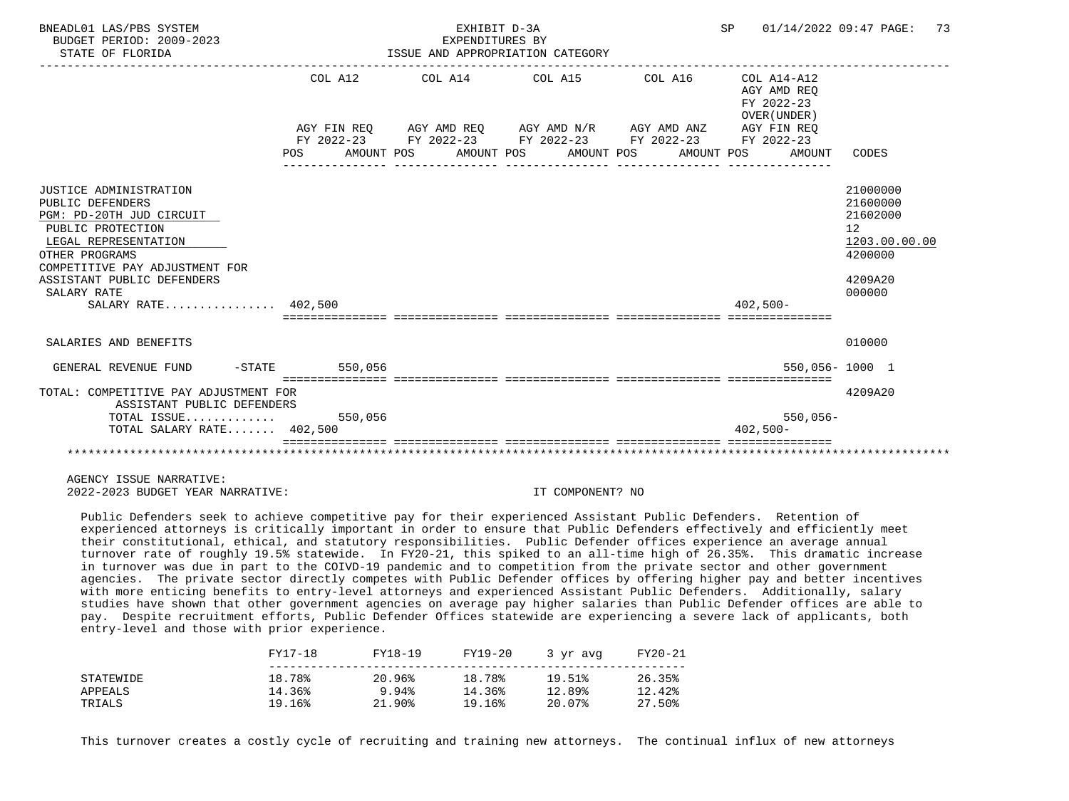| | COL A12 | | COL A14 | | COL A15 | | COL A16 | | COL A14-A12 AGY AMD REQ FY 2022-23 OVER(UNDER) | | |
|---|---|---|---|---|---|---|---|---|---|---|---|
| | AGY FIN REQ FY 2022-23 | | AGY AMD REQ FY 2022-23 | | AGY AMD N/R FY 2022-23 | | AGY AMD ANZ FY 2022-23 | | AGY FIN REQ FY 2022-23 | | |
| | POS | AMOUNT | POS | AMOUNT | POS | AMOUNT | POS | AMOUNT | POS | AMOUNT | CODES |
| JUSTICE ADMINISTRATION | | | | | | | | | | | 21000000 |
| PUBLIC DEFENDERS | | | | | | | | | | | 21600000 |
| PGM: PD-20TH JUD CIRCUIT | | | | | | | | | | | 21602000 |
| PUBLIC PROTECTION | | | | | | | | | | | 12 |
| LEGAL REPRESENTATION | | | | | | | | | | | 1203.00.00.00 |
| OTHER PROGRAMS | | | | | | | | | | | 4200000 |
| COMPETITIVE PAY ADJUSTMENT FOR ASSISTANT PUBLIC DEFENDERS | | | | | | | | | | | 4209A20 |
| SALARY RATE | | | | | | | | | | | 000000 |
| SALARY RATE................ | 402,500 | | | | | | | | 402,500- | | |
| SALARIES AND BENEFITS | | | | | | | | | | | 010000 |
| GENERAL REVENUE FUND -STATE | | 550,056 | | | | | | | | 550,056- | 1000 1 |
| TOTAL: COMPETITIVE PAY ADJUSTMENT FOR ASSISTANT PUBLIC DEFENDERS | | | | | | | | | | | 4209A20 |
| TOTAL ISSUE............. | | 550,056 | | | | | | | | 550,056- | |
| TOTAL SALARY RATE....... | 402,500 | | | | | | | | 402,500- | | |

AGENCY ISSUE NARRATIVE:

2022-2023 BUDGET YEAR NARRATIVE: IT COMPONENT? NO

Public Defenders seek to achieve competitive pay for their experienced Assistant Public Defenders. Retention of experienced attorneys is critically important in order to ensure that Public Defenders effectively and efficiently meet their constitutional, ethical, and statutory responsibilities. Public Defender offices experience an average annual turnover rate of roughly 19.5% statewide. In FY20-21, this spiked to an all-time high of 26.35%. This dramatic increase in turnover was due in part to the COIVD-19 pandemic and to competition from the private sector and other government agencies. The private sector directly competes with Public Defender offices by offering higher pay and better incentives with more enticing benefits to entry-level attorneys and experienced Assistant Public Defenders. Additionally, salary studies have shown that other government agencies on average pay higher salaries than Public Defender offices are able to pay. Despite recruitment efforts, Public Defender Offices statewide are experiencing a severe lack of applicants, both entry-level and those with prior experience.

| | FY17-18 | FY18-19 | FY19-20 | 3 yr avg | FY20-21 |
|---|---|---|---|---|---|
| STATEWIDE | 18.78% | 20.96% | 18.78% | 19.51% | 26.35% |
| APPEALS | 14.36% | 9.94% | 14.36% | 12.89% | 12.42% |
| TRIALS | 19.16% | 21.90% | 19.16% | 20.07% | 27.50% |

This turnover creates a costly cycle of recruiting and training new attorneys. The continual influx of new attorneys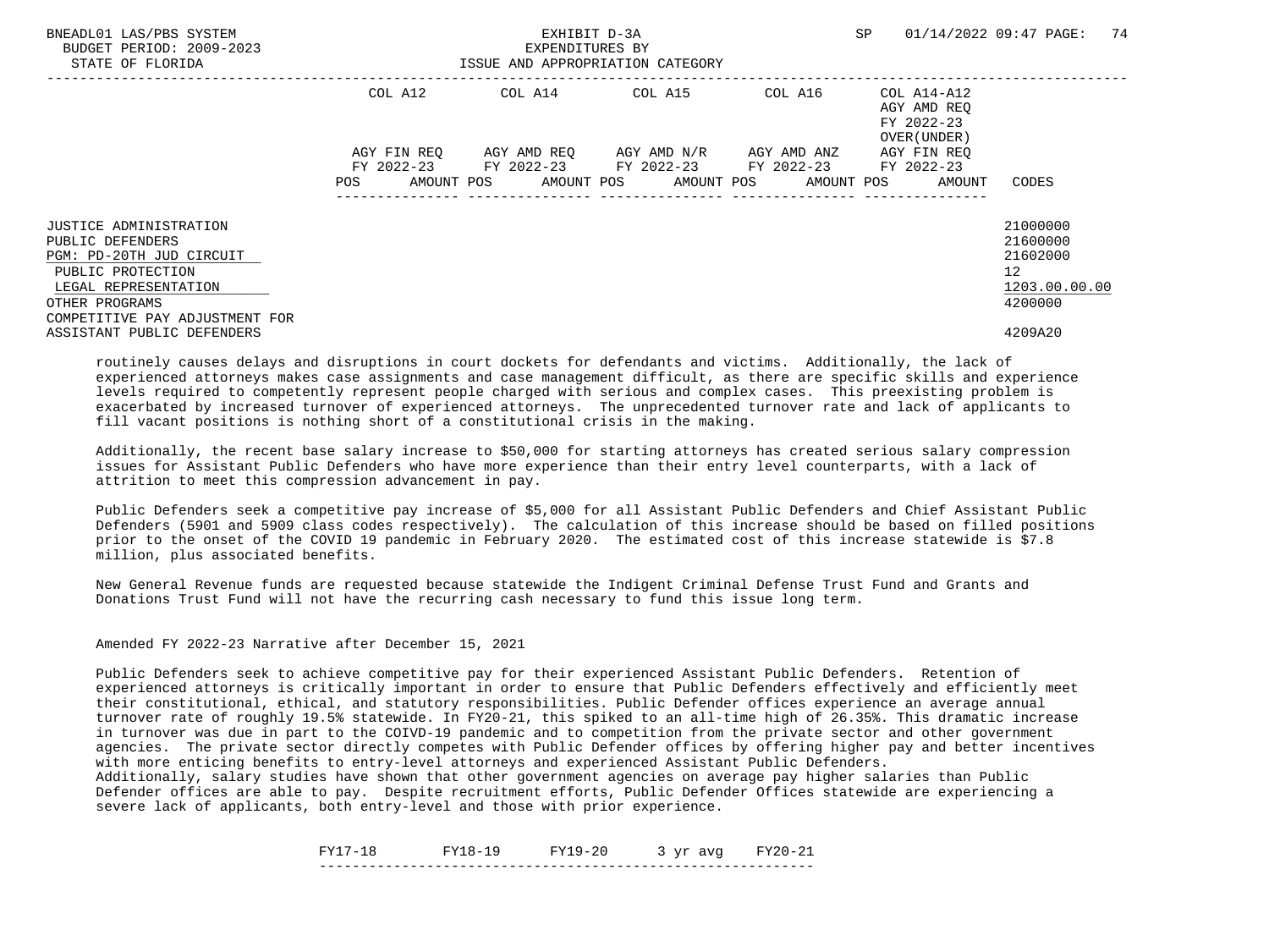| | COL A12 | | COL A14 | | COL A15 | | COL A16 | | COL A14-A12 AGY AMD REQ FY 2022-23 OVER(UNDER) | | |
|---|---|---|---|---|---|---|---|---|---|---|---|
| | AGY FIN REQ FY 2022-23 | | AGY AMD REQ FY 2022-23 | | AGY AMD N/R FY 2022-23 | | AGY AMD ANZ FY 2022-23 | | AGY FIN REQ FY 2022-23 | | |
| | POS | AMOUNT | POS | AMOUNT | POS | AMOUNT | POS | AMOUNT | POS | AMOUNT | CODES |
| JUSTICE ADMINISTRATION | | | | | | | | | | | 21000000 |
| PUBLIC DEFENDERS | | | | | | | | | | | 21600000 |
| PGM: PD-20TH JUD CIRCUIT | | | | | | | | | | | 21602000 |
| PUBLIC PROTECTION | | | | | | | | | | | 12 |
| LEGAL REPRESENTATION | | | | | | | | | | | 1203.00.00.00 |
| OTHER PROGRAMS | | | | | | | | | | | 4200000 |
| COMPETITIVE PAY ADJUSTMENT FOR ASSISTANT PUBLIC DEFENDERS | | | | | | | | | | | 4209A20 |

routinely causes delays and disruptions in court dockets for defendants and victims. Additionally, the lack of experienced attorneys makes case assignments and case management difficult, as there are specific skills and experience levels required to competently represent people charged with serious and complex cases. This preexisting problem is exacerbated by increased turnover of experienced attorneys. The unprecedented turnover rate and lack of applicants to fill vacant positions is nothing short of a constitutional crisis in the making.

Additionally, the recent base salary increase to $50,000 for starting attorneys has created serious salary compression issues for Assistant Public Defenders who have more experience than their entry level counterparts, with a lack of attrition to meet this compression advancement in pay.

Public Defenders seek a competitive pay increase of $5,000 for all Assistant Public Defenders and Chief Assistant Public Defenders (5901 and 5909 class codes respectively). The calculation of this increase should be based on filled positions prior to the onset of the COVID 19 pandemic in February 2020. The estimated cost of this increase statewide is $7.8 million, plus associated benefits.

New General Revenue funds are requested because statewide the Indigent Criminal Defense Trust Fund and Grants and Donations Trust Fund will not have the recurring cash necessary to fund this issue long term.

Amended FY 2022-23 Narrative after December 15, 2021

Public Defenders seek to achieve competitive pay for their experienced Assistant Public Defenders. Retention of experienced attorneys is critically important in order to ensure that Public Defenders effectively and efficiently meet their constitutional, ethical, and statutory responsibilities. Public Defender offices experience an average annual turnover rate of roughly 19.5% statewide. In FY20-21, this spiked to an all-time high of 26.35%. This dramatic increase in turnover was due in part to the COIVD-19 pandemic and to competition from the private sector and other government agencies. The private sector directly competes with Public Defender offices by offering higher pay and better incentives with more enticing benefits to entry-level attorneys and experienced Assistant Public Defenders.
Additionally, salary studies have shown that other government agencies on average pay higher salaries than Public Defender offices are able to pay. Despite recruitment efforts, Public Defender Offices statewide are experiencing a severe lack of applicants, both entry-level and those with prior experience.

| FY17-18 | FY18-19 | FY19-20 | 3 yr avg | FY20-21 |
|---|---|---|---|---|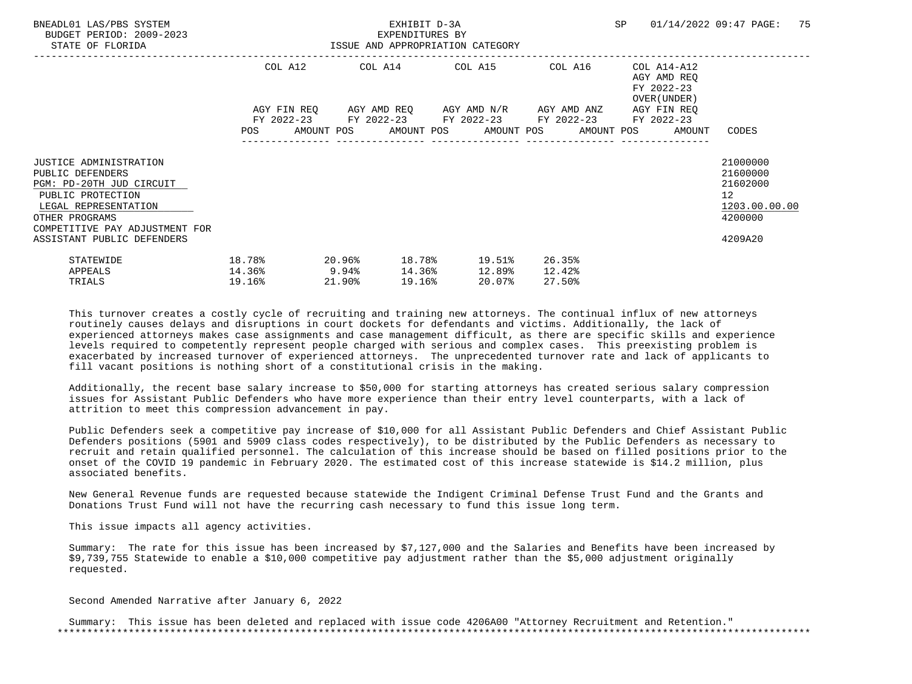| | COL A12 | COL A14 | COL A15 | COL A16 | COL A14-A12 AGY AMD REQ FY 2022-23 OVER(UNDER) | |
|---|---|---|---|---|---|---|
| | AGY FIN REQ FY 2022-23 POS AMOUNT | AGY AMD REQ FY 2022-23 POS AMOUNT | AGY AMD N/R FY 2022-23 POS AMOUNT | AGY AMD ANZ FY 2022-23 POS AMOUNT | AGY FIN REQ FY 2022-23 POS AMOUNT | CODES |
| JUSTICE ADMINISTRATION | | | | | | 21000000 |
| PUBLIC DEFENDERS | | | | | | 21600000 |
| PGM: PD-20TH JUD CIRCUIT | | | | | | 21602000 |
| PUBLIC PROTECTION | | | | | | 12 |
| LEGAL REPRESENTATION | | | | | | 1203.00.00.00 |
| OTHER PROGRAMS | | | | | | 4200000 |
| COMPETITIVE PAY ADJUSTMENT FOR ASSISTANT PUBLIC DEFENDERS | | | | | | 4209A20 |

| | | | | | |
|---|---|---|---|---|---|
| STATEWIDE | 18.78% | 20.96% | 18.78% | 19.51% | 26.35% |
| APPEALS | 14.36% | 9.94% | 14.36% | 12.89% | 12.42% |
| TRIALS | 19.16% | 21.90% | 19.16% | 20.07% | 27.50% |

This turnover creates a costly cycle of recruiting and training new attorneys. The continual influx of new attorneys routinely causes delays and disruptions in court dockets for defendants and victims. Additionally, the lack of experienced attorneys makes case assignments and case management difficult, as there are specific skills and experience levels required to competently represent people charged with serious and complex cases. This preexisting problem is exacerbated by increased turnover of experienced attorneys. The unprecedented turnover rate and lack of applicants to fill vacant positions is nothing short of a constitutional crisis in the making.

Additionally, the recent base salary increase to $50,000 for starting attorneys has created serious salary compression issues for Assistant Public Defenders who have more experience than their entry level counterparts, with a lack of attrition to meet this compression advancement in pay.

Public Defenders seek a competitive pay increase of $10,000 for all Assistant Public Defenders and Chief Assistant Public Defenders positions (5901 and 5909 class codes respectively), to be distributed by the Public Defenders as necessary to recruit and retain qualified personnel. The calculation of this increase should be based on filled positions prior to the onset of the COVID 19 pandemic in February 2020. The estimated cost of this increase statewide is $14.2 million, plus associated benefits.

New General Revenue funds are requested because statewide the Indigent Criminal Defense Trust Fund and the Grants and Donations Trust Fund will not have the recurring cash necessary to fund this issue long term.

This issue impacts all agency activities.

Summary: The rate for this issue has been increased by $7,127,000 and the Salaries and Benefits have been increased by $9,739,755 Statewide to enable a $10,000 competitive pay adjustment rather than the $5,000 adjustment originally requested.

Second Amended Narrative after January 6, 2022

Summary: This issue has been deleted and replaced with issue code 4206A00 "Attorney Recruitment and Retention."

*******************************************************************************************************************************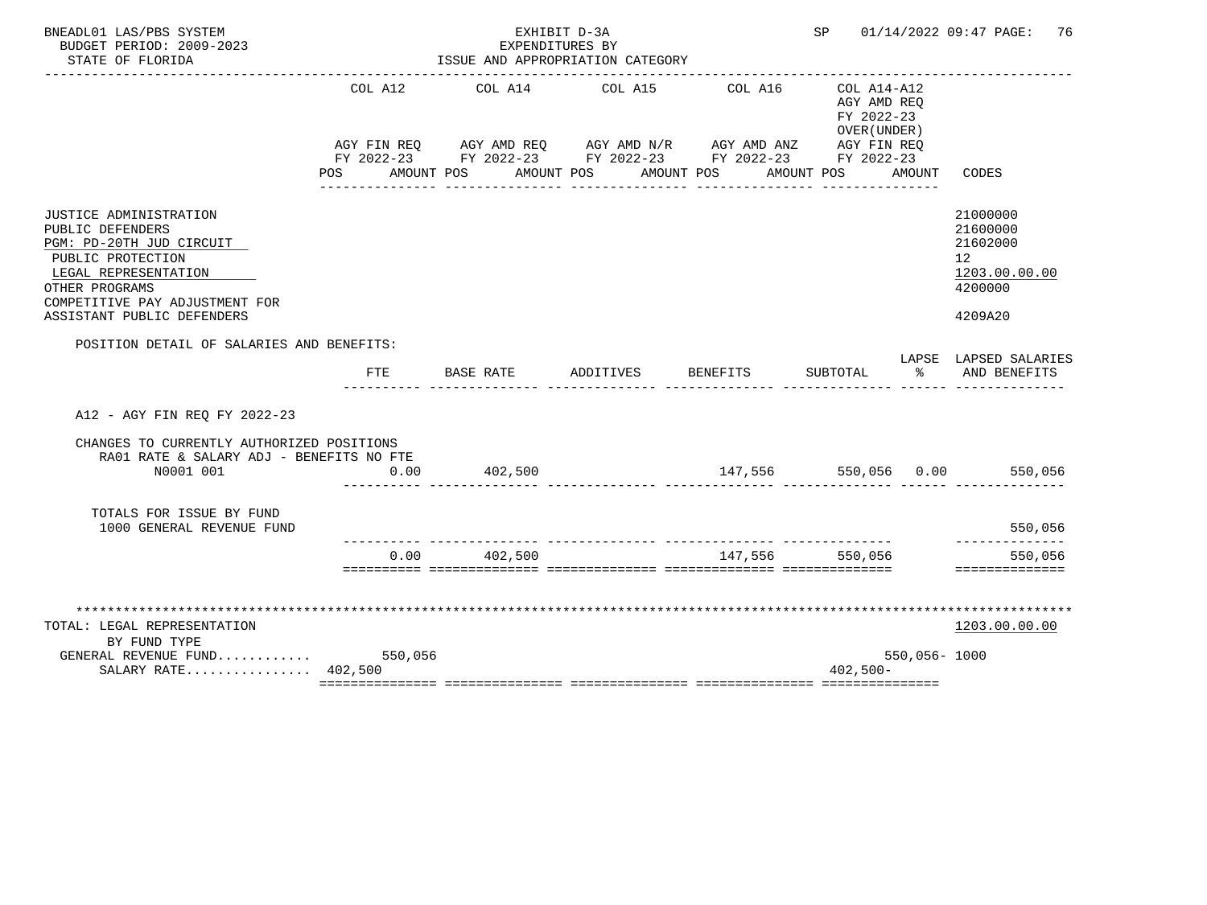BNEADL01 LAS/PBS SYSTEM — EXHIBIT D-3A — EXPENDITURES BY ISSUE AND APPROPRIATION CATEGORY
BUDGET PERIOD: 2009-2023 — STATE OF FLORIDA — SP 01/14/2022 09:47

| | COL A12 AGY FIN REQ FY 2022-23 POS AMOUNT | COL A14 AGY AMD REQ FY 2022-23 POS AMOUNT | COL A15 AGY AMD N/R FY 2022-23 POS AMOUNT | COL A16 AGY AMD ANZ FY 2022-23 POS AMOUNT | COL A14-A12 AGY AMD REQ FY 2022-23 OVER(UNDER) AGY FIN REQ FY 2022-23 POS AMOUNT | CODES |
|---|---|---|---|---|---|---|
| JUSTICE ADMINISTRATION | | | | | | 21000000 |
| PUBLIC DEFENDERS | | | | | | 21600000 |
| PGM: PD-20TH JUD CIRCUIT | | | | | | 21602000 |
| PUBLIC PROTECTION | | | | | | 12 |
| LEGAL REPRESENTATION | | | | | | 1203.00.00.00 |
| OTHER PROGRAMS | | | | | | 4200000 |
| COMPETITIVE PAY ADJUSTMENT FOR ASSISTANT PUBLIC DEFENDERS | | | | | | 4209A20 |

POSITION DETAIL OF SALARIES AND BENEFITS:

| | FTE | BASE RATE | ADDITIVES | BENEFITS | SUBTOTAL | LAPSE % | LAPSED SALARIES AND BENEFITS |
|---|---|---|---|---|---|---|---|
| A12 - AGY FIN REQ FY 2022-23 | | | | | | | |
| CHANGES TO CURRENTLY AUTHORIZED POSITIONS | | | | | | | |
| RA01 RATE & SALARY ADJ - BENEFITS NO FTE | | | | | | | |
| N0001 001 | 0.00 | 402,500 | | 147,556 | 550,056 | 0.00 | 550,056 |
| TOTALS FOR ISSUE BY FUND | | | | | | | |
| 1000 GENERAL REVENUE FUND | | | | | | | 550,056 |
| | 0.00 | 402,500 | | 147,556 | 550,056 | | 550,056 |

| TOTAL: LEGAL REPRESENTATION | COL A12 | COL A14 | COL A15 | COL A16 | COL A14-A12 | CODES |
|---|---|---|---|---|---|---|
| BY FUND TYPE | | | | | | 1203.00.00.00 |
| GENERAL REVENUE FUND | 550,056 | | | | 550,056- | 1000 |
| SALARY RATE | 402,500 | | | | 402,500- | |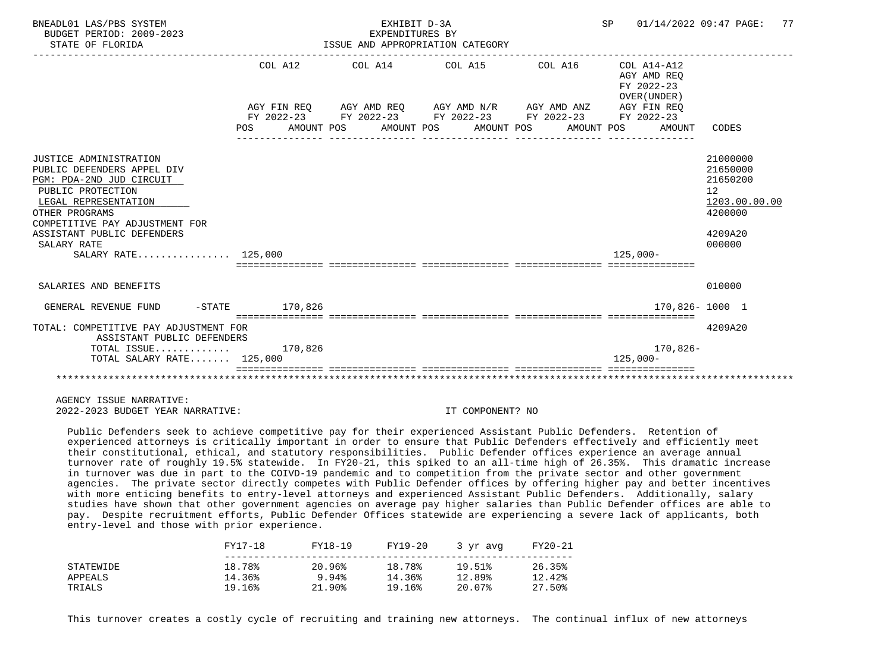BNEADL01 LAS/PBS SYSTEM — EXHIBIT D-3A — EXPENDITURES BY ISSUE AND APPROPRIATION CATEGORY
BUDGET PERIOD: 2009-2023
STATE OF FLORIDA
SP 01/14/2022 09:47

| | COL A12 AGY FIN REQ FY 2022-23 POS AMOUNT | COL A14 AGY AMD REQ FY 2022-23 POS AMOUNT | COL A15 AGY AMD N/R FY 2022-23 POS AMOUNT | COL A16 AGY AMD ANZ FY 2022-23 POS AMOUNT | COL A14-A12 AGY AMD REQ FY 2022-23 OVER(UNDER) AGY FIN REQ FY 2022-23 POS AMOUNT | CODES |
|---|---|---|---|---|---|---|
| JUSTICE ADMINISTRATION | | | | | | 21000000 |
| PUBLIC DEFENDERS APPEL DIV | | | | | | 21650000 |
| PGM: PDA-2ND JUD CIRCUIT | | | | | | 21650200 |
| PUBLIC PROTECTION | | | | | | 12 |
| LEGAL REPRESENTATION | | | | | | 1203.00.00.00 |
| OTHER PROGRAMS | | | | | | 4200000 |
| COMPETITIVE PAY ADJUSTMENT FOR ASSISTANT PUBLIC DEFENDERS | | | | | | 4209A20 |
| SALARY RATE | | | | | | 000000 |
| SALARY RATE................ | 125,000 | | | | 125,000- | |
| SALARIES AND BENEFITS | | | | | | 010000 |
| GENERAL REVENUE FUND -STATE | 170,826 | | | | 170,826- | 1000 1 |
| TOTAL: COMPETITIVE PAY ADJUSTMENT FOR ASSISTANT PUBLIC DEFENDERS | | | | | | 4209A20 |
| TOTAL ISSUE............ | 170,826 | | | | 170,826- | |
| TOTAL SALARY RATE....... | 125,000 | | | | 125,000- | |

AGENCY ISSUE NARRATIVE:

2022-2023 BUDGET YEAR NARRATIVE: IT COMPONENT? NO

Public Defenders seek to achieve competitive pay for their experienced Assistant Public Defenders. Retention of experienced attorneys is critically important in order to ensure that Public Defenders effectively and efficiently meet their constitutional, ethical, and statutory responsibilities. Public Defender offices experience an average annual turnover rate of roughly 19.5% statewide. In FY20-21, this spiked to an all-time high of 26.35%. This dramatic increase in turnover was due in part to the COIVD-19 pandemic and to competition from the private sector and other government agencies. The private sector directly competes with Public Defender offices by offering higher pay and better incentives with more enticing benefits to entry-level attorneys and experienced Assistant Public Defenders. Additionally, salary studies have shown that other government agencies on average pay higher salaries than Public Defender offices are able to pay. Despite recruitment efforts, Public Defender Offices statewide are experiencing a severe lack of applicants, both entry-level and those with prior experience.

| | FY17-18 | FY18-19 | FY19-20 | 3 yr avg | FY20-21 |
|---|---|---|---|---|---|
| STATEWIDE | 18.78% | 20.96% | 18.78% | 19.51% | 26.35% |
| APPEALS | 14.36% | 9.94% | 14.36% | 12.89% | 12.42% |
| TRIALS | 19.16% | 21.90% | 19.16% | 20.07% | 27.50% |

This turnover creates a costly cycle of recruiting and training new attorneys. The continual influx of new attorneys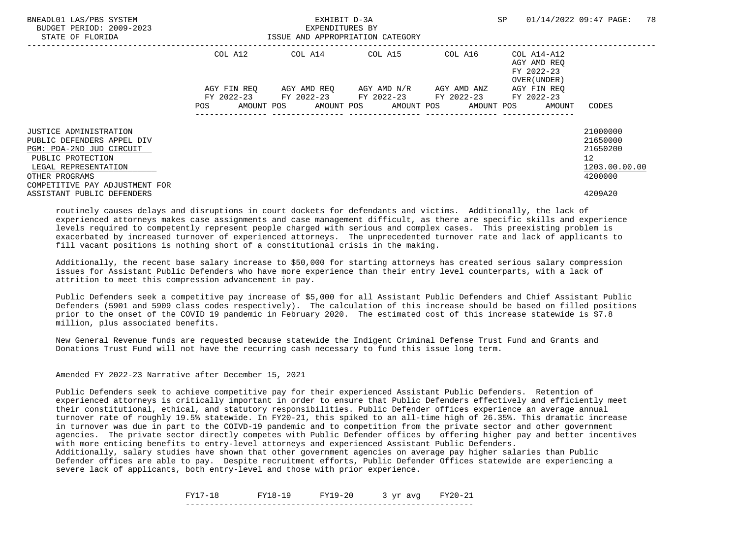| | COL A12 | | COL A14 | | COL A15 | | COL A16 | | COL A14-A12 AGY AMD REQ FY 2022-23 OVER(UNDER) | | |
|---|---|---|---|---|---|---|---|---|---|---|---|
| | AGY FIN REQ FY 2022-23 | | AGY AMD REQ FY 2022-23 | | AGY AMD N/R FY 2022-23 | | AGY AMD ANZ FY 2022-23 | | AGY FIN REQ FY 2022-23 | | |
| | POS | AMOUNT | POS | AMOUNT | POS | AMOUNT | POS | AMOUNT | POS | AMOUNT | CODES |
| JUSTICE ADMINISTRATION | | | | | | | | | | | 21000000 |
| PUBLIC DEFENDERS APPEL DIV | | | | | | | | | | | 21650000 |
| PGM: PDA-2ND JUD CIRCUIT | | | | | | | | | | | 21650200 |
| PUBLIC PROTECTION | | | | | | | | | | | 12 |
| LEGAL REPRESENTATION | | | | | | | | | | | 1203.00.00.00 |
| OTHER PROGRAMS | | | | | | | | | | | 4200000 |
| COMPETITIVE PAY ADJUSTMENT FOR ASSISTANT PUBLIC DEFENDERS | | | | | | | | | | | 4209A20 |

routinely causes delays and disruptions in court dockets for defendants and victims. Additionally, the lack of experienced attorneys makes case assignments and case management difficult, as there are specific skills and experience levels required to competently represent people charged with serious and complex cases. This preexisting problem is exacerbated by increased turnover of experienced attorneys. The unprecedented turnover rate and lack of applicants to fill vacant positions is nothing short of a constitutional crisis in the making.

Additionally, the recent base salary increase to $50,000 for starting attorneys has created serious salary compression issues for Assistant Public Defenders who have more experience than their entry level counterparts, with a lack of attrition to meet this compression advancement in pay.

Public Defenders seek a competitive pay increase of $5,000 for all Assistant Public Defenders and Chief Assistant Public Defenders (5901 and 5909 class codes respectively). The calculation of this increase should be based on filled positions prior to the onset of the COVID 19 pandemic in February 2020. The estimated cost of this increase statewide is $7.8 million, plus associated benefits.

New General Revenue funds are requested because statewide the Indigent Criminal Defense Trust Fund and Grants and Donations Trust Fund will not have the recurring cash necessary to fund this issue long term.

Amended FY 2022-23 Narrative after December 15, 2021

Public Defenders seek to achieve competitive pay for their experienced Assistant Public Defenders. Retention of experienced attorneys is critically important in order to ensure that Public Defenders effectively and efficiently meet their constitutional, ethical, and statutory responsibilities. Public Defender offices experience an average annual turnover rate of roughly 19.5% statewide. In FY20-21, this spiked to an all-time high of 26.35%. This dramatic increase in turnover was due in part to the COIVD-19 pandemic and to competition from the private sector and other government agencies. The private sector directly competes with Public Defender offices by offering higher pay and better incentives with more enticing benefits to entry-level attorneys and experienced Assistant Public Defenders.
Additionally, salary studies have shown that other government agencies on average pay higher salaries than Public Defender offices are able to pay. Despite recruitment efforts, Public Defender Offices statewide are experiencing a severe lack of applicants, both entry-level and those with prior experience.

| FY17-18 | FY18-19 | FY19-20 | 3 yr avg | FY20-21 |
|---|---|---|---|---|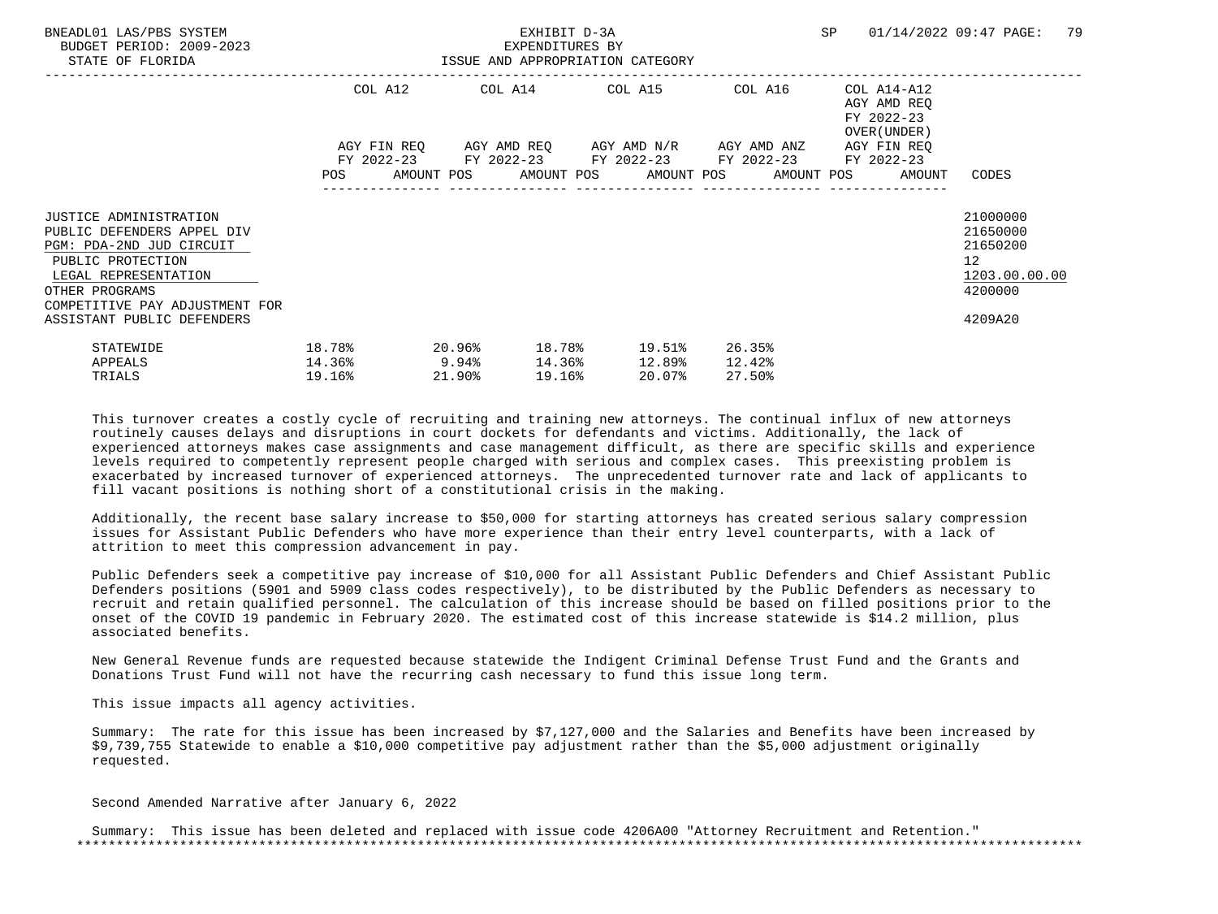| | COL A12 | COL A14 | COL A15 | COL A16 | COL A14-A12 AGY AMD REQ FY 2022-23 OVER(UNDER) | |
|---|---|---|---|---|---|---|
| | AGY FIN REQ FY 2022-23 | AGY AMD REQ FY 2022-23 | AGY AMD N/R FY 2022-23 | AGY AMD ANZ FY 2022-23 | AGY FIN REQ FY 2022-23 | |
| | POS AMOUNT | POS AMOUNT | POS AMOUNT | POS AMOUNT | POS AMOUNT | CODES |
| JUSTICE ADMINISTRATION | | | | | | 21000000 |
| PUBLIC DEFENDERS APPEL DIV | | | | | | 21650000 |
| PGM: PDA-2ND JUD CIRCUIT | | | | | | 21650200 |
| PUBLIC PROTECTION | | | | | | 12 |
| LEGAL REPRESENTATION | | | | | | 1203.00.00.00 |
| OTHER PROGRAMS | | | | | | 4200000 |
| COMPETITIVE PAY ADJUSTMENT FOR ASSISTANT PUBLIC DEFENDERS | | | | | | 4209A20 |

| | | | | | |
|---|---|---|---|---|---|
| STATEWIDE | 18.78% | 20.96% | 18.78% | 19.51% | 26.35% |
| APPEALS | 14.36% | 9.94% | 14.36% | 12.89% | 12.42% |
| TRIALS | 19.16% | 21.90% | 19.16% | 20.07% | 27.50% |

This turnover creates a costly cycle of recruiting and training new attorneys. The continual influx of new attorneys routinely causes delays and disruptions in court dockets for defendants and victims. Additionally, the lack of experienced attorneys makes case assignments and case management difficult, as there are specific skills and experience levels required to competently represent people charged with serious and complex cases. This preexisting problem is exacerbated by increased turnover of experienced attorneys. The unprecedented turnover rate and lack of applicants to fill vacant positions is nothing short of a constitutional crisis in the making.

Additionally, the recent base salary increase to $50,000 for starting attorneys has created serious salary compression issues for Assistant Public Defenders who have more experience than their entry level counterparts, with a lack of attrition to meet this compression advancement in pay.

Public Defenders seek a competitive pay increase of $10,000 for all Assistant Public Defenders and Chief Assistant Public Defenders positions (5901 and 5909 class codes respectively), to be distributed by the Public Defenders as necessary to recruit and retain qualified personnel. The calculation of this increase should be based on filled positions prior to the onset of the COVID 19 pandemic in February 2020. The estimated cost of this increase statewide is $14.2 million, plus associated benefits.

New General Revenue funds are requested because statewide the Indigent Criminal Defense Trust Fund and the Grants and Donations Trust Fund will not have the recurring cash necessary to fund this issue long term.

This issue impacts all agency activities.

Summary: The rate for this issue has been increased by $7,127,000 and the Salaries and Benefits have been increased by $9,739,755 Statewide to enable a $10,000 competitive pay adjustment rather than the $5,000 adjustment originally requested.

Second Amended Narrative after January 6, 2022

Summary: This issue has been deleted and replaced with issue code 4206A00 "Attorney Recruitment and Retention."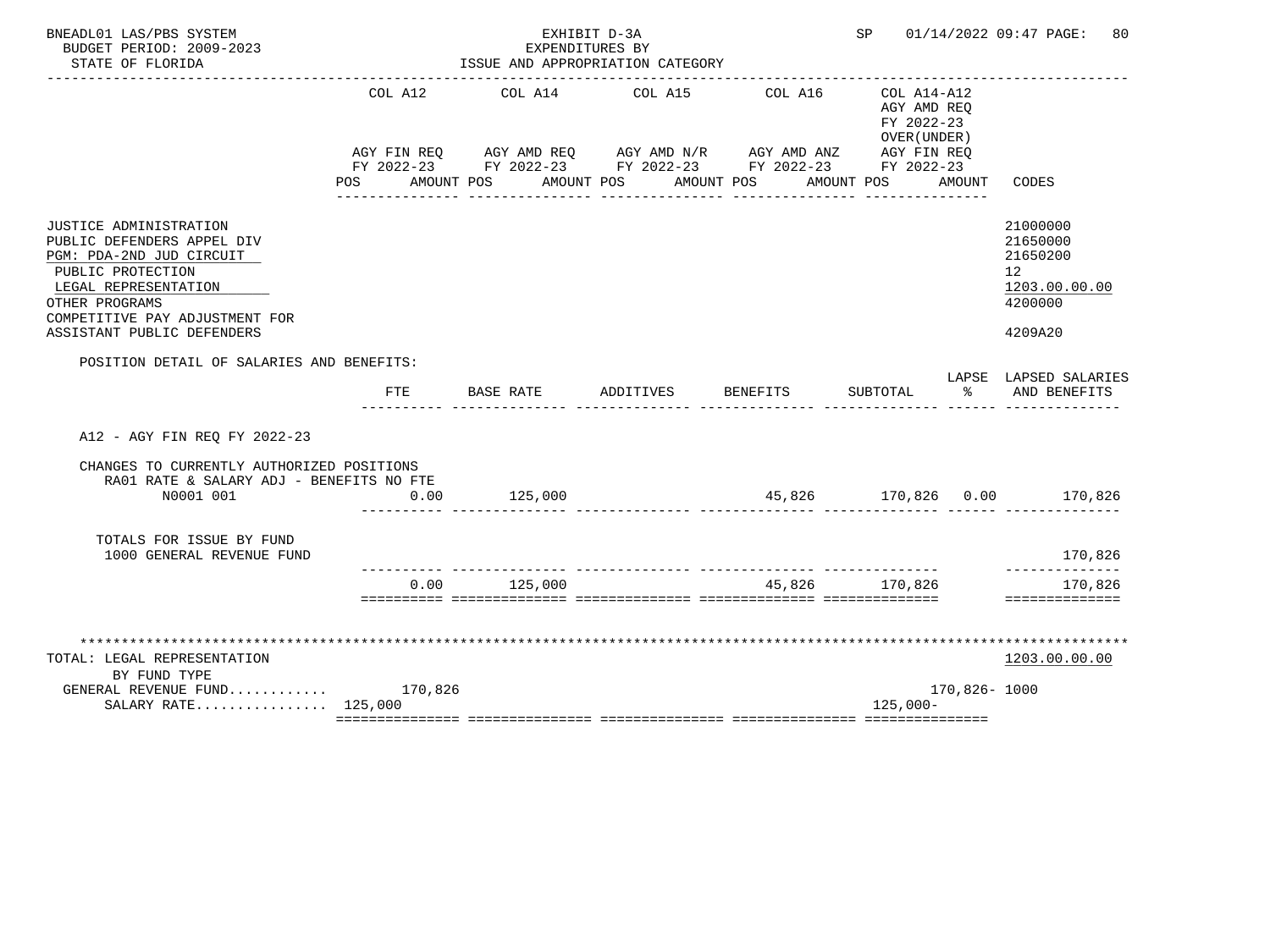BNEADL01 LAS/PBS SYSTEM — EXHIBIT D-3A — SP 01/14/2022 09:47
BUDGET PERIOD: 2009-2023 — EXPENDITURES BY
STATE OF FLORIDA — ISSUE AND APPROPRIATION CATEGORY

| | COL A12 AGY FIN REQ FY 2022-23 POS AMOUNT | COL A14 AGY AMD REQ FY 2022-23 POS AMOUNT | COL A15 AGY AMD N/R FY 2022-23 POS AMOUNT | COL A16 AGY AMD ANZ FY 2022-23 POS AMOUNT | COL A14-A12 AGY AMD REQ FY 2022-23 OVER(UNDER) AGY FIN REQ FY 2022-23 POS AMOUNT | CODES |
|---|---|---|---|---|---|---|
| JUSTICE ADMINISTRATION | | | | | | 21000000 |
| PUBLIC DEFENDERS APPEL DIV | | | | | | 21650000 |
| PGM: PDA-2ND JUD CIRCUIT | | | | | | 21650200 |
| PUBLIC PROTECTION | | | | | | 12 |
| LEGAL REPRESENTATION | | | | | | 1203.00.00.00 |
| OTHER PROGRAMS | | | | | | 4200000 |
| COMPETITIVE PAY ADJUSTMENT FOR ASSISTANT PUBLIC DEFENDERS | | | | | | 4209A20 |

POSITION DETAIL OF SALARIES AND BENEFITS:

| | FTE | BASE RATE | ADDITIVES | BENEFITS | SUBTOTAL | LAPSE % | LAPSED SALARIES AND BENEFITS |
|---|---|---|---|---|---|---|---|
| A12 - AGY FIN REQ FY 2022-23 | | | | | | | |
| CHANGES TO CURRENTLY AUTHORIZED POSITIONS | | | | | | | |
| RA01 RATE & SALARY ADJ - BENEFITS NO FTE | | | | | | | |
| N0001 001 | 0.00 | 125,000 | | 45,826 | 170,826 | 0.00 | 170,826 |
| TOTALS FOR ISSUE BY FUND | | | | | | | |
| 1000 GENERAL REVENUE FUND | | | | | | | 170,826 |
| | 0.00 | 125,000 | | 45,826 | 170,826 | | 170,826 |

| TOTAL: LEGAL REPRESENTATION | COL A12 | COL A14 | COL A15 | COL A16 | COL A14-A12 | CODES |
|---|---|---|---|---|---|---|
| BY FUND TYPE | | | | | | 1203.00.00.00 |
| GENERAL REVENUE FUND | 170,826 | | | | 170,826- | 1000 |
| SALARY RATE | 125,000 | | | | 125,000- | |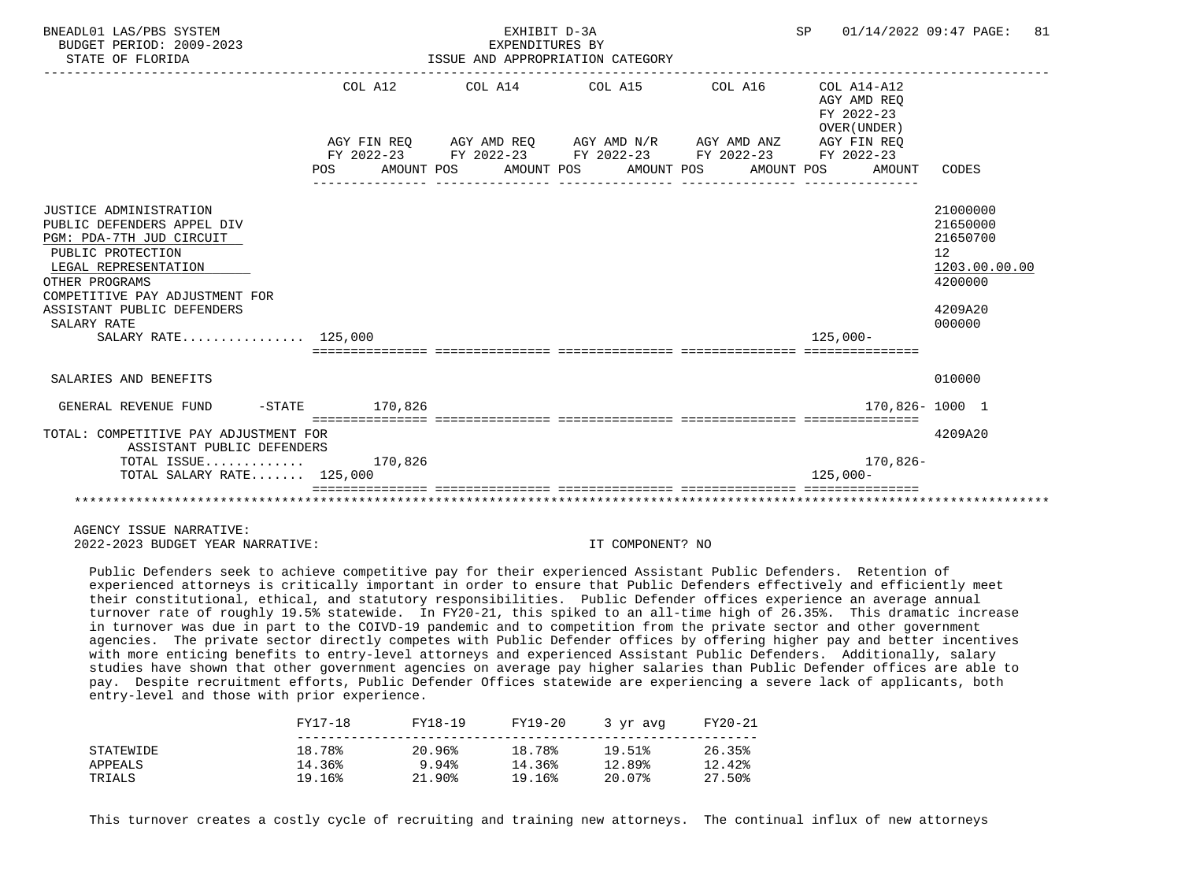BNEADL01 LAS/PBS SYSTEM
BUDGET PERIOD: 2009-2023
STATE OF FLORIDA

EXHIBIT D-3A
EXPENDITURES BY
ISSUE AND APPROPRIATION CATEGORY

SP 01/14/2022 09:47

| | COL A12 AGY FIN REQ FY 2022-23 POS AMOUNT | COL A14 AGY AMD REQ FY 2022-23 POS AMOUNT | COL A15 AGY AMD N/R FY 2022-23 POS AMOUNT | COL A16 AGY AMD ANZ FY 2022-23 POS AMOUNT | COL A14-A12 AGY AMD REQ FY 2022-23 OVER(UNDER) AGY FIN REQ FY 2022-23 POS AMOUNT | CODES |
|---|---|---|---|---|---|---|
| JUSTICE ADMINISTRATION | | | | | | 21000000 |
| PUBLIC DEFENDERS APPEL DIV | | | | | | 21650000 |
| PGM: PDA-7TH JUD CIRCUIT | | | | | | 21650700 |
| PUBLIC PROTECTION | | | | | | 12 |
| LEGAL REPRESENTATION | | | | | | 1203.00.00.00 |
| OTHER PROGRAMS | | | | | | 4200000 |
| COMPETITIVE PAY ADJUSTMENT FOR ASSISTANT PUBLIC DEFENDERS | | | | | | 4209A20 |
| SALARY RATE | | | | | | 000000 |
| SALARY RATE................ | 125,000 | | | | 125,000- | |
| SALARIES AND BENEFITS | | | | | | 010000 |
| GENERAL REVENUE FUND -STATE | 170,826 | | | | 170,826- | 1000 1 |
| TOTAL: COMPETITIVE PAY ADJUSTMENT FOR ASSISTANT PUBLIC DEFENDERS | | | | | | 4209A20 |
| TOTAL ISSUE............. | 170,826 | | | | 170,826- | |
| TOTAL SALARY RATE....... | 125,000 | | | | 125,000- | |

AGENCY ISSUE NARRATIVE:
2022-2023 BUDGET YEAR NARRATIVE: IT COMPONENT? NO

Public Defenders seek to achieve competitive pay for their experienced Assistant Public Defenders. Retention of experienced attorneys is critically important in order to ensure that Public Defenders effectively and efficiently meet their constitutional, ethical, and statutory responsibilities. Public Defender offices experience an average annual turnover rate of roughly 19.5% statewide. In FY20-21, this spiked to an all-time high of 26.35%. This dramatic increase in turnover was due in part to the COIVD-19 pandemic and to competition from the private sector and other government agencies. The private sector directly competes with Public Defender offices by offering higher pay and better incentives with more enticing benefits to entry-level attorneys and experienced Assistant Public Defenders. Additionally, salary studies have shown that other government agencies on average pay higher salaries than Public Defender offices are able to pay. Despite recruitment efforts, Public Defender Offices statewide are experiencing a severe lack of applicants, both entry-level and those with prior experience.

| | FY17-18 | FY18-19 | FY19-20 | 3 yr avg | FY20-21 |
|---|---|---|---|---|---|
| STATEWIDE | 18.78% | 20.96% | 18.78% | 19.51% | 26.35% |
| APPEALS | 14.36% | 9.94% | 14.36% | 12.89% | 12.42% |
| TRIALS | 19.16% | 21.90% | 19.16% | 20.07% | 27.50% |

This turnover creates a costly cycle of recruiting and training new attorneys. The continual influx of new attorneys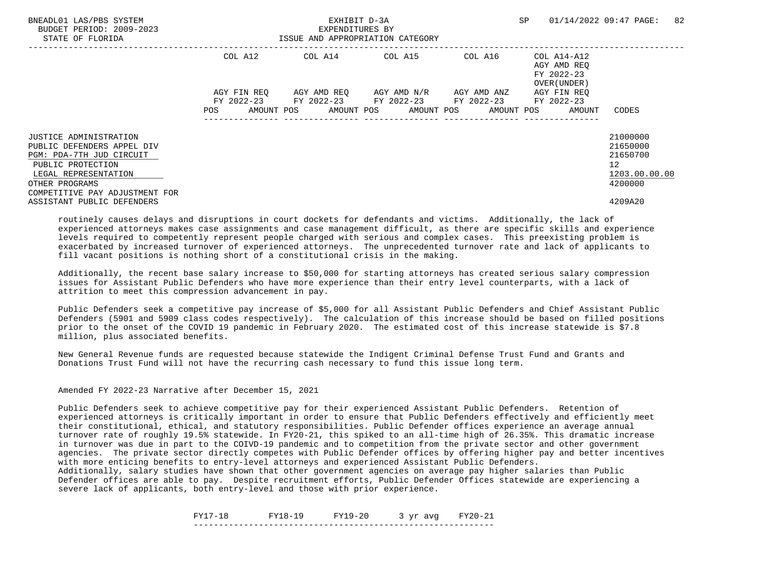| | COL A12 | COL A14 | COL A15 | COL A16 | COL A14-A12 AGY AMD REQ FY 2022-23 OVER(UNDER) | |
|---|---|---|---|---|---|---|
| | AGY FIN REQ FY 2022-23 | AGY AMD REQ FY 2022-23 | AGY AMD N/R FY 2022-23 | AGY AMD ANZ FY 2022-23 | AGY FIN REQ FY 2022-23 | |
| | POS AMOUNT | POS AMOUNT | POS AMOUNT | POS AMOUNT | POS AMOUNT | CODES |
| JUSTICE ADMINISTRATION | | | | | | 21000000 |
| PUBLIC DEFENDERS APPEL DIV | | | | | | 21650000 |
| PGM: PDA-7TH JUD CIRCUIT | | | | | | 21650700 |
| PUBLIC PROTECTION | | | | | | 12 |
| LEGAL REPRESENTATION | | | | | | 1203.00.00.00 |
| OTHER PROGRAMS | | | | | | 4200000 |
| COMPETITIVE PAY ADJUSTMENT FOR ASSISTANT PUBLIC DEFENDERS | | | | | | 4209A20 |

routinely causes delays and disruptions in court dockets for defendants and victims. Additionally, the lack of experienced attorneys makes case assignments and case management difficult, as there are specific skills and experience levels required to competently represent people charged with serious and complex cases. This preexisting problem is exacerbated by increased turnover of experienced attorneys. The unprecedented turnover rate and lack of applicants to fill vacant positions is nothing short of a constitutional crisis in the making.

Additionally, the recent base salary increase to $50,000 for starting attorneys has created serious salary compression issues for Assistant Public Defenders who have more experience than their entry level counterparts, with a lack of attrition to meet this compression advancement in pay.

Public Defenders seek a competitive pay increase of $5,000 for all Assistant Public Defenders and Chief Assistant Public Defenders (5901 and 5909 class codes respectively). The calculation of this increase should be based on filled positions prior to the onset of the COVID 19 pandemic in February 2020. The estimated cost of this increase statewide is $7.8 million, plus associated benefits.

New General Revenue funds are requested because statewide the Indigent Criminal Defense Trust Fund and Grants and Donations Trust Fund will not have the recurring cash necessary to fund this issue long term.

Amended FY 2022-23 Narrative after December 15, 2021

Public Defenders seek to achieve competitive pay for their experienced Assistant Public Defenders. Retention of experienced attorneys is critically important in order to ensure that Public Defenders effectively and efficiently meet their constitutional, ethical, and statutory responsibilities. Public Defender offices experience an average annual turnover rate of roughly 19.5% statewide. In FY20-21, this spiked to an all-time high of 26.35%. This dramatic increase in turnover was due in part to the COIVD-19 pandemic and to competition from the private sector and other government agencies. The private sector directly competes with Public Defender offices by offering higher pay and better incentives with more enticing benefits to entry-level attorneys and experienced Assistant Public Defenders.
Additionally, salary studies have shown that other government agencies on average pay higher salaries than Public Defender offices are able to pay. Despite recruitment efforts, Public Defender Offices statewide are experiencing a severe lack of applicants, both entry-level and those with prior experience.

| FY17-18 | FY18-19 | FY19-20 | 3 yr avg | FY20-21 |
|---|---|---|---|---|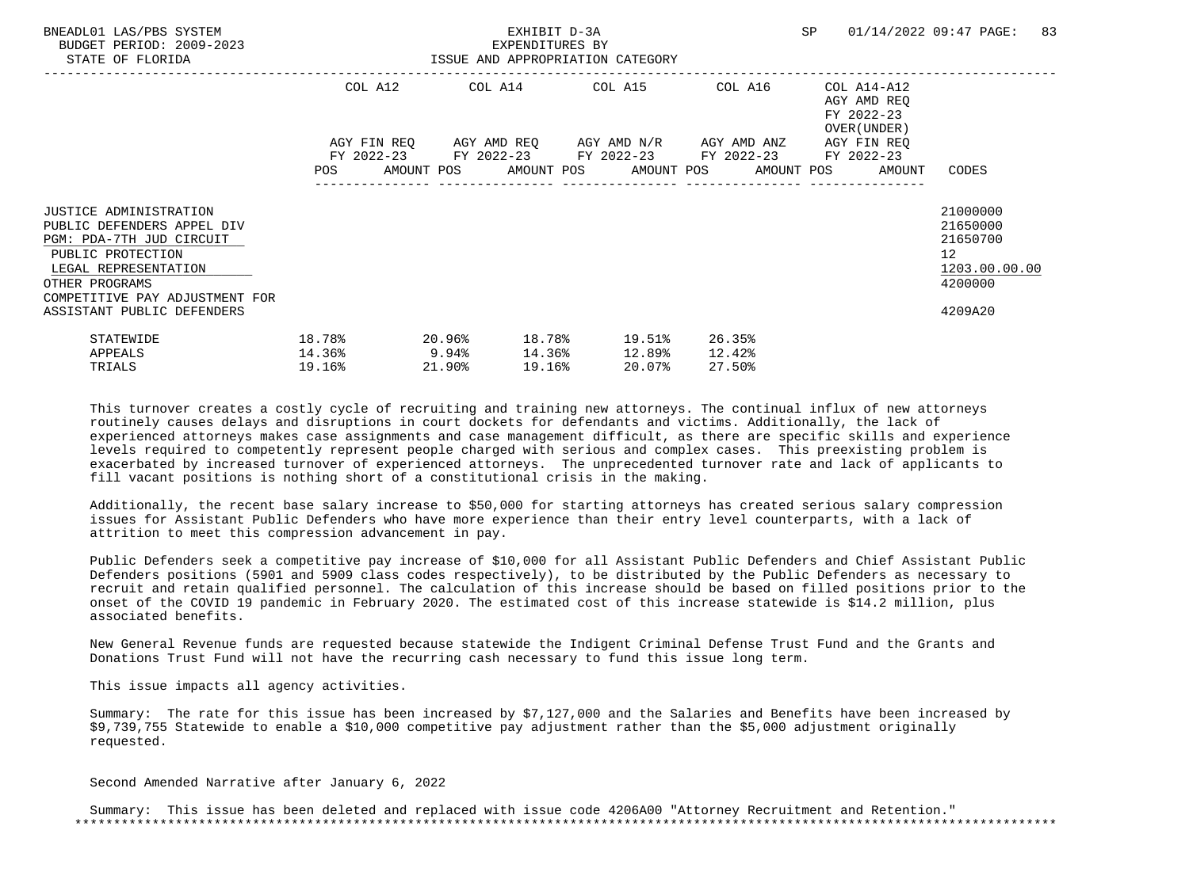BNEADL01 LAS/PBS SYSTEM | EXHIBIT D-3A | SP 01/14/2022 09:47

BUDGET PERIOD: 2009-2023 | EXPENDITURES BY

STATE OF FLORIDA | ISSUE AND APPROPRIATION CATEGORY

| | COL A12 AGY FIN REQ FY 2022-23 POS AMOUNT | COL A14 AGY AMD REQ FY 2022-23 POS AMOUNT | COL A15 AGY AMD N/R FY 2022-23 POS AMOUNT | COL A16 AGY AMD ANZ FY 2022-23 POS AMOUNT | COL A14-A12 AGY AMD REQ FY 2022-23 OVER(UNDER) AGY FIN REQ FY 2022-23 POS AMOUNT | CODES |
|---|---|---|---|---|---|---|
| JUSTICE ADMINISTRATION | | | | | | 21000000 |
| PUBLIC DEFENDERS APPEL DIV | | | | | | 21650000 |
| PGM: PDA-7TH JUD CIRCUIT | | | | | | 21650700 |
| PUBLIC PROTECTION | | | | | | 12 |
| LEGAL REPRESENTATION | | | | | | 1203.00.00.00 |
| OTHER PROGRAMS | | | | | | 4200000 |
| COMPETITIVE PAY ADJUSTMENT FOR ASSISTANT PUBLIC DEFENDERS | | | | | | 4209A20 |

| | | | | | |
|---|---|---|---|---|---|
| STATEWIDE | 18.78% | 20.96% | 18.78% | 19.51% | 26.35% |
| APPEALS | 14.36% | 9.94% | 14.36% | 12.89% | 12.42% |
| TRIALS | 19.16% | 21.90% | 19.16% | 20.07% | 27.50% |

This turnover creates a costly cycle of recruiting and training new attorneys. The continual influx of new attorneys routinely causes delays and disruptions in court dockets for defendants and victims. Additionally, the lack of experienced attorneys makes case assignments and case management difficult, as there are specific skills and experience levels required to competently represent people charged with serious and complex cases. This preexisting problem is exacerbated by increased turnover of experienced attorneys. The unprecedented turnover rate and lack of applicants to fill vacant positions is nothing short of a constitutional crisis in the making.

Additionally, the recent base salary increase to $50,000 for starting attorneys has created serious salary compression issues for Assistant Public Defenders who have more experience than their entry level counterparts, with a lack of attrition to meet this compression advancement in pay.

Public Defenders seek a competitive pay increase of $10,000 for all Assistant Public Defenders and Chief Assistant Public Defenders positions (5901 and 5909 class codes respectively), to be distributed by the Public Defenders as necessary to recruit and retain qualified personnel. The calculation of this increase should be based on filled positions prior to the onset of the COVID 19 pandemic in February 2020. The estimated cost of this increase statewide is $14.2 million, plus associated benefits.

New General Revenue funds are requested because statewide the Indigent Criminal Defense Trust Fund and the Grants and Donations Trust Fund will not have the recurring cash necessary to fund this issue long term.

This issue impacts all agency activities.

Summary: The rate for this issue has been increased by $7,127,000 and the Salaries and Benefits have been increased by $9,739,755 Statewide to enable a $10,000 competitive pay adjustment rather than the $5,000 adjustment originally requested.

Second Amended Narrative after January 6, 2022

Summary: This issue has been deleted and replaced with issue code 4206A00 "Attorney Recruitment and Retention."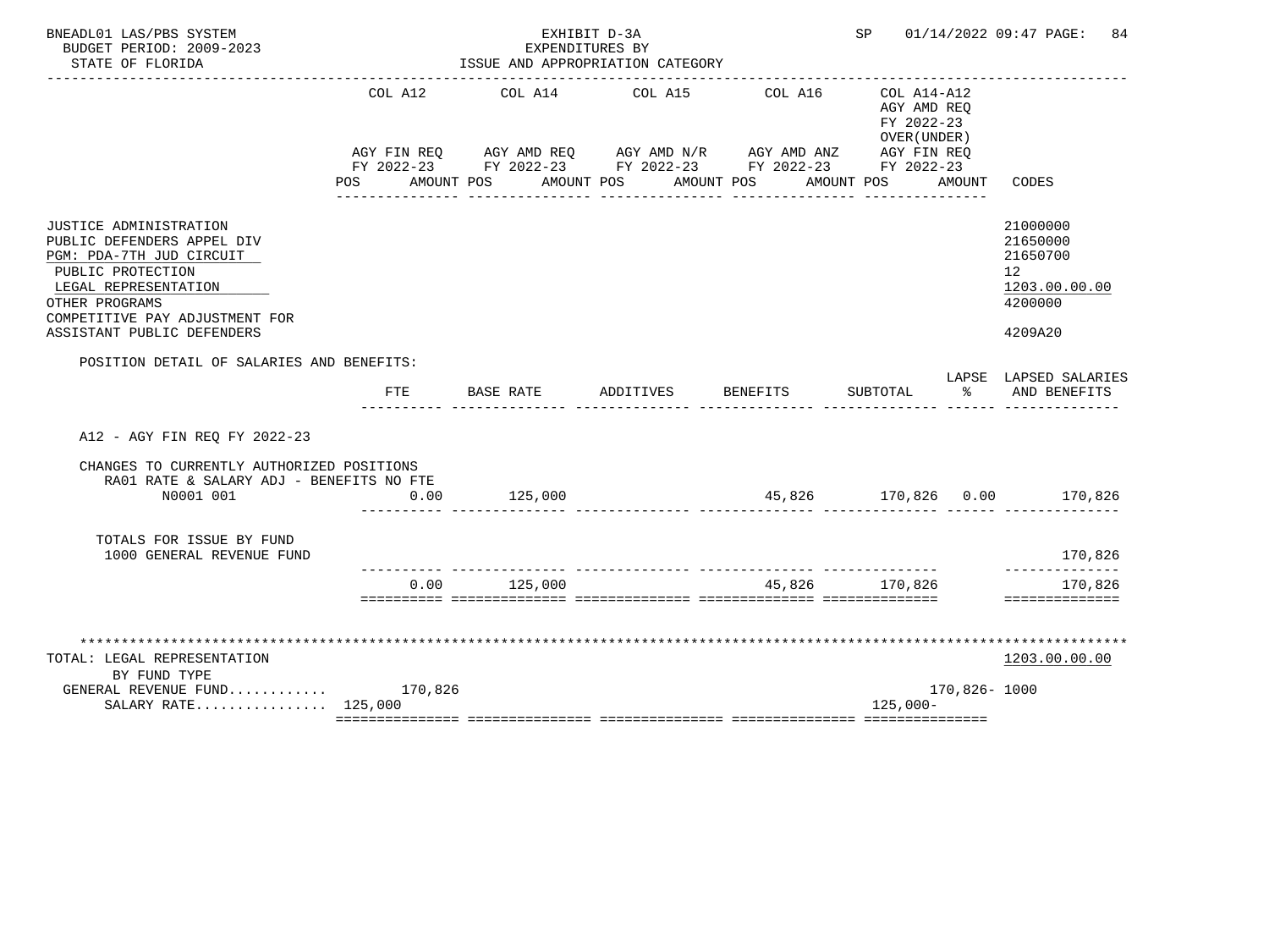BNEADL01 LAS/PBS SYSTEM
BUDGET PERIOD: 2009-2023
STATE OF FLORIDA

EXHIBIT D-3A
EXPENDITURES BY
ISSUE AND APPROPRIATION CATEGORY

SP 01/14/2022 09:47 PAGE: 84

| | COL A12 AGY FIN REQ FY 2022-23 POS AMOUNT | COL A14 AGY AMD REQ FY 2022-23 POS AMOUNT | COL A15 AGY AMD N/R FY 2022-23 POS AMOUNT | COL A16 AGY AMD ANZ FY 2022-23 POS AMOUNT | COL A14-A12 AGY AMD REQ FY 2022-23 OVER(UNDER) AGY FIN REQ FY 2022-23 POS AMOUNT | CODES |
|---|---|---|---|---|---|---|
| JUSTICE ADMINISTRATION | | | | | | 21000000 |
| PUBLIC DEFENDERS APPEL DIV | | | | | | 21650000 |
| PGM: PDA-7TH JUD CIRCUIT | | | | | | 21650700 |
| PUBLIC PROTECTION | | | | | | 12 |
| LEGAL REPRESENTATION | | | | | | 1203.00.00.00 |
| OTHER PROGRAMS | | | | | | 4200000 |
| COMPETITIVE PAY ADJUSTMENT FOR ASSISTANT PUBLIC DEFENDERS | | | | | | 4209A20 |

POSITION DETAIL OF SALARIES AND BENEFITS:

| | FTE | BASE RATE | ADDITIVES | BENEFITS | SUBTOTAL | LAPSE % | LAPSED SALARIES AND BENEFITS |
|---|---|---|---|---|---|---|---|
| A12 - AGY FIN REQ FY 2022-23 | | | | | | | |
| CHANGES TO CURRENTLY AUTHORIZED POSITIONS | | | | | | | |
| RA01 RATE & SALARY ADJ - BENEFITS NO FTE | | | | | | | |
| N0001 001 | 0.00 | 125,000 | | 45,826 | 170,826 | 0.00 | 170,826 |
| TOTALS FOR ISSUE BY FUND | | | | | | | |
| 1000 GENERAL REVENUE FUND | | | | | | | 170,826 |
| | 0.00 | 125,000 | | 45,826 | 170,826 | | 170,826 |

| TOTAL: LEGAL REPRESENTATION | COL A12 | COL A14 | COL A15 | COL A16 | COL A14-A12 | CODES |
|---|---|---|---|---|---|---|
| BY FUND TYPE | | | | | | 1203.00.00.00 |
| GENERAL REVENUE FUND........... | 170,826 | | | | 170,826- | 1000 |
| SALARY RATE................ | 125,000 | | | | 125,000- | |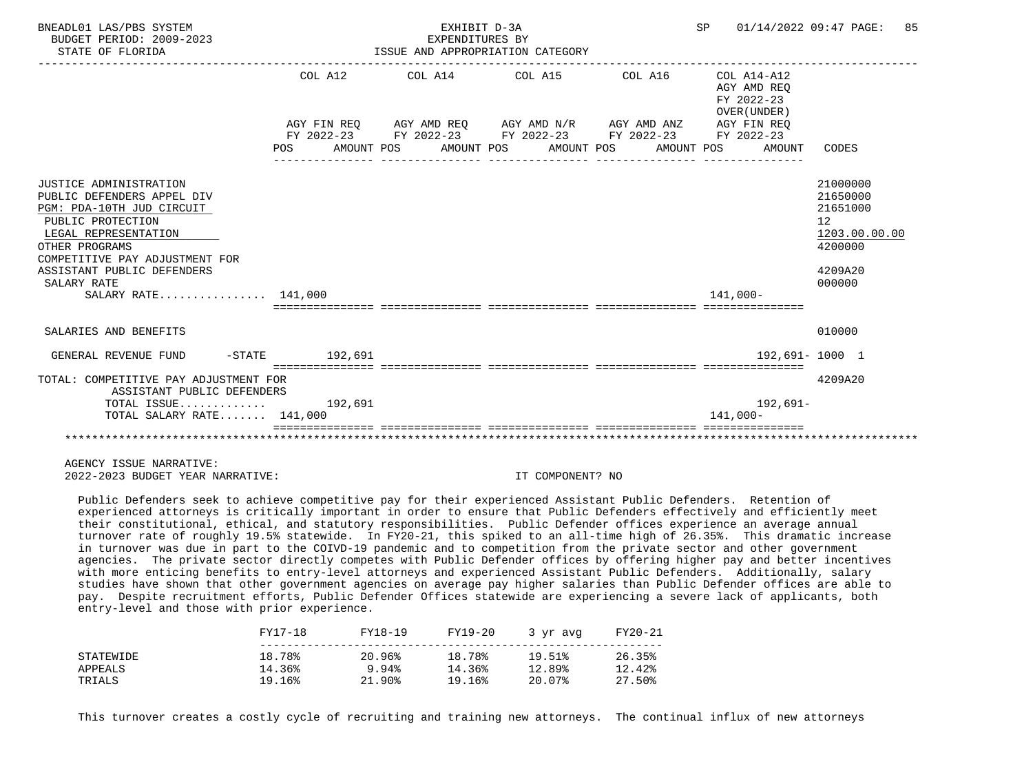| | COL A12 | COL A14 | COL A15 | COL A16 | COL A14-A12 AGY AMD REQ FY 2022-23 OVER(UNDER) | |
|---|---|---|---|---|---|---|
| | AGY FIN REQ FY 2022-23 | AGY AMD REQ FY 2022-23 | AGY AMD N/R FY 2022-23 | AGY AMD ANZ FY 2022-23 | AGY FIN REQ FY 2022-23 | |
| | POS AMOUNT | POS AMOUNT | POS AMOUNT | POS AMOUNT | POS AMOUNT | CODES |
| JUSTICE ADMINISTRATION | | | | | | 21000000 |
| PUBLIC DEFENDERS APPEL DIV | | | | | | 21650000 |
| PGM: PDA-10TH JUD CIRCUIT | | | | | | 21651000 |
| PUBLIC PROTECTION | | | | | | 12 |
| LEGAL REPRESENTATION | | | | | | 1203.00.00.00 |
| OTHER PROGRAMS | | | | | | 4200000 |
| COMPETITIVE PAY ADJUSTMENT FOR ASSISTANT PUBLIC DEFENDERS | | | | | | 4209A20 |
| SALARY RATE | | | | | | 000000 |
| SALARY RATE................ | 141,000 | | | | 141,000- | |
| SALARIES AND BENEFITS | | | | | | 010000 |
| GENERAL REVENUE FUND -STATE | 192,691 | | | | 192,691- | 1000 1 |
| TOTAL: COMPETITIVE PAY ADJUSTMENT FOR ASSISTANT PUBLIC DEFENDERS | | | | | | 4209A20 |
| TOTAL ISSUE............. | 192,691 | | | | 192,691- | |
| TOTAL SALARY RATE....... | 141,000 | | | | 141,000- | |

AGENCY ISSUE NARRATIVE:

2022-2023 BUDGET YEAR NARRATIVE: IT COMPONENT? NO

Public Defenders seek to achieve competitive pay for their experienced Assistant Public Defenders. Retention of experienced attorneys is critically important in order to ensure that Public Defenders effectively and efficiently meet their constitutional, ethical, and statutory responsibilities. Public Defender offices experience an average annual turnover rate of roughly 19.5% statewide. In FY20-21, this spiked to an all-time high of 26.35%. This dramatic increase in turnover was due in part to the COIVD-19 pandemic and to competition from the private sector and other government agencies. The private sector directly competes with Public Defender offices by offering higher pay and better incentives with more enticing benefits to entry-level attorneys and experienced Assistant Public Defenders. Additionally, salary studies have shown that other government agencies on average pay higher salaries than Public Defender offices are able to pay. Despite recruitment efforts, Public Defender Offices statewide are experiencing a severe lack of applicants, both entry-level and those with prior experience.

| | FY17-18 | FY18-19 | FY19-20 | 3 yr avg | FY20-21 |
|---|---|---|---|---|---|
| STATEWIDE | 18.78% | 20.96% | 18.78% | 19.51% | 26.35% |
| APPEALS | 14.36% | 9.94% | 14.36% | 12.89% | 12.42% |
| TRIALS | 19.16% | 21.90% | 19.16% | 20.07% | 27.50% |

This turnover creates a costly cycle of recruiting and training new attorneys. The continual influx of new attorneys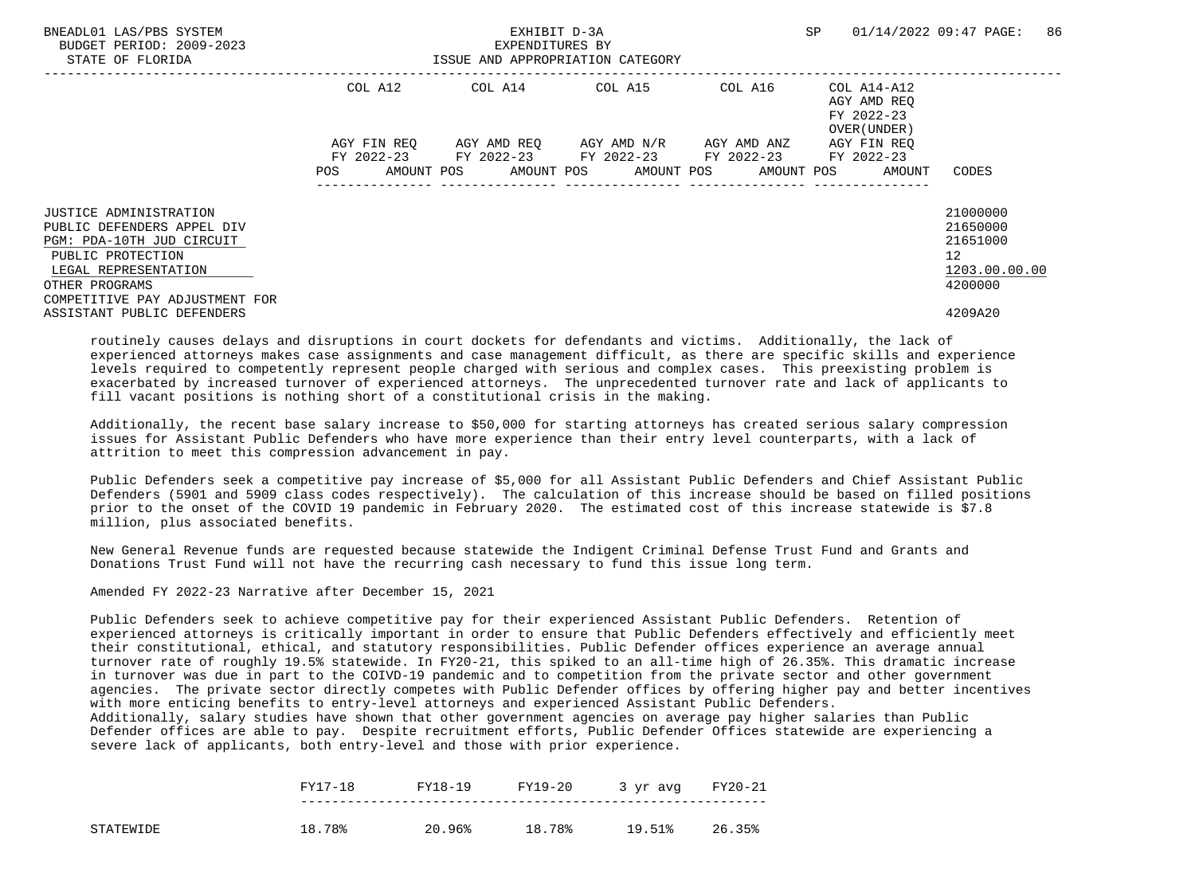| | COL A12 | COL A14 | COL A15 | COL A16 | COL A14-A12 AGY AMD REQ FY 2022-23 OVER(UNDER) | |
|---|---|---|---|---|---|---|
| | AGY FIN REQ FY 2022-23 | AGY AMD REQ FY 2022-23 | AGY AMD N/R FY 2022-23 | AGY AMD ANZ FY 2022-23 | AGY FIN REQ FY 2022-23 | |
| | POS AMOUNT | POS AMOUNT | POS AMOUNT | POS AMOUNT | POS AMOUNT | CODES |
| JUSTICE ADMINISTRATION | | | | | | 21000000 |
| PUBLIC DEFENDERS APPEL DIV | | | | | | 21650000 |
| PGM: PDA-10TH JUD CIRCUIT | | | | | | 21651000 |
| PUBLIC PROTECTION | | | | | | 12 |
| LEGAL REPRESENTATION | | | | | | 1203.00.00.00 |
| OTHER PROGRAMS | | | | | | 4200000 |
| COMPETITIVE PAY ADJUSTMENT FOR ASSISTANT PUBLIC DEFENDERS | | | | | | 4209A20 |

routinely causes delays and disruptions in court dockets for defendants and victims. Additionally, the lack of experienced attorneys makes case assignments and case management difficult, as there are specific skills and experience levels required to competently represent people charged with serious and complex cases. This preexisting problem is exacerbated by increased turnover of experienced attorneys. The unprecedented turnover rate and lack of applicants to fill vacant positions is nothing short of a constitutional crisis in the making.

Additionally, the recent base salary increase to $50,000 for starting attorneys has created serious salary compression issues for Assistant Public Defenders who have more experience than their entry level counterparts, with a lack of attrition to meet this compression advancement in pay.

Public Defenders seek a competitive pay increase of $5,000 for all Assistant Public Defenders and Chief Assistant Public Defenders (5901 and 5909 class codes respectively). The calculation of this increase should be based on filled positions prior to the onset of the COVID 19 pandemic in February 2020. The estimated cost of this increase statewide is $7.8 million, plus associated benefits.

New General Revenue funds are requested because statewide the Indigent Criminal Defense Trust Fund and Grants and Donations Trust Fund will not have the recurring cash necessary to fund this issue long term.

Amended FY 2022-23 Narrative after December 15, 2021

Public Defenders seek to achieve competitive pay for their experienced Assistant Public Defenders. Retention of experienced attorneys is critically important in order to ensure that Public Defenders effectively and efficiently meet their constitutional, ethical, and statutory responsibilities. Public Defender offices experience an average annual turnover rate of roughly 19.5% statewide. In FY20-21, this spiked to an all-time high of 26.35%. This dramatic increase in turnover was due in part to the COIVD-19 pandemic and to competition from the private sector and other government agencies. The private sector directly competes with Public Defender offices by offering higher pay and better incentives with more enticing benefits to entry-level attorneys and experienced Assistant Public Defenders.
Additionally, salary studies have shown that other government agencies on average pay higher salaries than Public Defender offices are able to pay. Despite recruitment efforts, Public Defender Offices statewide are experiencing a severe lack of applicants, both entry-level and those with prior experience.

| | FY17-18 | FY18-19 | FY19-20 | 3 yr avg | FY20-21 |
|---|---|---|---|---|---|
| STATEWIDE | 18.78% | 20.96% | 18.78% | 19.51% | 26.35% |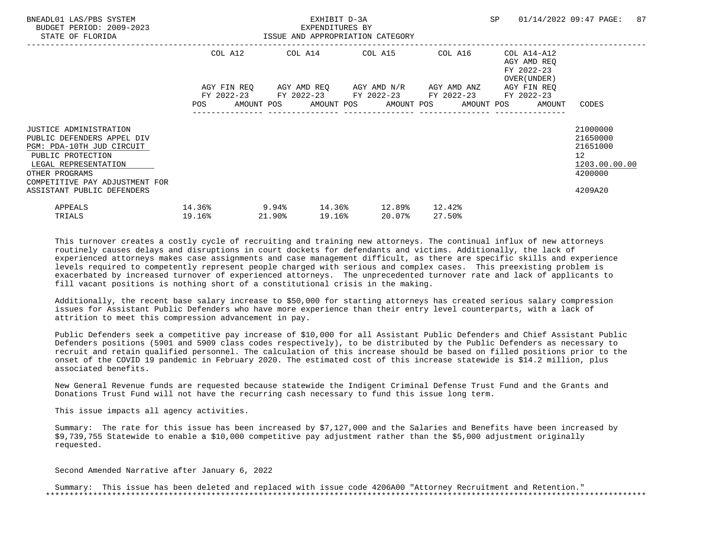| | COL A12 | | COL A14 | | COL A15 | | COL A16 | | COL A14-A12 AGY AMD REQ FY 2022-23 OVER(UNDER) | | |
|---|---|---|---|---|---|---|---|---|---|---|---|
| | AGY FIN REQ FY 2022-23 | | AGY AMD REQ FY 2022-23 | | AGY AMD N/R FY 2022-23 | | AGY AMD ANZ FY 2022-23 | | AGY FIN REQ FY 2022-23 | | |
| | POS | AMOUNT | POS | AMOUNT | POS | AMOUNT | POS | AMOUNT | POS | AMOUNT | CODES |
| JUSTICE ADMINISTRATION | | | | | | | | | | | 21000000 |
| PUBLIC DEFENDERS APPEL DIV | | | | | | | | | | | 21650000 |
| PGM: PDA-10TH JUD CIRCUIT | | | | | | | | | | | 21651000 |
| PUBLIC PROTECTION | | | | | | | | | | | 12 |
| LEGAL REPRESENTATION | | | | | | | | | | | 1203.00.00.00 |
| OTHER PROGRAMS | | | | | | | | | | | 4200000 |
| COMPETITIVE PAY ADJUSTMENT FOR ASSISTANT PUBLIC DEFENDERS | | | | | | | | | | | 4209A20 |

| | | | | | |
|---|---|---|---|---|---|
| APPEALS | 14.36% | 9.94% | 14.36% | 12.89% | 12.42% |
| TRIALS | 19.16% | 21.90% | 19.16% | 20.07% | 27.50% |

This turnover creates a costly cycle of recruiting and training new attorneys. The continual influx of new attorneys routinely causes delays and disruptions in court dockets for defendants and victims. Additionally, the lack of experienced attorneys makes case assignments and case management difficult, as there are specific skills and experience levels required to competently represent people charged with serious and complex cases. This preexisting problem is exacerbated by increased turnover of experienced attorneys. The unprecedented turnover rate and lack of applicants to fill vacant positions is nothing short of a constitutional crisis in the making.

Additionally, the recent base salary increase to $50,000 for starting attorneys has created serious salary compression issues for Assistant Public Defenders who have more experience than their entry level counterparts, with a lack of attrition to meet this compression advancement in pay.

Public Defenders seek a competitive pay increase of $10,000 for all Assistant Public Defenders and Chief Assistant Public Defenders positions (5901 and 5909 class codes respectively), to be distributed by the Public Defenders as necessary to recruit and retain qualified personnel. The calculation of this increase should be based on filled positions prior to the onset of the COVID 19 pandemic in February 2020. The estimated cost of this increase statewide is $14.2 million, plus associated benefits.

New General Revenue funds are requested because statewide the Indigent Criminal Defense Trust Fund and the Grants and Donations Trust Fund will not have the recurring cash necessary to fund this issue long term.

This issue impacts all agency activities.

Summary: The rate for this issue has been increased by $7,127,000 and the Salaries and Benefits have been increased by $9,739,755 Statewide to enable a $10,000 competitive pay adjustment rather than the $5,000 adjustment originally requested.

Second Amended Narrative after January 6, 2022

Summary: This issue has been deleted and replaced with issue code 4206A00 "Attorney Recruitment and Retention."

*****************************************************************************************************************************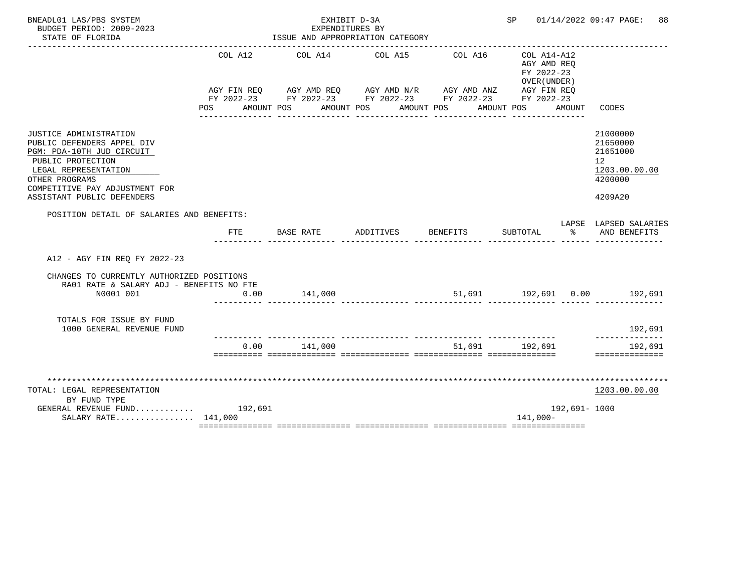BNEADL01 LAS/PBS SYSTEM
BUDGET PERIOD: 2009-2023
STATE OF FLORIDA

EXHIBIT D-3A
EXPENDITURES BY
ISSUE AND APPROPRIATION CATEGORY

SP 01/14/2022 09:47 PAGE: 88

| | COL A12 AGY FIN REQ FY 2022-23 POS AMOUNT | COL A14 AGY AMD REQ FY 2022-23 POS AMOUNT | COL A15 AGY AMD N/R FY 2022-23 POS AMOUNT | COL A16 AGY AMD ANZ FY 2022-23 POS AMOUNT | COL A14-A12 AGY AMD REQ FY 2022-23 OVER(UNDER) AGY FIN REQ FY 2022-23 POS AMOUNT | CODES |
|---|---|---|---|---|---|---|
| JUSTICE ADMINISTRATION | | | | | | 21000000 |
| PUBLIC DEFENDERS APPEL DIV | | | | | | 21650000 |
| PGM: PDA-10TH JUD CIRCUIT | | | | | | 21651000 |
| PUBLIC PROTECTION | | | | | | 12 |
| LEGAL REPRESENTATION | | | | | | 1203.00.00.00 |
| OTHER PROGRAMS | | | | | | 4200000 |
| COMPETITIVE PAY ADJUSTMENT FOR ASSISTANT PUBLIC DEFENDERS | | | | | | 4209A20 |

POSITION DETAIL OF SALARIES AND BENEFITS:

| | FTE | BASE RATE | ADDITIVES | BENEFITS | SUBTOTAL | LAPSE % | LAPSED SALARIES AND BENEFITS |
|---|---|---|---|---|---|---|---|
| A12 - AGY FIN REQ FY 2022-23 | | | | | | | |
| CHANGES TO CURRENTLY AUTHORIZED POSITIONS | | | | | | | |
| RA01 RATE & SALARY ADJ - BENEFITS NO FTE | | | | | | | |
| N0001 001 | 0.00 | 141,000 | | 51,691 | 192,691 | 0.00 | 192,691 |
| TOTALS FOR ISSUE BY FUND | | | | | | | |
| 1000 GENERAL REVENUE FUND | | | | | | | 192,691 |
| | 0.00 | 141,000 | | 51,691 | 192,691 | | 192,691 |

| | COL A12 | COL A14 | COL A15 | COL A16 | COL A14-A12 | CODES |
|---|---|---|---|---|---|---|
| TOTAL: LEGAL REPRESENTATION | | | | | | 1203.00.00.00 |
| BY FUND TYPE | | | | | | |
| GENERAL REVENUE FUND............ | 192,691 | | | | 192,691- | 1000 |
| SALARY RATE................ | 141,000 | | | | 141,000- | |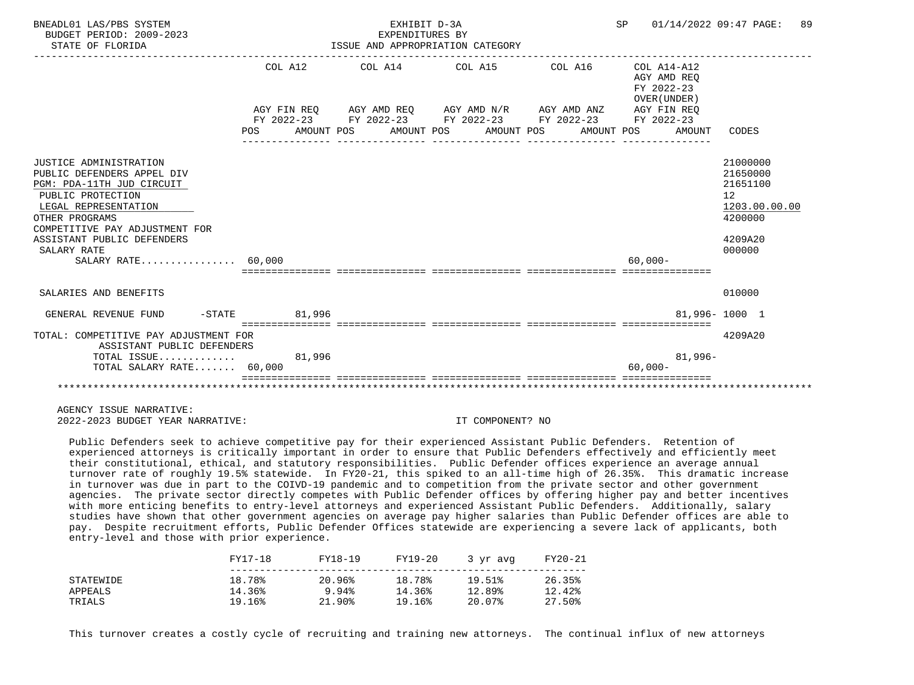BNEADL01 LAS/PBS SYSTEM — EXHIBIT D-3A — EXPENDITURES BY ISSUE AND APPROPRIATION CATEGORY

BUDGET PERIOD: 2009-2023

STATE OF FLORIDA

| | COL A12 AGY FIN REQ FY 2022-23 POS AMOUNT | COL A14 AGY AMD REQ FY 2022-23 POS AMOUNT | COL A15 AGY AMD N/R FY 2022-23 POS AMOUNT | COL A16 AGY AMD ANZ FY 2022-23 POS AMOUNT | COL A14-A12 AGY AMD REQ FY 2022-23 OVER(UNDER) AGY FIN REQ FY 2022-23 POS AMOUNT | CODES |
|---|---|---|---|---|---|---|
| JUSTICE ADMINISTRATION | | | | | | 21000000 |
| PUBLIC DEFENDERS APPEL DIV | | | | | | 21650000 |
| PGM: PDA-11TH JUD CIRCUIT | | | | | | 21651100 |
| PUBLIC PROTECTION | | | | | | 12 |
| LEGAL REPRESENTATION | | | | | | 1203.00.00.00 |
| OTHER PROGRAMS | | | | | | 4200000 |
| COMPETITIVE PAY ADJUSTMENT FOR ASSISTANT PUBLIC DEFENDERS | | | | | | 4209A20 |
| SALARY RATE | | | | | | 000000 |
| SALARY RATE................ | 60,000 | | | | 60,000- | |
| SALARIES AND BENEFITS | | | | | | 010000 |
| GENERAL REVENUE FUND -STATE | 81,996 | | | | 81,996- | 1000 1 |
| TOTAL: COMPETITIVE PAY ADJUSTMENT FOR ASSISTANT PUBLIC DEFENDERS | | | | | | 4209A20 |
| TOTAL ISSUE............. | 81,996 | | | | 81,996- | |
| TOTAL SALARY RATE....... | 60,000 | | | | 60,000- | |

AGENCY ISSUE NARRATIVE:

2022-2023 BUDGET YEAR NARRATIVE: IT COMPONENT? NO

Public Defenders seek to achieve competitive pay for their experienced Assistant Public Defenders. Retention of experienced attorneys is critically important in order to ensure that Public Defenders effectively and efficiently meet their constitutional, ethical, and statutory responsibilities. Public Defender offices experience an average annual turnover rate of roughly 19.5% statewide. In FY20-21, this spiked to an all-time high of 26.35%. This dramatic increase in turnover was due in part to the COIVD-19 pandemic and to competition from the private sector and other government agencies. The private sector directly competes with Public Defender offices by offering higher pay and better incentives with more enticing benefits to entry-level attorneys and experienced Assistant Public Defenders. Additionally, salary studies have shown that other government agencies on average pay higher salaries than Public Defender offices are able to pay. Despite recruitment efforts, Public Defender Offices statewide are experiencing a severe lack of applicants, both entry-level and those with prior experience.

| | FY17-18 | FY18-19 | FY19-20 | 3 yr avg | FY20-21 |
|---|---|---|---|---|---|
| STATEWIDE | 18.78% | 20.96% | 18.78% | 19.51% | 26.35% |
| APPEALS | 14.36% | 9.94% | 14.36% | 12.89% | 12.42% |
| TRIALS | 19.16% | 21.90% | 19.16% | 20.07% | 27.50% |

This turnover creates a costly cycle of recruiting and training new attorneys. The continual influx of new attorneys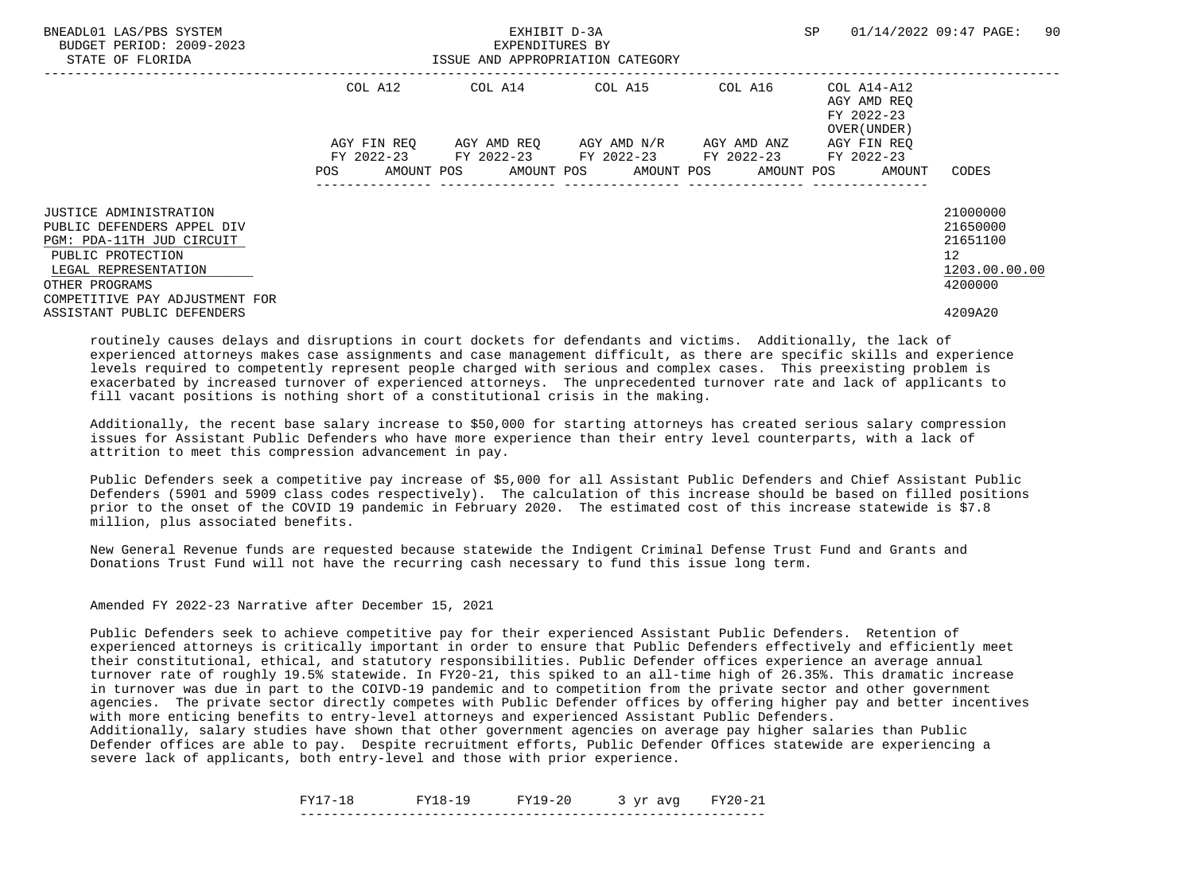| | COL A12 | | COL A14 | | COL A15 | | COL A16 | | COL A14-A12 AGY AMD REQ FY 2022-23 OVER(UNDER) | | |
|---|---|---|---|---|---|---|---|---|---|---|---|
| | AGY FIN REQ FY 2022-23 | | AGY AMD REQ FY 2022-23 | | AGY AMD N/R FY 2022-23 | | AGY AMD ANZ FY 2022-23 | | AGY FIN REQ FY 2022-23 | | |
| | POS | AMOUNT | POS | AMOUNT | POS | AMOUNT | POS | AMOUNT | POS | AMOUNT | CODES |
| JUSTICE ADMINISTRATION | | | | | | | | | | | 21000000 |
| PUBLIC DEFENDERS APPEL DIV | | | | | | | | | | | 21650000 |
| PGM: PDA-11TH JUD CIRCUIT | | | | | | | | | | | 21651100 |
| PUBLIC PROTECTION | | | | | | | | | | | 12 |
| LEGAL REPRESENTATION | | | | | | | | | | | 1203.00.00.00 |
| OTHER PROGRAMS | | | | | | | | | | | 4200000 |
| COMPETITIVE PAY ADJUSTMENT FOR ASSISTANT PUBLIC DEFENDERS | | | | | | | | | | | 4209A20 |

routinely causes delays and disruptions in court dockets for defendants and victims. Additionally, the lack of experienced attorneys makes case assignments and case management difficult, as there are specific skills and experience levels required to competently represent people charged with serious and complex cases. This preexisting problem is exacerbated by increased turnover of experienced attorneys. The unprecedented turnover rate and lack of applicants to fill vacant positions is nothing short of a constitutional crisis in the making.

Additionally, the recent base salary increase to $50,000 for starting attorneys has created serious salary compression issues for Assistant Public Defenders who have more experience than their entry level counterparts, with a lack of attrition to meet this compression advancement in pay.

Public Defenders seek a competitive pay increase of $5,000 for all Assistant Public Defenders and Chief Assistant Public Defenders (5901 and 5909 class codes respectively). The calculation of this increase should be based on filled positions prior to the onset of the COVID 19 pandemic in February 2020. The estimated cost of this increase statewide is $7.8 million, plus associated benefits.

New General Revenue funds are requested because statewide the Indigent Criminal Defense Trust Fund and Grants and Donations Trust Fund will not have the recurring cash necessary to fund this issue long term.

Amended FY 2022-23 Narrative after December 15, 2021

Public Defenders seek to achieve competitive pay for their experienced Assistant Public Defenders. Retention of experienced attorneys is critically important in order to ensure that Public Defenders effectively and efficiently meet their constitutional, ethical, and statutory responsibilities. Public Defender offices experience an average annual turnover rate of roughly 19.5% statewide. In FY20-21, this spiked to an all-time high of 26.35%. This dramatic increase in turnover was due in part to the COIVD-19 pandemic and to competition from the private sector and other government agencies. The private sector directly competes with Public Defender offices by offering higher pay and better incentives with more enticing benefits to entry-level attorneys and experienced Assistant Public Defenders.
Additionally, salary studies have shown that other government agencies on average pay higher salaries than Public Defender offices are able to pay. Despite recruitment efforts, Public Defender Offices statewide are experiencing a severe lack of applicants, both entry-level and those with prior experience.

| FY17-18 | FY18-19 | FY19-20 | 3 yr avg | FY20-21 |
|---|---|---|---|---|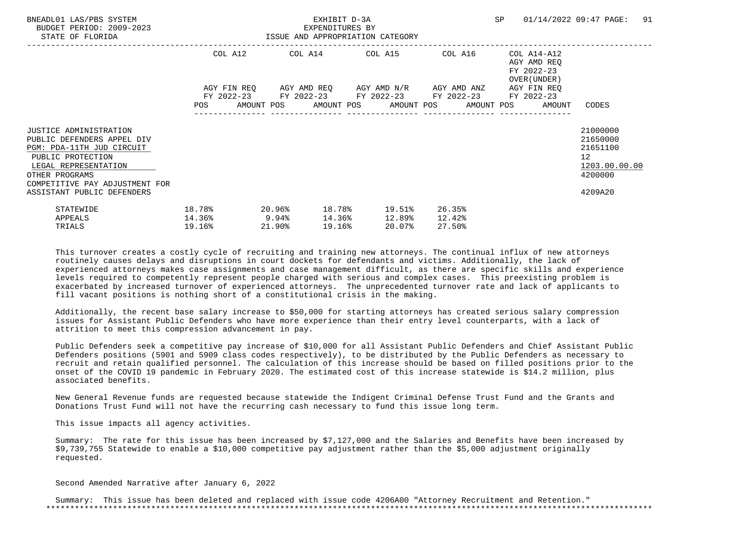EXHIBIT D-3A
EXPENDITURES BY
ISSUE AND APPROPRIATION CATEGORY

BUDGET PERIOD: 2009-2023
STATE OF FLORIDA

| | COL A12 AGY FIN REQ FY 2022-23 POS AMOUNT | COL A14 AGY AMD REQ FY 2022-23 POS AMOUNT | COL A15 AGY AMD N/R FY 2022-23 POS AMOUNT | COL A16 AGY AMD ANZ FY 2022-23 POS AMOUNT | COL A14-A12 AGY AMD REQ FY 2022-23 OVER(UNDER) AGY FIN REQ FY 2022-23 POS AMOUNT | CODES |
|---|---|---|---|---|---|---|
| JUSTICE ADMINISTRATION | | | | | | 21000000 |
| PUBLIC DEFENDERS APPEL DIV | | | | | | 21650000 |
| PGM: PDA-11TH JUD CIRCUIT | | | | | | 21651100 |
| PUBLIC PROTECTION | | | | | | 12 |
| LEGAL REPRESENTATION | | | | | | 1203.00.00.00 |
| OTHER PROGRAMS | | | | | | 4200000 |
| COMPETITIVE PAY ADJUSTMENT FOR ASSISTANT PUBLIC DEFENDERS | | | | | | 4209A20 |

| | | | | | |
|---|---|---|---|---|---|
| STATEWIDE | 18.78% | 20.96% | 18.78% | 19.51% | 26.35% |
| APPEALS | 14.36% | 9.94% | 14.36% | 12.89% | 12.42% |
| TRIALS | 19.16% | 21.90% | 19.16% | 20.07% | 27.50% |

This turnover creates a costly cycle of recruiting and training new attorneys. The continual influx of new attorneys routinely causes delays and disruptions in court dockets for defendants and victims. Additionally, the lack of experienced attorneys makes case assignments and case management difficult, as there are specific skills and experience levels required to competently represent people charged with serious and complex cases. This preexisting problem is exacerbated by increased turnover of experienced attorneys. The unprecedented turnover rate and lack of applicants to fill vacant positions is nothing short of a constitutional crisis in the making.

Additionally, the recent base salary increase to $50,000 for starting attorneys has created serious salary compression issues for Assistant Public Defenders who have more experience than their entry level counterparts, with a lack of attrition to meet this compression advancement in pay.

Public Defenders seek a competitive pay increase of $10,000 for all Assistant Public Defenders and Chief Assistant Public Defenders positions (5901 and 5909 class codes respectively), to be distributed by the Public Defenders as necessary to recruit and retain qualified personnel. The calculation of this increase should be based on filled positions prior to the onset of the COVID 19 pandemic in February 2020. The estimated cost of this increase statewide is $14.2 million, plus associated benefits.

New General Revenue funds are requested because statewide the Indigent Criminal Defense Trust Fund and the Grants and Donations Trust Fund will not have the recurring cash necessary to fund this issue long term.

This issue impacts all agency activities.

Summary: The rate for this issue has been increased by $7,127,000 and the Salaries and Benefits have been increased by $9,739,755 Statewide to enable a $10,000 competitive pay adjustment rather than the $5,000 adjustment originally requested.

Second Amended Narrative after January 6, 2022

Summary: This issue has been deleted and replaced with issue code 4206A00 "Attorney Recruitment and Retention."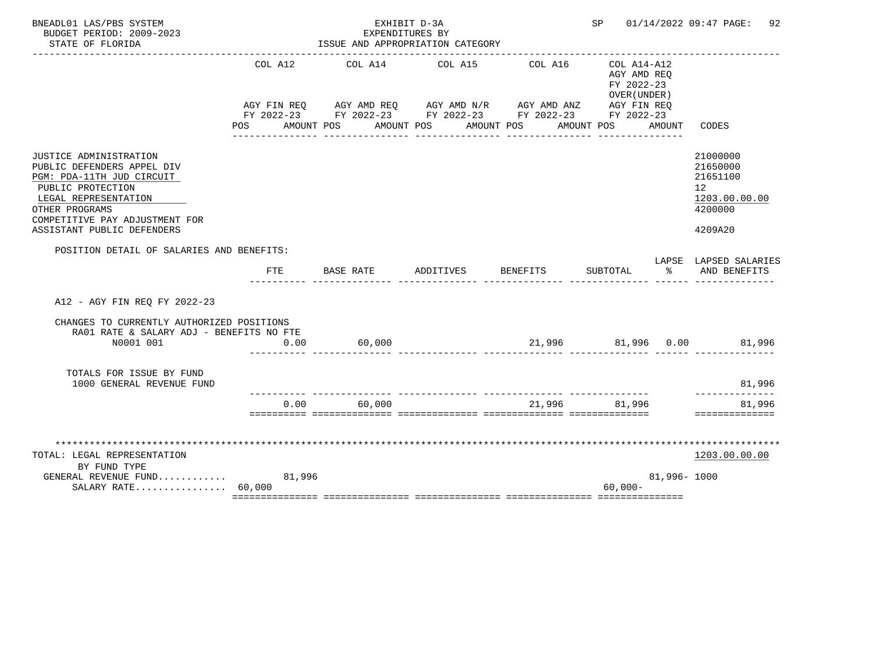BNEADL01 LAS/PBS SYSTEM
BUDGET PERIOD: 2009-2023
STATE OF FLORIDA

EXHIBIT D-3A
EXPENDITURES BY
ISSUE AND APPROPRIATION CATEGORY

SP 01/14/2022 09:47

| | COL A12 AGY FIN REQ FY 2022-23 POS AMOUNT | COL A14 AGY AMD REQ FY 2022-23 POS AMOUNT | COL A15 AGY AMD N/R FY 2022-23 POS AMOUNT | COL A16 AGY AMD ANZ FY 2022-23 POS AMOUNT | COL A14-A12 AGY AMD REQ FY 2022-23 OVER(UNDER) AGY FIN REQ FY 2022-23 POS AMOUNT | CODES |
|---|---|---|---|---|---|---|
| JUSTICE ADMINISTRATION | | | | | | 21000000 |
| PUBLIC DEFENDERS APPEL DIV | | | | | | 21650000 |
| PGM: PDA-11TH JUD CIRCUIT | | | | | | 21651100 |
| PUBLIC PROTECTION | | | | | | 12 |
| LEGAL REPRESENTATION | | | | | | 1203.00.00.00 |
| OTHER PROGRAMS | | | | | | 4200000 |
| COMPETITIVE PAY ADJUSTMENT FOR ASSISTANT PUBLIC DEFENDERS | | | | | | 4209A20 |

POSITION DETAIL OF SALARIES AND BENEFITS:

| | FTE | BASE RATE | ADDITIVES | BENEFITS | SUBTOTAL | LAPSE % | LAPSED SALARIES AND BENEFITS |
|---|---|---|---|---|---|---|---|
| A12 - AGY FIN REQ FY 2022-23 | | | | | | | |
| CHANGES TO CURRENTLY AUTHORIZED POSITIONS | | | | | | | |
| RA01 RATE & SALARY ADJ - BENEFITS NO FTE | | | | | | | |
| N0001 001 | 0.00 | 60,000 | | 21,996 | 81,996 | 0.00 | 81,996 |
| TOTALS FOR ISSUE BY FUND | | | | | | | |
| 1000 GENERAL REVENUE FUND | | | | | | | 81,996 |
| | 0.00 | 60,000 | | 21,996 | 81,996 | | 81,996 |

******************************************************************************************************************

| | COL A12 | COL A14 | COL A15 | COL A16 | COL A14-A12 | CODES |
|---|---|---|---|---|---|---|
| TOTAL: LEGAL REPRESENTATION | | | | | | 1203.00.00.00 |
| BY FUND TYPE | | | | | | |
| GENERAL REVENUE FUND............ | 81,996 | | | | 81,996- | 1000 |
| SALARY RATE................ | 60,000 | | | | 60,000- | |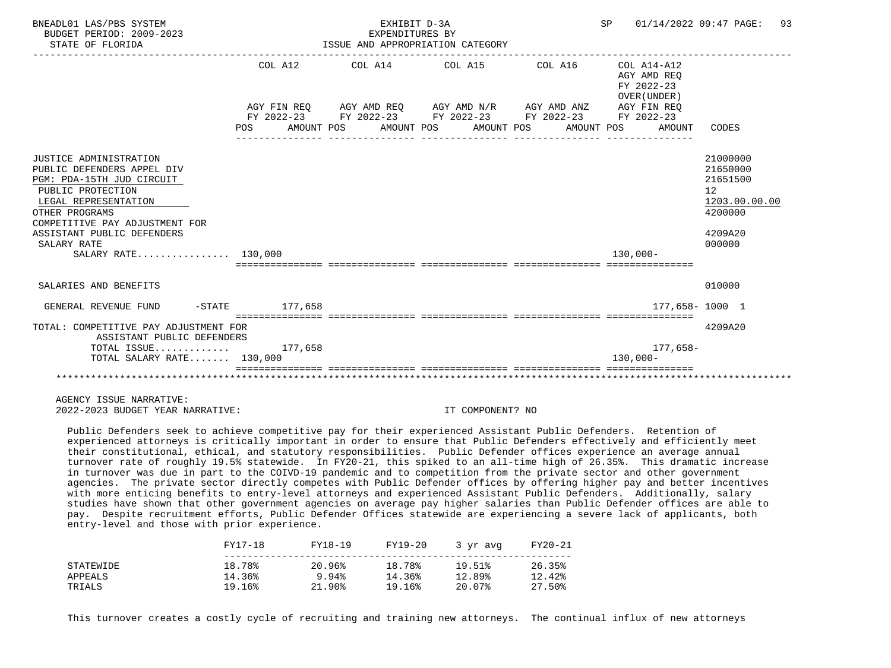BNEADL01 LAS/PBS SYSTEM — EXHIBIT D-3A — EXPENDITURES BY ISSUE AND APPROPRIATION CATEGORY
BUDGET PERIOD: 2009-2023 — STATE OF FLORIDA — SP 01/14/2022 09:47

| | COL A12 AGY FIN REQ FY 2022-23 POS AMOUNT | COL A14 AGY AMD REQ FY 2022-23 POS AMOUNT | COL A15 AGY AMD N/R FY 2022-23 POS AMOUNT | COL A16 AGY AMD ANZ FY 2022-23 POS AMOUNT | COL A14-A12 AGY AMD REQ FY 2022-23 OVER(UNDER) AGY FIN REQ FY 2022-23 POS AMOUNT | CODES |
|---|---|---|---|---|---|---|
| JUSTICE ADMINISTRATION | | | | | | 21000000 |
| PUBLIC DEFENDERS APPEL DIV | | | | | | 21650000 |
| PGM: PDA-15TH JUD CIRCUIT | | | | | | 21651500 |
| PUBLIC PROTECTION | | | | | | 12 |
| LEGAL REPRESENTATION | | | | | | 1203.00.00.00 |
| OTHER PROGRAMS | | | | | | 4200000 |
| COMPETITIVE PAY ADJUSTMENT FOR ASSISTANT PUBLIC DEFENDERS | | | | | | 4209A20 |
| SALARY RATE | | | | | | 000000 |
| SALARY RATE................ | 130,000 | | | | 130,000- | |
| SALARIES AND BENEFITS | | | | | | 010000 |
| GENERAL REVENUE FUND -STATE | 177,658 | | | | 177,658- | 1000 1 |
| TOTAL: COMPETITIVE PAY ADJUSTMENT FOR ASSISTANT PUBLIC DEFENDERS | | | | | | 4209A20 |
| TOTAL ISSUE............. | 177,658 | | | | 177,658- | |
| TOTAL SALARY RATE....... | 130,000 | | | | 130,000- | |

AGENCY ISSUE NARRATIVE:
2022-2023 BUDGET YEAR NARRATIVE: IT COMPONENT? NO

Public Defenders seek to achieve competitive pay for their experienced Assistant Public Defenders. Retention of experienced attorneys is critically important in order to ensure that Public Defenders effectively and efficiently meet their constitutional, ethical, and statutory responsibilities. Public Defender offices experience an average annual turnover rate of roughly 19.5% statewide. In FY20-21, this spiked to an all-time high of 26.35%. This dramatic increase in turnover was due in part to the COIVD-19 pandemic and to competition from the private sector and other government agencies. The private sector directly competes with Public Defender offices by offering higher pay and better incentives with more enticing benefits to entry-level attorneys and experienced Assistant Public Defenders. Additionally, salary studies have shown that other government agencies on average pay higher salaries than Public Defender offices are able to pay. Despite recruitment efforts, Public Defender Offices statewide are experiencing a severe lack of applicants, both entry-level and those with prior experience.

| | FY17-18 | FY18-19 | FY19-20 | 3 yr avg | FY20-21 |
|---|---|---|---|---|---|
| STATEWIDE | 18.78% | 20.96% | 18.78% | 19.51% | 26.35% |
| APPEALS | 14.36% | 9.94% | 14.36% | 12.89% | 12.42% |
| TRIALS | 19.16% | 21.90% | 19.16% | 20.07% | 27.50% |

This turnover creates a costly cycle of recruiting and training new attorneys. The continual influx of new attorneys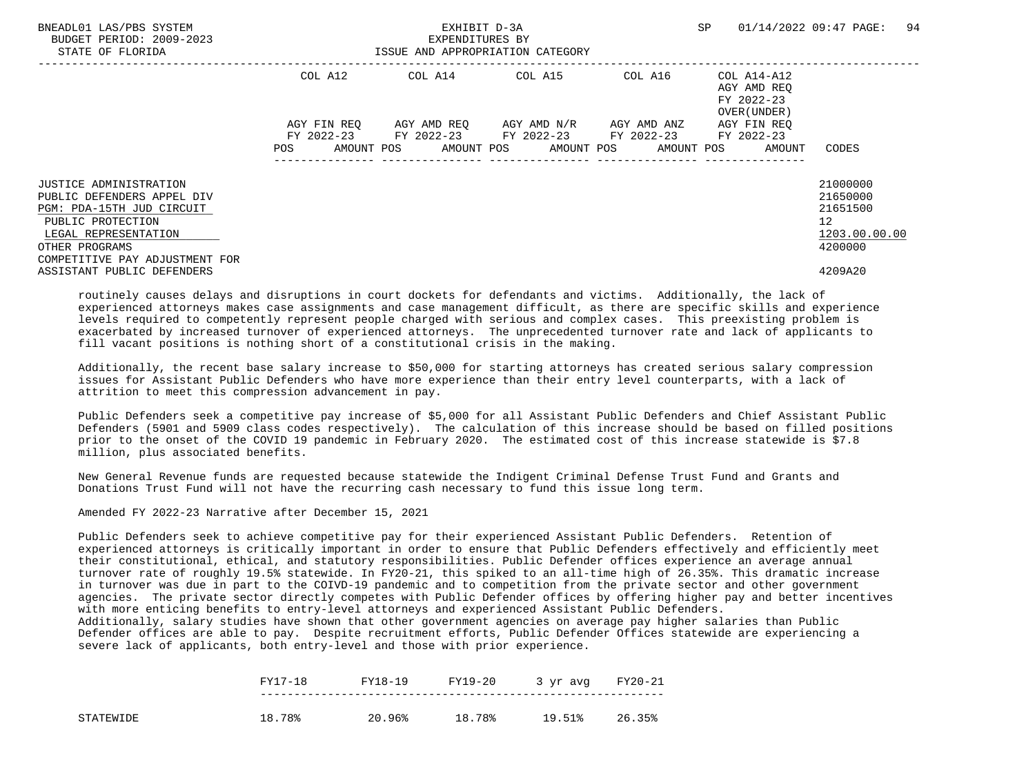| | COL A12 | COL A14 | COL A15 | COL A16 | COL A14-A12 AGY AMD REQ FY 2022-23 OVER(UNDER) | |
|---|---|---|---|---|---|---|
| | AGY FIN REQ FY 2022-23 | AGY AMD REQ FY 2022-23 | AGY AMD N/R FY 2022-23 | AGY AMD ANZ FY 2022-23 | AGY FIN REQ FY 2022-23 | |
| | POS AMOUNT | POS AMOUNT | POS AMOUNT | POS AMOUNT | POS AMOUNT | CODES |
| JUSTICE ADMINISTRATION | | | | | | 21000000 |
| PUBLIC DEFENDERS APPEL DIV | | | | | | 21650000 |
| PGM: PDA-15TH JUD CIRCUIT | | | | | | 21651500 |
| PUBLIC PROTECTION | | | | | | 12 |
| LEGAL REPRESENTATION | | | | | | 1203.00.00.00 |
| OTHER PROGRAMS | | | | | | 4200000 |
| COMPETITIVE PAY ADJUSTMENT FOR ASSISTANT PUBLIC DEFENDERS | | | | | | 4209A20 |

routinely causes delays and disruptions in court dockets for defendants and victims. Additionally, the lack of experienced attorneys makes case assignments and case management difficult, as there are specific skills and experience levels required to competently represent people charged with serious and complex cases. This preexisting problem is exacerbated by increased turnover of experienced attorneys. The unprecedented turnover rate and lack of applicants to fill vacant positions is nothing short of a constitutional crisis in the making.

Additionally, the recent base salary increase to $50,000 for starting attorneys has created serious salary compression issues for Assistant Public Defenders who have more experience than their entry level counterparts, with a lack of attrition to meet this compression advancement in pay.

Public Defenders seek a competitive pay increase of $5,000 for all Assistant Public Defenders and Chief Assistant Public Defenders (5901 and 5909 class codes respectively). The calculation of this increase should be based on filled positions prior to the onset of the COVID 19 pandemic in February 2020. The estimated cost of this increase statewide is $7.8 million, plus associated benefits.

New General Revenue funds are requested because statewide the Indigent Criminal Defense Trust Fund and Grants and Donations Trust Fund will not have the recurring cash necessary to fund this issue long term.

Amended FY 2022-23 Narrative after December 15, 2021

Public Defenders seek to achieve competitive pay for their experienced Assistant Public Defenders. Retention of experienced attorneys is critically important in order to ensure that Public Defenders effectively and efficiently meet their constitutional, ethical, and statutory responsibilities. Public Defender offices experience an average annual turnover rate of roughly 19.5% statewide. In FY20-21, this spiked to an all-time high of 26.35%. This dramatic increase in turnover was due in part to the COIVD-19 pandemic and to competition from the private sector and other government agencies. The private sector directly competes with Public Defender offices by offering higher pay and better incentives with more enticing benefits to entry-level attorneys and experienced Assistant Public Defenders. Additionally, salary studies have shown that other government agencies on average pay higher salaries than Public Defender offices are able to pay. Despite recruitment efforts, Public Defender Offices statewide are experiencing a severe lack of applicants, both entry-level and those with prior experience.

| | FY17-18 | FY18-19 | FY19-20 | 3 yr avg | FY20-21 |
|---|---|---|---|---|---|
| STATEWIDE | 18.78% | 20.96% | 18.78% | 19.51% | 26.35% |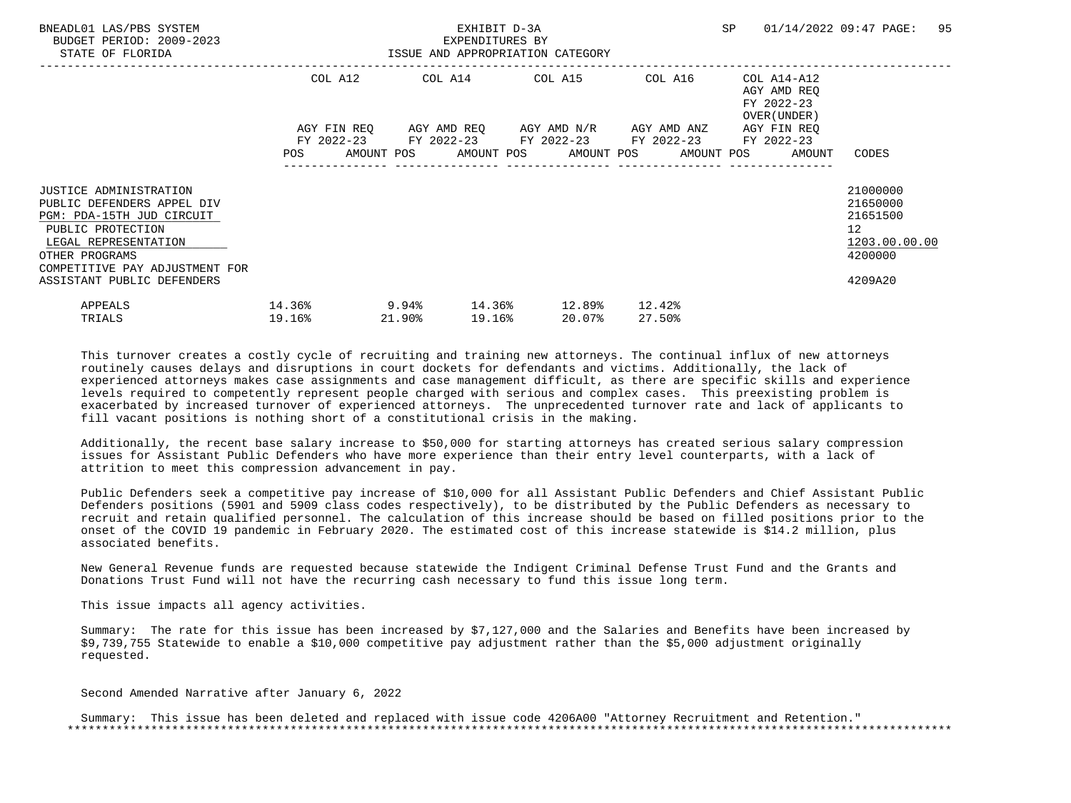BNEADL01 LAS/PBS SYSTEM — EXHIBIT D-3A — EXPENDITURES BY ISSUE AND APPROPRIATION CATEGORY
BUDGET PERIOD: 2009-2023
STATE OF FLORIDA

| | COL A12 AGY FIN REQ FY 2022-23 POS AMOUNT | COL A14 AGY AMD REQ FY 2022-23 POS AMOUNT | COL A15 AGY AMD N/R FY 2022-23 POS AMOUNT | COL A16 AGY AMD ANZ FY 2022-23 POS AMOUNT | COL A14-A12 AGY AMD REQ FY 2022-23 OVER(UNDER) AGY FIN REQ FY 2022-23 POS AMOUNT | CODES |
|---|---|---|---|---|---|---|
| JUSTICE ADMINISTRATION | | | | | | 21000000 |
| PUBLIC DEFENDERS APPEL DIV | | | | | | 21650000 |
| PGM: PDA-15TH JUD CIRCUIT | | | | | | 21651500 |
| PUBLIC PROTECTION | | | | | | 12 |
| LEGAL REPRESENTATION | | | | | | 1203.00.00.00 |
| OTHER PROGRAMS | | | | | | 4200000 |
| COMPETITIVE PAY ADJUSTMENT FOR ASSISTANT PUBLIC DEFENDERS | | | | | | 4209A20 |

| | | | | | |
|---|---|---|---|---|---|
| APPEALS | 14.36% | 9.94% | 14.36% | 12.89% | 12.42% |
| TRIALS | 19.16% | 21.90% | 19.16% | 20.07% | 27.50% |

This turnover creates a costly cycle of recruiting and training new attorneys. The continual influx of new attorneys routinely causes delays and disruptions in court dockets for defendants and victims. Additionally, the lack of experienced attorneys makes case assignments and case management difficult, as there are specific skills and experience levels required to competently represent people charged with serious and complex cases. This preexisting problem is exacerbated by increased turnover of experienced attorneys. The unprecedented turnover rate and lack of applicants to fill vacant positions is nothing short of a constitutional crisis in the making.

Additionally, the recent base salary increase to $50,000 for starting attorneys has created serious salary compression issues for Assistant Public Defenders who have more experience than their entry level counterparts, with a lack of attrition to meet this compression advancement in pay.

Public Defenders seek a competitive pay increase of $10,000 for all Assistant Public Defenders and Chief Assistant Public Defenders positions (5901 and 5909 class codes respectively), to be distributed by the Public Defenders as necessary to recruit and retain qualified personnel. The calculation of this increase should be based on filled positions prior to the onset of the COVID 19 pandemic in February 2020. The estimated cost of this increase statewide is $14.2 million, plus associated benefits.

New General Revenue funds are requested because statewide the Indigent Criminal Defense Trust Fund and the Grants and Donations Trust Fund will not have the recurring cash necessary to fund this issue long term.

This issue impacts all agency activities.

Summary: The rate for this issue has been increased by $7,127,000 and the Salaries and Benefits have been increased by $9,739,755 Statewide to enable a $10,000 competitive pay adjustment rather than the $5,000 adjustment originally requested.

Second Amended Narrative after January 6, 2022

Summary: This issue has been deleted and replaced with issue code 4206A00 "Attorney Recruitment and Retention."

*******************************************************************************************************************************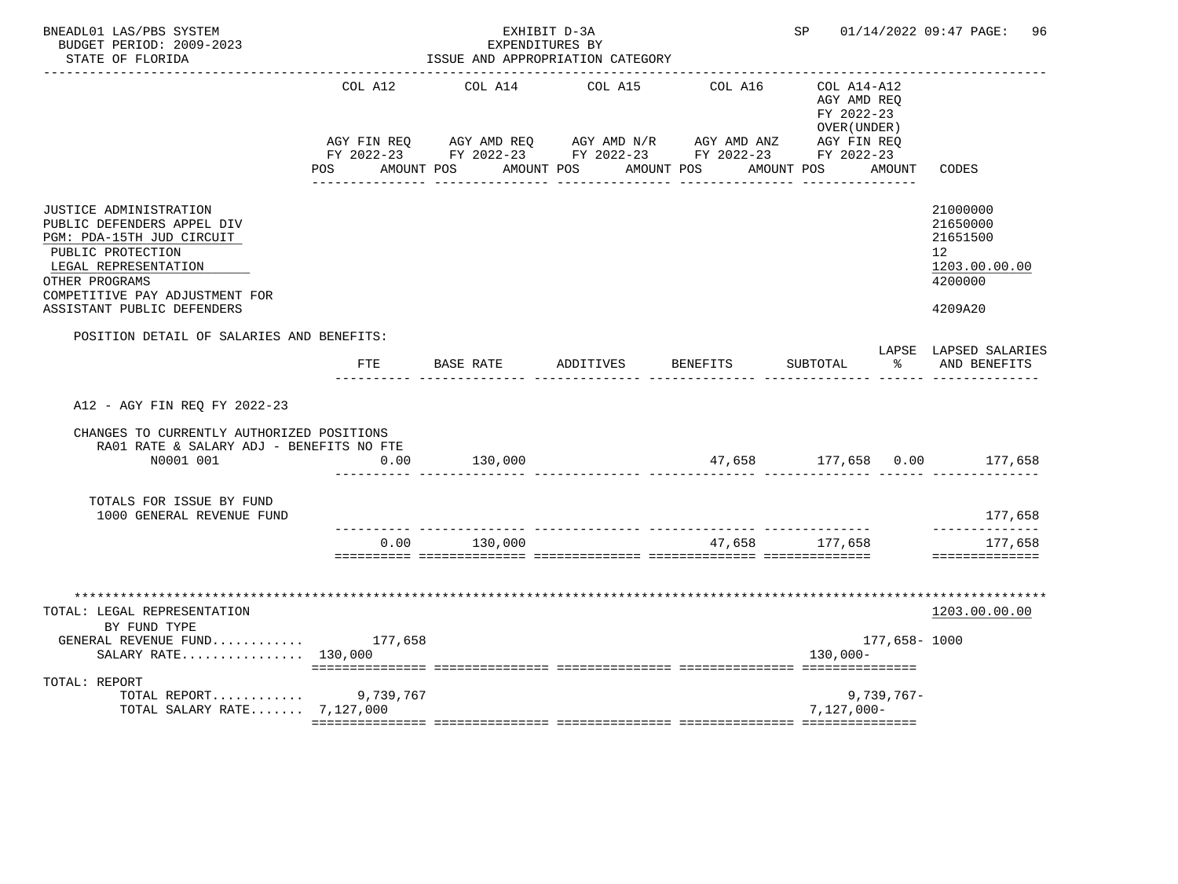BNEADL01 LAS/PBS SYSTEM
BUDGET PERIOD: 2009-2023
STATE OF FLORIDA

EXHIBIT D-3A
EXPENDITURES BY
ISSUE AND APPROPRIATION CATEGORY

SP 01/14/2022 09:47 PAGE: 96

| | COL A12 AGY FIN REQ FY 2022-23 POS AMOUNT | COL A14 AGY AMD REQ FY 2022-23 POS AMOUNT | COL A15 AGY AMD N/R FY 2022-23 POS AMOUNT | COL A16 AGY AMD ANZ FY 2022-23 POS AMOUNT | COL A14-A12 AGY AMD REQ FY 2022-23 OVER(UNDER) AGY FIN REQ FY 2022-23 POS AMOUNT | CODES |
|---|---|---|---|---|---|---|
| JUSTICE ADMINISTRATION | | | | | | 21000000 |
| PUBLIC DEFENDERS APPEL DIV | | | | | | 21650000 |
| PGM: PDA-15TH JUD CIRCUIT | | | | | | 21651500 |
| PUBLIC PROTECTION | | | | | | 12 |
| LEGAL REPRESENTATION | | | | | | 1203.00.00.00 |
| OTHER PROGRAMS | | | | | | 4200000 |
| COMPETITIVE PAY ADJUSTMENT FOR ASSISTANT PUBLIC DEFENDERS | | | | | | 4209A20 |

POSITION DETAIL OF SALARIES AND BENEFITS:

| | FTE | BASE RATE | ADDITIVES | BENEFITS | SUBTOTAL | LAPSE % | LAPSED SALARIES AND BENEFITS |
|---|---|---|---|---|---|---|---|
| A12 - AGY FIN REQ FY 2022-23 | | | | | | | |
| CHANGES TO CURRENTLY AUTHORIZED POSITIONS | | | | | | | |
| RA01 RATE & SALARY ADJ - BENEFITS NO FTE | | | | | | | |
| N0001 001 | 0.00 | 130,000 | | 47,658 | 177,658 | 0.00 | 177,658 |
| TOTALS FOR ISSUE BY FUND | | | | | | | |
| 1000 GENERAL REVENUE FUND | | | | | | | 177,658 |
| | 0.00 | 130,000 | | 47,658 | 177,658 | | 177,658 |

| | COL A12 | COL A14 | COL A15 | COL A16 | COL A14-A12 | CODES |
|---|---|---|---|---|---|---|
| TOTAL: LEGAL REPRESENTATION | | | | | | 1203.00.00.00 |
| BY FUND TYPE | | | | | | |
| GENERAL REVENUE FUND............ | 177,658 | | | | 177,658- | 1000 |
| SALARY RATE................ | 130,000 | | | | 130,000- | |
| TOTAL: REPORT | | | | | | |
| TOTAL REPORT............ | 9,739,767 | | | | 9,739,767- | |
| TOTAL SALARY RATE....... | 7,127,000 | | | | 7,127,000- | |